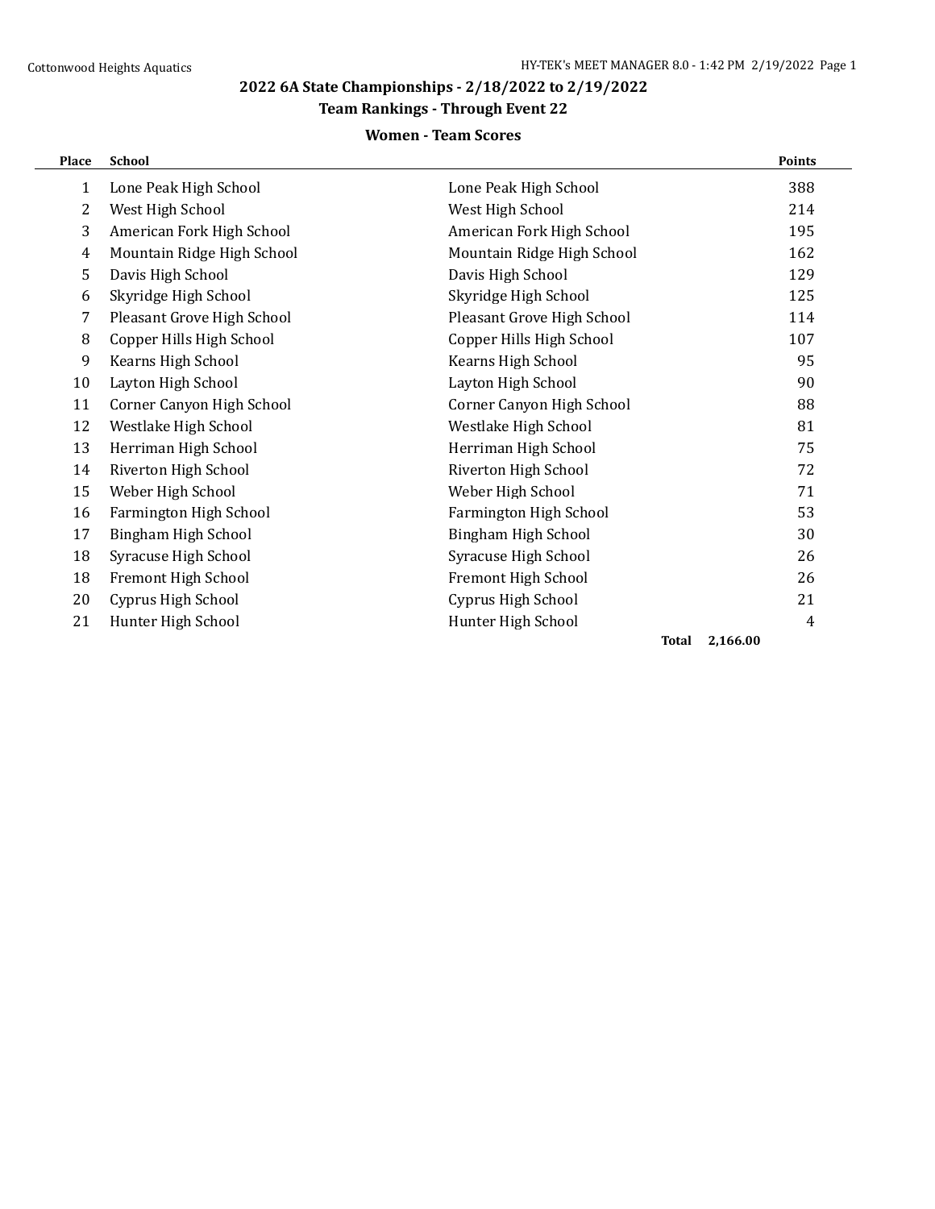## 2022 6A State Championships - 2/18/2022 to 2/19/2022

### Team Rankings - Through Event 22

#### Women - Team Scores

| Place | School | | Points |
|---|---|---|---|
| 1 | Lone Peak High School | Lone Peak High School | 388 |
| 2 | West High School | West High School | 214 |
| 3 | American Fork High School | American Fork High School | 195 |
| 4 | Mountain Ridge High School | Mountain Ridge High School | 162 |
| 5 | Davis High School | Davis High School | 129 |
| 6 | Skyridge High School | Skyridge High School | 125 |
| 7 | Pleasant Grove High School | Pleasant Grove High School | 114 |
| 8 | Copper Hills High School | Copper Hills High School | 107 |
| 9 | Kearns High School | Kearns High School | 95 |
| 10 | Layton High School | Layton High School | 90 |
| 11 | Corner Canyon High School | Corner Canyon High School | 88 |
| 12 | Westlake High School | Westlake High School | 81 |
| 13 | Herriman High School | Herriman High School | 75 |
| 14 | Riverton High School | Riverton High School | 72 |
| 15 | Weber High School | Weber High School | 71 |
| 16 | Farmington High School | Farmington High School | 53 |
| 17 | Bingham High School | Bingham High School | 30 |
| 18 | Syracuse High School | Syracuse High School | 26 |
| 18 | Fremont High School | Fremont High School | 26 |
| 20 | Cyprus High School | Cyprus High School | 21 |
| 21 | Hunter High School | Hunter High School | 4 |
| | | **Total** | **2,166.00** |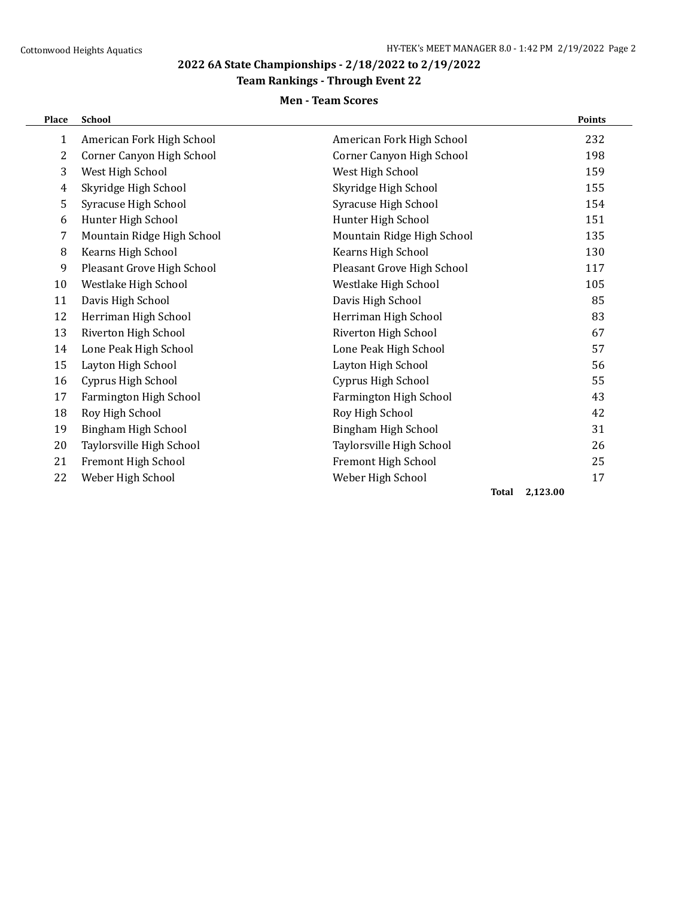## 2022 6A State Championships - 2/18/2022 to 2/19/2022

### Team Rankings - Through Event 22

#### Men - Team Scores

| Place | School | | Points |
|---|---|---|---|
| 1 | American Fork High School | American Fork High School | 232 |
| 2 | Corner Canyon High School | Corner Canyon High School | 198 |
| 3 | West High School | West High School | 159 |
| 4 | Skyridge High School | Skyridge High School | 155 |
| 5 | Syracuse High School | Syracuse High School | 154 |
| 6 | Hunter High School | Hunter High School | 151 |
| 7 | Mountain Ridge High School | Mountain Ridge High School | 135 |
| 8 | Kearns High School | Kearns High School | 130 |
| 9 | Pleasant Grove High School | Pleasant Grove High School | 117 |
| 10 | Westlake High School | Westlake High School | 105 |
| 11 | Davis High School | Davis High School | 85 |
| 12 | Herriman High School | Herriman High School | 83 |
| 13 | Riverton High School | Riverton High School | 67 |
| 14 | Lone Peak High School | Lone Peak High School | 57 |
| 15 | Layton High School | Layton High School | 56 |
| 16 | Cyprus High School | Cyprus High School | 55 |
| 17 | Farmington High School | Farmington High School | 43 |
| 18 | Roy High School | Roy High School | 42 |
| 19 | Bingham High School | Bingham High School | 31 |
| 20 | Taylorsville High School | Taylorsville High School | 26 |
| 21 | Fremont High School | Fremont High School | 25 |
| 22 | Weber High School | Weber High School | 17 |
| | | **Total** | **2,123.00** |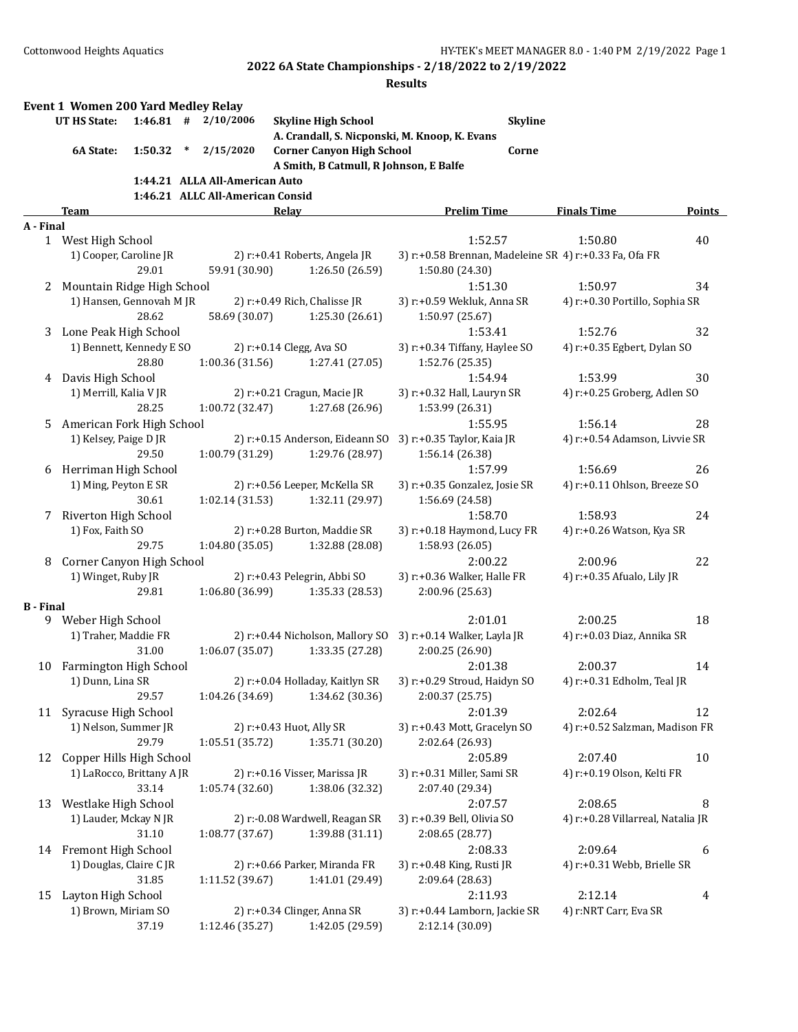## 2022 6A State Championships - 2/18/2022 to 2/19/2022

### Results

### Event 1 Women 200 Yard Medley Relay

| | | | | | |
|---|---|---|---|---|---|
| UT HS State: | 1:46.81 | # | 2/10/2006 | Skyline High School | Skyline |
| | | | | A. Crandall, S. Nicponski, M. Knoop, K. Evans | |
| 6A State: | 1:50.32 | * | 2/15/2020 | Corner Canyon High School | Corne |
| | | | | A Smith, B Catmull, R Johnson, E Balfe | |
| | 1:44.21 | ALLA All-American Auto | | | |
| | 1:46.21 | ALLC All-American Consid | | | |

| Place | Team | Relay | Prelim Time | Finals Time | Points |
|---|---|---|---|---|---|
| **A - Final** | | | | | |
| 1 | West High School | | 1:52.57 | 1:50.80 | 40 |
| | 1) Cooper, Caroline JR | 2) r:+0.41 Roberts, Angela JR | 3) r:+0.58 Brennan, Madeleine SR | 4) r:+0.33 Fa, Ofa FR | |
| | 29.01 | 59.91 (30.90) | 1:26.50 (26.59) | 1:50.80 (24.30) | |
| 2 | Mountain Ridge High School | | 1:51.30 | 1:50.97 | 34 |
| | 1) Hansen, Gennovah M JR | 2) r:+0.49 Rich, Chalisse JR | 3) r:+0.59 Wekluk, Anna SR | 4) r:+0.30 Portillo, Sophia SR | |
| | 28.62 | 58.69 (30.07) | 1:25.30 (26.61) | 1:50.97 (25.67) | |
| 3 | Lone Peak High School | | 1:53.41 | 1:52.76 | 32 |
| | 1) Bennett, Kennedy E SO | 2) r:+0.14 Clegg, Ava SO | 3) r:+0.34 Tiffany, Haylee SO | 4) r:+0.35 Egbert, Dylan SO | |
| | 28.80 | 1:00.36 (31.56) | 1:27.41 (27.05) | 1:52.76 (25.35) | |
| 4 | Davis High School | | 1:54.94 | 1:53.99 | 30 |
| | 1) Merrill, Kalia V JR | 2) r:+0.21 Cragun, Macie JR | 3) r:+0.32 Hall, Lauryn SR | 4) r:+0.25 Groberg, Adlen SO | |
| | 28.25 | 1:00.72 (32.47) | 1:27.68 (26.96) | 1:53.99 (26.31) | |
| 5 | American Fork High School | | 1:55.95 | 1:56.14 | 28 |
| | 1) Kelsey, Paige D JR | 2) r:+0.15 Anderson, Eideann SO | 3) r:+0.35 Taylor, Kaia JR | 4) r:+0.54 Adamson, Livvie SR | |
| | 29.50 | 1:00.79 (31.29) | 1:29.76 (28.97) | 1:56.14 (26.38) | |
| 6 | Herriman High School | | 1:57.99 | 1:56.69 | 26 |
| | 1) Ming, Peyton E SR | 2) r:+0.56 Leeper, McKella SR | 3) r:+0.35 Gonzalez, Josie SR | 4) r:+0.11 Ohlson, Breeze SO | |
| | 30.61 | 1:02.14 (31.53) | 1:32.11 (29.97) | 1:56.69 (24.58) | |
| 7 | Riverton High School | | 1:58.70 | 1:58.93 | 24 |
| | 1) Fox, Faith SO | 2) r:+0.28 Burton, Maddie SR | 3) r:+0.18 Haymond, Lucy FR | 4) r:+0.26 Watson, Kya SR | |
| | 29.75 | 1:04.80 (35.05) | 1:32.88 (28.08) | 1:58.93 (26.05) | |
| 8 | Corner Canyon High School | | 2:00.22 | 2:00.96 | 22 |
| | 1) Winget, Ruby JR | 2) r:+0.43 Pelegrin, Abbi SO | 3) r:+0.36 Walker, Halle FR | 4) r:+0.35 Afualo, Lily JR | |
| | 29.81 | 1:06.80 (36.99) | 1:35.33 (28.53) | 2:00.96 (25.63) | |
| **B - Final** | | | | | |
| 9 | Weber High School | | 2:01.01 | 2:00.25 | 18 |
| | 1) Traher, Maddie FR | 2) r:+0.44 Nicholson, Mallory SO | 3) r:+0.14 Walker, Layla JR | 4) r:+0.03 Diaz, Annika SR | |
| | 31.00 | 1:06.07 (35.07) | 1:33.35 (27.28) | 2:00.25 (26.90) | |
| 10 | Farmington High School | | 2:01.38 | 2:00.37 | 14 |
| | 1) Dunn, Lina SR | 2) r:+0.04 Holladay, Kaitlyn SR | 3) r:+0.29 Stroud, Haidyn SO | 4) r:+0.31 Edholm, Teal JR | |
| | 29.57 | 1:04.26 (34.69) | 1:34.62 (30.36) | 2:00.37 (25.75) | |
| 11 | Syracuse High School | | 2:01.39 | 2:02.64 | 12 |
| | 1) Nelson, Summer JR | 2) r:+0.43 Huot, Ally SR | 3) r:+0.43 Mott, Gracelyn SO | 4) r:+0.52 Salzman, Madison FR | |
| | 29.79 | 1:05.51 (35.72) | 1:35.71 (30.20) | 2:02.64 (26.93) | |
| 12 | Copper Hills High School | | 2:05.89 | 2:07.40 | 10 |
| | 1) LaRocco, Brittany A JR | 2) r:+0.16 Visser, Marissa JR | 3) r:+0.31 Miller, Sami SR | 4) r:+0.19 Olson, Kelti FR | |
| | 33.14 | 1:05.74 (32.60) | 1:38.06 (32.32) | 2:07.40 (29.34) | |
| 13 | Westlake High School | | 2:07.57 | 2:08.65 | 8 |
| | 1) Lauder, Mckay N JR | 2) r:-0.08 Wardwell, Reagan SR | 3) r:+0.39 Bell, Olivia SO | 4) r:+0.28 Villarreal, Natalia JR | |
| | 31.10 | 1:08.77 (37.67) | 1:39.88 (31.11) | 2:08.65 (28.77) | |
| 14 | Fremont High School | | 2:08.33 | 2:09.64 | 6 |
| | 1) Douglas, Claire C JR | 2) r:+0.66 Parker, Miranda FR | 3) r:+0.48 King, Rusti JR | 4) r:+0.31 Webb, Brielle SR | |
| | 31.85 | 1:11.52 (39.67) | 1:41.01 (29.49) | 2:09.64 (28.63) | |
| 15 | Layton High School | | 2:11.93 | 2:12.14 | 4 |
| | 1) Brown, Miriam SO | 2) r:+0.34 Clinger, Anna SR | 3) r:+0.44 Lamborn, Jackie SR | 4) r:NRT Carr, Eva SR | |
| | 37.19 | 1:12.46 (35.27) | 1:42.05 (29.59) | 2:12.14 (30.09) | |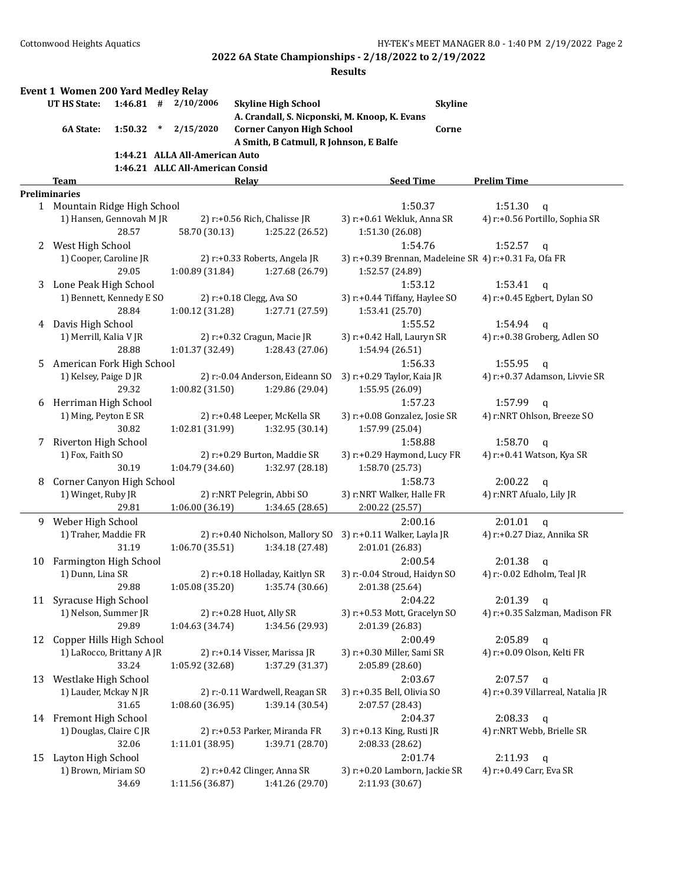**2022 6A State Championships - 2/18/2022 to 2/19/2022**

**Results**

## Event 1 Women 200 Yard Medley Relay

| | | | | | |
|---|---|---|---|---|---|
| UT HS State: | 1:46.81 | # | 2/10/2006 | Skyline High School | Skyline |
| | | | | A. Crandall, S. Nicponski, M. Knoop, K. Evans | |
| 6A State: | 1:50.32 | * | 2/15/2020 | Corner Canyon High School | Corne |
| | | | | A Smith, B Catmull, R Johnson, E Balfe | |
| | 1:44.21 | ALLA | All-American Auto | | |
| | 1:46.21 | ALLC | All-American Consid | | |

| | Team | Relay | | Seed Time | Prelim Time |
|---|---|---|---|---|---|
| **Preliminaries** | | | | | |
| 1 | Mountain Ridge High School | | | 1:50.37 | 1:51.30 q |
| | 1) Hansen, Gennovah M JR | 2) r:+0.56 Rich, Chalisse JR | 3) r:+0.61 Wekluk, Anna SR | 4) r:+0.56 Portillo, Sophia SR | |
| | 28.57 | 58.70 (30.13) | 1:25.22 (26.52) | 1:51.30 (26.08) | |
| 2 | West High School | | | 1:54.76 | 1:52.57 q |
| | 1) Cooper, Caroline JR | 2) r:+0.33 Roberts, Angela JR | 3) r:+0.39 Brennan, Madeleine SR | 4) r:+0.31 Fa, Ofa FR | |
| | 29.05 | 1:00.89 (31.84) | 1:27.68 (26.79) | 1:52.57 (24.89) | |
| 3 | Lone Peak High School | | | 1:53.12 | 1:53.41 q |
| | 1) Bennett, Kennedy E SO | 2) r:+0.18 Clegg, Ava SO | 3) r:+0.44 Tiffany, Haylee SO | 4) r:+0.45 Egbert, Dylan SO | |
| | 28.84 | 1:00.12 (31.28) | 1:27.71 (27.59) | 1:53.41 (25.70) | |
| 4 | Davis High School | | | 1:55.52 | 1:54.94 q |
| | 1) Merrill, Kalia V JR | 2) r:+0.32 Cragun, Macie JR | 3) r:+0.42 Hall, Lauryn SR | 4) r:+0.38 Groberg, Adlen SO | |
| | 28.88 | 1:01.37 (32.49) | 1:28.43 (27.06) | 1:54.94 (26.51) | |
| 5 | American Fork High School | | | 1:56.33 | 1:55.95 q |
| | 1) Kelsey, Paige D JR | 2) r:-0.04 Anderson, Eideann SO | 3) r:+0.29 Taylor, Kaia JR | 4) r:+0.37 Adamson, Livvie SR | |
| | 29.32 | 1:00.82 (31.50) | 1:29.86 (29.04) | 1:55.95 (26.09) | |
| 6 | Herriman High School | | | 1:57.23 | 1:57.99 q |
| | 1) Ming, Peyton E SR | 2) r:+0.48 Leeper, McKella SR | 3) r:+0.08 Gonzalez, Josie SR | 4) r:NRT Ohlson, Breeze SO | |
| | 30.82 | 1:02.81 (31.99) | 1:32.95 (30.14) | 1:57.99 (25.04) | |
| 7 | Riverton High School | | | 1:58.88 | 1:58.70 q |
| | 1) Fox, Faith SO | 2) r:+0.29 Burton, Maddie SR | 3) r:+0.29 Haymond, Lucy FR | 4) r:+0.41 Watson, Kya SR | |
| | 30.19 | 1:04.79 (34.60) | 1:32.97 (28.18) | 1:58.70 (25.73) | |
| 8 | Corner Canyon High School | | | 1:58.73 | 2:00.22 q |
| | 1) Winget, Ruby JR | 2) r:NRT Pelegrin, Abbi SO | 3) r:NRT Walker, Halle FR | 4) r:NRT Afualo, Lily JR | |
| | 29.81 | 1:06.00 (36.19) | 1:34.65 (28.65) | 2:00.22 (25.57) | |
| 9 | Weber High School | | | 2:00.16 | 2:01.01 q |
| | 1) Traher, Maddie FR | 2) r:+0.40 Nicholson, Mallory SO | 3) r:+0.11 Walker, Layla JR | 4) r:+0.27 Diaz, Annika SR | |
| | 31.19 | 1:06.70 (35.51) | 1:34.18 (27.48) | 2:01.01 (26.83) | |
| 10 | Farmington High School | | | 2:00.54 | 2:01.38 q |
| | 1) Dunn, Lina SR | 2) r:+0.18 Holladay, Kaitlyn SR | 3) r:-0.04 Stroud, Haidyn SO | 4) r:-0.02 Edholm, Teal JR | |
| | 29.88 | 1:05.08 (35.20) | 1:35.74 (30.66) | 2:01.38 (25.64) | |
| 11 | Syracuse High School | | | 2:04.22 | 2:01.39 q |
| | 1) Nelson, Summer JR | 2) r:+0.28 Huot, Ally SR | 3) r:+0.53 Mott, Gracelyn SO | 4) r:+0.35 Salzman, Madison FR | |
| | 29.89 | 1:04.63 (34.74) | 1:34.56 (29.93) | 2:01.39 (26.83) | |
| 12 | Copper Hills High School | | | 2:00.49 | 2:05.89 q |
| | 1) LaRocco, Brittany A JR | 2) r:+0.14 Visser, Marissa JR | 3) r:+0.30 Miller, Sami SR | 4) r:+0.09 Olson, Kelti FR | |
| | 33.24 | 1:05.92 (32.68) | 1:37.29 (31.37) | 2:05.89 (28.60) | |
| 13 | Westlake High School | | | 2:03.67 | 2:07.57 q |
| | 1) Lauder, Mckay N JR | 2) r:-0.11 Wardwell, Reagan SR | 3) r:+0.35 Bell, Olivia SO | 4) r:+0.39 Villarreal, Natalia JR | |
| | 31.65 | 1:08.60 (36.95) | 1:39.14 (30.54) | 2:07.57 (28.43) | |
| 14 | Fremont High School | | | 2:04.37 | 2:08.33 q |
| | 1) Douglas, Claire C JR | 2) r:+0.53 Parker, Miranda FR | 3) r:+0.13 King, Rusti JR | 4) r:NRT Webb, Brielle SR | |
| | 32.06 | 1:11.01 (38.95) | 1:39.71 (28.70) | 2:08.33 (28.62) | |
| 15 | Layton High School | | | 2:01.74 | 2:11.93 q |
| | 1) Brown, Miriam SO | 2) r:+0.42 Clinger, Anna SR | 3) r:+0.20 Lamborn, Jackie SR | 4) r:+0.49 Carr, Eva SR | |
| | 34.69 | 1:11.56 (36.87) | 1:41.26 (29.70) | 2:11.93 (30.67) | |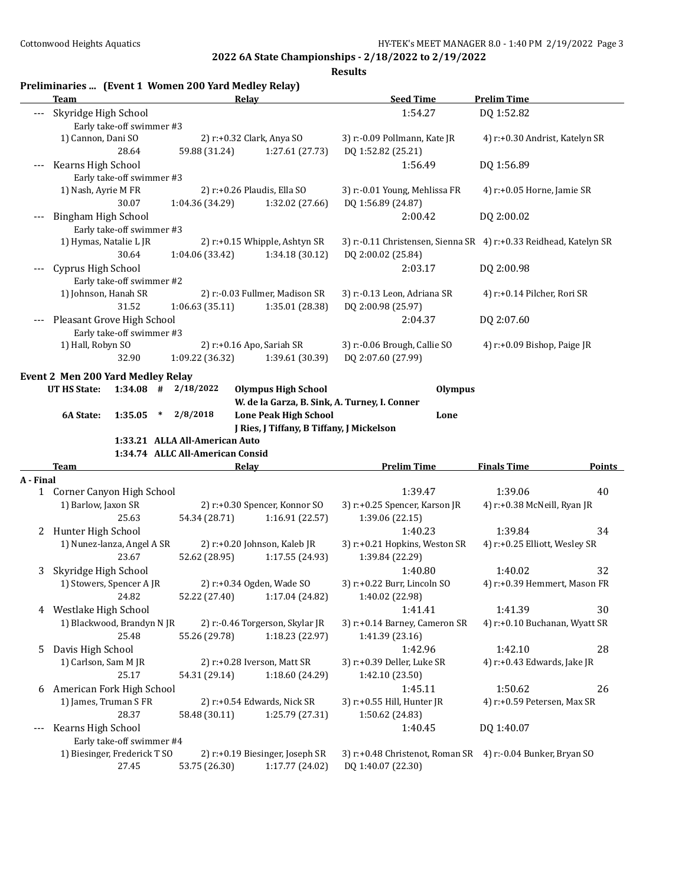## 2022 6A State Championships - 2/18/2022 to 2/19/2022

**Results**

### Preliminaries ... (Event 1 Women 200 Yard Medley Relay)

| | Team | Relay | | Seed Time | Prelim Time |
|---|---|---|---|---|---|
| --- | Skyridge High School | | | 1:54.27 | DQ 1:52.82 |
| | Early take-off swimmer #3 | | | | |
| | 1) Cannon, Dani SO | 2) r:+0.32 Clark, Anya SO | | 3) r:-0.09 Pollmann, Kate JR | 4) r:+0.30 Andrist, Katelyn SR |
| | 28.64 | 59.88 (31.24) | 1:27.61 (27.73) | DQ 1:52.82 (25.21) | |
| --- | Kearns High School | | | 1:56.49 | DQ 1:56.89 |
| | Early take-off swimmer #3 | | | | |
| | 1) Nash, Ayrie M FR | 2) r:+0.26 Plaudis, Ella SO | | 3) r:-0.01 Young, Mehlissa FR | 4) r:+0.05 Horne, Jamie SR |
| | 30.07 | 1:04.36 (34.29) | 1:32.02 (27.66) | DQ 1:56.89 (24.87) | |
| --- | Bingham High School | | | 2:00.42 | DQ 2:00.02 |
| | Early take-off swimmer #3 | | | | |
| | 1) Hymas, Natalie L JR | 2) r:+0.15 Whipple, Ashtyn SR | | 3) r:-0.11 Christensen, Sienna SR | 4) r:+0.33 Reidhead, Katelyn SR |
| | 30.64 | 1:04.06 (33.42) | 1:34.18 (30.12) | DQ 2:00.02 (25.84) | |
| --- | Cyprus High School | | | 2:03.17 | DQ 2:00.98 |
| | Early take-off swimmer #2 | | | | |
| | 1) Johnson, Hanah SR | 2) r:-0.03 Fullmer, Madison SR | | 3) r:-0.13 Leon, Adriana SR | 4) r:+0.14 Pilcher, Rori SR |
| | 31.52 | 1:06.63 (35.11) | 1:35.01 (28.38) | DQ 2:00.98 (25.97) | |
| --- | Pleasant Grove High School | | | 2:04.37 | DQ 2:07.60 |
| | Early take-off swimmer #3 | | | | |
| | 1) Hall, Robyn SO | 2) r:+0.16 Apo, Sariah SR | | 3) r:-0.06 Brough, Callie SO | 4) r:+0.09 Bishop, Paige JR |
| | 32.90 | 1:09.22 (36.32) | 1:39.61 (30.39) | DQ 2:07.60 (27.99) | |

### Event 2 Men 200 Yard Medley Relay

**UT HS State: 1:34.08 # 2/18/2022 Olympus High School — Olympus**
**W. de la Garza, B. Sink, A. Turney, I. Conner**

**6A State: 1:35.05 * 2/8/2018 Lone Peak High School — Lone**
**J Ries, J Tiffany, B Tiffany, J Mickelson**

**1:33.21 ALLA All-American Auto**
**1:34.74 ALLC All-American Consid**

| | Team | Relay | | Prelim Time | Finals Time | Points |
|---|---|---|---|---|---|---|
| **A - Final** | | | | | | |
| 1 | Corner Canyon High School | | | 1:39.47 | 1:39.06 | 40 |
| | 1) Barlow, Jaxon SR | 2) r:+0.30 Spencer, Konnor SO | | 3) r:+0.25 Spencer, Karson JR | 4) r:+0.38 McNeill, Ryan JR | |
| | 25.63 | 54.34 (28.71) | 1:16.91 (22.57) | 1:39.06 (22.15) | | |
| 2 | Hunter High School | | | 1:40.23 | 1:39.84 | 34 |
| | 1) Nunez-lanza, Angel A SR | 2) r:+0.20 Johnson, Kaleb JR | | 3) r:+0.21 Hopkins, Weston SR | 4) r:+0.25 Elliott, Wesley SR | |
| | 23.67 | 52.62 (28.95) | 1:17.55 (24.93) | 1:39.84 (22.29) | | |
| 3 | Skyridge High School | | | 1:40.80 | 1:40.02 | 32 |
| | 1) Stowers, Spencer A JR | 2) r:+0.34 Ogden, Wade SO | | 3) r:+0.22 Burr, Lincoln SO | 4) r:+0.39 Hemmert, Mason FR | |
| | 24.82 | 52.22 (27.40) | 1:17.04 (24.82) | 1:40.02 (22.98) | | |
| 4 | Westlake High School | | | 1:41.41 | 1:41.39 | 30 |
| | 1) Blackwood, Brandyn N JR | 2) r:-0.46 Torgerson, Skylar JR | | 3) r:+0.14 Barney, Cameron SR | 4) r:+0.10 Buchanan, Wyatt SR | |
| | 25.48 | 55.26 (29.78) | 1:18.23 (22.97) | 1:41.39 (23.16) | | |
| 5 | Davis High School | | | 1:42.96 | 1:42.10 | 28 |
| | 1) Carlson, Sam M JR | 2) r:+0.28 Iverson, Matt SR | | 3) r:+0.39 Deller, Luke SR | 4) r:+0.43 Edwards, Jake JR | |
| | 25.17 | 54.31 (29.14) | 1:18.60 (24.29) | 1:42.10 (23.50) | | |
| 6 | American Fork High School | | | 1:45.11 | 1:50.62 | 26 |
| | 1) James, Truman S FR | 2) r:+0.54 Edwards, Nick SR | | 3) r:+0.55 Hill, Hunter JR | 4) r:+0.59 Petersen, Max SR | |
| | 28.37 | 58.48 (30.11) | 1:25.79 (27.31) | 1:50.62 (24.83) | | |
| --- | Kearns High School | | | 1:40.45 | DQ 1:40.07 | |
| | Early take-off swimmer #4 | | | | | |
| | 1) Biesinger, Frederick T SO | 2) r:+0.19 Biesinger, Joseph SR | | 3) r:+0.48 Christenot, Roman SR | 4) r:-0.04 Bunker, Bryan SO | |
| | 27.45 | 53.75 (26.30) | 1:17.77 (24.02) | DQ 1:40.07 (22.30) | | |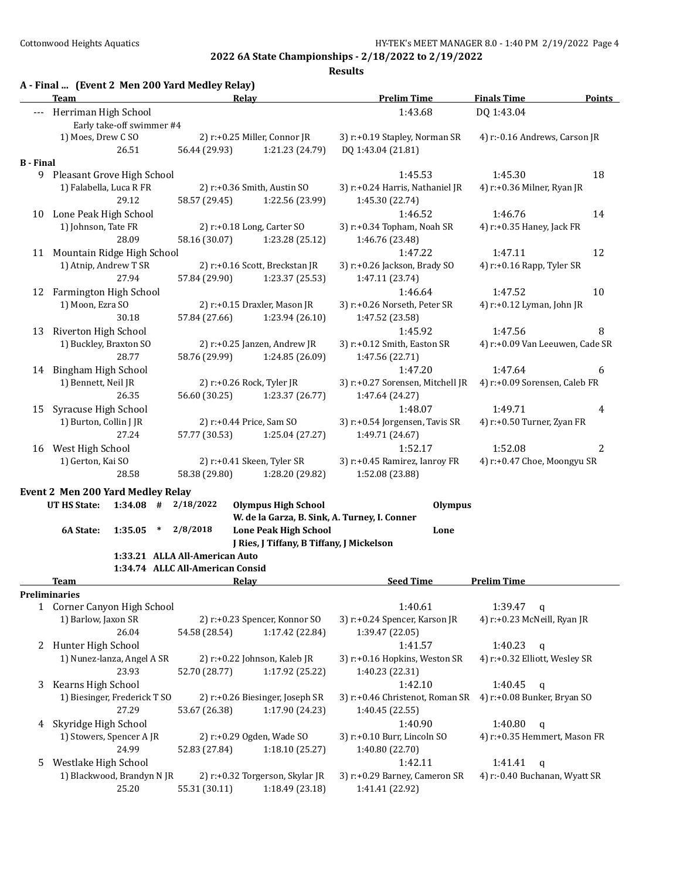## 2022 6A State Championships - 2/18/2022 to 2/19/2022

### Results

**A - Final ... (Event 2 Men 200 Yard Medley Relay)**

| Team | Relay | | | Prelim Time | Finals Time | Points |
|---|---|---|---|---|---|---|
| --- Herriman High School | | | | 1:43.68 | DQ 1:43.04 | |
| Early take-off swimmer #4 | | | | | | |
| 1) Moes, Drew C SO | 2) r:+0.25 Miller, Connor JR | | 3) r:+0.19 Stapley, Norman SR | 4) r:-0.16 Andrews, Carson JR | | |
| 26.51 | 56.44 (29.93) | 1:21.23 (24.79) | DQ 1:43.04 (21.81) | | | |

**B - Final**

| Team | Relay | | | Prelim Time | Finals Time | Points |
|---|---|---|---|---|---|---|
| 9 Pleasant Grove High School | | | | 1:45.53 | 1:45.30 | 18 |
| 1) Falabella, Luca R FR | 2) r:+0.36 Smith, Austin SO | | 3) r:+0.24 Harris, Nathaniel JR | 4) r:+0.36 Milner, Ryan JR | | |
| 29.12 | 58.57 (29.45) | 1:22.56 (23.99) | 1:45.30 (22.74) | | | |
| 10 Lone Peak High School | | | | 1:46.52 | 1:46.76 | 14 |
| 1) Johnson, Tate FR | 2) r:+0.18 Long, Carter SO | | 3) r:+0.34 Topham, Noah SR | 4) r:+0.35 Haney, Jack FR | | |
| 28.09 | 58.16 (30.07) | 1:23.28 (25.12) | 1:46.76 (23.48) | | | |
| 11 Mountain Ridge High School | | | | 1:47.22 | 1:47.11 | 12 |
| 1) Atnip, Andrew T SR | 2) r:+0.16 Scott, Breckstan JR | | 3) r:+0.26 Jackson, Brady SO | 4) r:+0.16 Rapp, Tyler SR | | |
| 27.94 | 57.84 (29.90) | 1:23.37 (25.53) | 1:47.11 (23.74) | | | |
| 12 Farmington High School | | | | 1:46.64 | 1:47.52 | 10 |
| 1) Moon, Ezra SO | 2) r:+0.15 Draxler, Mason JR | | 3) r:+0.26 Norseth, Peter SR | 4) r:+0.12 Lyman, John JR | | |
| 30.18 | 57.84 (27.66) | 1:23.94 (26.10) | 1:47.52 (23.58) | | | |
| 13 Riverton High School | | | | 1:45.92 | 1:47.56 | 8 |
| 1) Buckley, Braxton SO | 2) r:+0.25 Janzen, Andrew JR | | 3) r:+0.12 Smith, Easton SR | 4) r:+0.09 Van Leeuwen, Cade SR | | |
| 28.77 | 58.76 (29.99) | 1:24.85 (26.09) | 1:47.56 (22.71) | | | |
| 14 Bingham High School | | | | 1:47.20 | 1:47.64 | 6 |
| 1) Bennett, Neil JR | 2) r:+0.26 Rock, Tyler JR | | 3) r:+0.27 Sorensen, Mitchell JR | 4) r:+0.09 Sorensen, Caleb FR | | |
| 26.35 | 56.60 (30.25) | 1:23.37 (26.77) | 1:47.64 (24.27) | | | |
| 15 Syracuse High School | | | | 1:48.07 | 1:49.71 | 4 |
| 1) Burton, Collin J JR | 2) r:+0.44 Price, Sam SO | | 3) r:+0.54 Jorgensen, Tavis SR | 4) r:+0.50 Turner, Zyan FR | | |
| 27.24 | 57.77 (30.53) | 1:25.04 (27.27) | 1:49.71 (24.67) | | | |
| 16 West High School | | | | 1:52.17 | 1:52.08 | 2 |
| 1) Gerton, Kai SO | 2) r:+0.41 Skeen, Tyler SR | | 3) r:+0.45 Ramirez, Ianroy FR | 4) r:+0.47 Choe, Moongyu SR | | |
| 28.58 | 58.38 (29.80) | 1:28.20 (29.82) | 1:52.08 (23.88) | | | |

**Event 2 Men 200 Yard Medley Relay**

| | | | | | |
|---|---|---|---|---|---|
| UT HS State: | 1:34.08 # | 2/18/2022 | Olympus High School | Olympus | |
| | | | W. de la Garza, B. Sink, A. Turney, I. Conner | | |
| 6A State: | 1:35.05 * | 2/8/2018 | Lone Peak High School | Lone | |
| | | | J Ries, J Tiffany, B Tiffany, J Mickelson | | |
| | 1:33.21 | ALLA All-American Auto | | | |
| | 1:34.74 | ALLC All-American Consid | | | |

| Team | Relay | | | Seed Time | Prelim Time |
|---|---|---|---|---|---|
| **Preliminaries** | | | | | |
| 1 Corner Canyon High School | | | | 1:40.61 | 1:39.47 q |
| 1) Barlow, Jaxon SR | 2) r:+0.23 Spencer, Konnor SO | | 3) r:+0.24 Spencer, Karson JR | 4) r:+0.23 McNeill, Ryan JR | |
| 26.04 | 54.58 (28.54) | 1:17.42 (22.84) | 1:39.47 (22.05) | | |
| 2 Hunter High School | | | | 1:41.57 | 1:40.23 q |
| 1) Nunez-lanza, Angel A SR | 2) r:+0.22 Johnson, Kaleb JR | | 3) r:+0.16 Hopkins, Weston SR | 4) r:+0.32 Elliott, Wesley SR | |
| 23.93 | 52.70 (28.77) | 1:17.92 (25.22) | 1:40.23 (22.31) | | |
| 3 Kearns High School | | | | 1:42.10 | 1:40.45 q |
| 1) Biesinger, Frederick T SO | 2) r:+0.26 Biesinger, Joseph SR | | 3) r:+0.46 Christenot, Roman SR | 4) r:+0.08 Bunker, Bryan SO | |
| 27.29 | 53.67 (26.38) | 1:17.90 (24.23) | 1:40.45 (22.55) | | |
| 4 Skyridge High School | | | | 1:40.90 | 1:40.80 q |
| 1) Stowers, Spencer A JR | 2) r:+0.29 Ogden, Wade SO | | 3) r:+0.10 Burr, Lincoln SO | 4) r:+0.35 Hemmert, Mason FR | |
| 24.99 | 52.83 (27.84) | 1:18.10 (25.27) | 1:40.80 (22.70) | | |
| 5 Westlake High School | | | | 1:42.11 | 1:41.41 q |
| 1) Blackwood, Brandyn N JR | 2) r:+0.32 Torgerson, Skylar JR | | 3) r:+0.29 Barney, Cameron SR | 4) r:-0.40 Buchanan, Wyatt SR | |
| 25.20 | 55.31 (30.11) | 1:18.49 (23.18) | 1:41.41 (22.92) | | |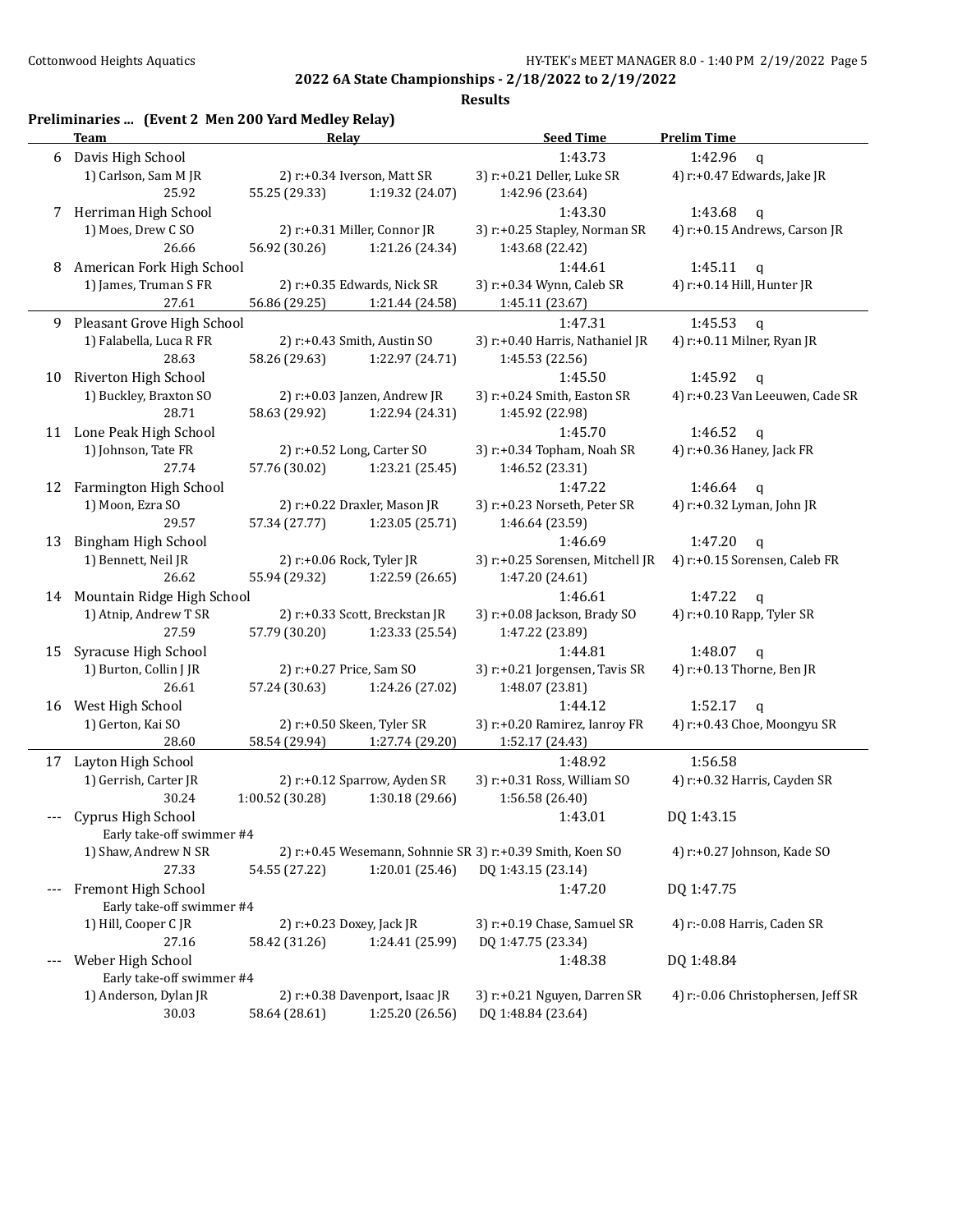## 2022 6A State Championships - 2/18/2022 to 2/19/2022

### Results

### Preliminaries ... (Event 2 Men 200 Yard Medley Relay)

| | Team | Relay | | | Seed Time | Prelim Time |
|---|---|---|---|---|---|---|
| 6 | Davis High School | | | | 1:43.73 | 1:42.96 q |
| | 1) Carlson, Sam M JR | 2) r:+0.34 Iverson, Matt SR | | 3) r:+0.21 Deller, Luke SR | 4) r:+0.47 Edwards, Jake JR | |
| | 25.92 | 55.25 (29.33) | 1:19.32 (24.07) | 1:42.96 (23.64) | | |
| 7 | Herriman High School | | | | 1:43.30 | 1:43.68 q |
| | 1) Moes, Drew C SO | 2) r:+0.31 Miller, Connor JR | | 3) r:+0.25 Stapley, Norman SR | 4) r:+0.15 Andrews, Carson JR | |
| | 26.66 | 56.92 (30.26) | 1:21.26 (24.34) | 1:43.68 (22.42) | | |
| 8 | American Fork High School | | | | 1:44.61 | 1:45.11 q |
| | 1) James, Truman S FR | 2) r:+0.35 Edwards, Nick SR | | 3) r:+0.34 Wynn, Caleb SR | 4) r:+0.14 Hill, Hunter JR | |
| | 27.61 | 56.86 (29.25) | 1:21.44 (24.58) | 1:45.11 (23.67) | | |
| 9 | Pleasant Grove High School | | | | 1:47.31 | 1:45.53 q |
| | 1) Falabella, Luca R FR | 2) r:+0.43 Smith, Austin SO | | 3) r:+0.40 Harris, Nathaniel JR | 4) r:+0.11 Milner, Ryan JR | |
| | 28.63 | 58.26 (29.63) | 1:22.97 (24.71) | 1:45.53 (22.56) | | |
| 10 | Riverton High School | | | | 1:45.50 | 1:45.92 q |
| | 1) Buckley, Braxton SO | 2) r:+0.03 Janzen, Andrew JR | | 3) r:+0.24 Smith, Easton SR | 4) r:+0.23 Van Leeuwen, Cade SR | |
| | 28.71 | 58.63 (29.92) | 1:22.94 (24.31) | 1:45.92 (22.98) | | |
| 11 | Lone Peak High School | | | | 1:45.70 | 1:46.52 q |
| | 1) Johnson, Tate FR | 2) r:+0.52 Long, Carter SO | | 3) r:+0.34 Topham, Noah SR | 4) r:+0.36 Haney, Jack FR | |
| | 27.74 | 57.76 (30.02) | 1:23.21 (25.45) | 1:46.52 (23.31) | | |
| 12 | Farmington High School | | | | 1:47.22 | 1:46.64 q |
| | 1) Moon, Ezra SO | 2) r:+0.22 Draxler, Mason JR | | 3) r:+0.23 Norseth, Peter SR | 4) r:+0.32 Lyman, John JR | |
| | 29.57 | 57.34 (27.77) | 1:23.05 (25.71) | 1:46.64 (23.59) | | |
| 13 | Bingham High School | | | | 1:46.69 | 1:47.20 q |
| | 1) Bennett, Neil JR | 2) r:+0.06 Rock, Tyler JR | | 3) r:+0.25 Sorensen, Mitchell JR | 4) r:+0.15 Sorensen, Caleb FR | |
| | 26.62 | 55.94 (29.32) | 1:22.59 (26.65) | 1:47.20 (24.61) | | |
| 14 | Mountain Ridge High School | | | | 1:46.61 | 1:47.22 q |
| | 1) Atnip, Andrew T SR | 2) r:+0.33 Scott, Breckstan JR | | 3) r:+0.08 Jackson, Brady SO | 4) r:+0.10 Rapp, Tyler SR | |
| | 27.59 | 57.79 (30.20) | 1:23.33 (25.54) | 1:47.22 (23.89) | | |
| 15 | Syracuse High School | | | | 1:44.81 | 1:48.07 q |
| | 1) Burton, Collin J JR | 2) r:+0.27 Price, Sam SO | | 3) r:+0.21 Jorgensen, Tavis SR | 4) r:+0.13 Thorne, Ben JR | |
| | 26.61 | 57.24 (30.63) | 1:24.26 (27.02) | 1:48.07 (23.81) | | |
| 16 | West High School | | | | 1:44.12 | 1:52.17 q |
| | 1) Gerton, Kai SO | 2) r:+0.50 Skeen, Tyler SR | | 3) r:+0.20 Ramirez, Ianroy FR | 4) r:+0.43 Choe, Moongyu SR | |
| | 28.60 | 58.54 (29.94) | 1:27.74 (29.20) | 1:52.17 (24.43) | | |
| 17 | Layton High School | | | | 1:48.92 | 1:56.58 |
| | 1) Gerrish, Carter JR | 2) r:+0.12 Sparrow, Ayden SR | | 3) r:+0.31 Ross, William SO | 4) r:+0.32 Harris, Cayden SR | |
| | 30.24 | 1:00.52 (30.28) | 1:30.18 (29.66) | 1:56.58 (26.40) | | |
| --- | Cyprus High School | | | | 1:43.01 | DQ 1:43.15 |
| | Early take-off swimmer #4 | | | | | |
| | 1) Shaw, Andrew N SR | 2) r:+0.45 Wesemann, Sohnnie SR | | 3) r:+0.39 Smith, Koen SO | 4) r:+0.27 Johnson, Kade SO | |
| | 27.33 | 54.55 (27.22) | 1:20.01 (25.46) | DQ 1:43.15 (23.14) | | |
| --- | Fremont High School | | | | 1:47.20 | DQ 1:47.75 |
| | Early take-off swimmer #4 | | | | | |
| | 1) Hill, Cooper C JR | 2) r:+0.23 Doxey, Jack JR | | 3) r:+0.19 Chase, Samuel SR | 4) r:-0.08 Harris, Caden SR | |
| | 27.16 | 58.42 (31.26) | 1:24.41 (25.99) | DQ 1:47.75 (23.34) | | |
| --- | Weber High School | | | | 1:48.38 | DQ 1:48.84 |
| | Early take-off swimmer #4 | | | | | |
| | 1) Anderson, Dylan JR | 2) r:+0.38 Davenport, Isaac JR | | 3) r:+0.21 Nguyen, Darren SR | 4) r:-0.06 Christophersen, Jeff SR | |
| | 30.03 | 58.64 (28.61) | 1:25.20 (26.56) | DQ 1:48.84 (23.64) | | |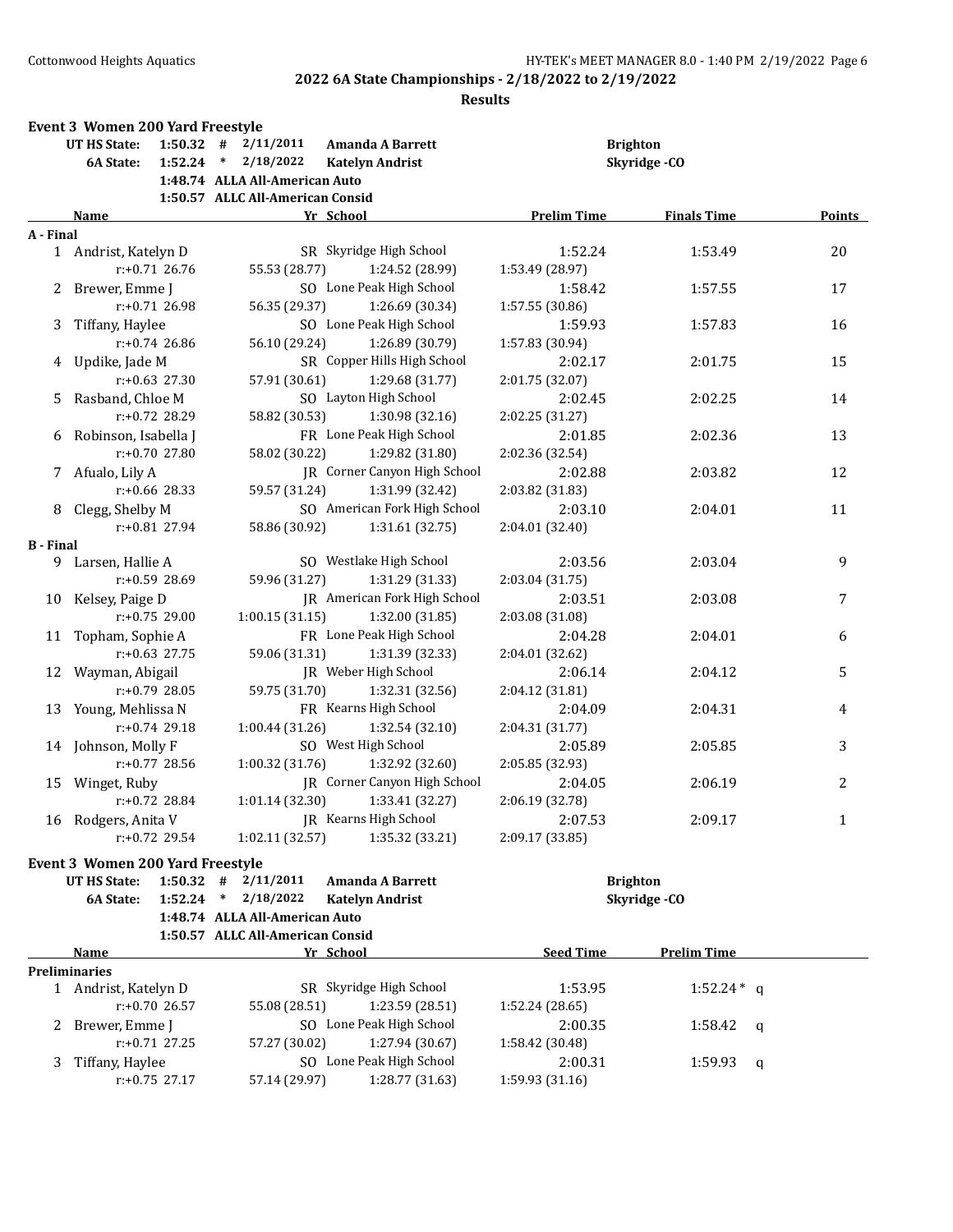## 2022 6A State Championships - 2/18/2022 to 2/19/2022

### Results

**Event 3 Women 200 Yard Freestyle**

| | | | | | |
|---|---|---|---|---|---|
| UT HS State: | 1:50.32 | # | 2/11/2011 | Amanda A Barrett | Brighton |
| 6A State: | 1:52.24 | * | 2/18/2022 | Katelyn Andrist | Skyridge -CO |
| | 1:48.74 | ALLA All-American Auto | | | |
| | 1:50.57 | ALLC All-American Consid | | | |

| | Name | Yr | School | Prelim Time | Finals Time | Points |
|---|---|---|---|---|---|---|
| **A - Final** | | | | | | |
| 1 | Andrist, Katelyn D | SR | Skyridge High School | 1:52.24 | 1:53.49 | 20 |
| | r:+0.71 26.76 | 55.53 (28.77) | 1:24.52 (28.99) | 1:53.49 (28.97) | | |
| 2 | Brewer, Emme J | SO | Lone Peak High School | 1:58.42 | 1:57.55 | 17 |
| | r:+0.71 26.98 | 56.35 (29.37) | 1:26.69 (30.34) | 1:57.55 (30.86) | | |
| 3 | Tiffany, Haylee | SO | Lone Peak High School | 1:59.93 | 1:57.83 | 16 |
| | r:+0.74 26.86 | 56.10 (29.24) | 1:26.89 (30.79) | 1:57.83 (30.94) | | |
| 4 | Updike, Jade M | SR | Copper Hills High School | 2:02.17 | 2:01.75 | 15 |
| | r:+0.63 27.30 | 57.91 (30.61) | 1:29.68 (31.77) | 2:01.75 (32.07) | | |
| 5 | Rasband, Chloe M | SO | Layton High School | 2:02.45 | 2:02.25 | 14 |
| | r:+0.72 28.29 | 58.82 (30.53) | 1:30.98 (32.16) | 2:02.25 (31.27) | | |
| 6 | Robinson, Isabella J | FR | Lone Peak High School | 2:01.85 | 2:02.36 | 13 |
| | r:+0.70 27.80 | 58.02 (30.22) | 1:29.82 (31.80) | 2:02.36 (32.54) | | |
| 7 | Afualo, Lily A | JR | Corner Canyon High School | 2:02.88 | 2:03.82 | 12 |
| | r:+0.66 28.33 | 59.57 (31.24) | 1:31.99 (32.42) | 2:03.82 (31.83) | | |
| 8 | Clegg, Shelby M | SO | American Fork High School | 2:03.10 | 2:04.01 | 11 |
| | r:+0.81 27.94 | 58.86 (30.92) | 1:31.61 (32.75) | 2:04.01 (32.40) | | |
| **B - Final** | | | | | | |
| 9 | Larsen, Hallie A | SO | Westlake High School | 2:03.56 | 2:03.04 | 9 |
| | r:+0.59 28.69 | 59.96 (31.27) | 1:31.29 (31.33) | 2:03.04 (31.75) | | |
| 10 | Kelsey, Paige D | JR | American Fork High School | 2:03.51 | 2:03.08 | 7 |
| | r:+0.75 29.00 | 1:00.15 (31.15) | 1:32.00 (31.85) | 2:03.08 (31.08) | | |
| 11 | Topham, Sophie A | FR | Lone Peak High School | 2:04.28 | 2:04.01 | 6 |
| | r:+0.63 27.75 | 59.06 (31.31) | 1:31.39 (32.33) | 2:04.01 (32.62) | | |
| 12 | Wayman, Abigail | JR | Weber High School | 2:06.14 | 2:04.12 | 5 |
| | r:+0.79 28.05 | 59.75 (31.70) | 1:32.31 (32.56) | 2:04.12 (31.81) | | |
| 13 | Young, Mehlissa N | FR | Kearns High School | 2:04.09 | 2:04.31 | 4 |
| | r:+0.74 29.18 | 1:00.44 (31.26) | 1:32.54 (32.10) | 2:04.31 (31.77) | | |
| 14 | Johnson, Molly F | SO | West High School | 2:05.89 | 2:05.85 | 3 |
| | r:+0.77 28.56 | 1:00.32 (31.76) | 1:32.92 (32.60) | 2:05.85 (32.93) | | |
| 15 | Winget, Ruby | JR | Corner Canyon High School | 2:04.05 | 2:06.19 | 2 |
| | r:+0.72 28.84 | 1:01.14 (32.30) | 1:33.41 (32.27) | 2:06.19 (32.78) | | |
| 16 | Rodgers, Anita V | JR | Kearns High School | 2:07.53 | 2:09.17 | 1 |
| | r:+0.72 29.54 | 1:02.11 (32.57) | 1:35.32 (33.21) | 2:09.17 (33.85) | | |

**Event 3 Women 200 Yard Freestyle**

| | | | | | |
|---|---|---|---|---|---|
| UT HS State: | 1:50.32 | # | 2/11/2011 | Amanda A Barrett | Brighton |
| 6A State: | 1:52.24 | * | 2/18/2022 | Katelyn Andrist | Skyridge -CO |
| | 1:48.74 | ALLA All-American Auto | | | |
| | 1:50.57 | ALLC All-American Consid | | | |

| | Name | Yr | School | Seed Time | Prelim Time | |
|---|---|---|---|---|---|---|
| **Preliminaries** | | | | | | |
| 1 | Andrist, Katelyn D | SR | Skyridge High School | 1:53.95 | 1:52.24* | q |
| | r:+0.70 26.57 | 55.08 (28.51) | 1:23.59 (28.51) | 1:52.24 (28.65) | | |
| 2 | Brewer, Emme J | SO | Lone Peak High School | 2:00.35 | 1:58.42 | q |
| | r:+0.71 27.25 | 57.27 (30.02) | 1:27.94 (30.67) | 1:58.42 (30.48) | | |
| 3 | Tiffany, Haylee | SO | Lone Peak High School | 2:00.31 | 1:59.93 | q |
| | r:+0.75 27.17 | 57.14 (29.97) | 1:28.77 (31.63) | 1:59.93 (31.16) | | |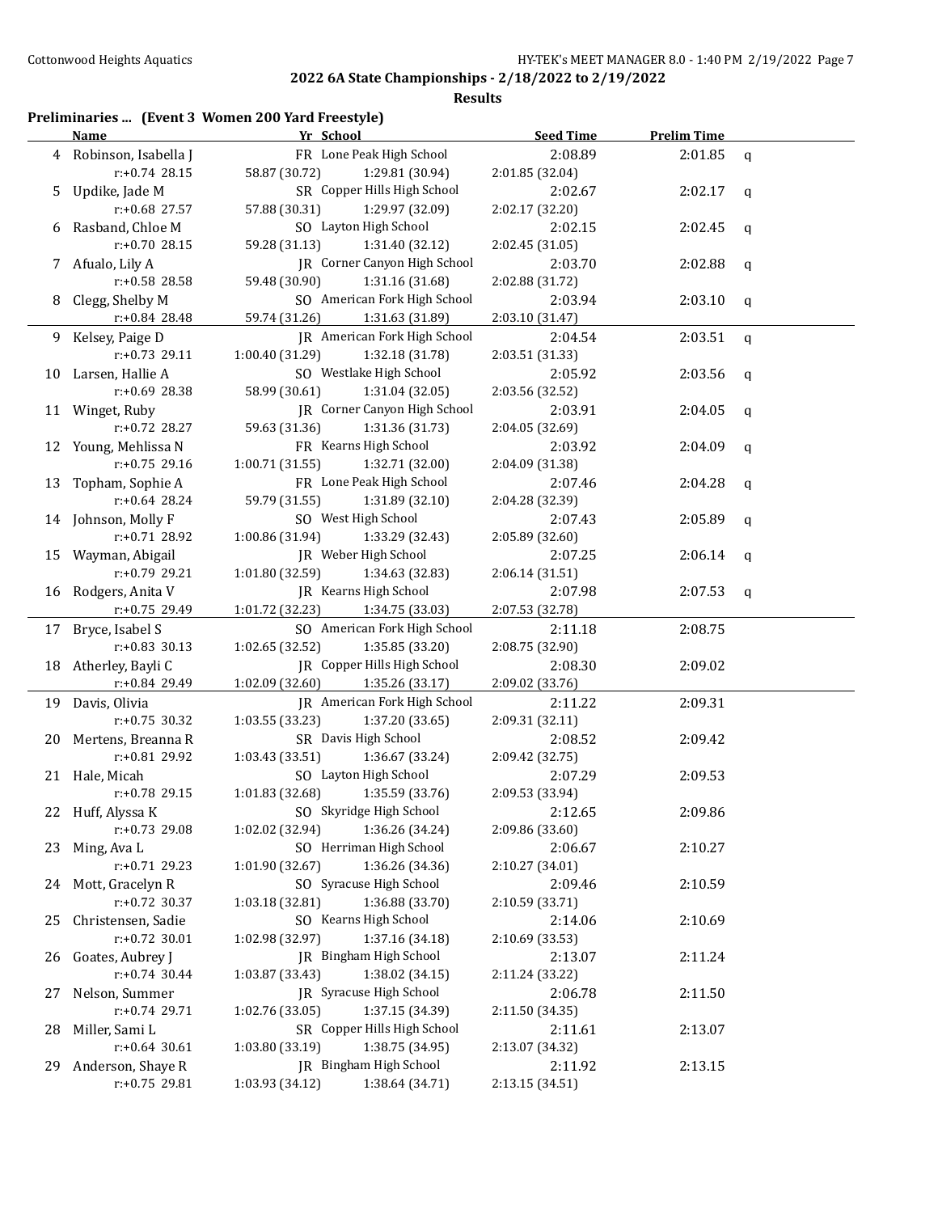## 2022 6A State Championships - 2/18/2022 to 2/19/2022

### Results

**Preliminaries ... (Event 3 Women 200 Yard Freestyle)**

| | Name | Yr | School | Seed Time | Prelim Time | |
|---|---|---|---|---|---|---|
| 4 | Robinson, Isabella J | FR | Lone Peak High School | 2:08.89 | 2:01.85 | q |
| | r:+0.74 28.15 | 58.87 (30.72) | 1:29.81 (30.94) | 2:01.85 (32.04) | | |
| 5 | Updike, Jade M | SR | Copper Hills High School | 2:02.67 | 2:02.17 | q |
| | r:+0.68 27.57 | 57.88 (30.31) | 1:29.97 (32.09) | 2:02.17 (32.20) | | |
| 6 | Rasband, Chloe M | SO | Layton High School | 2:02.15 | 2:02.45 | q |
| | r:+0.70 28.15 | 59.28 (31.13) | 1:31.40 (32.12) | 2:02.45 (31.05) | | |
| 7 | Afualo, Lily A | JR | Corner Canyon High School | 2:03.70 | 2:02.88 | q |
| | r:+0.58 28.58 | 59.48 (30.90) | 1:31.16 (31.68) | 2:02.88 (31.72) | | |
| 8 | Clegg, Shelby M | SO | American Fork High School | 2:03.94 | 2:03.10 | q |
| | r:+0.84 28.48 | 59.74 (31.26) | 1:31.63 (31.89) | 2:03.10 (31.47) | | |
| 9 | Kelsey, Paige D | JR | American Fork High School | 2:04.54 | 2:03.51 | q |
| | r:+0.73 29.11 | 1:00.40 (31.29) | 1:32.18 (31.78) | 2:03.51 (31.33) | | |
| 10 | Larsen, Hallie A | SO | Westlake High School | 2:05.92 | 2:03.56 | q |
| | r:+0.69 28.38 | 58.99 (30.61) | 1:31.04 (32.05) | 2:03.56 (32.52) | | |
| 11 | Winget, Ruby | JR | Corner Canyon High School | 2:03.91 | 2:04.05 | q |
| | r:+0.72 28.27 | 59.63 (31.36) | 1:31.36 (31.73) | 2:04.05 (32.69) | | |
| 12 | Young, Mehlissa N | FR | Kearns High School | 2:03.92 | 2:04.09 | q |
| | r:+0.75 29.16 | 1:00.71 (31.55) | 1:32.71 (32.00) | 2:04.09 (31.38) | | |
| 13 | Topham, Sophie A | FR | Lone Peak High School | 2:07.46 | 2:04.28 | q |
| | r:+0.64 28.24 | 59.79 (31.55) | 1:31.89 (32.10) | 2:04.28 (32.39) | | |
| 14 | Johnson, Molly F | SO | West High School | 2:07.43 | 2:05.89 | q |
| | r:+0.71 28.92 | 1:00.86 (31.94) | 1:33.29 (32.43) | 2:05.89 (32.60) | | |
| 15 | Wayman, Abigail | JR | Weber High School | 2:07.25 | 2:06.14 | q |
| | r:+0.79 29.21 | 1:01.80 (32.59) | 1:34.63 (32.83) | 2:06.14 (31.51) | | |
| 16 | Rodgers, Anita V | JR | Kearns High School | 2:07.98 | 2:07.53 | q |
| | r:+0.75 29.49 | 1:01.72 (32.23) | 1:34.75 (33.03) | 2:07.53 (32.78) | | |
| 17 | Bryce, Isabel S | SO | American Fork High School | 2:11.18 | 2:08.75 | |
| | r:+0.83 30.13 | 1:02.65 (32.52) | 1:35.85 (33.20) | 2:08.75 (32.90) | | |
| 18 | Atherley, Bayli C | JR | Copper Hills High School | 2:08.30 | 2:09.02 | |
| | r:+0.84 29.49 | 1:02.09 (32.60) | 1:35.26 (33.17) | 2:09.02 (33.76) | | |
| 19 | Davis, Olivia | JR | American Fork High School | 2:11.22 | 2:09.31 | |
| | r:+0.75 30.32 | 1:03.55 (33.23) | 1:37.20 (33.65) | 2:09.31 (32.11) | | |
| 20 | Mertens, Breanna R | SR | Davis High School | 2:08.52 | 2:09.42 | |
| | r:+0.81 29.92 | 1:03.43 (33.51) | 1:36.67 (33.24) | 2:09.42 (32.75) | | |
| 21 | Hale, Micah | SO | Layton High School | 2:07.29 | 2:09.53 | |
| | r:+0.78 29.15 | 1:01.83 (32.68) | 1:35.59 (33.76) | 2:09.53 (33.94) | | |
| 22 | Huff, Alyssa K | SO | Skyridge High School | 2:12.65 | 2:09.86 | |
| | r:+0.73 29.08 | 1:02.02 (32.94) | 1:36.26 (34.24) | 2:09.86 (33.60) | | |
| 23 | Ming, Ava L | SO | Herriman High School | 2:06.67 | 2:10.27 | |
| | r:+0.71 29.23 | 1:01.90 (32.67) | 1:36.26 (34.36) | 2:10.27 (34.01) | | |
| 24 | Mott, Gracelyn R | SO | Syracuse High School | 2:09.46 | 2:10.59 | |
| | r:+0.72 30.37 | 1:03.18 (32.81) | 1:36.88 (33.70) | 2:10.59 (33.71) | | |
| 25 | Christensen, Sadie | SO | Kearns High School | 2:14.06 | 2:10.69 | |
| | r:+0.72 30.01 | 1:02.98 (32.97) | 1:37.16 (34.18) | 2:10.69 (33.53) | | |
| 26 | Goates, Aubrey J | JR | Bingham High School | 2:13.07 | 2:11.24 | |
| | r:+0.74 30.44 | 1:03.87 (33.43) | 1:38.02 (34.15) | 2:11.24 (33.22) | | |
| 27 | Nelson, Summer | JR | Syracuse High School | 2:06.78 | 2:11.50 | |
| | r:+0.74 29.71 | 1:02.76 (33.05) | 1:37.15 (34.39) | 2:11.50 (34.35) | | |
| 28 | Miller, Sami L | SR | Copper Hills High School | 2:11.61 | 2:13.07 | |
| | r:+0.64 30.61 | 1:03.80 (33.19) | 1:38.75 (34.95) | 2:13.07 (34.32) | | |
| 29 | Anderson, Shaye R | JR | Bingham High School | 2:11.92 | 2:13.15 | |
| | r:+0.75 29.81 | 1:03.93 (34.12) | 1:38.64 (34.71) | 2:13.15 (34.51) | | |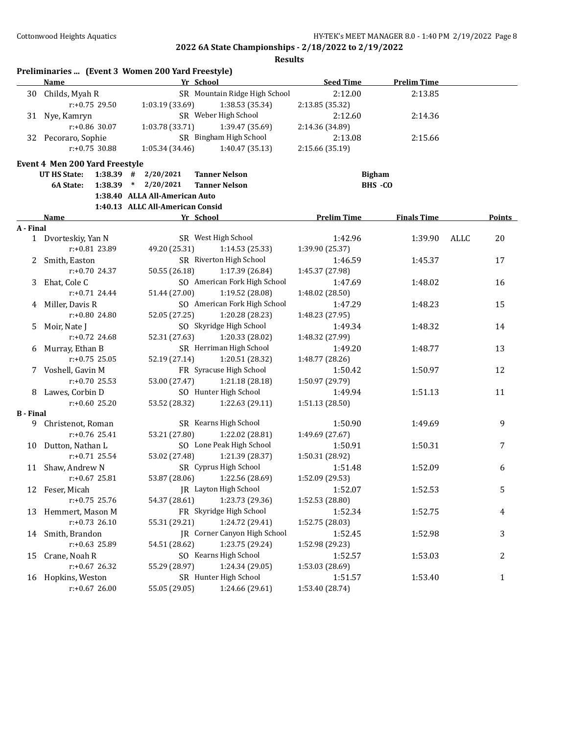**2022 6A State Championships - 2/18/2022 to 2/19/2022**

**Results**

### Preliminaries ... (Event 3 Women 200 Yard Freestyle)

| | Name | Yr | School | Seed Time | Prelim Time |
|---|---|---|---|---|---|
| 30 | Childs, Myah R | SR | Mountain Ridge High School | 2:12.00 | 2:13.85 |
| | r:+0.75 29.50 | 1:03.19 (33.69) | 1:38.53 (35.34) | 2:13.85 (35.32) | |
| 31 | Nye, Kamryn | SR | Weber High School | 2:12.60 | 2:14.36 |
| | r:+0.86 30.07 | 1:03.78 (33.71) | 1:39.47 (35.69) | 2:14.36 (34.89) | |
| 32 | Pecoraro, Sophie | SR | Bingham High School | 2:13.08 | 2:15.66 |
| | r:+0.75 30.88 | 1:05.34 (34.46) | 1:40.47 (35.13) | 2:15.66 (35.19) | |

### Event 4 Men 200 Yard Freestyle

| | | | | | |
|---|---|---|---|---|---|
| UT HS State: | 1:38.39 | # | 2/20/2021 | Tanner Nelson | Bigham |
| 6A State: | 1:38.39 | * | 2/20/2021 | Tanner Nelson | BHS -CO |
| | 1:38.40 | | ALLA All-American Auto | | |
| | 1:40.13 | | ALLC All-American Consid | | |

| | Name | Yr | School | Prelim Time | Finals Time | | Points |
|---|---|---|---|---|---|---|---|
| **A - Final** | | | | | | | |
| 1 | Dvorteskiy, Yan N | SR | West High School | 1:42.96 | 1:39.90 | ALLC | 20 |
| | r:+0.81 23.89 | 49.20 (25.31) | 1:14.53 (25.33) | 1:39.90 (25.37) | | | |
| 2 | Smith, Easton | SR | Riverton High School | 1:46.59 | 1:45.37 | | 17 |
| | r:+0.70 24.37 | 50.55 (26.18) | 1:17.39 (26.84) | 1:45.37 (27.98) | | | |
| 3 | Ehat, Cole C | SO | American Fork High School | 1:47.69 | 1:48.02 | | 16 |
| | r:+0.71 24.44 | 51.44 (27.00) | 1:19.52 (28.08) | 1:48.02 (28.50) | | | |
| 4 | Miller, Davis R | SO | American Fork High School | 1:47.29 | 1:48.23 | | 15 |
| | r:+0.80 24.80 | 52.05 (27.25) | 1:20.28 (28.23) | 1:48.23 (27.95) | | | |
| 5 | Moir, Nate J | SO | Skyridge High School | 1:49.34 | 1:48.32 | | 14 |
| | r:+0.72 24.68 | 52.31 (27.63) | 1:20.33 (28.02) | 1:48.32 (27.99) | | | |
| 6 | Murray, Ethan B | SR | Herriman High School | 1:49.20 | 1:48.77 | | 13 |
| | r:+0.75 25.05 | 52.19 (27.14) | 1:20.51 (28.32) | 1:48.77 (28.26) | | | |
| 7 | Voshell, Gavin M | FR | Syracuse High School | 1:50.42 | 1:50.97 | | 12 |
| | r:+0.70 25.53 | 53.00 (27.47) | 1:21.18 (28.18) | 1:50.97 (29.79) | | | |
| 8 | Lawes, Corbin D | SO | Hunter High School | 1:49.94 | 1:51.13 | | 11 |
| | r:+0.60 25.20 | 53.52 (28.32) | 1:22.63 (29.11) | 1:51.13 (28.50) | | | |
| **B - Final** | | | | | | | |
| 9 | Christenot, Roman | SR | Kearns High School | 1:50.90 | 1:49.69 | | 9 |
| | r:+0.76 25.41 | 53.21 (27.80) | 1:22.02 (28.81) | 1:49.69 (27.67) | | | |
| 10 | Dutton, Nathan L | SO | Lone Peak High School | 1:50.91 | 1:50.31 | | 7 |
| | r:+0.71 25.54 | 53.02 (27.48) | 1:21.39 (28.37) | 1:50.31 (28.92) | | | |
| 11 | Shaw, Andrew N | SR | Cyprus High School | 1:51.48 | 1:52.09 | | 6 |
| | r:+0.67 25.81 | 53.87 (28.06) | 1:22.56 (28.69) | 1:52.09 (29.53) | | | |
| 12 | Feser, Micah | JR | Layton High School | 1:52.07 | 1:52.53 | | 5 |
| | r:+0.75 25.76 | 54.37 (28.61) | 1:23.73 (29.36) | 1:52.53 (28.80) | | | |
| 13 | Hemmert, Mason M | FR | Skyridge High School | 1:52.34 | 1:52.75 | | 4 |
| | r:+0.73 26.10 | 55.31 (29.21) | 1:24.72 (29.41) | 1:52.75 (28.03) | | | |
| 14 | Smith, Brandon | JR | Corner Canyon High School | 1:52.45 | 1:52.98 | | 3 |
| | r:+0.63 25.89 | 54.51 (28.62) | 1:23.75 (29.24) | 1:52.98 (29.23) | | | |
| 15 | Crane, Noah R | SO | Kearns High School | 1:52.57 | 1:53.03 | | 2 |
| | r:+0.67 26.32 | 55.29 (28.97) | 1:24.34 (29.05) | 1:53.03 (28.69) | | | |
| 16 | Hopkins, Weston | SR | Hunter High School | 1:51.57 | 1:53.40 | | 1 |
| | r:+0.67 26.00 | 55.05 (29.05) | 1:24.66 (29.61) | 1:53.40 (28.74) | | | |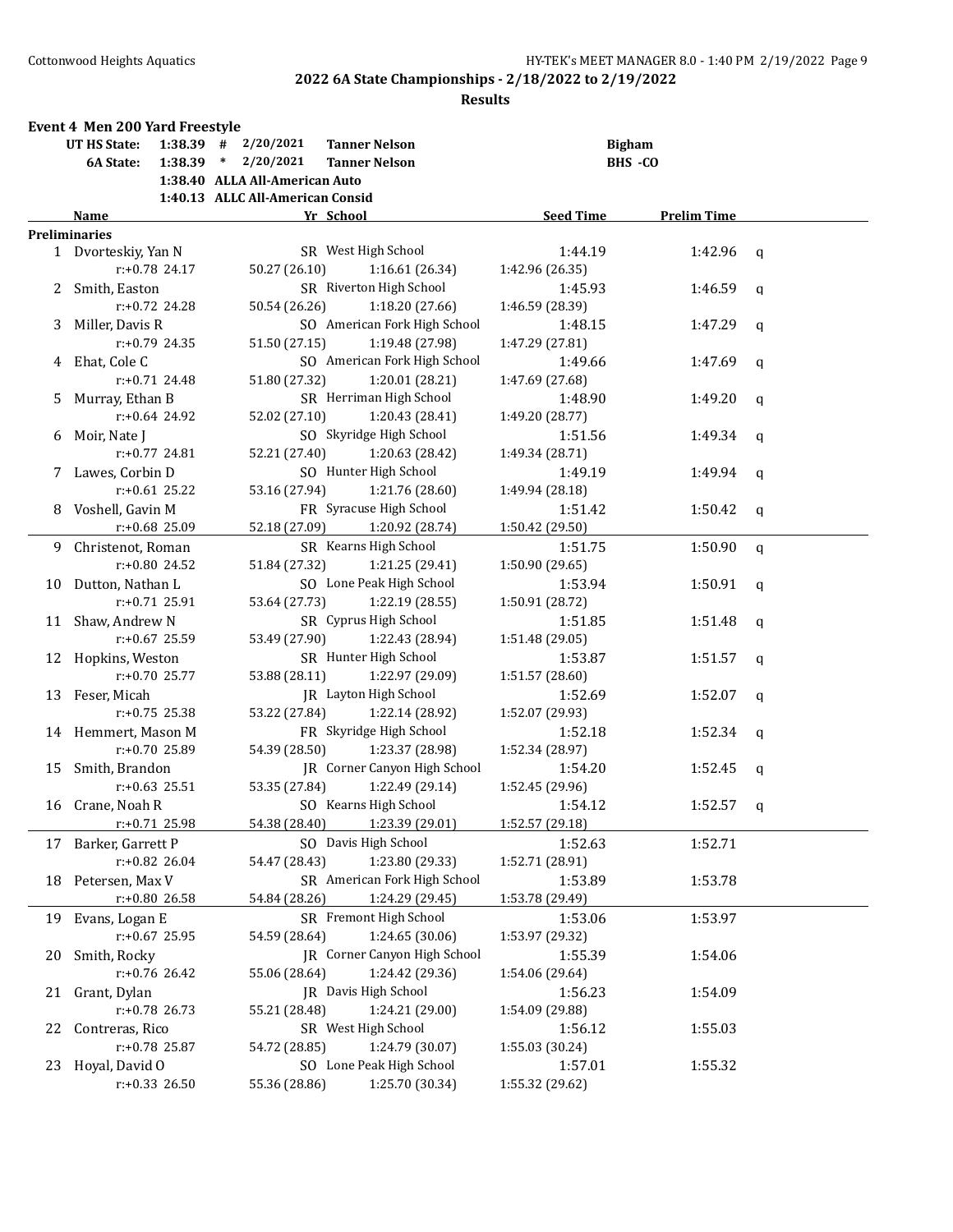## 2022 6A State Championships - 2/18/2022 to 2/19/2022

### Results

**Event 4 Men 200 Yard Freestyle**

| | | | | | |
|---|---|---|---|---|---|
| UT HS State: | 1:38.39 # | 2/20/2021 | Tanner Nelson | Bigham | |
| 6A State: | 1:38.39 * | 2/20/2021 | Tanner Nelson | BHS -CO | |
| | 1:38.40 | ALLA All-American Auto | | | |
| | 1:40.13 | ALLC All-American Consid | | | |

| | Name | Yr | School | Seed Time | Prelim Time | |
|---|---|---|---|---|---|---|
| **Preliminaries** | | | | | | |
| 1 | Dvorteskiy, Yan N | SR | West High School | 1:44.19 | 1:42.96 | q |
| | r:+0.78 24.17 | 50.27 (26.10) | 1:16.61 (26.34) | 1:42.96 (26.35) | | |
| 2 | Smith, Easton | SR | Riverton High School | 1:45.93 | 1:46.59 | q |
| | r:+0.72 24.28 | 50.54 (26.26) | 1:18.20 (27.66) | 1:46.59 (28.39) | | |
| 3 | Miller, Davis R | SO | American Fork High School | 1:48.15 | 1:47.29 | q |
| | r:+0.79 24.35 | 51.50 (27.15) | 1:19.48 (27.98) | 1:47.29 (27.81) | | |
| 4 | Ehat, Cole C | SO | American Fork High School | 1:49.66 | 1:47.69 | q |
| | r:+0.71 24.48 | 51.80 (27.32) | 1:20.01 (28.21) | 1:47.69 (27.68) | | |
| 5 | Murray, Ethan B | SR | Herriman High School | 1:48.90 | 1:49.20 | q |
| | r:+0.64 24.92 | 52.02 (27.10) | 1:20.43 (28.41) | 1:49.20 (28.77) | | |
| 6 | Moir, Nate J | SO | Skyridge High School | 1:51.56 | 1:49.34 | q |
| | r:+0.77 24.81 | 52.21 (27.40) | 1:20.63 (28.42) | 1:49.34 (28.71) | | |
| 7 | Lawes, Corbin D | SO | Hunter High School | 1:49.19 | 1:49.94 | q |
| | r:+0.61 25.22 | 53.16 (27.94) | 1:21.76 (28.60) | 1:49.94 (28.18) | | |
| 8 | Voshell, Gavin M | FR | Syracuse High School | 1:51.42 | 1:50.42 | q |
| | r:+0.68 25.09 | 52.18 (27.09) | 1:20.92 (28.74) | 1:50.42 (29.50) | | |
| 9 | Christenot, Roman | SR | Kearns High School | 1:51.75 | 1:50.90 | q |
| | r:+0.80 24.52 | 51.84 (27.32) | 1:21.25 (29.41) | 1:50.90 (29.65) | | |
| 10 | Dutton, Nathan L | SO | Lone Peak High School | 1:53.94 | 1:50.91 | q |
| | r:+0.71 25.91 | 53.64 (27.73) | 1:22.19 (28.55) | 1:50.91 (28.72) | | |
| 11 | Shaw, Andrew N | SR | Cyprus High School | 1:51.85 | 1:51.48 | q |
| | r:+0.67 25.59 | 53.49 (27.90) | 1:22.43 (28.94) | 1:51.48 (29.05) | | |
| 12 | Hopkins, Weston | SR | Hunter High School | 1:53.87 | 1:51.57 | q |
| | r:+0.70 25.77 | 53.88 (28.11) | 1:22.97 (29.09) | 1:51.57 (28.60) | | |
| 13 | Feser, Micah | JR | Layton High School | 1:52.69 | 1:52.07 | q |
| | r:+0.75 25.38 | 53.22 (27.84) | 1:22.14 (28.92) | 1:52.07 (29.93) | | |
| 14 | Hemmert, Mason M | FR | Skyridge High School | 1:52.18 | 1:52.34 | q |
| | r:+0.70 25.89 | 54.39 (28.50) | 1:23.37 (28.98) | 1:52.34 (28.97) | | |
| 15 | Smith, Brandon | JR | Corner Canyon High School | 1:54.20 | 1:52.45 | q |
| | r:+0.63 25.51 | 53.35 (27.84) | 1:22.49 (29.14) | 1:52.45 (29.96) | | |
| 16 | Crane, Noah R | SO | Kearns High School | 1:54.12 | 1:52.57 | q |
| | r:+0.71 25.98 | 54.38 (28.40) | 1:23.39 (29.01) | 1:52.57 (29.18) | | |
| 17 | Barker, Garrett P | SO | Davis High School | 1:52.63 | 1:52.71 | |
| | r:+0.82 26.04 | 54.47 (28.43) | 1:23.80 (29.33) | 1:52.71 (28.91) | | |
| 18 | Petersen, Max V | SR | American Fork High School | 1:53.89 | 1:53.78 | |
| | r:+0.80 26.58 | 54.84 (28.26) | 1:24.29 (29.45) | 1:53.78 (29.49) | | |
| 19 | Evans, Logan E | SR | Fremont High School | 1:53.06 | 1:53.97 | |
| | r:+0.67 25.95 | 54.59 (28.64) | 1:24.65 (30.06) | 1:53.97 (29.32) | | |
| 20 | Smith, Rocky | JR | Corner Canyon High School | 1:55.39 | 1:54.06 | |
| | r:+0.76 26.42 | 55.06 (28.64) | 1:24.42 (29.36) | 1:54.06 (29.64) | | |
| 21 | Grant, Dylan | JR | Davis High School | 1:56.23 | 1:54.09 | |
| | r:+0.78 26.73 | 55.21 (28.48) | 1:24.21 (29.00) | 1:54.09 (29.88) | | |
| 22 | Contreras, Rico | SR | West High School | 1:56.12 | 1:55.03 | |
| | r:+0.78 25.87 | 54.72 (28.85) | 1:24.79 (30.07) | 1:55.03 (30.24) | | |
| 23 | Hoyal, David O | SO | Lone Peak High School | 1:57.01 | 1:55.32 | |
| | r:+0.33 26.50 | 55.36 (28.86) | 1:25.70 (30.34) | 1:55.32 (29.62) | | |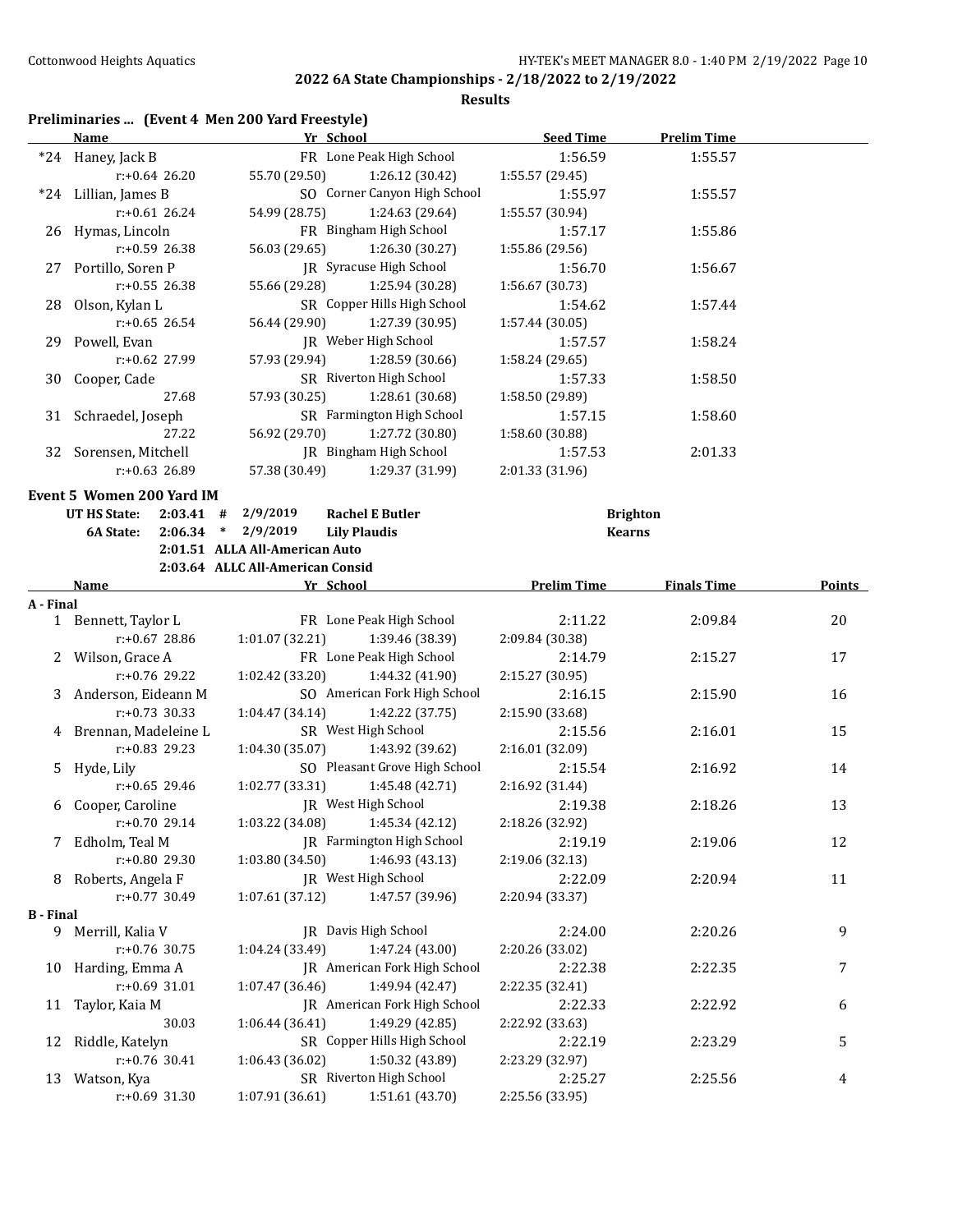## 2022 6A State Championships - 2/18/2022 to 2/19/2022

### Results

**Preliminaries ... (Event 4 Men 200 Yard Freestyle)**

| | Name | Yr | School | Seed Time | Prelim Time |
|---|---|---|---|---|---|
| *24 | Haney, Jack B | FR | Lone Peak High School | 1:56.59 | 1:55.57 |
| | r:+0.64 26.20 | 55.70 (29.50) | 1:26.12 (30.42) | 1:55.57 (29.45) | |
| *24 | Lillian, James B | SO | Corner Canyon High School | 1:55.97 | 1:55.57 |
| | r:+0.61 26.24 | 54.99 (28.75) | 1:24.63 (29.64) | 1:55.57 (30.94) | |
| 26 | Hymas, Lincoln | FR | Bingham High School | 1:57.17 | 1:55.86 |
| | r:+0.59 26.38 | 56.03 (29.65) | 1:26.30 (30.27) | 1:55.86 (29.56) | |
| 27 | Portillo, Soren P | JR | Syracuse High School | 1:56.70 | 1:56.67 |
| | r:+0.55 26.38 | 55.66 (29.28) | 1:25.94 (30.28) | 1:56.67 (30.73) | |
| 28 | Olson, Kylan L | SR | Copper Hills High School | 1:54.62 | 1:57.44 |
| | r:+0.65 26.54 | 56.44 (29.90) | 1:27.39 (30.95) | 1:57.44 (30.05) | |
| 29 | Powell, Evan | JR | Weber High School | 1:57.57 | 1:58.24 |
| | r:+0.62 27.99 | 57.93 (29.94) | 1:28.59 (30.66) | 1:58.24 (29.65) | |
| 30 | Cooper, Cade | SR | Riverton High School | 1:57.33 | 1:58.50 |
| | 27.68 | 57.93 (30.25) | 1:28.61 (30.68) | 1:58.50 (29.89) | |
| 31 | Schraedel, Joseph | SR | Farmington High School | 1:57.15 | 1:58.60 |
| | 27.22 | 56.92 (29.70) | 1:27.72 (30.80) | 1:58.60 (30.88) | |
| 32 | Sorensen, Mitchell | JR | Bingham High School | 1:57.53 | 2:01.33 |
| | r:+0.63 26.89 | 57.38 (30.49) | 1:29.37 (31.99) | 2:01.33 (31.96) | |

**Event 5 Women 200 Yard IM**

| | | | | |
|---|---|---|---|---|
| UT HS State: | 2:03.41 # | 2/9/2019 | Rachel E Butler | Brighton |
| 6A State: | 2:06.34 * | 2/9/2019 | Lily Plaudis | Kearns |
| | 2:01.51 | ALLA All-American Auto | | |
| | 2:03.64 | ALLC All-American Consid | | |

| | Name | Yr | School | Prelim Time | Finals Time | Points |
|---|---|---|---|---|---|---|
| **A - Final** | | | | | | |
| 1 | Bennett, Taylor L | FR | Lone Peak High School | 2:11.22 | 2:09.84 | 20 |
| | r:+0.67 28.86 | 1:01.07 (32.21) | 1:39.46 (38.39) | 2:09.84 (30.38) | | |
| 2 | Wilson, Grace A | FR | Lone Peak High School | 2:14.79 | 2:15.27 | 17 |
| | r:+0.76 29.22 | 1:02.42 (33.20) | 1:44.32 (41.90) | 2:15.27 (30.95) | | |
| 3 | Anderson, Eideann M | SO | American Fork High School | 2:16.15 | 2:15.90 | 16 |
| | r:+0.73 30.33 | 1:04.47 (34.14) | 1:42.22 (37.75) | 2:15.90 (33.68) | | |
| 4 | Brennan, Madeleine L | SR | West High School | 2:15.56 | 2:16.01 | 15 |
| | r:+0.83 29.23 | 1:04.30 (35.07) | 1:43.92 (39.62) | 2:16.01 (32.09) | | |
| 5 | Hyde, Lily | SO | Pleasant Grove High School | 2:15.54 | 2:16.92 | 14 |
| | r:+0.65 29.46 | 1:02.77 (33.31) | 1:45.48 (42.71) | 2:16.92 (31.44) | | |
| 6 | Cooper, Caroline | JR | West High School | 2:19.38 | 2:18.26 | 13 |
| | r:+0.70 29.14 | 1:03.22 (34.08) | 1:45.34 (42.12) | 2:18.26 (32.92) | | |
| 7 | Edholm, Teal M | JR | Farmington High School | 2:19.19 | 2:19.06 | 12 |
| | r:+0.80 29.30 | 1:03.80 (34.50) | 1:46.93 (43.13) | 2:19.06 (32.13) | | |
| 8 | Roberts, Angela F | JR | West High School | 2:22.09 | 2:20.94 | 11 |
| | r:+0.77 30.49 | 1:07.61 (37.12) | 1:47.57 (39.96) | 2:20.94 (33.37) | | |
| **B - Final** | | | | | | |
| 9 | Merrill, Kalia V | JR | Davis High School | 2:24.00 | 2:20.26 | 9 |
| | r:+0.76 30.75 | 1:04.24 (33.49) | 1:47.24 (43.00) | 2:20.26 (33.02) | | |
| 10 | Harding, Emma A | JR | American Fork High School | 2:22.38 | 2:22.35 | 7 |
| | r:+0.69 31.01 | 1:07.47 (36.46) | 1:49.94 (42.47) | 2:22.35 (32.41) | | |
| 11 | Taylor, Kaia M | JR | American Fork High School | 2:22.33 | 2:22.92 | 6 |
| | 30.03 | 1:06.44 (36.41) | 1:49.29 (42.85) | 2:22.92 (33.63) | | |
| 12 | Riddle, Katelyn | SR | Copper Hills High School | 2:22.19 | 2:23.29 | 5 |
| | r:+0.76 30.41 | 1:06.43 (36.02) | 1:50.32 (43.89) | 2:23.29 (32.97) | | |
| 13 | Watson, Kya | SR | Riverton High School | 2:25.27 | 2:25.56 | 4 |
| | r:+0.69 31.30 | 1:07.91 (36.61) | 1:51.61 (43.70) | 2:25.56 (33.95) | | |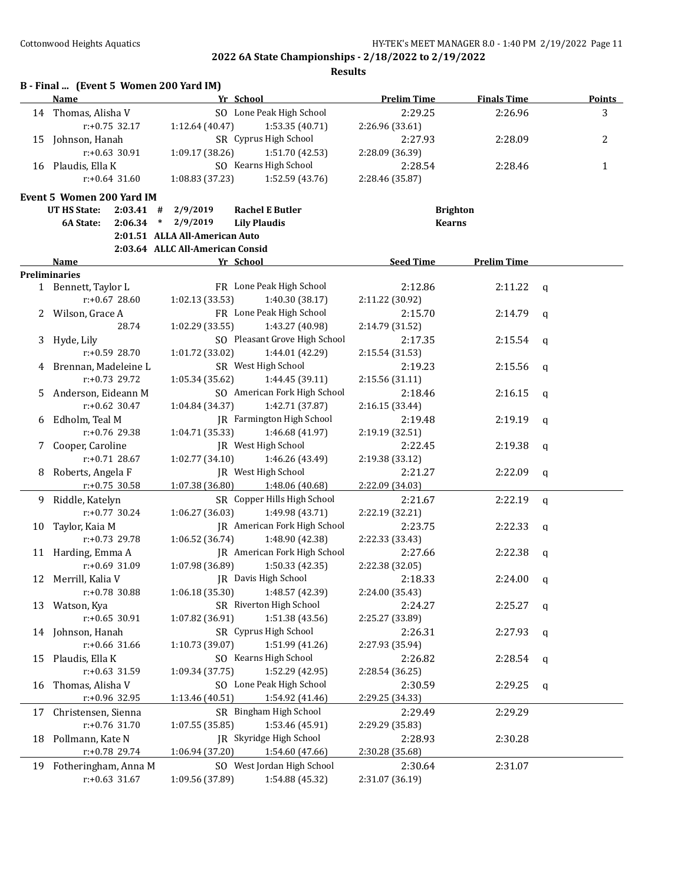**2022 6A State Championships - 2/18/2022 to 2/19/2022**

**Results**

### B - Final ... (Event 5 Women 200 Yard IM)

| | Name | Yr | School | Prelim Time | Finals Time | Points |
|---|---|---|---|---|---|---|
| 14 | Thomas, Alisha V | SO | Lone Peak High School | 2:29.25 | 2:26.96 | 3 |
| | r:+0.75 32.17 | 1:12.64 (40.47) | 1:53.35 (40.71) | 2:26.96 (33.61) | | |
| 15 | Johnson, Hanah | SR | Cyprus High School | 2:27.93 | 2:28.09 | 2 |
| | r:+0.63 30.91 | 1:09.17 (38.26) | 1:51.70 (42.53) | 2:28.09 (36.39) | | |
| 16 | Plaudis, Ella K | SO | Kearns High School | 2:28.54 | 2:28.46 | 1 |
| | r:+0.64 31.60 | 1:08.83 (37.23) | 1:52.59 (43.76) | 2:28.46 (35.87) | | |

### Event 5 Women 200 Yard IM

| | | | | | |
|---|---|---|---|---|---|
| UT HS State: | 2:03.41 | # | 2/9/2019 | Rachel E Butler | Brighton |
| 6A State: | 2:06.34 | * | 2/9/2019 | Lily Plaudis | Kearns |
| | 2:01.51 | ALLA | All-American Auto | | |
| | 2:03.64 | ALLC | All-American Consid | | |

| | Name | Yr | School | Seed Time | Prelim Time | |
|---|---|---|---|---|---|---|
| **Preliminaries** | | | | | | |
| 1 | Bennett, Taylor L | FR | Lone Peak High School | 2:12.86 | 2:11.22 | q |
| | r:+0.67 28.60 | 1:02.13 (33.53) | 1:40.30 (38.17) | 2:11.22 (30.92) | | |
| 2 | Wilson, Grace A | FR | Lone Peak High School | 2:15.70 | 2:14.79 | q |
| | 28.74 | 1:02.29 (33.55) | 1:43.27 (40.98) | 2:14.79 (31.52) | | |
| 3 | Hyde, Lily | SO | Pleasant Grove High School | 2:17.35 | 2:15.54 | q |
| | r:+0.59 28.70 | 1:01.72 (33.02) | 1:44.01 (42.29) | 2:15.54 (31.53) | | |
| 4 | Brennan, Madeleine L | SR | West High School | 2:19.23 | 2:15.56 | q |
| | r:+0.73 29.72 | 1:05.34 (35.62) | 1:44.45 (39.11) | 2:15.56 (31.11) | | |
| 5 | Anderson, Eideann M | SO | American Fork High School | 2:18.46 | 2:16.15 | q |
| | r:+0.62 30.47 | 1:04.84 (34.37) | 1:42.71 (37.87) | 2:16.15 (33.44) | | |
| 6 | Edholm, Teal M | JR | Farmington High School | 2:19.48 | 2:19.19 | q |
| | r:+0.76 29.38 | 1:04.71 (35.33) | 1:46.68 (41.97) | 2:19.19 (32.51) | | |
| 7 | Cooper, Caroline | JR | West High School | 2:22.45 | 2:19.38 | q |
| | r:+0.71 28.67 | 1:02.77 (34.10) | 1:46.26 (43.49) | 2:19.38 (33.12) | | |
| 8 | Roberts, Angela F | JR | West High School | 2:21.27 | 2:22.09 | q |
| | r:+0.75 30.58 | 1:07.38 (36.80) | 1:48.06 (40.68) | 2:22.09 (34.03) | | |
| 9 | Riddle, Katelyn | SR | Copper Hills High School | 2:21.67 | 2:22.19 | q |
| | r:+0.77 30.24 | 1:06.27 (36.03) | 1:49.98 (43.71) | 2:22.19 (32.21) | | |
| 10 | Taylor, Kaia M | JR | American Fork High School | 2:23.75 | 2:22.33 | q |
| | r:+0.73 29.78 | 1:06.52 (36.74) | 1:48.90 (42.38) | 2:22.33 (33.43) | | |
| 11 | Harding, Emma A | JR | American Fork High School | 2:27.66 | 2:22.38 | q |
| | r:+0.69 31.09 | 1:07.98 (36.89) | 1:50.33 (42.35) | 2:22.38 (32.05) | | |
| 12 | Merrill, Kalia V | JR | Davis High School | 2:18.33 | 2:24.00 | q |
| | r:+0.78 30.88 | 1:06.18 (35.30) | 1:48.57 (42.39) | 2:24.00 (35.43) | | |
| 13 | Watson, Kya | SR | Riverton High School | 2:24.27 | 2:25.27 | q |
| | r:+0.65 30.91 | 1:07.82 (36.91) | 1:51.38 (43.56) | 2:25.27 (33.89) | | |
| 14 | Johnson, Hanah | SR | Cyprus High School | 2:26.31 | 2:27.93 | q |
| | r:+0.66 31.66 | 1:10.73 (39.07) | 1:51.99 (41.26) | 2:27.93 (35.94) | | |
| 15 | Plaudis, Ella K | SO | Kearns High School | 2:26.82 | 2:28.54 | q |
| | r:+0.63 31.59 | 1:09.34 (37.75) | 1:52.29 (42.95) | 2:28.54 (36.25) | | |
| 16 | Thomas, Alisha V | SO | Lone Peak High School | 2:30.59 | 2:29.25 | q |
| | r:+0.96 32.95 | 1:13.46 (40.51) | 1:54.92 (41.46) | 2:29.25 (34.33) | | |
| 17 | Christensen, Sienna | SR | Bingham High School | 2:29.49 | 2:29.29 | |
| | r:+0.76 31.70 | 1:07.55 (35.85) | 1:53.46 (45.91) | 2:29.29 (35.83) | | |
| 18 | Pollmann, Kate N | JR | Skyridge High School | 2:28.93 | 2:30.28 | |
| | r:+0.78 29.74 | 1:06.94 (37.20) | 1:54.60 (47.66) | 2:30.28 (35.68) | | |
| 19 | Fotheringham, Anna M | SO | West Jordan High School | 2:30.64 | 2:31.07 | |
| | r:+0.63 31.67 | 1:09.56 (37.89) | 1:54.88 (45.32) | 2:31.07 (36.19) | | |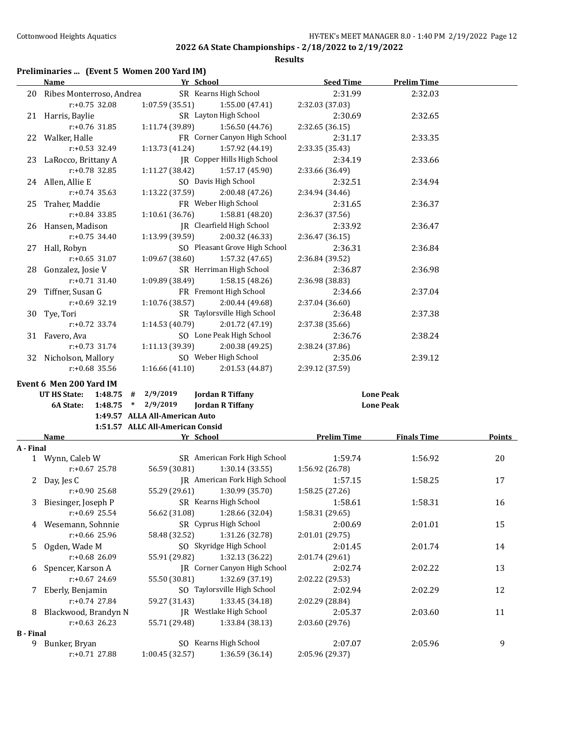**2022 6A State Championships - 2/18/2022 to 2/19/2022**

**Results**

### Preliminaries ... (Event 5 Women 200 Yard IM)

| | Name | Yr | School | Seed Time | Prelim Time |
|---|---|---|---|---|---|
| 20 | Ribes Monterroso, Andrea | SR | Kearns High School | 2:31.99 | 2:32.03 |
| | r:+0.75 32.08 | 1:07.59 (35.51) | 1:55.00 (47.41) | 2:32.03 (37.03) | |
| 21 | Harris, Baylie | SR | Layton High School | 2:30.69 | 2:32.65 |
| | r:+0.76 31.85 | 1:11.74 (39.89) | 1:56.50 (44.76) | 2:32.65 (36.15) | |
| 22 | Walker, Halle | FR | Corner Canyon High School | 2:31.17 | 2:33.35 |
| | r:+0.53 32.49 | 1:13.73 (41.24) | 1:57.92 (44.19) | 2:33.35 (35.43) | |
| 23 | LaRocco, Brittany A | JR | Copper Hills High School | 2:34.19 | 2:33.66 |
| | r:+0.78 32.85 | 1:11.27 (38.42) | 1:57.17 (45.90) | 2:33.66 (36.49) | |
| 24 | Allen, Allie E | SO | Davis High School | 2:32.51 | 2:34.94 |
| | r:+0.74 35.63 | 1:13.22 (37.59) | 2:00.48 (47.26) | 2:34.94 (34.46) | |
| 25 | Traher, Maddie | FR | Weber High School | 2:31.65 | 2:36.37 |
| | r:+0.84 33.85 | 1:10.61 (36.76) | 1:58.81 (48.20) | 2:36.37 (37.56) | |
| 26 | Hansen, Madison | JR | Clearfield High School | 2:33.92 | 2:36.47 |
| | r:+0.75 34.40 | 1:13.99 (39.59) | 2:00.32 (46.33) | 2:36.47 (36.15) | |
| 27 | Hall, Robyn | SO | Pleasant Grove High School | 2:36.31 | 2:36.84 |
| | r:+0.65 31.07 | 1:09.67 (38.60) | 1:57.32 (47.65) | 2:36.84 (39.52) | |
| 28 | Gonzalez, Josie V | SR | Herriman High School | 2:36.87 | 2:36.98 |
| | r:+0.71 31.40 | 1:09.89 (38.49) | 1:58.15 (48.26) | 2:36.98 (38.83) | |
| 29 | Tiffner, Susan G | FR | Fremont High School | 2:34.66 | 2:37.04 |
| | r:+0.69 32.19 | 1:10.76 (38.57) | 2:00.44 (49.68) | 2:37.04 (36.60) | |
| 30 | Tye, Tori | SR | Taylorsville High School | 2:36.48 | 2:37.38 |
| | r:+0.72 33.74 | 1:14.53 (40.79) | 2:01.72 (47.19) | 2:37.38 (35.66) | |
| 31 | Favero, Ava | SO | Lone Peak High School | 2:36.76 | 2:38.24 |
| | r:+0.73 31.74 | 1:11.13 (39.39) | 2:00.38 (49.25) | 2:38.24 (37.86) | |
| 32 | Nicholson, Mallory | SO | Weber High School | 2:35.06 | 2:39.12 |
| | r:+0.68 35.56 | 1:16.66 (41.10) | 2:01.53 (44.87) | 2:39.12 (37.59) | |

### Event 6 Men 200 Yard IM

| | | | | | |
|---|---|---|---|---|---|
| UT HS State: | 1:48.75 | # | 2/9/2019 | Jordan R Tiffany | Lone Peak |
| 6A State: | 1:48.75 | * | 2/9/2019 | Jordan R Tiffany | Lone Peak |
| | 1:49.57 | | ALLA All-American Auto | | |
| | 1:51.57 | | ALLC All-American Consid | | |

| | Name | Yr | School | Prelim Time | Finals Time | Points |
|---|---|---|---|---|---|---|
| **A - Final** | | | | | | |
| 1 | Wynn, Caleb W | SR | American Fork High School | 1:59.74 | 1:56.92 | 20 |
| | r:+0.67 25.78 | 56.59 (30.81) | 1:30.14 (33.55) | 1:56.92 (26.78) | | |
| 2 | Day, Jes C | JR | American Fork High School | 1:57.15 | 1:58.25 | 17 |
| | r:+0.90 25.68 | 55.29 (29.61) | 1:30.99 (35.70) | 1:58.25 (27.26) | | |
| 3 | Biesinger, Joseph P | SR | Kearns High School | 1:58.61 | 1:58.31 | 16 |
| | r:+0.69 25.54 | 56.62 (31.08) | 1:28.66 (32.04) | 1:58.31 (29.65) | | |
| 4 | Wesemann, Sohnnie | SR | Cyprus High School | 2:00.69 | 2:01.01 | 15 |
| | r:+0.66 25.96 | 58.48 (32.52) | 1:31.26 (32.78) | 2:01.01 (29.75) | | |
| 5 | Ogden, Wade M | SO | Skyridge High School | 2:01.45 | 2:01.74 | 14 |
| | r:+0.68 26.09 | 55.91 (29.82) | 1:32.13 (36.22) | 2:01.74 (29.61) | | |
| 6 | Spencer, Karson A | JR | Corner Canyon High School | 2:02.74 | 2:02.22 | 13 |
| | r:+0.67 24.69 | 55.50 (30.81) | 1:32.69 (37.19) | 2:02.22 (29.53) | | |
| 7 | Eberly, Benjamin | SO | Taylorsville High School | 2:02.94 | 2:02.29 | 12 |
| | r:+0.74 27.84 | 59.27 (31.43) | 1:33.45 (34.18) | 2:02.29 (28.84) | | |
| 8 | Blackwood, Brandyn N | JR | Westlake High School | 2:05.37 | 2:03.60 | 11 |
| | r:+0.63 26.23 | 55.71 (29.48) | 1:33.84 (38.13) | 2:03.60 (29.76) | | |
| **B - Final** | | | | | | |
| 9 | Bunker, Bryan | SO | Kearns High School | 2:07.07 | 2:05.96 | 9 |
| | r:+0.71 27.88 | 1:00.45 (32.57) | 1:36.59 (36.14) | 2:05.96 (29.37) | | |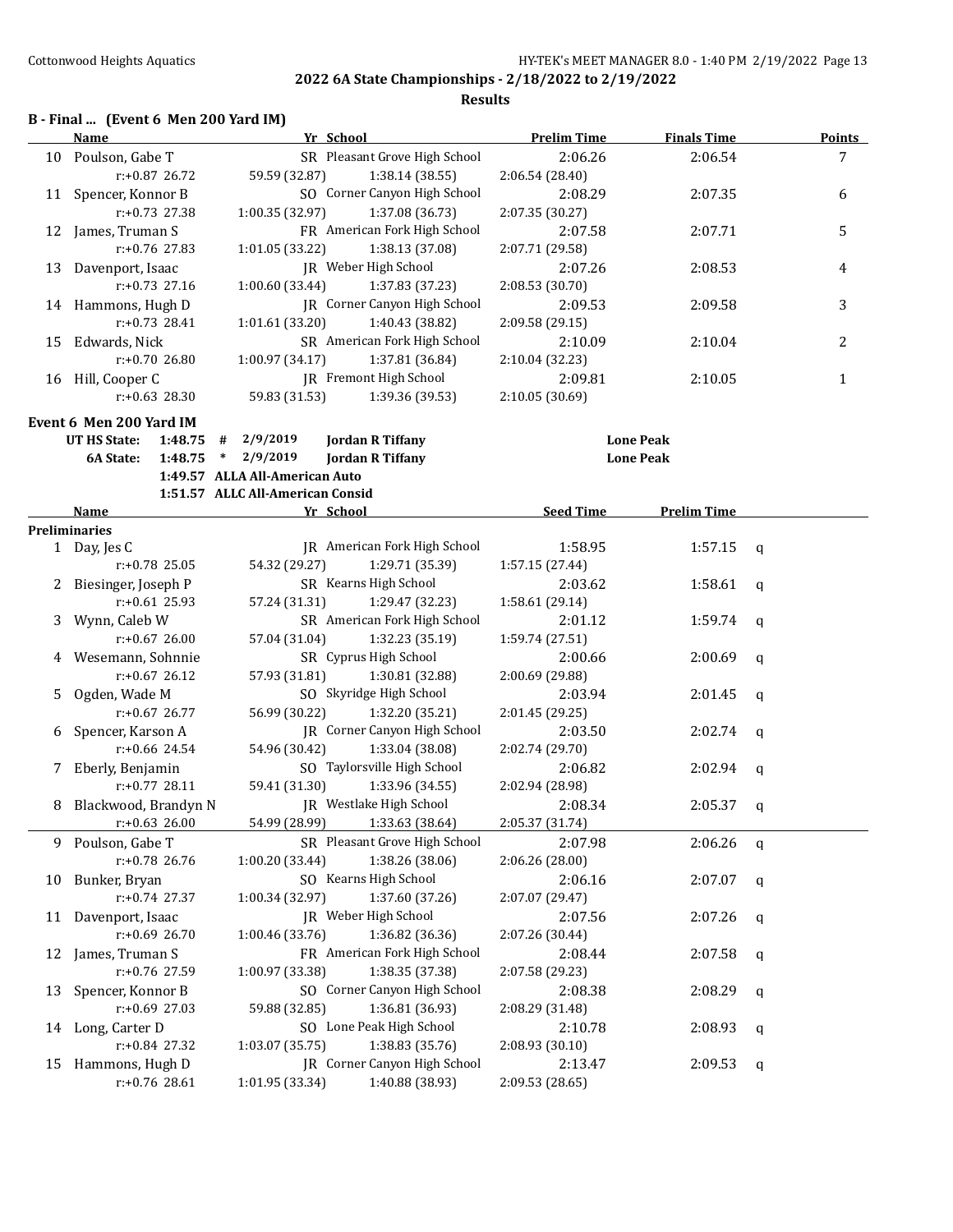## 2022 6A State Championships - 2/18/2022 to 2/19/2022

### Results

**B - Final ... (Event 6 Men 200 Yard IM)**

| | Name | Yr | School | Prelim Time | Finals Time | Points |
|---|---|---|---|---|---|---|
| 10 | Poulson, Gabe T | SR | Pleasant Grove High School | 2:06.26 | 2:06.54 | 7 |
| | r:+0.87 26.72 | 59.59 (32.87) | 1:38.14 (38.55) | 2:06.54 (28.40) | | |
| 11 | Spencer, Konnor B | SO | Corner Canyon High School | 2:08.29 | 2:07.35 | 6 |
| | r:+0.73 27.38 | 1:00.35 (32.97) | 1:37.08 (36.73) | 2:07.35 (30.27) | | |
| 12 | James, Truman S | FR | American Fork High School | 2:07.58 | 2:07.71 | 5 |
| | r:+0.76 27.83 | 1:01.05 (33.22) | 1:38.13 (37.08) | 2:07.71 (29.58) | | |
| 13 | Davenport, Isaac | JR | Weber High School | 2:07.26 | 2:08.53 | 4 |
| | r:+0.73 27.16 | 1:00.60 (33.44) | 1:37.83 (37.23) | 2:08.53 (30.70) | | |
| 14 | Hammons, Hugh D | JR | Corner Canyon High School | 2:09.53 | 2:09.58 | 3 |
| | r:+0.73 28.41 | 1:01.61 (33.20) | 1:40.43 (38.82) | 2:09.58 (29.15) | | |
| 15 | Edwards, Nick | SR | American Fork High School | 2:10.09 | 2:10.04 | 2 |
| | r:+0.70 26.80 | 1:00.97 (34.17) | 1:37.81 (36.84) | 2:10.04 (32.23) | | |
| 16 | Hill, Cooper C | JR | Fremont High School | 2:09.81 | 2:10.05 | 1 |
| | r:+0.63 28.30 | 59.83 (31.53) | 1:39.36 (39.53) | 2:10.05 (30.69) | | |

**Event 6 Men 200 Yard IM**

| | | | | | |
|---|---|---|---|---|---|
| UT HS State: | 1:48.75 | # | 2/9/2019 | Jordan R Tiffany | Lone Peak |
| 6A State: | 1:48.75 | * | 2/9/2019 | Jordan R Tiffany | Lone Peak |
| | 1:49.57 | ALLA All-American Auto | | | |
| | 1:51.57 | ALLC All-American Consid | | | |

**Preliminaries**

| | Name | Yr | School | Seed Time | Prelim Time | |
|---|---|---|---|---|---|---|
| 1 | Day, Jes C | JR | American Fork High School | 1:58.95 | 1:57.15 | q |
| | r:+0.78 25.05 | 54.32 (29.27) | 1:29.71 (35.39) | 1:57.15 (27.44) | | |
| 2 | Biesinger, Joseph P | SR | Kearns High School | 2:03.62 | 1:58.61 | q |
| | r:+0.61 25.93 | 57.24 (31.31) | 1:29.47 (32.23) | 1:58.61 (29.14) | | |
| 3 | Wynn, Caleb W | SR | American Fork High School | 2:01.12 | 1:59.74 | q |
| | r:+0.67 26.00 | 57.04 (31.04) | 1:32.23 (35.19) | 1:59.74 (27.51) | | |
| 4 | Wesemann, Sohnnie | SR | Cyprus High School | 2:00.66 | 2:00.69 | q |
| | r:+0.67 26.12 | 57.93 (31.81) | 1:30.81 (32.88) | 2:00.69 (29.88) | | |
| 5 | Ogden, Wade M | SO | Skyridge High School | 2:03.94 | 2:01.45 | q |
| | r:+0.67 26.77 | 56.99 (30.22) | 1:32.20 (35.21) | 2:01.45 (29.25) | | |
| 6 | Spencer, Karson A | JR | Corner Canyon High School | 2:03.50 | 2:02.74 | q |
| | r:+0.66 24.54 | 54.96 (30.42) | 1:33.04 (38.08) | 2:02.74 (29.70) | | |
| 7 | Eberly, Benjamin | SO | Taylorsville High School | 2:06.82 | 2:02.94 | q |
| | r:+0.77 28.11 | 59.41 (31.30) | 1:33.96 (34.55) | 2:02.94 (28.98) | | |
| 8 | Blackwood, Brandyn N | JR | Westlake High School | 2:08.34 | 2:05.37 | q |
| | r:+0.63 26.00 | 54.99 (28.99) | 1:33.63 (38.64) | 2:05.37 (31.74) | | |
| 9 | Poulson, Gabe T | SR | Pleasant Grove High School | 2:07.98 | 2:06.26 | q |
| | r:+0.78 26.76 | 1:00.20 (33.44) | 1:38.26 (38.06) | 2:06.26 (28.00) | | |
| 10 | Bunker, Bryan | SO | Kearns High School | 2:06.16 | 2:07.07 | q |
| | r:+0.74 27.37 | 1:00.34 (32.97) | 1:37.60 (37.26) | 2:07.07 (29.47) | | |
| 11 | Davenport, Isaac | JR | Weber High School | 2:07.56 | 2:07.26 | q |
| | r:+0.69 26.70 | 1:00.46 (33.76) | 1:36.82 (36.36) | 2:07.26 (30.44) | | |
| 12 | James, Truman S | FR | American Fork High School | 2:08.44 | 2:07.58 | q |
| | r:+0.76 27.59 | 1:00.97 (33.38) | 1:38.35 (37.38) | 2:07.58 (29.23) | | |
| 13 | Spencer, Konnor B | SO | Corner Canyon High School | 2:08.38 | 2:08.29 | q |
| | r:+0.69 27.03 | 59.88 (32.85) | 1:36.81 (36.93) | 2:08.29 (31.48) | | |
| 14 | Long, Carter D | SO | Lone Peak High School | 2:10.78 | 2:08.93 | q |
| | r:+0.84 27.32 | 1:03.07 (35.75) | 1:38.83 (35.76) | 2:08.93 (30.10) | | |
| 15 | Hammons, Hugh D | JR | Corner Canyon High School | 2:13.47 | 2:09.53 | q |
| | r:+0.76 28.61 | 1:01.95 (33.34) | 1:40.88 (38.93) | 2:09.53 (28.65) | | |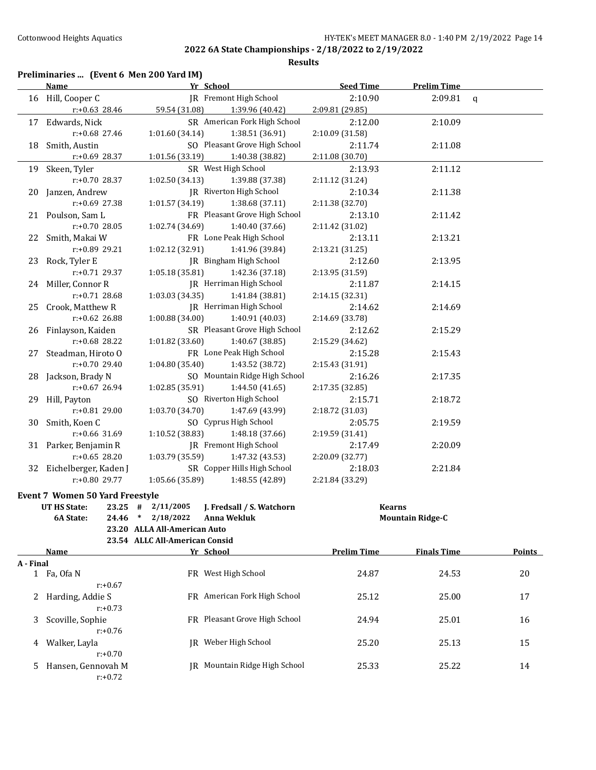## 2022 6A State Championships - 2/18/2022 to 2/19/2022

**Results**

### Preliminaries ... (Event 6 Men 200 Yard IM)

| | Name | Yr | School | Seed Time | Prelim Time | |
|---|---|---|---|---|---|---|
| 16 | Hill, Cooper C | JR | Fremont High School | 2:10.90 | 2:09.81 | q |
| | r:+0.63 28.46 | 59.54 (31.08) | 1:39.96 (40.42) | 2:09.81 (29.85) | | |
| 17 | Edwards, Nick | SR | American Fork High School | 2:12.00 | 2:10.09 | |
| | r:+0.68 27.46 | 1:01.60 (34.14) | 1:38.51 (36.91) | 2:10.09 (31.58) | | |
| 18 | Smith, Austin | SO | Pleasant Grove High School | 2:11.74 | 2:11.08 | |
| | r:+0.69 28.37 | 1:01.56 (33.19) | 1:40.38 (38.82) | 2:11.08 (30.70) | | |
| 19 | Skeen, Tyler | SR | West High School | 2:13.93 | 2:11.12 | |
| | r:+0.70 28.37 | 1:02.50 (34.13) | 1:39.88 (37.38) | 2:11.12 (31.24) | | |
| 20 | Janzen, Andrew | JR | Riverton High School | 2:10.34 | 2:11.38 | |
| | r:+0.69 27.38 | 1:01.57 (34.19) | 1:38.68 (37.11) | 2:11.38 (32.70) | | |
| 21 | Poulson, Sam L | FR | Pleasant Grove High School | 2:13.10 | 2:11.42 | |
| | r:+0.70 28.05 | 1:02.74 (34.69) | 1:40.40 (37.66) | 2:11.42 (31.02) | | |
| 22 | Smith, Makai W | FR | Lone Peak High School | 2:13.11 | 2:13.21 | |
| | r:+0.89 29.21 | 1:02.12 (32.91) | 1:41.96 (39.84) | 2:13.21 (31.25) | | |
| 23 | Rock, Tyler E | JR | Bingham High School | 2:12.60 | 2:13.95 | |
| | r:+0.71 29.37 | 1:05.18 (35.81) | 1:42.36 (37.18) | 2:13.95 (31.59) | | |
| 24 | Miller, Connor R | JR | Herriman High School | 2:11.87 | 2:14.15 | |
| | r:+0.71 28.68 | 1:03.03 (34.35) | 1:41.84 (38.81) | 2:14.15 (32.31) | | |
| 25 | Crook, Matthew R | JR | Herriman High School | 2:14.62 | 2:14.69 | |
| | r:+0.62 26.88 | 1:00.88 (34.00) | 1:40.91 (40.03) | 2:14.69 (33.78) | | |
| 26 | Finlayson, Kaiden | SR | Pleasant Grove High School | 2:12.62 | 2:15.29 | |
| | r:+0.68 28.22 | 1:01.82 (33.60) | 1:40.67 (38.85) | 2:15.29 (34.62) | | |
| 27 | Steadman, Hiroto O | FR | Lone Peak High School | 2:15.28 | 2:15.43 | |
| | r:+0.70 29.40 | 1:04.80 (35.40) | 1:43.52 (38.72) | 2:15.43 (31.91) | | |
| 28 | Jackson, Brady N | SO | Mountain Ridge High School | 2:16.26 | 2:17.35 | |
| | r:+0.67 26.94 | 1:02.85 (35.91) | 1:44.50 (41.65) | 2:17.35 (32.85) | | |
| 29 | Hill, Payton | SO | Riverton High School | 2:15.71 | 2:18.72 | |
| | r:+0.81 29.00 | 1:03.70 (34.70) | 1:47.69 (43.99) | 2:18.72 (31.03) | | |
| 30 | Smith, Koen C | SO | Cyprus High School | 2:05.75 | 2:19.59 | |
| | r:+0.66 31.69 | 1:10.52 (38.83) | 1:48.18 (37.66) | 2:19.59 (31.41) | | |
| 31 | Parker, Benjamin R | JR | Fremont High School | 2:17.49 | 2:20.09 | |
| | r:+0.65 28.20 | 1:03.79 (35.59) | 1:47.32 (43.53) | 2:20.09 (32.77) | | |
| 32 | Eichelberger, Kaden J | SR | Copper Hills High School | 2:18.03 | 2:21.84 | |
| | r:+0.80 29.77 | 1:05.66 (35.89) | 1:48.55 (42.89) | 2:21.84 (33.29) | | |

### Event 7 Women 50 Yard Freestyle

| | | | | | |
|---|---|---|---|---|---|
| UT HS State: | 23.25 | # | 2/11/2005 | J. Fredsall / S. Watchorn | Kearns |
| 6A State: | 24.46 | * | 2/18/2022 | Anna Wekluk | Mountain Ridge-C |
| | 23.20 | | ALLA All-American Auto | | |
| | 23.54 | | ALLC All-American Consid | | |

| | Name | Yr | School | Prelim Time | Finals Time | Points |
|---|---|---|---|---|---|---|
| **A - Final** | | | | | | |
| 1 | Fa, Ofa N | FR | West High School | 24.87 | 24.53 | 20 |
| | r:+0.67 | | | | | |
| 2 | Harding, Addie S | FR | American Fork High School | 25.12 | 25.00 | 17 |
| | r:+0.73 | | | | | |
| 3 | Scoville, Sophie | FR | Pleasant Grove High School | 24.94 | 25.01 | 16 |
| | r:+0.76 | | | | | |
| 4 | Walker, Layla | JR | Weber High School | 25.20 | 25.13 | 15 |
| | r:+0.70 | | | | | |
| 5 | Hansen, Gennovah M | JR | Mountain Ridge High School | 25.33 | 25.22 | 14 |
| | r:+0.72 | | | | | |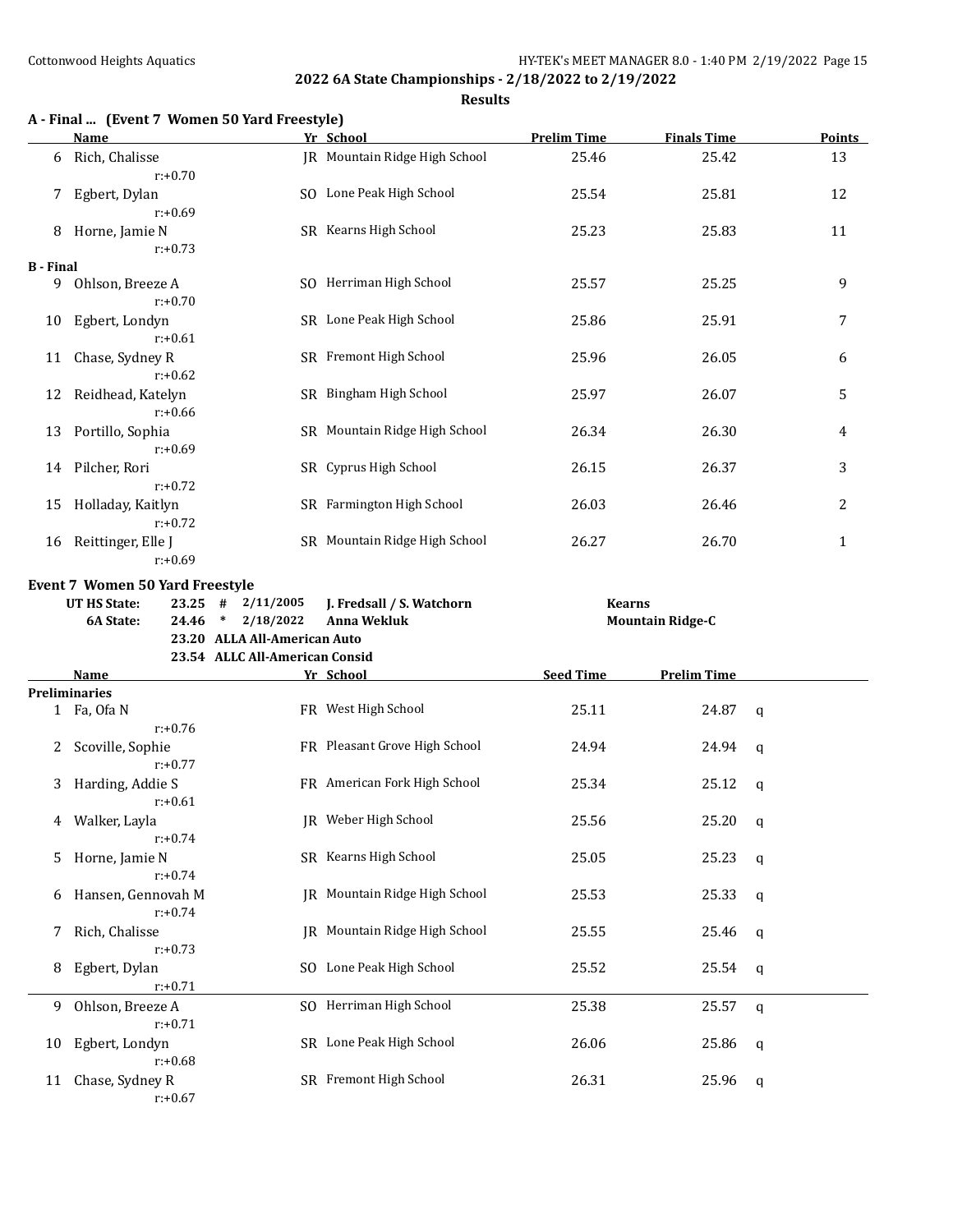## 2022 6A State Championships - 2/18/2022 to 2/19/2022

### Results

**A - Final ... (Event 7 Women 50 Yard Freestyle)**

| | Name | Yr | School | Prelim Time | Finals Time | Points |
|---|---|---|---|---|---|---|
| 6 | Rich, Chalisse | JR | Mountain Ridge High School | 25.46 | 25.42 | 13 |
| | r:+0.70 | | | | | |
| 7 | Egbert, Dylan | SO | Lone Peak High School | 25.54 | 25.81 | 12 |
| | r:+0.69 | | | | | |
| 8 | Horne, Jamie N | SR | Kearns High School | 25.23 | 25.83 | 11 |
| | r:+0.73 | | | | | |
| **B - Final** | | | | | | |
| 9 | Ohlson, Breeze A | SO | Herriman High School | 25.57 | 25.25 | 9 |
| | r:+0.70 | | | | | |
| 10 | Egbert, Londyn | SR | Lone Peak High School | 25.86 | 25.91 | 7 |
| | r:+0.61 | | | | | |
| 11 | Chase, Sydney R | SR | Fremont High School | 25.96 | 26.05 | 6 |
| | r:+0.62 | | | | | |
| 12 | Reidhead, Katelyn | SR | Bingham High School | 25.97 | 26.07 | 5 |
| | r:+0.66 | | | | | |
| 13 | Portillo, Sophia | SR | Mountain Ridge High School | 26.34 | 26.30 | 4 |
| | r:+0.69 | | | | | |
| 14 | Pilcher, Rori | SR | Cyprus High School | 26.15 | 26.37 | 3 |
| | r:+0.72 | | | | | |
| 15 | Holladay, Kaitlyn | SR | Farmington High School | 26.03 | 26.46 | 2 |
| | r:+0.72 | | | | | |
| 16 | Reittinger, Elle J | SR | Mountain Ridge High School | 26.27 | 26.70 | 1 |
| | r:+0.69 | | | | | |

**Event 7 Women 50 Yard Freestyle**

| | | | | | |
|---|---|---|---|---|---|
| **UT HS State:** | **23.25** | **#** | **2/11/2005** | **J. Fredsall / S. Watchorn** | **Kearns** |
| **6A State:** | **24.46** | **\*** | **2/18/2022** | **Anna Wekluk** | **Mountain Ridge-C** |
| | **23.20** | | **ALLA All-American Auto** | | |
| | **23.54** | | **ALLC All-American Consid** | | |

| | Name | Yr | School | Seed Time | Prelim Time | |
|---|---|---|---|---|---|---|
| **Preliminaries** | | | | | | |
| 1 | Fa, Ofa N | FR | West High School | 25.11 | 24.87 | q |
| | r:+0.76 | | | | | |
| 2 | Scoville, Sophie | FR | Pleasant Grove High School | 24.94 | 24.94 | q |
| | r:+0.77 | | | | | |
| 3 | Harding, Addie S | FR | American Fork High School | 25.34 | 25.12 | q |
| | r:+0.61 | | | | | |
| 4 | Walker, Layla | JR | Weber High School | 25.56 | 25.20 | q |
| | r:+0.74 | | | | | |
| 5 | Horne, Jamie N | SR | Kearns High School | 25.05 | 25.23 | q |
| | r:+0.74 | | | | | |
| 6 | Hansen, Gennovah M | JR | Mountain Ridge High School | 25.53 | 25.33 | q |
| | r:+0.74 | | | | | |
| 7 | Rich, Chalisse | JR | Mountain Ridge High School | 25.55 | 25.46 | q |
| | r:+0.73 | | | | | |
| 8 | Egbert, Dylan | SO | Lone Peak High School | 25.52 | 25.54 | q |
| | r:+0.71 | | | | | |
| 9 | Ohlson, Breeze A | SO | Herriman High School | 25.38 | 25.57 | q |
| | r:+0.71 | | | | | |
| 10 | Egbert, Londyn | SR | Lone Peak High School | 26.06 | 25.86 | q |
| | r:+0.68 | | | | | |
| 11 | Chase, Sydney R | SR | Fremont High School | 26.31 | 25.96 | q |
| | r:+0.67 | | | | | |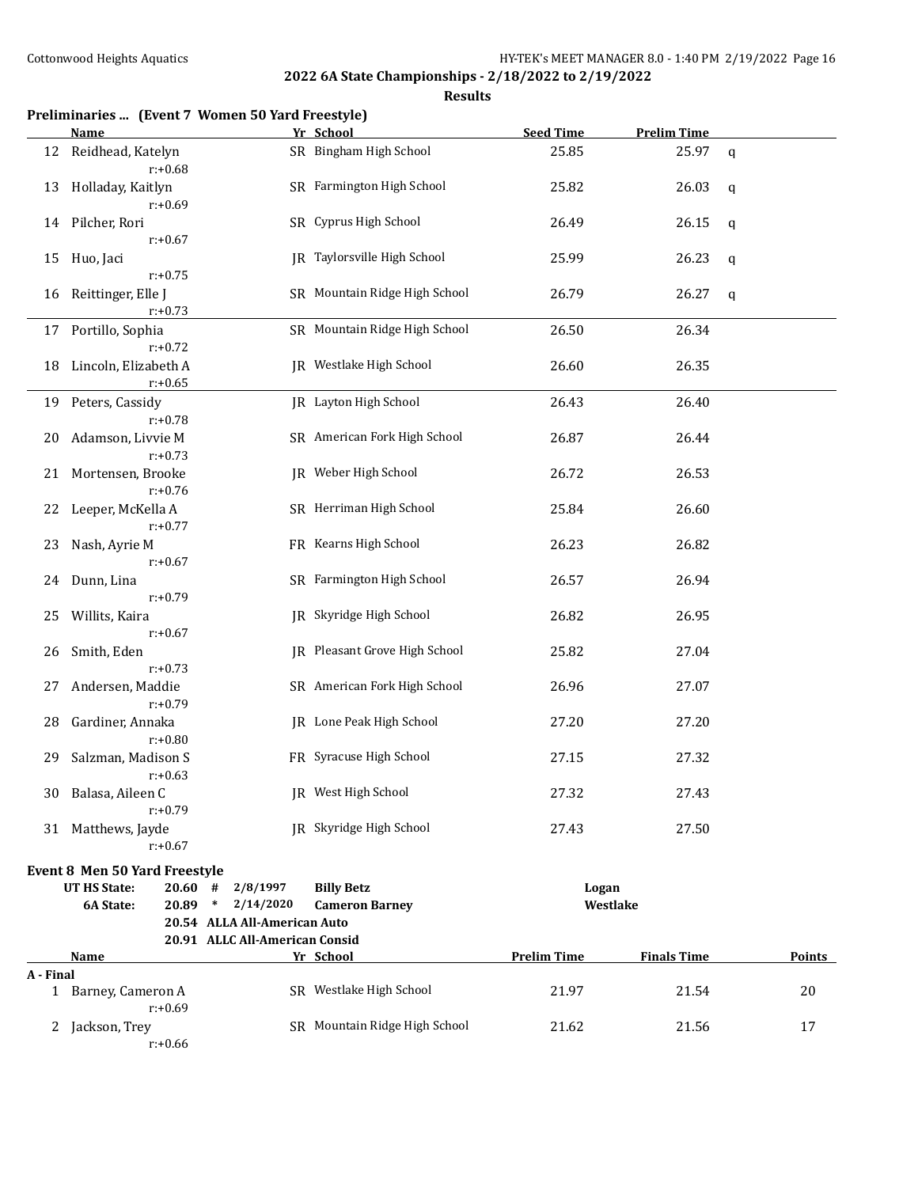**2022 6A State Championships - 2/18/2022 to 2/19/2022**

**Results**

### Preliminaries ... (Event 7 Women 50 Yard Freestyle)

| | Name | Yr | School | Seed Time | Prelim Time | |
|---|---|---|---|---|---|---|
| 12 | Reidhead, Katelyn<br>r:+0.68 | SR | Bingham High School | 25.85 | 25.97 | q |
| 13 | Holladay, Kaitlyn<br>r:+0.69 | SR | Farmington High School | 25.82 | 26.03 | q |
| 14 | Pilcher, Rori<br>r:+0.67 | SR | Cyprus High School | 26.49 | 26.15 | q |
| 15 | Huo, Jaci<br>r:+0.75 | JR | Taylorsville High School | 25.99 | 26.23 | q |
| 16 | Reittinger, Elle J<br>r:+0.73 | SR | Mountain Ridge High School | 26.79 | 26.27 | q |
| 17 | Portillo, Sophia<br>r:+0.72 | SR | Mountain Ridge High School | 26.50 | 26.34 | |
| 18 | Lincoln, Elizabeth A<br>r:+0.65 | JR | Westlake High School | 26.60 | 26.35 | |
| 19 | Peters, Cassidy<br>r:+0.78 | JR | Layton High School | 26.43 | 26.40 | |
| 20 | Adamson, Livvie M<br>r:+0.73 | SR | American Fork High School | 26.87 | 26.44 | |
| 21 | Mortensen, Brooke<br>r:+0.76 | JR | Weber High School | 26.72 | 26.53 | |
| 22 | Leeper, McKella A<br>r:+0.77 | SR | Herriman High School | 25.84 | 26.60 | |
| 23 | Nash, Ayrie M<br>r:+0.67 | FR | Kearns High School | 26.23 | 26.82 | |
| 24 | Dunn, Lina<br>r:+0.79 | SR | Farmington High School | 26.57 | 26.94 | |
| 25 | Willits, Kaira<br>r:+0.67 | JR | Skyridge High School | 26.82 | 26.95 | |
| 26 | Smith, Eden<br>r:+0.73 | JR | Pleasant Grove High School | 25.82 | 27.04 | |
| 27 | Andersen, Maddie<br>r:+0.79 | SR | American Fork High School | 26.96 | 27.07 | |
| 28 | Gardiner, Annaka<br>r:+0.80 | JR | Lone Peak High School | 27.20 | 27.20 | |
| 29 | Salzman, Madison S<br>r:+0.63 | FR | Syracuse High School | 27.15 | 27.32 | |
| 30 | Balasa, Aileen C<br>r:+0.79 | JR | West High School | 27.32 | 27.43 | |
| 31 | Matthews, Jayde<br>r:+0.67 | JR | Skyridge High School | 27.43 | 27.50 | |

### Event 8 Men 50 Yard Freestyle

| | | | | | |
|---|---|---|---|---|---|
| **UT HS State:** | **20.60** | **#** | **2/8/1997** | **Billy Betz** | **Logan** |
| **6A State:** | **20.89** | **\*** | **2/14/2020** | **Cameron Barney** | **Westlake** |
| | **20.54** | **ALLA All-American Auto** | | | |
| | **20.91** | **ALLC All-American Consid** | | | |

| | Name | Yr | School | Prelim Time | Finals Time | Points |
|---|---|---|---|---|---|---|
| **A - Final** | | | | | | |
| 1 | Barney, Cameron A<br>r:+0.69 | SR | Westlake High School | 21.97 | 21.54 | 20 |
| 2 | Jackson, Trey<br>r:+0.66 | SR | Mountain Ridge High School | 21.62 | 21.56 | 17 |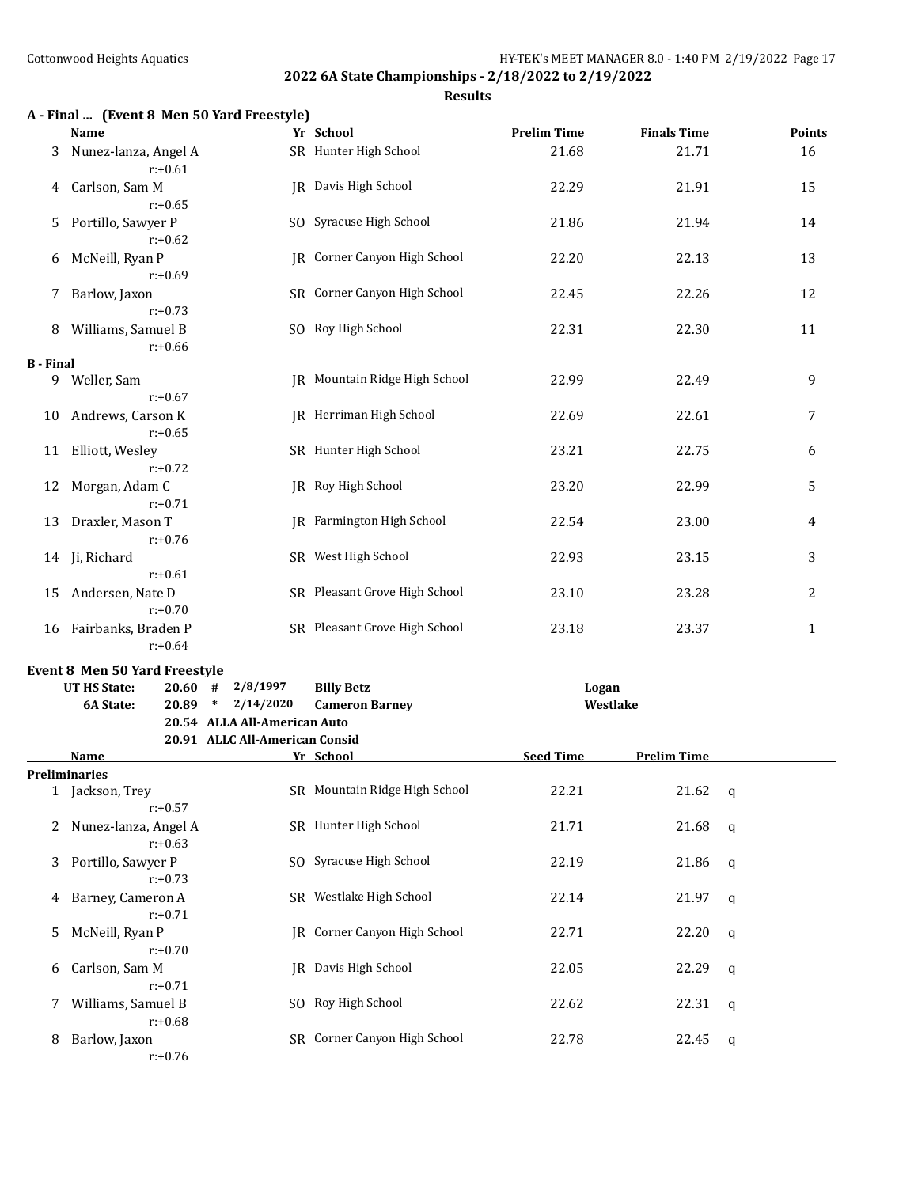## 2022 6A State Championships - 2/18/2022 to 2/19/2022

### Results

#### A - Final ... (Event 8 Men 50 Yard Freestyle)

| | Name | Yr | School | Prelim Time | Finals Time | Points |
|---|---|---|---|---|---|---|
| 3 | Nunez-lanza, Angel A<br>r:+0.61 | SR | Hunter High School | 21.68 | 21.71 | 16 |
| 4 | Carlson, Sam M<br>r:+0.65 | JR | Davis High School | 22.29 | 21.91 | 15 |
| 5 | Portillo, Sawyer P<br>r:+0.62 | SO | Syracuse High School | 21.86 | 21.94 | 14 |
| 6 | McNeill, Ryan P<br>r:+0.69 | JR | Corner Canyon High School | 22.20 | 22.13 | 13 |
| 7 | Barlow, Jaxon<br>r:+0.73 | SR | Corner Canyon High School | 22.45 | 22.26 | 12 |
| 8 | Williams, Samuel B<br>r:+0.66 | SO | Roy High School | 22.31 | 22.30 | 11 |
| **B - Final** | | | | | | |
| 9 | Weller, Sam<br>r:+0.67 | JR | Mountain Ridge High School | 22.99 | 22.49 | 9 |
| 10 | Andrews, Carson K<br>r:+0.65 | JR | Herriman High School | 22.69 | 22.61 | 7 |
| 11 | Elliott, Wesley<br>r:+0.72 | SR | Hunter High School | 23.21 | 22.75 | 6 |
| 12 | Morgan, Adam C<br>r:+0.71 | JR | Roy High School | 23.20 | 22.99 | 5 |
| 13 | Draxler, Mason T<br>r:+0.76 | JR | Farmington High School | 22.54 | 23.00 | 4 |
| 14 | Ji, Richard<br>r:+0.61 | SR | West High School | 22.93 | 23.15 | 3 |
| 15 | Andersen, Nate D<br>r:+0.70 | SR | Pleasant Grove High School | 23.10 | 23.28 | 2 |
| 16 | Fairbanks, Braden P<br>r:+0.64 | SR | Pleasant Grove High School | 23.18 | 23.37 | 1 |

#### Event 8 Men 50 Yard Freestyle

| | | | | | |
|---|---|---|---|---|---|
| **UT HS State:** | **20.60** | **#** | **2/8/1997** | **Billy Betz** | **Logan** |
| **6A State:** | **20.89** | ***** | **2/14/2020** | **Cameron Barney** | **Westlake** |
| | **20.54** | **ALLA All-American Auto** | | | |
| | **20.91** | **ALLC All-American Consid** | | | |

| | Name | Yr | School | Seed Time | Prelim Time | |
|---|---|---|---|---|---|---|
| **Preliminaries** | | | | | | |
| 1 | Jackson, Trey<br>r:+0.57 | SR | Mountain Ridge High School | 22.21 | 21.62 | q |
| 2 | Nunez-lanza, Angel A<br>r:+0.63 | SR | Hunter High School | 21.71 | 21.68 | q |
| 3 | Portillo, Sawyer P<br>r:+0.73 | SO | Syracuse High School | 22.19 | 21.86 | q |
| 4 | Barney, Cameron A<br>r:+0.71 | SR | Westlake High School | 22.14 | 21.97 | q |
| 5 | McNeill, Ryan P<br>r:+0.70 | JR | Corner Canyon High School | 22.71 | 22.20 | q |
| 6 | Carlson, Sam M<br>r:+0.71 | JR | Davis High School | 22.05 | 22.29 | q |
| 7 | Williams, Samuel B<br>r:+0.68 | SO | Roy High School | 22.62 | 22.31 | q |
| 8 | Barlow, Jaxon<br>r:+0.76 | SR | Corner Canyon High School | 22.78 | 22.45 | q |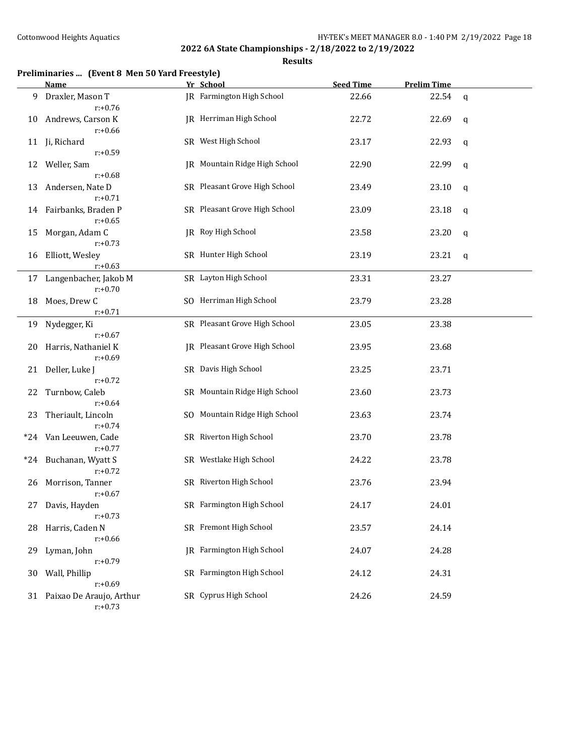**2022 6A State Championships - 2/18/2022 to 2/19/2022**

**Results**

### Preliminaries ... (Event 8 Men 50 Yard Freestyle)

| | Name | Yr | School | Seed Time | Prelim Time | |
|---|---|---|---|---|---|---|
| 9 | Draxler, Mason T<br>r:+0.76 | JR | Farmington High School | 22.66 | 22.54 | q |
| 10 | Andrews, Carson K<br>r:+0.66 | JR | Herriman High School | 22.72 | 22.69 | q |
| 11 | Ji, Richard<br>r:+0.59 | SR | West High School | 23.17 | 22.93 | q |
| 12 | Weller, Sam<br>r:+0.68 | JR | Mountain Ridge High School | 22.90 | 22.99 | q |
| 13 | Andersen, Nate D<br>r:+0.71 | SR | Pleasant Grove High School | 23.49 | 23.10 | q |
| 14 | Fairbanks, Braden P<br>r:+0.65 | SR | Pleasant Grove High School | 23.09 | 23.18 | q |
| 15 | Morgan, Adam C<br>r:+0.73 | JR | Roy High School | 23.58 | 23.20 | q |
| 16 | Elliott, Wesley<br>r:+0.63 | SR | Hunter High School | 23.19 | 23.21 | q |
| 17 | Langenbacher, Jakob M<br>r:+0.70 | SR | Layton High School | 23.31 | 23.27 | |
| 18 | Moes, Drew C<br>r:+0.71 | SO | Herriman High School | 23.79 | 23.28 | |
| 19 | Nydegger, Ki<br>r:+0.67 | SR | Pleasant Grove High School | 23.05 | 23.38 | |
| 20 | Harris, Nathaniel K<br>r:+0.69 | JR | Pleasant Grove High School | 23.95 | 23.68 | |
| 21 | Deller, Luke J<br>r:+0.72 | SR | Davis High School | 23.25 | 23.71 | |
| 22 | Turnbow, Caleb<br>r:+0.64 | SR | Mountain Ridge High School | 23.60 | 23.73 | |
| 23 | Theriault, Lincoln<br>r:+0.74 | SO | Mountain Ridge High School | 23.63 | 23.74 | |
| *24 | Van Leeuwen, Cade<br>r:+0.77 | SR | Riverton High School | 23.70 | 23.78 | |
| *24 | Buchanan, Wyatt S<br>r:+0.72 | SR | Westlake High School | 24.22 | 23.78 | |
| 26 | Morrison, Tanner<br>r:+0.67 | SR | Riverton High School | 23.76 | 23.94 | |
| 27 | Davis, Hayden<br>r:+0.73 | SR | Farmington High School | 24.17 | 24.01 | |
| 28 | Harris, Caden N<br>r:+0.66 | SR | Fremont High School | 23.57 | 24.14 | |
| 29 | Lyman, John<br>r:+0.79 | JR | Farmington High School | 24.07 | 24.28 | |
| 30 | Wall, Phillip<br>r:+0.69 | SR | Farmington High School | 24.12 | 24.31 | |
| 31 | Paixao De Araujo, Arthur<br>r:+0.73 | SR | Cyprus High School | 24.26 | 24.59 | |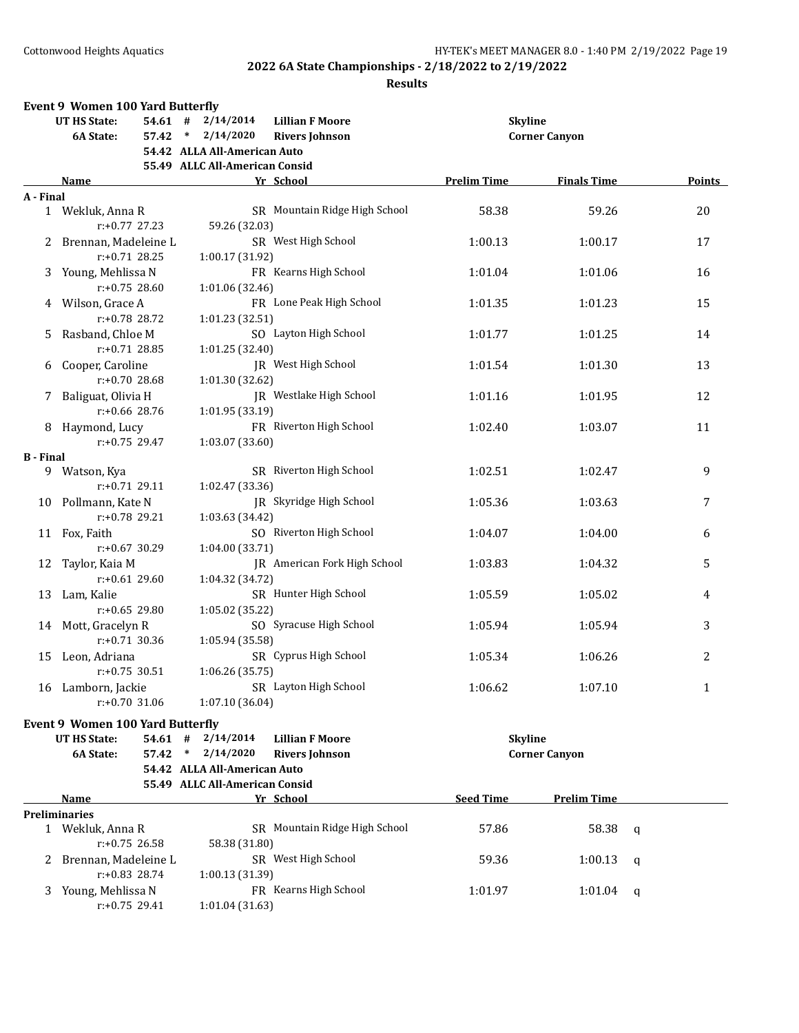## 2022 6A State Championships - 2/18/2022 to 2/19/2022

### Results

**Event 9 Women 100 Yard Butterfly**

| | | | | |
|---|---|---|---|---|
| UT HS State: | 54.61 # | 2/14/2014 | Lillian F Moore | Skyline |
| 6A State: | 57.42 * | 2/14/2020 | Rivers Johnson | Corner Canyon |
| | 54.42 | ALLA All-American Auto | | |
| | 55.49 | ALLC All-American Consid | | |

| | Name | Yr | School | Prelim Time | Finals Time | Points |
|---|---|---|---|---|---|---|
| **A - Final** | | | | | | |
| 1 | Wekluk, Anna R | SR | Mountain Ridge High School | 58.38 | 59.26 | 20 |
| | r:+0.77 27.23 | 59.26 (32.03) | | | | |
| 2 | Brennan, Madeleine L | SR | West High School | 1:00.13 | 1:00.17 | 17 |
| | r:+0.71 28.25 | 1:00.17 (31.92) | | | | |
| 3 | Young, Mehlissa N | FR | Kearns High School | 1:01.04 | 1:01.06 | 16 |
| | r:+0.75 28.60 | 1:01.06 (32.46) | | | | |
| 4 | Wilson, Grace A | FR | Lone Peak High School | 1:01.35 | 1:01.23 | 15 |
| | r:+0.78 28.72 | 1:01.23 (32.51) | | | | |
| 5 | Rasband, Chloe M | SO | Layton High School | 1:01.77 | 1:01.25 | 14 |
| | r:+0.71 28.85 | 1:01.25 (32.40) | | | | |
| 6 | Cooper, Caroline | JR | West High School | 1:01.54 | 1:01.30 | 13 |
| | r:+0.70 28.68 | 1:01.30 (32.62) | | | | |
| 7 | Baliguat, Olivia H | JR | Westlake High School | 1:01.16 | 1:01.95 | 12 |
| | r:+0.66 28.76 | 1:01.95 (33.19) | | | | |
| 8 | Haymond, Lucy | FR | Riverton High School | 1:02.40 | 1:03.07 | 11 |
| | r:+0.75 29.47 | 1:03.07 (33.60) | | | | |
| **B - Final** | | | | | | |
| 9 | Watson, Kya | SR | Riverton High School | 1:02.51 | 1:02.47 | 9 |
| | r:+0.71 29.11 | 1:02.47 (33.36) | | | | |
| 10 | Pollmann, Kate N | JR | Skyridge High School | 1:05.36 | 1:03.63 | 7 |
| | r:+0.78 29.21 | 1:03.63 (34.42) | | | | |
| 11 | Fox, Faith | SO | Riverton High School | 1:04.07 | 1:04.00 | 6 |
| | r:+0.67 30.29 | 1:04.00 (33.71) | | | | |
| 12 | Taylor, Kaia M | JR | American Fork High School | 1:03.83 | 1:04.32 | 5 |
| | r:+0.61 29.60 | 1:04.32 (34.72) | | | | |
| 13 | Lam, Kalie | SR | Hunter High School | 1:05.59 | 1:05.02 | 4 |
| | r:+0.65 29.80 | 1:05.02 (35.22) | | | | |
| 14 | Mott, Gracelyn R | SO | Syracuse High School | 1:05.94 | 1:05.94 | 3 |
| | r:+0.71 30.36 | 1:05.94 (35.58) | | | | |
| 15 | Leon, Adriana | SR | Cyprus High School | 1:05.34 | 1:06.26 | 2 |
| | r:+0.75 30.51 | 1:06.26 (35.75) | | | | |
| 16 | Lamborn, Jackie | SR | Layton High School | 1:06.62 | 1:07.10 | 1 |
| | r:+0.70 31.06 | 1:07.10 (36.04) | | | | |

**Event 9 Women 100 Yard Butterfly**

| | | | | |
|---|---|---|---|---|
| UT HS State: | 54.61 # | 2/14/2014 | Lillian F Moore | Skyline |
| 6A State: | 57.42 * | 2/14/2020 | Rivers Johnson | Corner Canyon |
| | 54.42 | ALLA All-American Auto | | |
| | 55.49 | ALLC All-American Consid | | |

| | Name | Yr | School | Seed Time | Prelim Time | |
|---|---|---|---|---|---|---|
| **Preliminaries** | | | | | | |
| 1 | Wekluk, Anna R | SR | Mountain Ridge High School | 57.86 | 58.38 | q |
| | r:+0.75 26.58 | 58.38 (31.80) | | | | |
| 2 | Brennan, Madeleine L | SR | West High School | 59.36 | 1:00.13 | q |
| | r:+0.83 28.74 | 1:00.13 (31.39) | | | | |
| 3 | Young, Mehlissa N | FR | Kearns High School | 1:01.97 | 1:01.04 | q |
| | r:+0.75 29.41 | 1:01.04 (31.63) | | | | |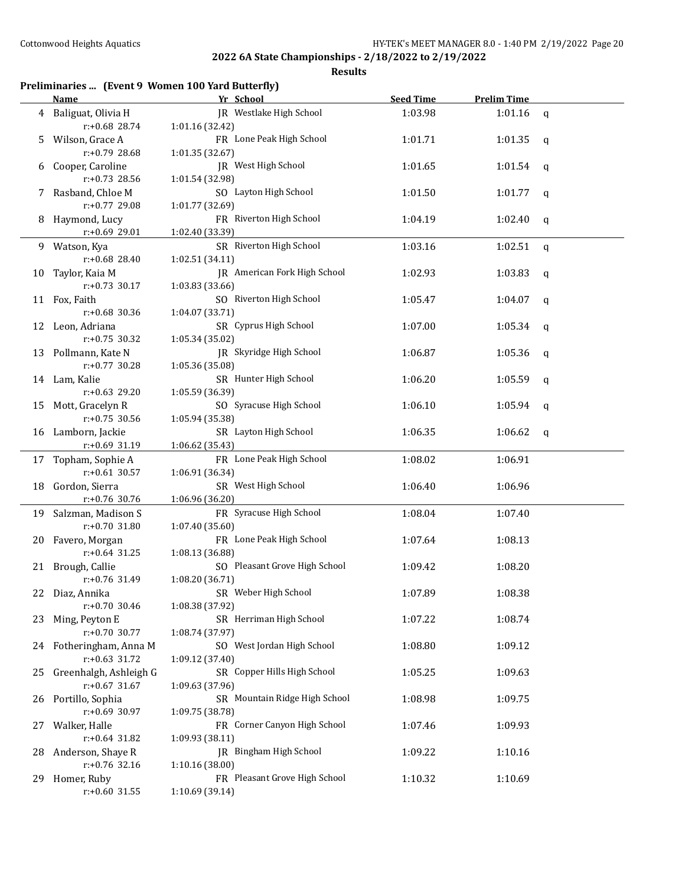## 2022 6A State Championships - 2/18/2022 to 2/19/2022

### Results

**Preliminaries ... (Event 9 Women 100 Yard Butterfly)**

| | Name | Yr | School | Seed Time | Prelim Time | |
|---|---|---|---|---|---|---|
| 4 | Baliguat, Olivia H | JR | Westlake High School | 1:03.98 | 1:01.16 | q |
| | r:+0.68 28.74 | | 1:01.16 (32.42) | | | |
| 5 | Wilson, Grace A | FR | Lone Peak High School | 1:01.71 | 1:01.35 | q |
| | r:+0.79 28.68 | | 1:01.35 (32.67) | | | |
| 6 | Cooper, Caroline | JR | West High School | 1:01.65 | 1:01.54 | q |
| | r:+0.73 28.56 | | 1:01.54 (32.98) | | | |
| 7 | Rasband, Chloe M | SO | Layton High School | 1:01.50 | 1:01.77 | q |
| | r:+0.77 29.08 | | 1:01.77 (32.69) | | | |
| 8 | Haymond, Lucy | FR | Riverton High School | 1:04.19 | 1:02.40 | q |
| | r:+0.69 29.01 | | 1:02.40 (33.39) | | | |
| 9 | Watson, Kya | SR | Riverton High School | 1:03.16 | 1:02.51 | q |
| | r:+0.68 28.40 | | 1:02.51 (34.11) | | | |
| 10 | Taylor, Kaia M | JR | American Fork High School | 1:02.93 | 1:03.83 | q |
| | r:+0.73 30.17 | | 1:03.83 (33.66) | | | |
| 11 | Fox, Faith | SO | Riverton High School | 1:05.47 | 1:04.07 | q |
| | r:+0.68 30.36 | | 1:04.07 (33.71) | | | |
| 12 | Leon, Adriana | SR | Cyprus High School | 1:07.00 | 1:05.34 | q |
| | r:+0.75 30.32 | | 1:05.34 (35.02) | | | |
| 13 | Pollmann, Kate N | JR | Skyridge High School | 1:06.87 | 1:05.36 | q |
| | r:+0.77 30.28 | | 1:05.36 (35.08) | | | |
| 14 | Lam, Kalie | SR | Hunter High School | 1:06.20 | 1:05.59 | q |
| | r:+0.63 29.20 | | 1:05.59 (36.39) | | | |
| 15 | Mott, Gracelyn R | SO | Syracuse High School | 1:06.10 | 1:05.94 | q |
| | r:+0.75 30.56 | | 1:05.94 (35.38) | | | |
| 16 | Lamborn, Jackie | SR | Layton High School | 1:06.35 | 1:06.62 | q |
| | r:+0.69 31.19 | | 1:06.62 (35.43) | | | |
| 17 | Topham, Sophie A | FR | Lone Peak High School | 1:08.02 | 1:06.91 | |
| | r:+0.61 30.57 | | 1:06.91 (36.34) | | | |
| 18 | Gordon, Sierra | SR | West High School | 1:06.40 | 1:06.96 | |
| | r:+0.76 30.76 | | 1:06.96 (36.20) | | | |
| 19 | Salzman, Madison S | FR | Syracuse High School | 1:08.04 | 1:07.40 | |
| | r:+0.70 31.80 | | 1:07.40 (35.60) | | | |
| 20 | Favero, Morgan | FR | Lone Peak High School | 1:07.64 | 1:08.13 | |
| | r:+0.64 31.25 | | 1:08.13 (36.88) | | | |
| 21 | Brough, Callie | SO | Pleasant Grove High School | 1:09.42 | 1:08.20 | |
| | r:+0.76 31.49 | | 1:08.20 (36.71) | | | |
| 22 | Diaz, Annika | SR | Weber High School | 1:07.89 | 1:08.38 | |
| | r:+0.70 30.46 | | 1:08.38 (37.92) | | | |
| 23 | Ming, Peyton E | SR | Herriman High School | 1:07.22 | 1:08.74 | |
| | r:+0.70 30.77 | | 1:08.74 (37.97) | | | |
| 24 | Fotheringham, Anna M | SO | West Jordan High School | 1:08.80 | 1:09.12 | |
| | r:+0.63 31.72 | | 1:09.12 (37.40) | | | |
| 25 | Greenhalgh, Ashleigh G | SR | Copper Hills High School | 1:05.25 | 1:09.63 | |
| | r:+0.67 31.67 | | 1:09.63 (37.96) | | | |
| 26 | Portillo, Sophia | SR | Mountain Ridge High School | 1:08.98 | 1:09.75 | |
| | r:+0.69 30.97 | | 1:09.75 (38.78) | | | |
| 27 | Walker, Halle | FR | Corner Canyon High School | 1:07.46 | 1:09.93 | |
| | r:+0.64 31.82 | | 1:09.93 (38.11) | | | |
| 28 | Anderson, Shaye R | JR | Bingham High School | 1:09.22 | 1:10.16 | |
| | r:+0.76 32.16 | | 1:10.16 (38.00) | | | |
| 29 | Homer, Ruby | FR | Pleasant Grove High School | 1:10.32 | 1:10.69 | |
| | r:+0.60 31.55 | | 1:10.69 (39.14) | | | |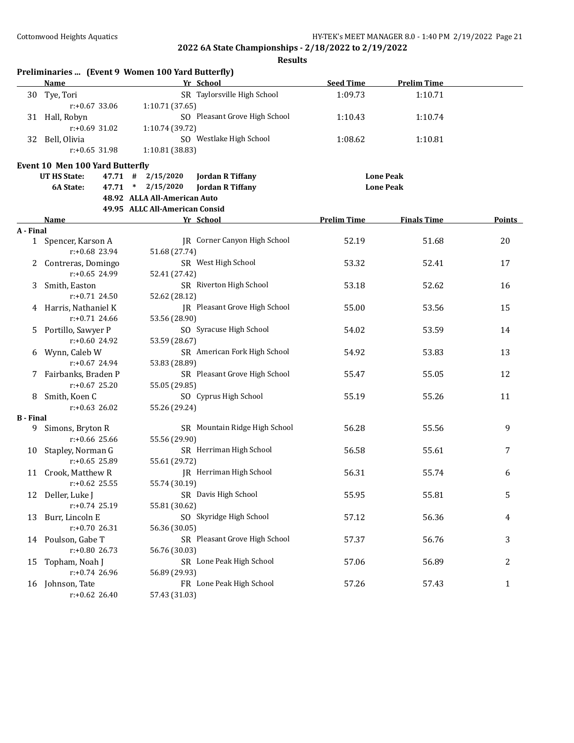**2022 6A State Championships - 2/18/2022 to 2/19/2022**

**Results**

## Preliminaries ... (Event 9 Women 100 Yard Butterfly)

| | Name | Yr | School | Seed Time | Prelim Time |
|---|---|---|---|---|---|
| 30 | Tye, Tori | SR | Taylorsville High School | 1:09.73 | 1:10.71 |
| | r:+0.67 33.06 | 1:10.71 (37.65) | | | |
| 31 | Hall, Robyn | SO | Pleasant Grove High School | 1:10.43 | 1:10.74 |
| | r:+0.69 31.02 | 1:10.74 (39.72) | | | |
| 32 | Bell, Olivia | SO | Westlake High School | 1:08.62 | 1:10.81 |
| | r:+0.65 31.98 | 1:10.81 (38.83) | | | |

## Event 10 Men 100 Yard Butterfly

| | | | | | |
|---|---|---|---|---|---|
| UT HS State: | 47.71 | # | 2/15/2020 | Jordan R Tiffany | Lone Peak |
| 6A State: | 47.71 | * | 2/15/2020 | Jordan R Tiffany | Lone Peak |
| | 48.92 | ALLA All-American Auto | | | |
| | 49.95 | ALLC All-American Consid | | | |

| | Name | Yr | School | Prelim Time | Finals Time | Points |
|---|---|---|---|---|---|---|
| **A - Final** | | | | | | |
| 1 | Spencer, Karson A | JR | Corner Canyon High School | 52.19 | 51.68 | 20 |
| | r:+0.68 23.94 | 51.68 (27.74) | | | | |
| 2 | Contreras, Domingo | SR | West High School | 53.32 | 52.41 | 17 |
| | r:+0.65 24.99 | 52.41 (27.42) | | | | |
| 3 | Smith, Easton | SR | Riverton High School | 53.18 | 52.62 | 16 |
| | r:+0.71 24.50 | 52.62 (28.12) | | | | |
| 4 | Harris, Nathaniel K | JR | Pleasant Grove High School | 55.00 | 53.56 | 15 |
| | r:+0.71 24.66 | 53.56 (28.90) | | | | |
| 5 | Portillo, Sawyer P | SO | Syracuse High School | 54.02 | 53.59 | 14 |
| | r:+0.60 24.92 | 53.59 (28.67) | | | | |
| 6 | Wynn, Caleb W | SR | American Fork High School | 54.92 | 53.83 | 13 |
| | r:+0.67 24.94 | 53.83 (28.89) | | | | |
| 7 | Fairbanks, Braden P | SR | Pleasant Grove High School | 55.47 | 55.05 | 12 |
| | r:+0.67 25.20 | 55.05 (29.85) | | | | |
| 8 | Smith, Koen C | SO | Cyprus High School | 55.19 | 55.26 | 11 |
| | r:+0.63 26.02 | 55.26 (29.24) | | | | |
| **B - Final** | | | | | | |
| 9 | Simons, Bryton R | SR | Mountain Ridge High School | 56.28 | 55.56 | 9 |
| | r:+0.66 25.66 | 55.56 (29.90) | | | | |
| 10 | Stapley, Norman G | SR | Herriman High School | 56.58 | 55.61 | 7 |
| | r:+0.65 25.89 | 55.61 (29.72) | | | | |
| 11 | Crook, Matthew R | JR | Herriman High School | 56.31 | 55.74 | 6 |
| | r:+0.62 25.55 | 55.74 (30.19) | | | | |
| 12 | Deller, Luke J | SR | Davis High School | 55.95 | 55.81 | 5 |
| | r:+0.74 25.19 | 55.81 (30.62) | | | | |
| 13 | Burr, Lincoln E | SO | Skyridge High School | 57.12 | 56.36 | 4 |
| | r:+0.70 26.31 | 56.36 (30.05) | | | | |
| 14 | Poulson, Gabe T | SR | Pleasant Grove High School | 57.37 | 56.76 | 3 |
| | r:+0.80 26.73 | 56.76 (30.03) | | | | |
| 15 | Topham, Noah J | SR | Lone Peak High School | 57.06 | 56.89 | 2 |
| | r:+0.74 26.96 | 56.89 (29.93) | | | | |
| 16 | Johnson, Tate | FR | Lone Peak High School | 57.26 | 57.43 | 1 |
| | r:+0.62 26.40 | 57.43 (31.03) | | | | |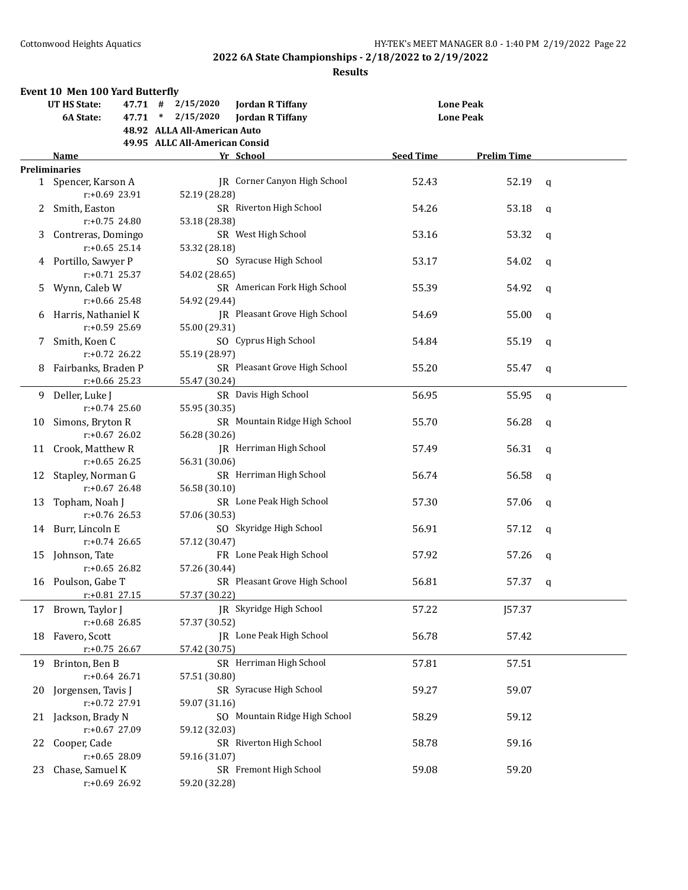## 2022 6A State Championships - 2/18/2022 to 2/19/2022

### Results

**Event 10 Men 100 Yard Butterfly**

| | | | | |
|---|---|---|---|---|
| UT HS State: | 47.71 # | 2/15/2020 | Jordan R Tiffany | Lone Peak |
| 6A State: | 47.71 * | 2/15/2020 | Jordan R Tiffany | Lone Peak |
| | 48.92 | ALLA All-American Auto | | |
| | 49.95 | ALLC All-American Consid | | |

| | Name | Yr | School | Seed Time | Prelim Time | |
|---|---|---|---|---|---|---|
| **Preliminaries** | | | | | | |
| 1 | Spencer, Karson A | JR | Corner Canyon High School | 52.43 | 52.19 | q |
| | r:+0.69 23.91 | 52.19 (28.28) | | | | |
| 2 | Smith, Easton | SR | Riverton High School | 54.26 | 53.18 | q |
| | r:+0.75 24.80 | 53.18 (28.38) | | | | |
| 3 | Contreras, Domingo | SR | West High School | 53.16 | 53.32 | q |
| | r:+0.65 25.14 | 53.32 (28.18) | | | | |
| 4 | Portillo, Sawyer P | SO | Syracuse High School | 53.17 | 54.02 | q |
| | r:+0.71 25.37 | 54.02 (28.65) | | | | |
| 5 | Wynn, Caleb W | SR | American Fork High School | 55.39 | 54.92 | q |
| | r:+0.66 25.48 | 54.92 (29.44) | | | | |
| 6 | Harris, Nathaniel K | JR | Pleasant Grove High School | 54.69 | 55.00 | q |
| | r:+0.59 25.69 | 55.00 (29.31) | | | | |
| 7 | Smith, Koen C | SO | Cyprus High School | 54.84 | 55.19 | q |
| | r:+0.72 26.22 | 55.19 (28.97) | | | | |
| 8 | Fairbanks, Braden P | SR | Pleasant Grove High School | 55.20 | 55.47 | q |
| | r:+0.66 25.23 | 55.47 (30.24) | | | | |
| 9 | Deller, Luke J | SR | Davis High School | 56.95 | 55.95 | q |
| | r:+0.74 25.60 | 55.95 (30.35) | | | | |
| 10 | Simons, Bryton R | SR | Mountain Ridge High School | 55.70 | 56.28 | q |
| | r:+0.67 26.02 | 56.28 (30.26) | | | | |
| 11 | Crook, Matthew R | JR | Herriman High School | 57.49 | 56.31 | q |
| | r:+0.65 26.25 | 56.31 (30.06) | | | | |
| 12 | Stapley, Norman G | SR | Herriman High School | 56.74 | 56.58 | q |
| | r:+0.67 26.48 | 56.58 (30.10) | | | | |
| 13 | Topham, Noah J | SR | Lone Peak High School | 57.30 | 57.06 | q |
| | r:+0.76 26.53 | 57.06 (30.53) | | | | |
| 14 | Burr, Lincoln E | SO | Skyridge High School | 56.91 | 57.12 | q |
| | r:+0.74 26.65 | 57.12 (30.47) | | | | |
| 15 | Johnson, Tate | FR | Lone Peak High School | 57.92 | 57.26 | q |
| | r:+0.65 26.82 | 57.26 (30.44) | | | | |
| 16 | Poulson, Gabe T | SR | Pleasant Grove High School | 56.81 | 57.37 | q |
| | r:+0.81 27.15 | 57.37 (30.22) | | | | |
| 17 | Brown, Taylor J | JR | Skyridge High School | 57.22 | J57.37 | |
| | r:+0.68 26.85 | 57.37 (30.52) | | | | |
| 18 | Favero, Scott | JR | Lone Peak High School | 56.78 | 57.42 | |
| | r:+0.75 26.67 | 57.42 (30.75) | | | | |
| 19 | Brinton, Ben B | SR | Herriman High School | 57.81 | 57.51 | |
| | r:+0.64 26.71 | 57.51 (30.80) | | | | |
| 20 | Jorgensen, Tavis J | SR | Syracuse High School | 59.27 | 59.07 | |
| | r:+0.72 27.91 | 59.07 (31.16) | | | | |
| 21 | Jackson, Brady N | SO | Mountain Ridge High School | 58.29 | 59.12 | |
| | r:+0.67 27.09 | 59.12 (32.03) | | | | |
| 22 | Cooper, Cade | SR | Riverton High School | 58.78 | 59.16 | |
| | r:+0.65 28.09 | 59.16 (31.07) | | | | |
| 23 | Chase, Samuel K | SR | Fremont High School | 59.08 | 59.20 | |
| | r:+0.69 26.92 | 59.20 (32.28) | | | | |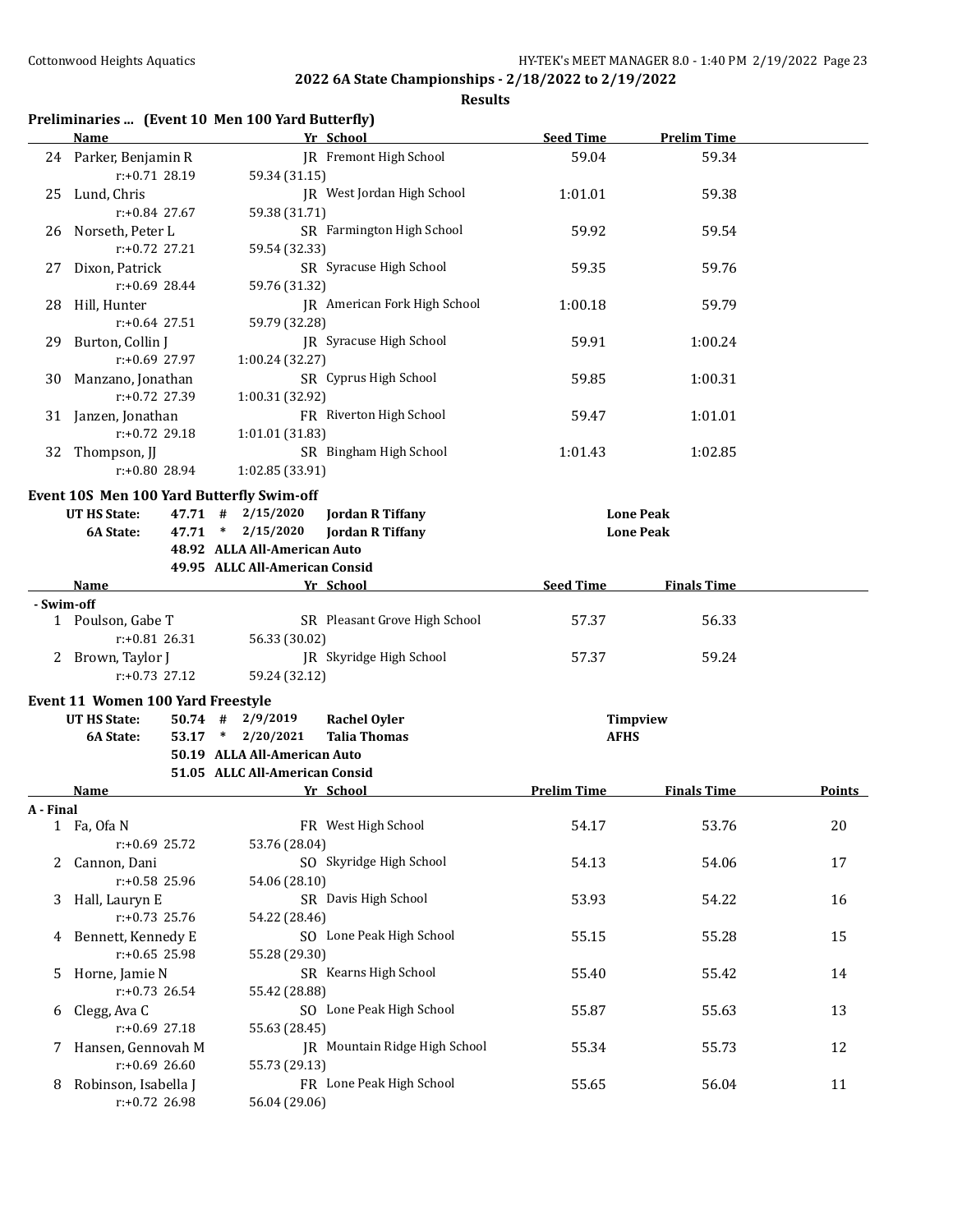## 2022 6A State Championships - 2/18/2022 to 2/19/2022

**Results**

### Preliminaries ... (Event 10 Men 100 Yard Butterfly)

| | Name | Yr | School | Seed Time | Prelim Time |
|---|---|---|---|---|---|
| 24 | Parker, Benjamin R | JR | Fremont High School | 59.04 | 59.34 |
| | r:+0.71 28.19 | 59.34 (31.15) | | | |
| 25 | Lund, Chris | JR | West Jordan High School | 1:01.01 | 59.38 |
| | r:+0.84 27.67 | 59.38 (31.71) | | | |
| 26 | Norseth, Peter L | SR | Farmington High School | 59.92 | 59.54 |
| | r:+0.72 27.21 | 59.54 (32.33) | | | |
| 27 | Dixon, Patrick | SR | Syracuse High School | 59.35 | 59.76 |
| | r:+0.69 28.44 | 59.76 (31.32) | | | |
| 28 | Hill, Hunter | JR | American Fork High School | 1:00.18 | 59.79 |
| | r:+0.64 27.51 | 59.79 (32.28) | | | |
| 29 | Burton, Collin J | JR | Syracuse High School | 59.91 | 1:00.24 |
| | r:+0.69 27.97 | 1:00.24 (32.27) | | | |
| 30 | Manzano, Jonathan | SR | Cyprus High School | 59.85 | 1:00.31 |
| | r:+0.72 27.39 | 1:00.31 (32.92) | | | |
| 31 | Janzen, Jonathan | FR | Riverton High School | 59.47 | 1:01.01 |
| | r:+0.72 29.18 | 1:01.01 (31.83) | | | |
| 32 | Thompson, JJ | SR | Bingham High School | 1:01.43 | 1:02.85 |
| | r:+0.80 28.94 | 1:02.85 (33.91) | | | |

### Event 10S Men 100 Yard Butterfly Swim-off

| | | | | | |
|---|---|---|---|---|---|
| **UT HS State:** | **47.71** | **#** | **2/15/2020** | **Jordan R Tiffany** | **Lone Peak** |
| **6A State:** | **47.71** | ***** | **2/15/2020** | **Jordan R Tiffany** | **Lone Peak** |
| | **48.92** | **ALLA All-American Auto** | | | |
| | **49.95** | **ALLC All-American Consid** | | | |

| | Name | Yr | School | Seed Time | Finals Time |
|---|---|---|---|---|---|
| **- Swim-off** | | | | | |
| 1 | Poulson, Gabe T | SR | Pleasant Grove High School | 57.37 | 56.33 |
| | r:+0.81 26.31 | 56.33 (30.02) | | | |
| 2 | Brown, Taylor J | JR | Skyridge High School | 57.37 | 59.24 |
| | r:+0.73 27.12 | 59.24 (32.12) | | | |

### Event 11 Women 100 Yard Freestyle

| | | | | | |
|---|---|---|---|---|---|
| **UT HS State:** | **50.74** | **#** | **2/9/2019** | **Rachel Oyler** | **Timpview** |
| **6A State:** | **53.17** | ***** | **2/20/2021** | **Talia Thomas** | **AFHS** |
| | **50.19** | **ALLA All-American Auto** | | | |
| | **51.05** | **ALLC All-American Consid** | | | |

| | Name | Yr | School | Prelim Time | Finals Time | Points |
|---|---|---|---|---|---|---|
| **A - Final** | | | | | | |
| 1 | Fa, Ofa N | FR | West High School | 54.17 | 53.76 | 20 |
| | r:+0.69 25.72 | 53.76 (28.04) | | | | |
| 2 | Cannon, Dani | SO | Skyridge High School | 54.13 | 54.06 | 17 |
| | r:+0.58 25.96 | 54.06 (28.10) | | | | |
| 3 | Hall, Lauryn E | SR | Davis High School | 53.93 | 54.22 | 16 |
| | r:+0.73 25.76 | 54.22 (28.46) | | | | |
| 4 | Bennett, Kennedy E | SO | Lone Peak High School | 55.15 | 55.28 | 15 |
| | r:+0.65 25.98 | 55.28 (29.30) | | | | |
| 5 | Horne, Jamie N | SR | Kearns High School | 55.40 | 55.42 | 14 |
| | r:+0.73 26.54 | 55.42 (28.88) | | | | |
| 6 | Clegg, Ava C | SO | Lone Peak High School | 55.87 | 55.63 | 13 |
| | r:+0.69 27.18 | 55.63 (28.45) | | | | |
| 7 | Hansen, Gennovah M | JR | Mountain Ridge High School | 55.34 | 55.73 | 12 |
| | r:+0.69 26.60 | 55.73 (29.13) | | | | |
| 8 | Robinson, Isabella J | FR | Lone Peak High School | 55.65 | 56.04 | 11 |
| | r:+0.72 26.98 | 56.04 (29.06) | | | | |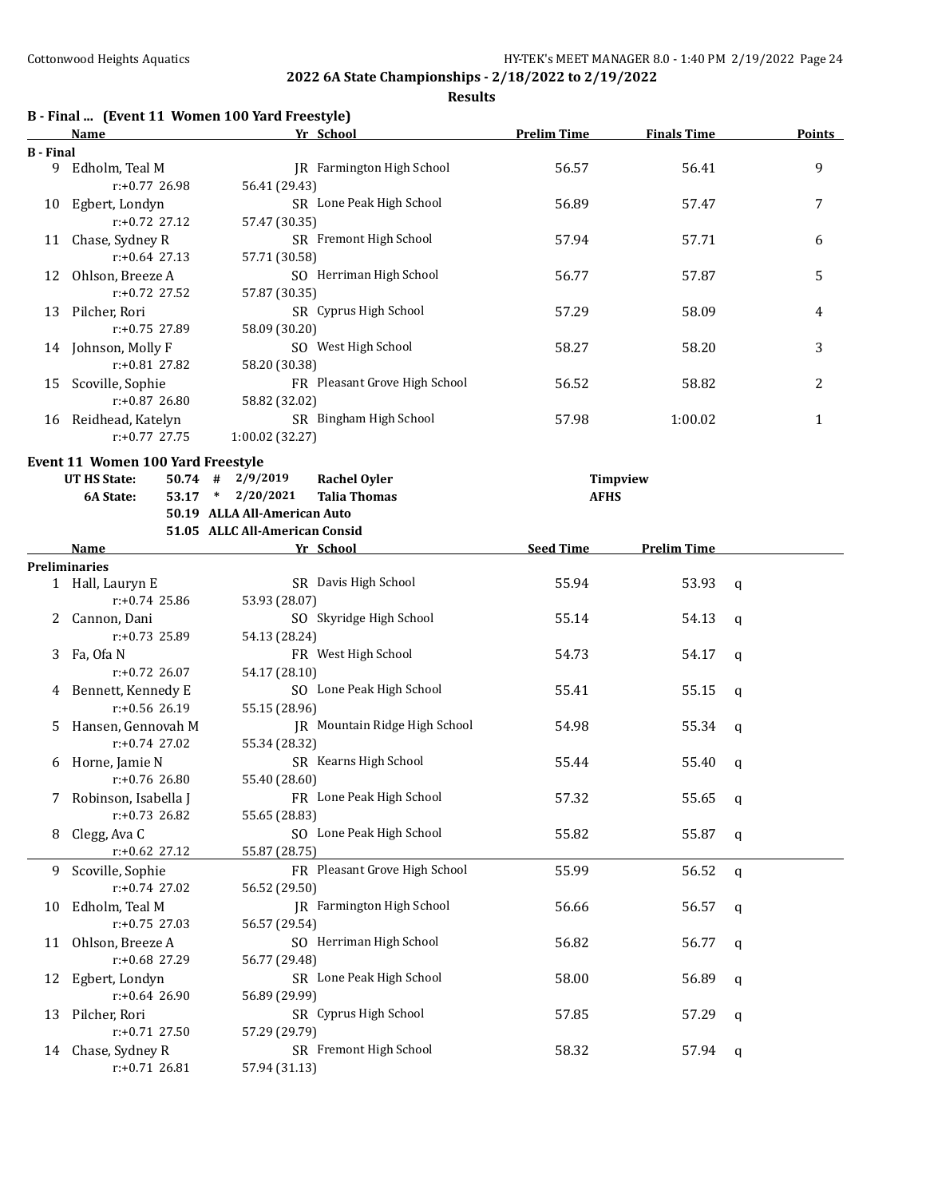**2022 6A State Championships - 2/18/2022 to 2/19/2022**

**Results**

## B - Final ... (Event 11 Women 100 Yard Freestyle)

| | Name | Yr | School | Prelim Time | Finals Time | Points |
|---|---|---|---|---|---|---|
| **B - Final** | | | | | | |
| 9 | Edholm, Teal M | JR | Farmington High School | 56.57 | 56.41 | 9 |
| | r:+0.77 26.98 | 56.41 (29.43) | | | | |
| 10 | Egbert, Londyn | SR | Lone Peak High School | 56.89 | 57.47 | 7 |
| | r:+0.72 27.12 | 57.47 (30.35) | | | | |
| 11 | Chase, Sydney R | SR | Fremont High School | 57.94 | 57.71 | 6 |
| | r:+0.64 27.13 | 57.71 (30.58) | | | | |
| 12 | Ohlson, Breeze A | SO | Herriman High School | 56.77 | 57.87 | 5 |
| | r:+0.72 27.52 | 57.87 (30.35) | | | | |
| 13 | Pilcher, Rori | SR | Cyprus High School | 57.29 | 58.09 | 4 |
| | r:+0.75 27.89 | 58.09 (30.20) | | | | |
| 14 | Johnson, Molly F | SO | West High School | 58.27 | 58.20 | 3 |
| | r:+0.81 27.82 | 58.20 (30.38) | | | | |
| 15 | Scoville, Sophie | FR | Pleasant Grove High School | 56.52 | 58.82 | 2 |
| | r:+0.87 26.80 | 58.82 (32.02) | | | | |
| 16 | Reidhead, Katelyn | SR | Bingham High School | 57.98 | 1:00.02 | 1 |
| | r:+0.77 27.75 | 1:00.02 (32.27) | | | | |

## Event 11 Women 100 Yard Freestyle

| | | | | | |
|---|---|---|---|---|---|
| UT HS State: | 50.74 | # | 2/9/2019 | Rachel Oyler | Timpview |
| 6A State: | 53.17 | * | 2/20/2021 | Talia Thomas | AFHS |
| | 50.19 | ALLA All-American Auto | | | |
| | 51.05 | ALLC All-American Consid | | | |

| | Name | Yr | School | Seed Time | Prelim Time | |
|---|---|---|---|---|---|---|
| **Preliminaries** | | | | | | |
| 1 | Hall, Lauryn E | SR | Davis High School | 55.94 | 53.93 | q |
| | r:+0.74 25.86 | 53.93 (28.07) | | | | |
| 2 | Cannon, Dani | SO | Skyridge High School | 55.14 | 54.13 | q |
| | r:+0.73 25.89 | 54.13 (28.24) | | | | |
| 3 | Fa, Ofa N | FR | West High School | 54.73 | 54.17 | q |
| | r:+0.72 26.07 | 54.17 (28.10) | | | | |
| 4 | Bennett, Kennedy E | SO | Lone Peak High School | 55.41 | 55.15 | q |
| | r:+0.56 26.19 | 55.15 (28.96) | | | | |
| 5 | Hansen, Gennovah M | JR | Mountain Ridge High School | 54.98 | 55.34 | q |
| | r:+0.74 27.02 | 55.34 (28.32) | | | | |
| 6 | Horne, Jamie N | SR | Kearns High School | 55.44 | 55.40 | q |
| | r:+0.76 26.80 | 55.40 (28.60) | | | | |
| 7 | Robinson, Isabella J | FR | Lone Peak High School | 57.32 | 55.65 | q |
| | r:+0.73 26.82 | 55.65 (28.83) | | | | |
| 8 | Clegg, Ava C | SO | Lone Peak High School | 55.82 | 55.87 | q |
| | r:+0.62 27.12 | 55.87 (28.75) | | | | |
| 9 | Scoville, Sophie | FR | Pleasant Grove High School | 55.99 | 56.52 | q |
| | r:+0.74 27.02 | 56.52 (29.50) | | | | |
| 10 | Edholm, Teal M | JR | Farmington High School | 56.66 | 56.57 | q |
| | r:+0.75 27.03 | 56.57 (29.54) | | | | |
| 11 | Ohlson, Breeze A | SO | Herriman High School | 56.82 | 56.77 | q |
| | r:+0.68 27.29 | 56.77 (29.48) | | | | |
| 12 | Egbert, Londyn | SR | Lone Peak High School | 58.00 | 56.89 | q |
| | r:+0.64 26.90 | 56.89 (29.99) | | | | |
| 13 | Pilcher, Rori | SR | Cyprus High School | 57.85 | 57.29 | q |
| | r:+0.71 27.50 | 57.29 (29.79) | | | | |
| 14 | Chase, Sydney R | SR | Fremont High School | 58.32 | 57.94 | q |
| | r:+0.71 26.81 | 57.94 (31.13) | | | | |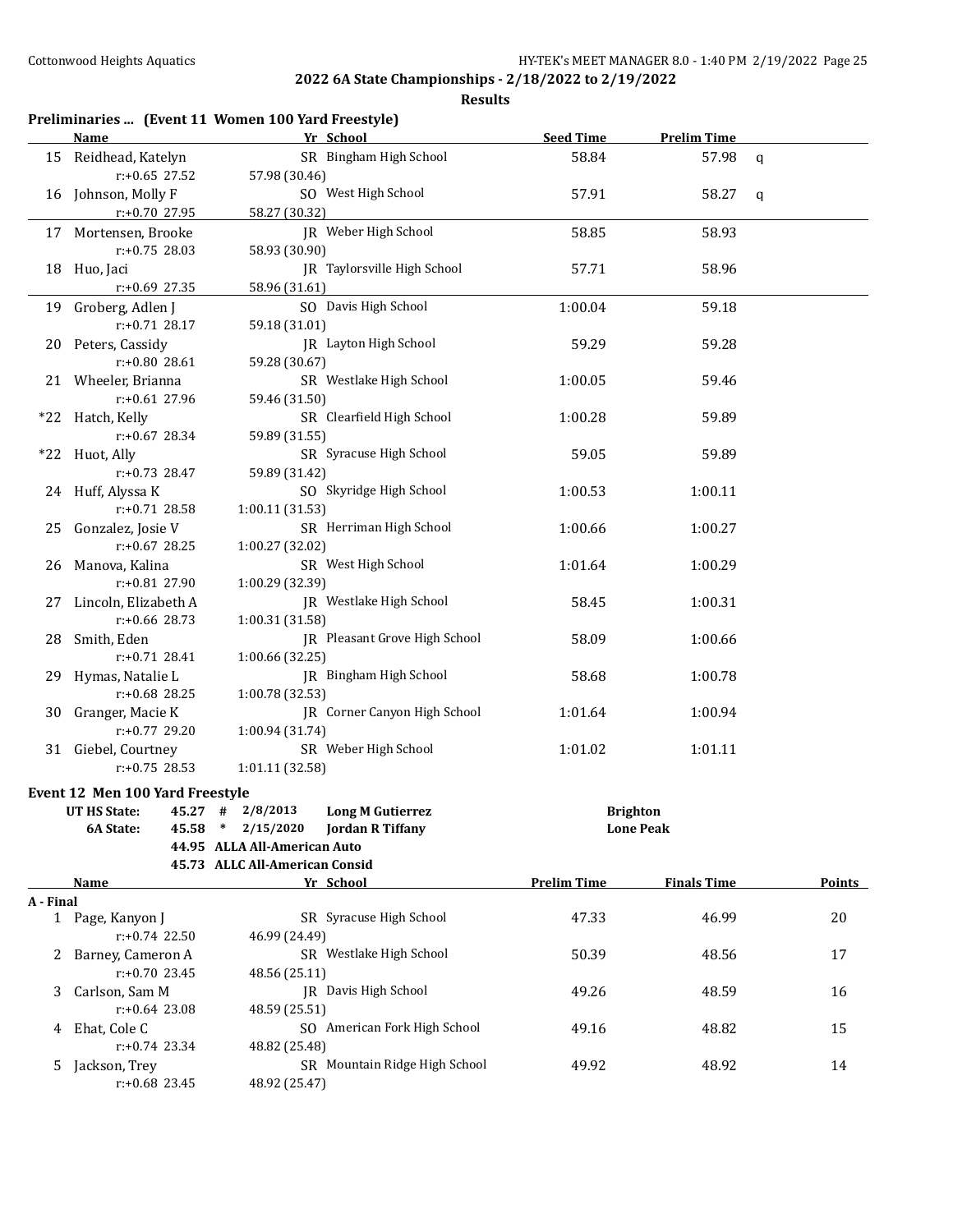## 2022 6A State Championships - 2/18/2022 to 2/19/2022

### Results

### Preliminaries ... (Event 11 Women 100 Yard Freestyle)

| | Name | Yr | School | Seed Time | Prelim Time | |
|---|---|---|---|---|---|---|
| 15 | Reidhead, Katelyn | SR | Bingham High School | 58.84 | 57.98 | q |
| | r:+0.65 27.52 | 57.98 (30.46) | | | | |
| 16 | Johnson, Molly F | SO | West High School | 57.91 | 58.27 | q |
| | r:+0.70 27.95 | 58.27 (30.32) | | | | |
| 17 | Mortensen, Brooke | JR | Weber High School | 58.85 | 58.93 | |
| | r:+0.75 28.03 | 58.93 (30.90) | | | | |
| 18 | Huo, Jaci | JR | Taylorsville High School | 57.71 | 58.96 | |
| | r:+0.69 27.35 | 58.96 (31.61) | | | | |
| 19 | Groberg, Adlen J | SO | Davis High School | 1:00.04 | 59.18 | |
| | r:+0.71 28.17 | 59.18 (31.01) | | | | |
| 20 | Peters, Cassidy | JR | Layton High School | 59.29 | 59.28 | |
| | r:+0.80 28.61 | 59.28 (30.67) | | | | |
| 21 | Wheeler, Brianna | SR | Westlake High School | 1:00.05 | 59.46 | |
| | r:+0.61 27.96 | 59.46 (31.50) | | | | |
| *22 | Hatch, Kelly | SR | Clearfield High School | 1:00.28 | 59.89 | |
| | r:+0.67 28.34 | 59.89 (31.55) | | | | |
| *22 | Huot, Ally | SR | Syracuse High School | 59.05 | 59.89 | |
| | r:+0.73 28.47 | 59.89 (31.42) | | | | |
| 24 | Huff, Alyssa K | SO | Skyridge High School | 1:00.53 | 1:00.11 | |
| | r:+0.71 28.58 | 1:00.11 (31.53) | | | | |
| 25 | Gonzalez, Josie V | SR | Herriman High School | 1:00.66 | 1:00.27 | |
| | r:+0.67 28.25 | 1:00.27 (32.02) | | | | |
| 26 | Manova, Kalina | SR | West High School | 1:01.64 | 1:00.29 | |
| | r:+0.81 27.90 | 1:00.29 (32.39) | | | | |
| 27 | Lincoln, Elizabeth A | JR | Westlake High School | 58.45 | 1:00.31 | |
| | r:+0.66 28.73 | 1:00.31 (31.58) | | | | |
| 28 | Smith, Eden | JR | Pleasant Grove High School | 58.09 | 1:00.66 | |
| | r:+0.71 28.41 | 1:00.66 (32.25) | | | | |
| 29 | Hymas, Natalie L | JR | Bingham High School | 58.68 | 1:00.78 | |
| | r:+0.68 28.25 | 1:00.78 (32.53) | | | | |
| 30 | Granger, Macie K | JR | Corner Canyon High School | 1:01.64 | 1:00.94 | |
| | r:+0.77 29.20 | 1:00.94 (31.74) | | | | |
| 31 | Giebel, Courtney | SR | Weber High School | 1:01.02 | 1:01.11 | |
| | r:+0.75 28.53 | 1:01.11 (32.58) | | | | |

### Event 12 Men 100 Yard Freestyle

| | | | | | |
|---|---|---|---|---|---|
| UT HS State: | 45.27 | # | 2/8/2013 | Long M Gutierrez | Brighton |
| 6A State: | 45.58 | * | 2/15/2020 | Jordan R Tiffany | Lone Peak |
| | 44.95 | ALLA All-American Auto | | | |
| | 45.73 | ALLC All-American Consid | | | |

**A - Final**

| | Name | Yr | School | Prelim Time | Finals Time | Points |
|---|---|---|---|---|---|---|
| 1 | Page, Kanyon J | SR | Syracuse High School | 47.33 | 46.99 | 20 |
| | r:+0.74 22.50 | 46.99 (24.49) | | | | |
| 2 | Barney, Cameron A | SR | Westlake High School | 50.39 | 48.56 | 17 |
| | r:+0.70 23.45 | 48.56 (25.11) | | | | |
| 3 | Carlson, Sam M | JR | Davis High School | 49.26 | 48.59 | 16 |
| | r:+0.64 23.08 | 48.59 (25.51) | | | | |
| 4 | Ehat, Cole C | SO | American Fork High School | 49.16 | 48.82 | 15 |
| | r:+0.74 23.34 | 48.82 (25.48) | | | | |
| 5 | Jackson, Trey | SR | Mountain Ridge High School | 49.92 | 48.92 | 14 |
| | r:+0.68 23.45 | 48.92 (25.47) | | | | |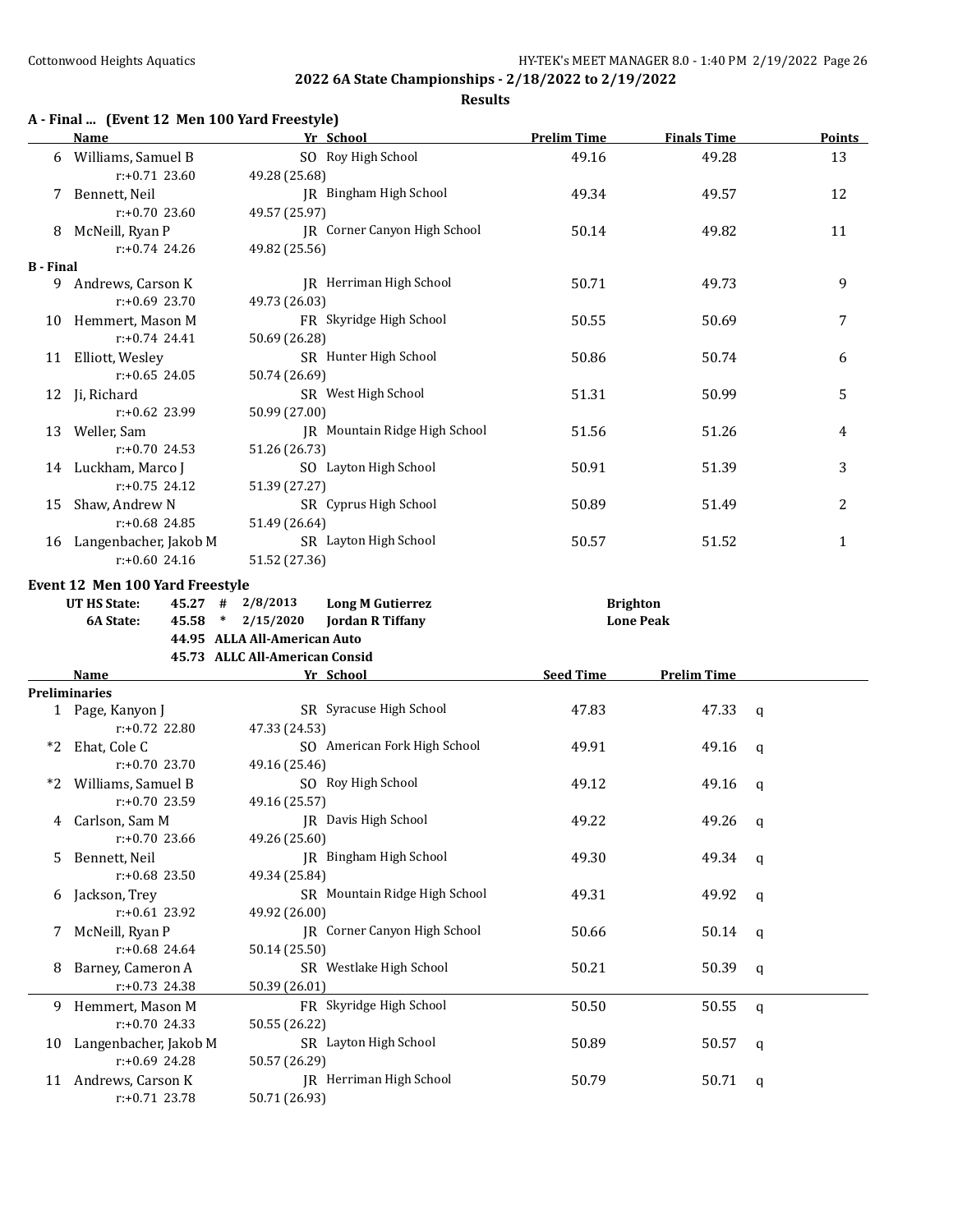## 2022 6A State Championships - 2/18/2022 to 2/19/2022

### Results

**A - Final ... (Event 12 Men 100 Yard Freestyle)**

| | Name | Yr | School | Prelim Time | Finals Time | Points |
|---|---|---|---|---|---|---|
| 6 | Williams, Samuel B | SO | Roy High School | 49.16 | 49.28 | 13 |
| | r:+0.71 23.60 | | 49.28 (25.68) | | | |
| 7 | Bennett, Neil | JR | Bingham High School | 49.34 | 49.57 | 12 |
| | r:+0.70 23.60 | | 49.57 (25.97) | | | |
| 8 | McNeill, Ryan P | JR | Corner Canyon High School | 50.14 | 49.82 | 11 |
| | r:+0.74 24.26 | | 49.82 (25.56) | | | |
| **B - Final** | | | | | | |
| 9 | Andrews, Carson K | JR | Herriman High School | 50.71 | 49.73 | 9 |
| | r:+0.69 23.70 | | 49.73 (26.03) | | | |
| 10 | Hemmert, Mason M | FR | Skyridge High School | 50.55 | 50.69 | 7 |
| | r:+0.74 24.41 | | 50.69 (26.28) | | | |
| 11 | Elliott, Wesley | SR | Hunter High School | 50.86 | 50.74 | 6 |
| | r:+0.65 24.05 | | 50.74 (26.69) | | | |
| 12 | Ji, Richard | SR | West High School | 51.31 | 50.99 | 5 |
| | r:+0.62 23.99 | | 50.99 (27.00) | | | |
| 13 | Weller, Sam | JR | Mountain Ridge High School | 51.56 | 51.26 | 4 |
| | r:+0.70 24.53 | | 51.26 (26.73) | | | |
| 14 | Luckham, Marco J | SO | Layton High School | 50.91 | 51.39 | 3 |
| | r:+0.75 24.12 | | 51.39 (27.27) | | | |
| 15 | Shaw, Andrew N | SR | Cyprus High School | 50.89 | 51.49 | 2 |
| | r:+0.68 24.85 | | 51.49 (26.64) | | | |
| 16 | Langenbacher, Jakob M | SR | Layton High School | 50.57 | 51.52 | 1 |
| | r:+0.60 24.16 | | 51.52 (27.36) | | | |

**Event 12 Men 100 Yard Freestyle**

| | | | | | |
|---|---|---|---|---|---|
| **UT HS State:** | 45.27 | # | 2/8/2013 | **Long M Gutierrez** | **Brighton** |
| **6A State:** | 45.58 | * | 2/15/2020 | **Jordan R Tiffany** | **Lone Peak** |
| | 44.95 | | ALLA All-American Auto | | |
| | 45.73 | | ALLC All-American Consid | | |

| | Name | Yr | School | Seed Time | Prelim Time | |
|---|---|---|---|---|---|---|
| **Preliminaries** | | | | | | |
| 1 | Page, Kanyon J | SR | Syracuse High School | 47.83 | 47.33 | q |
| | r:+0.72 22.80 | | 47.33 (24.53) | | | |
| *2 | Ehat, Cole C | SO | American Fork High School | 49.91 | 49.16 | q |
| | r:+0.70 23.70 | | 49.16 (25.46) | | | |
| *2 | Williams, Samuel B | SO | Roy High School | 49.12 | 49.16 | q |
| | r:+0.70 23.59 | | 49.16 (25.57) | | | |
| 4 | Carlson, Sam M | JR | Davis High School | 49.22 | 49.26 | q |
| | r:+0.70 23.66 | | 49.26 (25.60) | | | |
| 5 | Bennett, Neil | JR | Bingham High School | 49.30 | 49.34 | q |
| | r:+0.68 23.50 | | 49.34 (25.84) | | | |
| 6 | Jackson, Trey | SR | Mountain Ridge High School | 49.31 | 49.92 | q |
| | r:+0.61 23.92 | | 49.92 (26.00) | | | |
| 7 | McNeill, Ryan P | JR | Corner Canyon High School | 50.66 | 50.14 | q |
| | r:+0.68 24.64 | | 50.14 (25.50) | | | |
| 8 | Barney, Cameron A | SR | Westlake High School | 50.21 | 50.39 | q |
| | r:+0.73 24.38 | | 50.39 (26.01) | | | |
| 9 | Hemmert, Mason M | FR | Skyridge High School | 50.50 | 50.55 | q |
| | r:+0.70 24.33 | | 50.55 (26.22) | | | |
| 10 | Langenbacher, Jakob M | SR | Layton High School | 50.89 | 50.57 | q |
| | r:+0.69 24.28 | | 50.57 (26.29) | | | |
| 11 | Andrews, Carson K | JR | Herriman High School | 50.79 | 50.71 | q |
| | r:+0.71 23.78 | | 50.71 (26.93) | | | |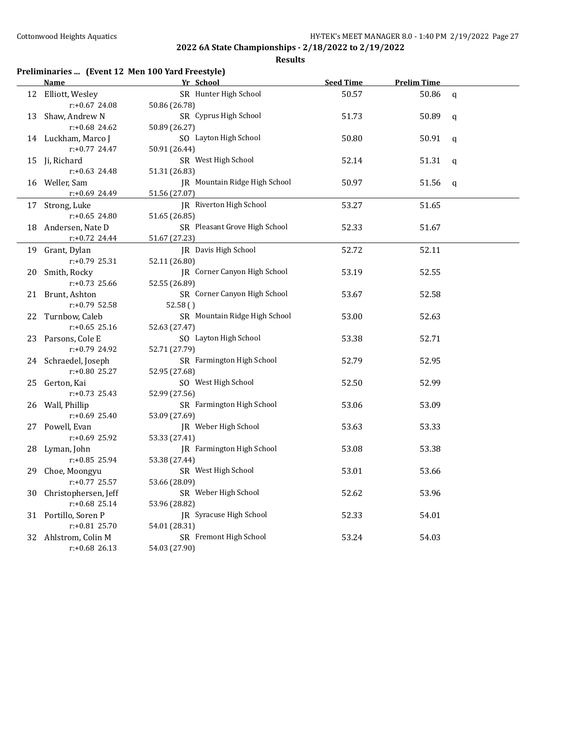## 2022 6A State Championships - 2/18/2022 to 2/19/2022

### Results

### Preliminaries ... (Event 12 Men 100 Yard Freestyle)

| | Name | Yr | School | Seed Time | Prelim Time | |
|---|---|---|---|---|---|---|
| 12 | Elliott, Wesley | SR | Hunter High School | 50.57 | 50.86 | q |
| | r:+0.67 24.08 | 50.86 (26.78) | | | | |
| 13 | Shaw, Andrew N | SR | Cyprus High School | 51.73 | 50.89 | q |
| | r:+0.68 24.62 | 50.89 (26.27) | | | | |
| 14 | Luckham, Marco J | SO | Layton High School | 50.80 | 50.91 | q |
| | r:+0.77 24.47 | 50.91 (26.44) | | | | |
| 15 | Ji, Richard | SR | West High School | 52.14 | 51.31 | q |
| | r:+0.63 24.48 | 51.31 (26.83) | | | | |
| 16 | Weller, Sam | JR | Mountain Ridge High School | 50.97 | 51.56 | q |
| | r:+0.69 24.49 | 51.56 (27.07) | | | | |
| 17 | Strong, Luke | JR | Riverton High School | 53.27 | 51.65 | |
| | r:+0.65 24.80 | 51.65 (26.85) | | | | |
| 18 | Andersen, Nate D | SR | Pleasant Grove High School | 52.33 | 51.67 | |
| | r:+0.72 24.44 | 51.67 (27.23) | | | | |
| 19 | Grant, Dylan | JR | Davis High School | 52.72 | 52.11 | |
| | r:+0.79 25.31 | 52.11 (26.80) | | | | |
| 20 | Smith, Rocky | JR | Corner Canyon High School | 53.19 | 52.55 | |
| | r:+0.73 25.66 | 52.55 (26.89) | | | | |
| 21 | Brunt, Ashton | SR | Corner Canyon High School | 53.67 | 52.58 | |
| | r:+0.79 52.58 | 52.58 ( ) | | | | |
| 22 | Turnbow, Caleb | SR | Mountain Ridge High School | 53.00 | 52.63 | |
| | r:+0.65 25.16 | 52.63 (27.47) | | | | |
| 23 | Parsons, Cole E | SO | Layton High School | 53.38 | 52.71 | |
| | r:+0.79 24.92 | 52.71 (27.79) | | | | |
| 24 | Schraedel, Joseph | SR | Farmington High School | 52.79 | 52.95 | |
| | r:+0.80 25.27 | 52.95 (27.68) | | | | |
| 25 | Gerton, Kai | SO | West High School | 52.50 | 52.99 | |
| | r:+0.73 25.43 | 52.99 (27.56) | | | | |
| 26 | Wall, Phillip | SR | Farmington High School | 53.06 | 53.09 | |
| | r:+0.69 25.40 | 53.09 (27.69) | | | | |
| 27 | Powell, Evan | JR | Weber High School | 53.63 | 53.33 | |
| | r:+0.69 25.92 | 53.33 (27.41) | | | | |
| 28 | Lyman, John | JR | Farmington High School | 53.08 | 53.38 | |
| | r:+0.85 25.94 | 53.38 (27.44) | | | | |
| 29 | Choe, Moongyu | SR | West High School | 53.01 | 53.66 | |
| | r:+0.77 25.57 | 53.66 (28.09) | | | | |
| 30 | Christophersen, Jeff | SR | Weber High School | 52.62 | 53.96 | |
| | r:+0.68 25.14 | 53.96 (28.82) | | | | |
| 31 | Portillo, Soren P | JR | Syracuse High School | 52.33 | 54.01 | |
| | r:+0.81 25.70 | 54.01 (28.31) | | | | |
| 32 | Ahlstrom, Colin M | SR | Fremont High School | 53.24 | 54.03 | |
| | r:+0.68 26.13 | 54.03 (27.90) | | | | |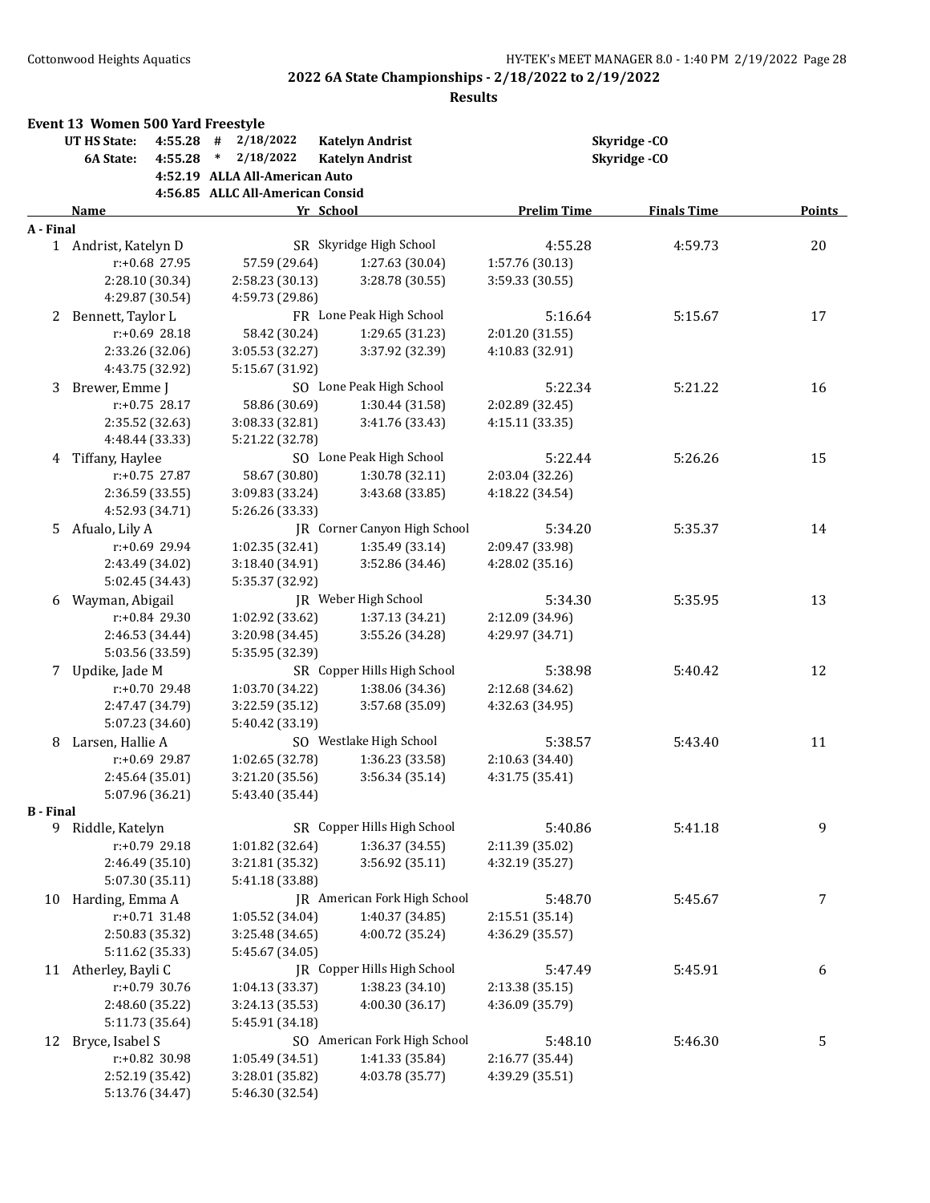**2022 6A State Championships - 2/18/2022 to 2/19/2022**

**Results**

### Event 13 Women 500 Yard Freestyle

| | | | | | |
|---|---|---|---|---|---|
| UT HS State: | 4:55.28 | # | 2/18/2022 | Katelyn Andrist | Skyridge -CO |
| 6A State: | 4:55.28 | * | 2/18/2022 | Katelyn Andrist | Skyridge -CO |
| | 4:52.19 | ALLA All-American Auto | | | |
| | 4:56.85 | ALLC All-American Consid | | | |

| | Name | Yr | School | Prelim Time | Finals Time | Points |
|---|---|---|---|---|---|---|
| **A - Final** | | | | | | |
| 1 | Andrist, Katelyn D | SR | Skyridge High School | 4:55.28 | 4:59.73 | 20 |
| | r:+0.68 27.95 | 57.59 (29.64) | 1:27.63 (30.04) | 1:57.76 (30.13) | | |
| | 2:28.10 (30.34) | 2:58.23 (30.13) | 3:28.78 (30.55) | 3:59.33 (30.55) | | |
| | 4:29.87 (30.54) | 4:59.73 (29.86) | | | | |
| 2 | Bennett, Taylor L | FR | Lone Peak High School | 5:16.64 | 5:15.67 | 17 |
| | r:+0.69 28.18 | 58.42 (30.24) | 1:29.65 (31.23) | 2:01.20 (31.55) | | |
| | 2:33.26 (32.06) | 3:05.53 (32.27) | 3:37.92 (32.39) | 4:10.83 (32.91) | | |
| | 4:43.75 (32.92) | 5:15.67 (31.92) | | | | |
| 3 | Brewer, Emme J | SO | Lone Peak High School | 5:22.34 | 5:21.22 | 16 |
| | r:+0.75 28.17 | 58.86 (30.69) | 1:30.44 (31.58) | 2:02.89 (32.45) | | |
| | 2:35.52 (32.63) | 3:08.33 (32.81) | 3:41.76 (33.43) | 4:15.11 (33.35) | | |
| | 4:48.44 (33.33) | 5:21.22 (32.78) | | | | |
| 4 | Tiffany, Haylee | SO | Lone Peak High School | 5:22.44 | 5:26.26 | 15 |
| | r:+0.75 27.87 | 58.67 (30.80) | 1:30.78 (32.11) | 2:03.04 (32.26) | | |
| | 2:36.59 (33.55) | 3:09.83 (33.24) | 3:43.68 (33.85) | 4:18.22 (34.54) | | |
| | 4:52.93 (34.71) | 5:26.26 (33.33) | | | | |
| 5 | Afualo, Lily A | JR | Corner Canyon High School | 5:34.20 | 5:35.37 | 14 |
| | r:+0.69 29.94 | 1:02.35 (32.41) | 1:35.49 (33.14) | 2:09.47 (33.98) | | |
| | 2:43.49 (34.02) | 3:18.40 (34.91) | 3:52.86 (34.46) | 4:28.02 (35.16) | | |
| | 5:02.45 (34.43) | 5:35.37 (32.92) | | | | |
| 6 | Wayman, Abigail | JR | Weber High School | 5:34.30 | 5:35.95 | 13 |
| | r:+0.84 29.30 | 1:02.92 (33.62) | 1:37.13 (34.21) | 2:12.09 (34.96) | | |
| | 2:46.53 (34.44) | 3:20.98 (34.45) | 3:55.26 (34.28) | 4:29.97 (34.71) | | |
| | 5:03.56 (33.59) | 5:35.95 (32.39) | | | | |
| 7 | Updike, Jade M | SR | Copper Hills High School | 5:38.98 | 5:40.42 | 12 |
| | r:+0.70 29.48 | 1:03.70 (34.22) | 1:38.06 (34.36) | 2:12.68 (34.62) | | |
| | 2:47.47 (34.79) | 3:22.59 (35.12) | 3:57.68 (35.09) | 4:32.63 (34.95) | | |
| | 5:07.23 (34.60) | 5:40.42 (33.19) | | | | |
| 8 | Larsen, Hallie A | SO | Westlake High School | 5:38.57 | 5:43.40 | 11 |
| | r:+0.69 29.87 | 1:02.65 (32.78) | 1:36.23 (33.58) | 2:10.63 (34.40) | | |
| | 2:45.64 (35.01) | 3:21.20 (35.56) | 3:56.34 (35.14) | 4:31.75 (35.41) | | |
| | 5:07.96 (36.21) | 5:43.40 (35.44) | | | | |
| **B - Final** | | | | | | |
| 9 | Riddle, Katelyn | SR | Copper Hills High School | 5:40.86 | 5:41.18 | 9 |
| | r:+0.79 29.18 | 1:01.82 (32.64) | 1:36.37 (34.55) | 2:11.39 (35.02) | | |
| | 2:46.49 (35.10) | 3:21.81 (35.32) | 3:56.92 (35.11) | 4:32.19 (35.27) | | |
| | 5:07.30 (35.11) | 5:41.18 (33.88) | | | | |
| 10 | Harding, Emma A | JR | American Fork High School | 5:48.70 | 5:45.67 | 7 |
| | r:+0.71 31.48 | 1:05.52 (34.04) | 1:40.37 (34.85) | 2:15.51 (35.14) | | |
| | 2:50.83 (35.32) | 3:25.48 (34.65) | 4:00.72 (35.24) | 4:36.29 (35.57) | | |
| | 5:11.62 (35.33) | 5:45.67 (34.05) | | | | |
| 11 | Atherley, Bayli C | JR | Copper Hills High School | 5:47.49 | 5:45.91 | 6 |
| | r:+0.79 30.76 | 1:04.13 (33.37) | 1:38.23 (34.10) | 2:13.38 (35.15) | | |
| | 2:48.60 (35.22) | 3:24.13 (35.53) | 4:00.30 (36.17) | 4:36.09 (35.79) | | |
| | 5:11.73 (35.64) | 5:45.91 (34.18) | | | | |
| 12 | Bryce, Isabel S | SO | American Fork High School | 5:48.10 | 5:46.30 | 5 |
| | r:+0.82 30.98 | 1:05.49 (34.51) | 1:41.33 (35.84) | 2:16.77 (35.44) | | |
| | 2:52.19 (35.42) | 3:28.01 (35.82) | 4:03.78 (35.77) | 4:39.29 (35.51) | | |
| | 5:13.76 (34.47) | 5:46.30 (32.54) | | | | |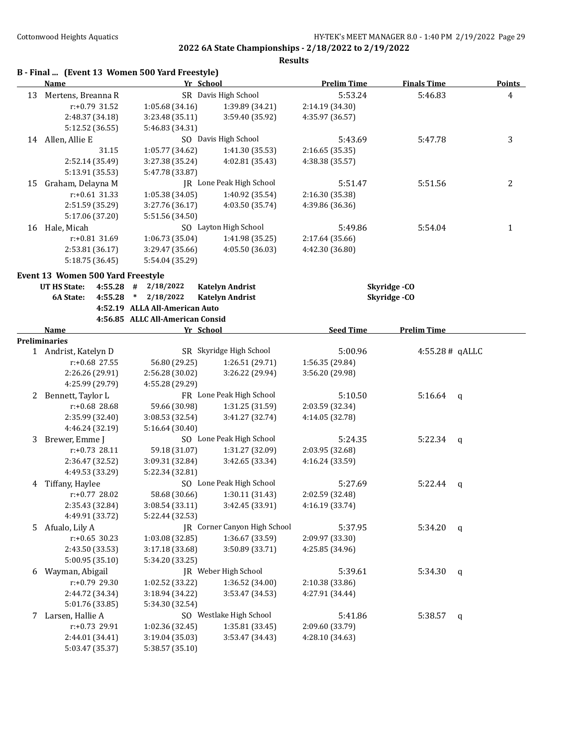## 2022 6A State Championships - 2/18/2022 to 2/19/2022

### Results

### B - Final ... (Event 13 Women 500 Yard Freestyle)

| | Name | Yr | School | Prelim Time | Finals Time | Points |
|---|---|---|---|---|---|---|
| 13 | Mertens, Breanna R | SR | Davis High School | 5:53.24 | 5:46.83 | 4 |
| | r:+0.79 31.52 | 1:05.68 (34.16) | 1:39.89 (34.21) | 2:14.19 (34.30) | | |
| | 2:48.37 (34.18) | 3:23.48 (35.11) | 3:59.40 (35.92) | 4:35.97 (36.57) | | |
| | 5:12.52 (36.55) | 5:46.83 (34.31) | | | | |
| 14 | Allen, Allie E | SO | Davis High School | 5:43.69 | 5:47.78 | 3 |
| | 31.15 | 1:05.77 (34.62) | 1:41.30 (35.53) | 2:16.65 (35.35) | | |
| | 2:52.14 (35.49) | 3:27.38 (35.24) | 4:02.81 (35.43) | 4:38.38 (35.57) | | |
| | 5:13.91 (35.53) | 5:47.78 (33.87) | | | | |
| 15 | Graham, Delayna M | JR | Lone Peak High School | 5:51.47 | 5:51.56 | 2 |
| | r:+0.61 31.33 | 1:05.38 (34.05) | 1:40.92 (35.54) | 2:16.30 (35.38) | | |
| | 2:51.59 (35.29) | 3:27.76 (36.17) | 4:03.50 (35.74) | 4:39.86 (36.36) | | |
| | 5:17.06 (37.20) | 5:51.56 (34.50) | | | | |
| 16 | Hale, Micah | SO | Layton High School | 5:49.86 | 5:54.04 | 1 |
| | r:+0.81 31.69 | 1:06.73 (35.04) | 1:41.98 (35.25) | 2:17.64 (35.66) | | |
| | 2:53.81 (36.17) | 3:29.47 (35.66) | 4:05.50 (36.03) | 4:42.30 (36.80) | | |
| | 5:18.75 (36.45) | 5:54.04 (35.29) | | | | |

### Event 13 Women 500 Yard Freestyle

| | | | | | |
|---|---|---|---|---|---|
| UT HS State: | 4:55.28 | # | 2/18/2022 | Katelyn Andrist | Skyridge -CO |
| 6A State: | 4:55.28 | * | 2/18/2022 | Katelyn Andrist | Skyridge -CO |
| | 4:52.19 | | ALLA All-American Auto | | |
| | 4:56.85 | | ALLC All-American Consid | | |

**Preliminaries**

| | Name | Yr | School | Seed Time | Prelim Time | |
|---|---|---|---|---|---|---|
| 1 | Andrist, Katelyn D | SR | Skyridge High School | 5:00.96 | 4:55.28 # | qALLC |
| | r:+0.68 27.55 | 56.80 (29.25) | 1:26.51 (29.71) | 1:56.35 (29.84) | | |
| | 2:26.26 (29.91) | 2:56.28 (30.02) | 3:26.22 (29.94) | 3:56.20 (29.98) | | |
| | 4:25.99 (29.79) | 4:55.28 (29.29) | | | | |
| 2 | Bennett, Taylor L | FR | Lone Peak High School | 5:10.50 | 5:16.64 | q |
| | r:+0.68 28.68 | 59.66 (30.98) | 1:31.25 (31.59) | 2:03.59 (32.34) | | |
| | 2:35.99 (32.40) | 3:08.53 (32.54) | 3:41.27 (32.74) | 4:14.05 (32.78) | | |
| | 4:46.24 (32.19) | 5:16.64 (30.40) | | | | |
| 3 | Brewer, Emme J | SO | Lone Peak High School | 5:24.35 | 5:22.34 | q |
| | r:+0.73 28.11 | 59.18 (31.07) | 1:31.27 (32.09) | 2:03.95 (32.68) | | |
| | 2:36.47 (32.52) | 3:09.31 (32.84) | 3:42.65 (33.34) | 4:16.24 (33.59) | | |
| | 4:49.53 (33.29) | 5:22.34 (32.81) | | | | |
| 4 | Tiffany, Haylee | SO | Lone Peak High School | 5:27.69 | 5:22.44 | q |
| | r:+0.77 28.02 | 58.68 (30.66) | 1:30.11 (31.43) | 2:02.59 (32.48) | | |
| | 2:35.43 (32.84) | 3:08.54 (33.11) | 3:42.45 (33.91) | 4:16.19 (33.74) | | |
| | 4:49.91 (33.72) | 5:22.44 (32.53) | | | | |
| 5 | Afualo, Lily A | JR | Corner Canyon High School | 5:37.95 | 5:34.20 | q |
| | r:+0.65 30.23 | 1:03.08 (32.85) | 1:36.67 (33.59) | 2:09.97 (33.30) | | |
| | 2:43.50 (33.53) | 3:17.18 (33.68) | 3:50.89 (33.71) | 4:25.85 (34.96) | | |
| | 5:00.95 (35.10) | 5:34.20 (33.25) | | | | |
| 6 | Wayman, Abigail | JR | Weber High School | 5:39.61 | 5:34.30 | q |
| | r:+0.79 29.30 | 1:02.52 (33.22) | 1:36.52 (34.00) | 2:10.38 (33.86) | | |
| | 2:44.72 (34.34) | 3:18.94 (34.22) | 3:53.47 (34.53) | 4:27.91 (34.44) | | |
| | 5:01.76 (33.85) | 5:34.30 (32.54) | | | | |
| 7 | Larsen, Hallie A | SO | Westlake High School | 5:41.86 | 5:38.57 | q |
| | r:+0.73 29.91 | 1:02.36 (32.45) | 1:35.81 (33.45) | 2:09.60 (33.79) | | |
| | 2:44.01 (34.41) | 3:19.04 (35.03) | 3:53.47 (34.43) | 4:28.10 (34.63) | | |
| | 5:03.47 (35.37) | 5:38.57 (35.10) | | | | |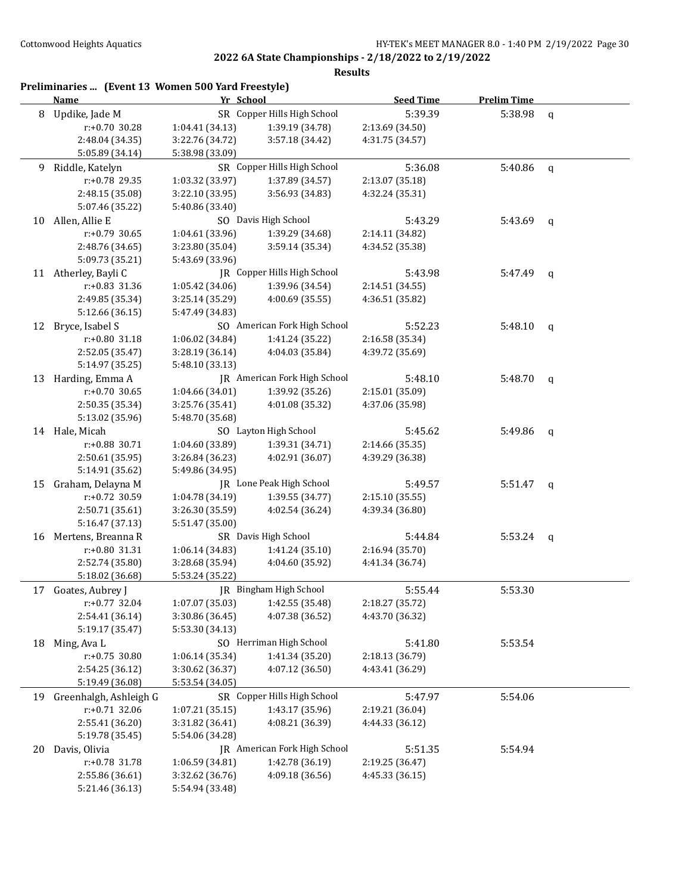**2022 6A State Championships - 2/18/2022 to 2/19/2022**

**Results**

## Preliminaries ... (Event 13 Women 500 Yard Freestyle)

| | Name | Yr | School | Seed Time | Prelim Time | |
|---|---|---|---|---|---|---|
| 8 | Updike, Jade M | SR | Copper Hills High School | 5:39.39 | 5:38.98 | q |
| | r:+0.70 30.28 | 1:04.41 (34.13) | 1:39.19 (34.78) | 2:13.69 (34.50) | | |
| | 2:48.04 (34.35) | 3:22.76 (34.72) | 3:57.18 (34.42) | 4:31.75 (34.57) | | |
| | 5:05.89 (34.14) | 5:38.98 (33.09) | | | | |
| 9 | Riddle, Katelyn | SR | Copper Hills High School | 5:36.08 | 5:40.86 | q |
| | r:+0.78 29.35 | 1:03.32 (33.97) | 1:37.89 (34.57) | 2:13.07 (35.18) | | |
| | 2:48.15 (35.08) | 3:22.10 (33.95) | 3:56.93 (34.83) | 4:32.24 (35.31) | | |
| | 5:07.46 (35.22) | 5:40.86 (33.40) | | | | |
| 10 | Allen, Allie E | SO | Davis High School | 5:43.29 | 5:43.69 | q |
| | r:+0.79 30.65 | 1:04.61 (33.96) | 1:39.29 (34.68) | 2:14.11 (34.82) | | |
| | 2:48.76 (34.65) | 3:23.80 (35.04) | 3:59.14 (35.34) | 4:34.52 (35.38) | | |
| | 5:09.73 (35.21) | 5:43.69 (33.96) | | | | |
| 11 | Atherley, Bayli C | JR | Copper Hills High School | 5:43.98 | 5:47.49 | q |
| | r:+0.83 31.36 | 1:05.42 (34.06) | 1:39.96 (34.54) | 2:14.51 (34.55) | | |
| | 2:49.85 (35.34) | 3:25.14 (35.29) | 4:00.69 (35.55) | 4:36.51 (35.82) | | |
| | 5:12.66 (36.15) | 5:47.49 (34.83) | | | | |
| 12 | Bryce, Isabel S | SO | American Fork High School | 5:52.23 | 5:48.10 | q |
| | r:+0.80 31.18 | 1:06.02 (34.84) | 1:41.24 (35.22) | 2:16.58 (35.34) | | |
| | 2:52.05 (35.47) | 3:28.19 (36.14) | 4:04.03 (35.84) | 4:39.72 (35.69) | | |
| | 5:14.97 (35.25) | 5:48.10 (33.13) | | | | |
| 13 | Harding, Emma A | JR | American Fork High School | 5:48.10 | 5:48.70 | q |
| | r:+0.70 30.65 | 1:04.66 (34.01) | 1:39.92 (35.26) | 2:15.01 (35.09) | | |
| | 2:50.35 (35.34) | 3:25.76 (35.41) | 4:01.08 (35.32) | 4:37.06 (35.98) | | |
| | 5:13.02 (35.96) | 5:48.70 (35.68) | | | | |
| 14 | Hale, Micah | SO | Layton High School | 5:45.62 | 5:49.86 | q |
| | r:+0.88 30.71 | 1:04.60 (33.89) | 1:39.31 (34.71) | 2:14.66 (35.35) | | |
| | 2:50.61 (35.95) | 3:26.84 (36.23) | 4:02.91 (36.07) | 4:39.29 (36.38) | | |
| | 5:14.91 (35.62) | 5:49.86 (34.95) | | | | |
| 15 | Graham, Delayna M | JR | Lone Peak High School | 5:49.57 | 5:51.47 | q |
| | r:+0.72 30.59 | 1:04.78 (34.19) | 1:39.55 (34.77) | 2:15.10 (35.55) | | |
| | 2:50.71 (35.61) | 3:26.30 (35.59) | 4:02.54 (36.24) | 4:39.34 (36.80) | | |
| | 5:16.47 (37.13) | 5:51.47 (35.00) | | | | |
| 16 | Mertens, Breanna R | SR | Davis High School | 5:44.84 | 5:53.24 | q |
| | r:+0.80 31.31 | 1:06.14 (34.83) | 1:41.24 (35.10) | 2:16.94 (35.70) | | |
| | 2:52.74 (35.80) | 3:28.68 (35.94) | 4:04.60 (35.92) | 4:41.34 (36.74) | | |
| | 5:18.02 (36.68) | 5:53.24 (35.22) | | | | |
| 17 | Goates, Aubrey J | JR | Bingham High School | 5:55.44 | 5:53.30 | |
| | r:+0.77 32.04 | 1:07.07 (35.03) | 1:42.55 (35.48) | 2:18.27 (35.72) | | |
| | 2:54.41 (36.14) | 3:30.86 (36.45) | 4:07.38 (36.52) | 4:43.70 (36.32) | | |
| | 5:19.17 (35.47) | 5:53.30 (34.13) | | | | |
| 18 | Ming, Ava L | SO | Herriman High School | 5:41.80 | 5:53.54 | |
| | r:+0.75 30.80 | 1:06.14 (35.34) | 1:41.34 (35.20) | 2:18.13 (36.79) | | |
| | 2:54.25 (36.12) | 3:30.62 (36.37) | 4:07.12 (36.50) | 4:43.41 (36.29) | | |
| | 5:19.49 (36.08) | 5:53.54 (34.05) | | | | |
| 19 | Greenhalgh, Ashleigh G | SR | Copper Hills High School | 5:47.97 | 5:54.06 | |
| | r:+0.71 32.06 | 1:07.21 (35.15) | 1:43.17 (35.96) | 2:19.21 (36.04) | | |
| | 2:55.41 (36.20) | 3:31.82 (36.41) | 4:08.21 (36.39) | 4:44.33 (36.12) | | |
| | 5:19.78 (35.45) | 5:54.06 (34.28) | | | | |
| 20 | Davis, Olivia | JR | American Fork High School | 5:51.35 | 5:54.94 | |
| | r:+0.78 31.78 | 1:06.59 (34.81) | 1:42.78 (36.19) | 2:19.25 (36.47) | | |
| | 2:55.86 (36.61) | 3:32.62 (36.76) | 4:09.18 (36.56) | 4:45.33 (36.15) | | |
| | 5:21.46 (36.13) | 5:54.94 (33.48) | | | | |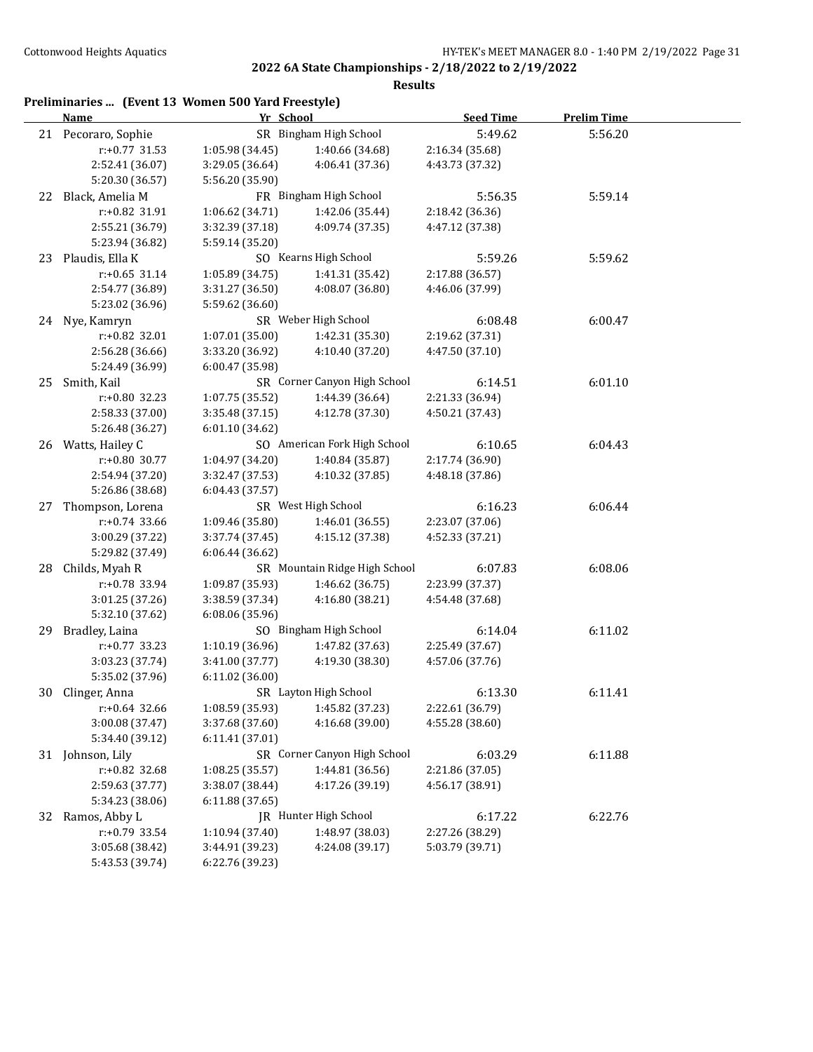## 2022 6A State Championships - 2/18/2022 to 2/19/2022

### Results

### Preliminaries ... (Event 13 Women 500 Yard Freestyle)

| | Name | Yr | School | Seed Time | Prelim Time |
|---|---|---|---|---|---|
| 21 | Pecoraro, Sophie | SR | Bingham High School | 5:49.62 | 5:56.20 |
| | r:+0.77 31.53 | 1:05.98 (34.45) | 1:40.66 (34.68) | 2:16.34 (35.68) | |
| | 2:52.41 (36.07) | 3:29.05 (36.64) | 4:06.41 (37.36) | 4:43.73 (37.32) | |
| | 5:20.30 (36.57) | 5:56.20 (35.90) | | | |
| 22 | Black, Amelia M | FR | Bingham High School | 5:56.35 | 5:59.14 |
| | r:+0.82 31.91 | 1:06.62 (34.71) | 1:42.06 (35.44) | 2:18.42 (36.36) | |
| | 2:55.21 (36.79) | 3:32.39 (37.18) | 4:09.74 (37.35) | 4:47.12 (37.38) | |
| | 5:23.94 (36.82) | 5:59.14 (35.20) | | | |
| 23 | Plaudis, Ella K | SO | Kearns High School | 5:59.26 | 5:59.62 |
| | r:+0.65 31.14 | 1:05.89 (34.75) | 1:41.31 (35.42) | 2:17.88 (36.57) | |
| | 2:54.77 (36.89) | 3:31.27 (36.50) | 4:08.07 (36.80) | 4:46.06 (37.99) | |
| | 5:23.02 (36.96) | 5:59.62 (36.60) | | | |
| 24 | Nye, Kamryn | SR | Weber High School | 6:08.48 | 6:00.47 |
| | r:+0.82 32.01 | 1:07.01 (35.00) | 1:42.31 (35.30) | 2:19.62 (37.31) | |
| | 2:56.28 (36.66) | 3:33.20 (36.92) | 4:10.40 (37.20) | 4:47.50 (37.10) | |
| | 5:24.49 (36.99) | 6:00.47 (35.98) | | | |
| 25 | Smith, Kail | SR | Corner Canyon High School | 6:14.51 | 6:01.10 |
| | r:+0.80 32.23 | 1:07.75 (35.52) | 1:44.39 (36.64) | 2:21.33 (36.94) | |
| | 2:58.33 (37.00) | 3:35.48 (37.15) | 4:12.78 (37.30) | 4:50.21 (37.43) | |
| | 5:26.48 (36.27) | 6:01.10 (34.62) | | | |
| 26 | Watts, Hailey C | SO | American Fork High School | 6:10.65 | 6:04.43 |
| | r:+0.80 30.77 | 1:04.97 (34.20) | 1:40.84 (35.87) | 2:17.74 (36.90) | |
| | 2:54.94 (37.20) | 3:32.47 (37.53) | 4:10.32 (37.85) | 4:48.18 (37.86) | |
| | 5:26.86 (38.68) | 6:04.43 (37.57) | | | |
| 27 | Thompson, Lorena | SR | West High School | 6:16.23 | 6:06.44 |
| | r:+0.74 33.66 | 1:09.46 (35.80) | 1:46.01 (36.55) | 2:23.07 (37.06) | |
| | 3:00.29 (37.22) | 3:37.74 (37.45) | 4:15.12 (37.38) | 4:52.33 (37.21) | |
| | 5:29.82 (37.49) | 6:06.44 (36.62) | | | |
| 28 | Childs, Myah R | SR | Mountain Ridge High School | 6:07.83 | 6:08.06 |
| | r:+0.78 33.94 | 1:09.87 (35.93) | 1:46.62 (36.75) | 2:23.99 (37.37) | |
| | 3:01.25 (37.26) | 3:38.59 (37.34) | 4:16.80 (38.21) | 4:54.48 (37.68) | |
| | 5:32.10 (37.62) | 6:08.06 (35.96) | | | |
| 29 | Bradley, Laina | SO | Bingham High School | 6:14.04 | 6:11.02 |
| | r:+0.77 33.23 | 1:10.19 (36.96) | 1:47.82 (37.63) | 2:25.49 (37.67) | |
| | 3:03.23 (37.74) | 3:41.00 (37.77) | 4:19.30 (38.30) | 4:57.06 (37.76) | |
| | 5:35.02 (37.96) | 6:11.02 (36.00) | | | |
| 30 | Clinger, Anna | SR | Layton High School | 6:13.30 | 6:11.41 |
| | r:+0.64 32.66 | 1:08.59 (35.93) | 1:45.82 (37.23) | 2:22.61 (36.79) | |
| | 3:00.08 (37.47) | 3:37.68 (37.60) | 4:16.68 (39.00) | 4:55.28 (38.60) | |
| | 5:34.40 (39.12) | 6:11.41 (37.01) | | | |
| 31 | Johnson, Lily | SR | Corner Canyon High School | 6:03.29 | 6:11.88 |
| | r:+0.82 32.68 | 1:08.25 (35.57) | 1:44.81 (36.56) | 2:21.86 (37.05) | |
| | 2:59.63 (37.77) | 3:38.07 (38.44) | 4:17.26 (39.19) | 4:56.17 (38.91) | |
| | 5:34.23 (38.06) | 6:11.88 (37.65) | | | |
| 32 | Ramos, Abby L | JR | Hunter High School | 6:17.22 | 6:22.76 |
| | r:+0.79 33.54 | 1:10.94 (37.40) | 1:48.97 (38.03) | 2:27.26 (38.29) | |
| | 3:05.68 (38.42) | 3:44.91 (39.23) | 4:24.08 (39.17) | 5:03.79 (39.71) | |
| | 5:43.53 (39.74) | 6:22.76 (39.23) | | | |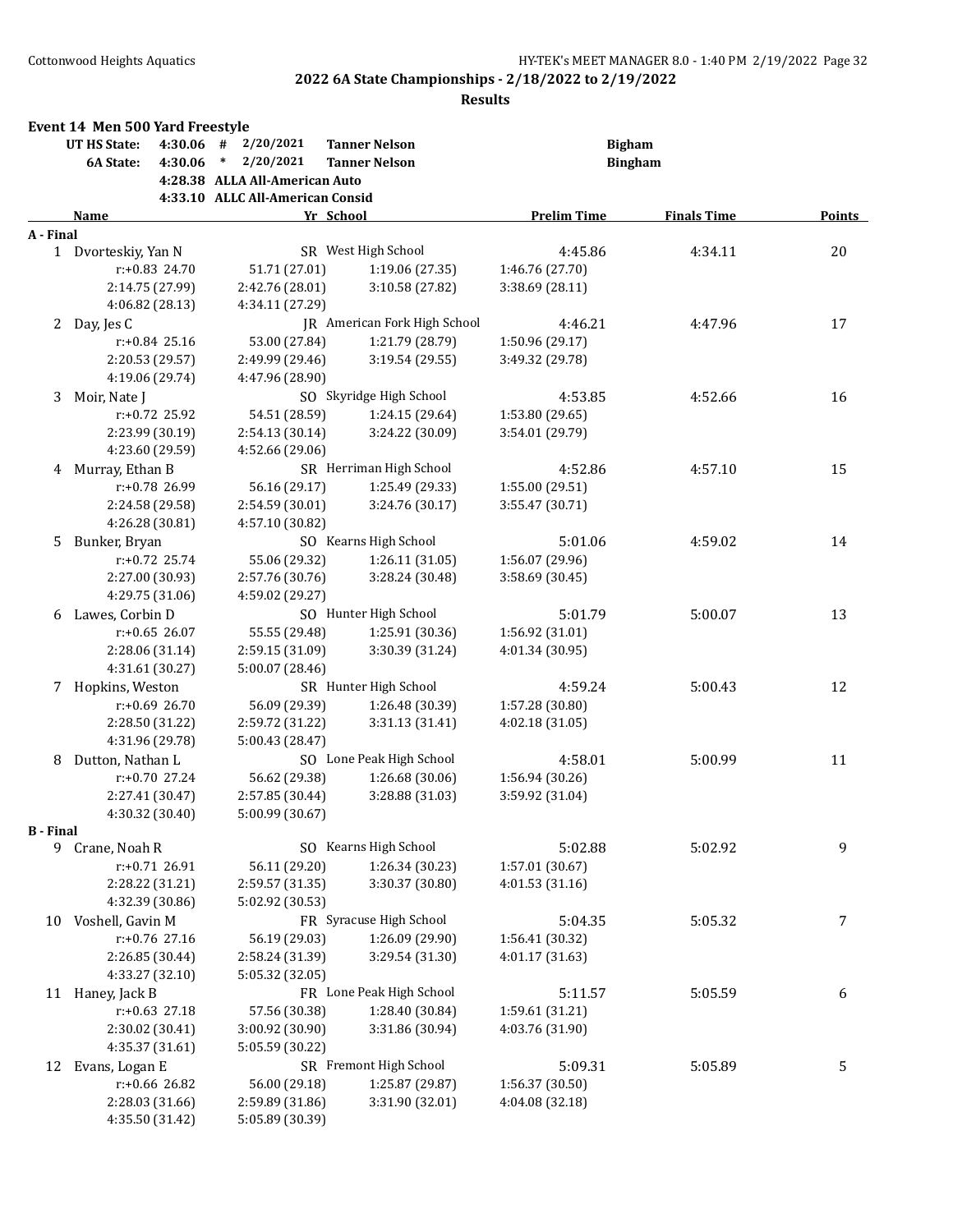## 2022 6A State Championships - 2/18/2022 to 2/19/2022

### Results

**Event 14 Men 500 Yard Freestyle**

| | | | | | |
|---|---|---|---|---|---|
| **UT HS State:** | **4:30.06** | # | 2/20/2021 | **Tanner Nelson** | **Bigham** |
| **6A State:** | **4:30.06** | * | 2/20/2021 | **Tanner Nelson** | **Bingham** |
| | **4:28.38** | | ALLA All-American Auto | | |
| | **4:33.10** | | ALLC All-American Consid | | |

| Name | Yr | School | Prelim Time | Finals Time | Points |
|---|---|---|---|---|---|
| **A - Final** | | | | | |
| 1 Dvorteskiy, Yan N | SR | West High School | 4:45.86 | 4:34.11 | 20 |
| r:+0.83 24.70 | 51.71 (27.01) | 1:19.06 (27.35) | 1:46.76 (27.70) | | |
| 2:14.75 (27.99) | 2:42.76 (28.01) | 3:10.58 (27.82) | 3:38.69 (28.11) | | |
| 4:06.82 (28.13) | 4:34.11 (27.29) | | | | |
| 2 Day, Jes C | JR | American Fork High School | 4:46.21 | 4:47.96 | 17 |
| r:+0.84 25.16 | 53.00 (27.84) | 1:21.79 (28.79) | 1:50.96 (29.17) | | |
| 2:20.53 (29.57) | 2:49.99 (29.46) | 3:19.54 (29.55) | 3:49.32 (29.78) | | |
| 4:19.06 (29.74) | 4:47.96 (28.90) | | | | |
| 3 Moir, Nate J | SO | Skyridge High School | 4:53.85 | 4:52.66 | 16 |
| r:+0.72 25.92 | 54.51 (28.59) | 1:24.15 (29.64) | 1:53.80 (29.65) | | |
| 2:23.99 (30.19) | 2:54.13 (30.14) | 3:24.22 (30.09) | 3:54.01 (29.79) | | |
| 4:23.60 (29.59) | 4:52.66 (29.06) | | | | |
| 4 Murray, Ethan B | SR | Herriman High School | 4:52.86 | 4:57.10 | 15 |
| r:+0.78 26.99 | 56.16 (29.17) | 1:25.49 (29.33) | 1:55.00 (29.51) | | |
| 2:24.58 (29.58) | 2:54.59 (30.01) | 3:24.76 (30.17) | 3:55.47 (30.71) | | |
| 4:26.28 (30.81) | 4:57.10 (30.82) | | | | |
| 5 Bunker, Bryan | SO | Kearns High School | 5:01.06 | 4:59.02 | 14 |
| r:+0.72 25.74 | 55.06 (29.32) | 1:26.11 (31.05) | 1:56.07 (29.96) | | |
| 2:27.00 (30.93) | 2:57.76 (30.76) | 3:28.24 (30.48) | 3:58.69 (30.45) | | |
| 4:29.75 (31.06) | 4:59.02 (29.27) | | | | |
| 6 Lawes, Corbin D | SO | Hunter High School | 5:01.79 | 5:00.07 | 13 |
| r:+0.65 26.07 | 55.55 (29.48) | 1:25.91 (30.36) | 1:56.92 (31.01) | | |
| 2:28.06 (31.14) | 2:59.15 (31.09) | 3:30.39 (31.24) | 4:01.34 (30.95) | | |
| 4:31.61 (30.27) | 5:00.07 (28.46) | | | | |
| 7 Hopkins, Weston | SR | Hunter High School | 4:59.24 | 5:00.43 | 12 |
| r:+0.69 26.70 | 56.09 (29.39) | 1:26.48 (30.39) | 1:57.28 (30.80) | | |
| 2:28.50 (31.22) | 2:59.72 (31.22) | 3:31.13 (31.41) | 4:02.18 (31.05) | | |
| 4:31.96 (29.78) | 5:00.43 (28.47) | | | | |
| 8 Dutton, Nathan L | SO | Lone Peak High School | 4:58.01 | 5:00.99 | 11 |
| r:+0.70 27.24 | 56.62 (29.38) | 1:26.68 (30.06) | 1:56.94 (30.26) | | |
| 2:27.41 (30.47) | 2:57.85 (30.44) | 3:28.88 (31.03) | 3:59.92 (31.04) | | |
| 4:30.32 (30.40) | 5:00.99 (30.67) | | | | |
| **B - Final** | | | | | |
| 9 Crane, Noah R | SO | Kearns High School | 5:02.88 | 5:02.92 | 9 |
| r:+0.71 26.91 | 56.11 (29.20) | 1:26.34 (30.23) | 1:57.01 (30.67) | | |
| 2:28.22 (31.21) | 2:59.57 (31.35) | 3:30.37 (30.80) | 4:01.53 (31.16) | | |
| 4:32.39 (30.86) | 5:02.92 (30.53) | | | | |
| 10 Voshell, Gavin M | FR | Syracuse High School | 5:04.35 | 5:05.32 | 7 |
| r:+0.76 27.16 | 56.19 (29.03) | 1:26.09 (29.90) | 1:56.41 (30.32) | | |
| 2:26.85 (30.44) | 2:58.24 (31.39) | 3:29.54 (31.30) | 4:01.17 (31.63) | | |
| 4:33.27 (32.10) | 5:05.32 (32.05) | | | | |
| 11 Haney, Jack B | FR | Lone Peak High School | 5:11.57 | 5:05.59 | 6 |
| r:+0.63 27.18 | 57.56 (30.38) | 1:28.40 (30.84) | 1:59.61 (31.21) | | |
| 2:30.02 (30.41) | 3:00.92 (30.90) | 3:31.86 (30.94) | 4:03.76 (31.90) | | |
| 4:35.37 (31.61) | 5:05.59 (30.22) | | | | |
| 12 Evans, Logan E | SR | Fremont High School | 5:09.31 | 5:05.89 | 5 |
| r:+0.66 26.82 | 56.00 (29.18) | 1:25.87 (29.87) | 1:56.37 (30.50) | | |
| 2:28.03 (31.66) | 2:59.89 (31.86) | 3:31.90 (32.01) | 4:04.08 (32.18) | | |
| 4:35.50 (31.42) | 5:05.89 (30.39) | | | | |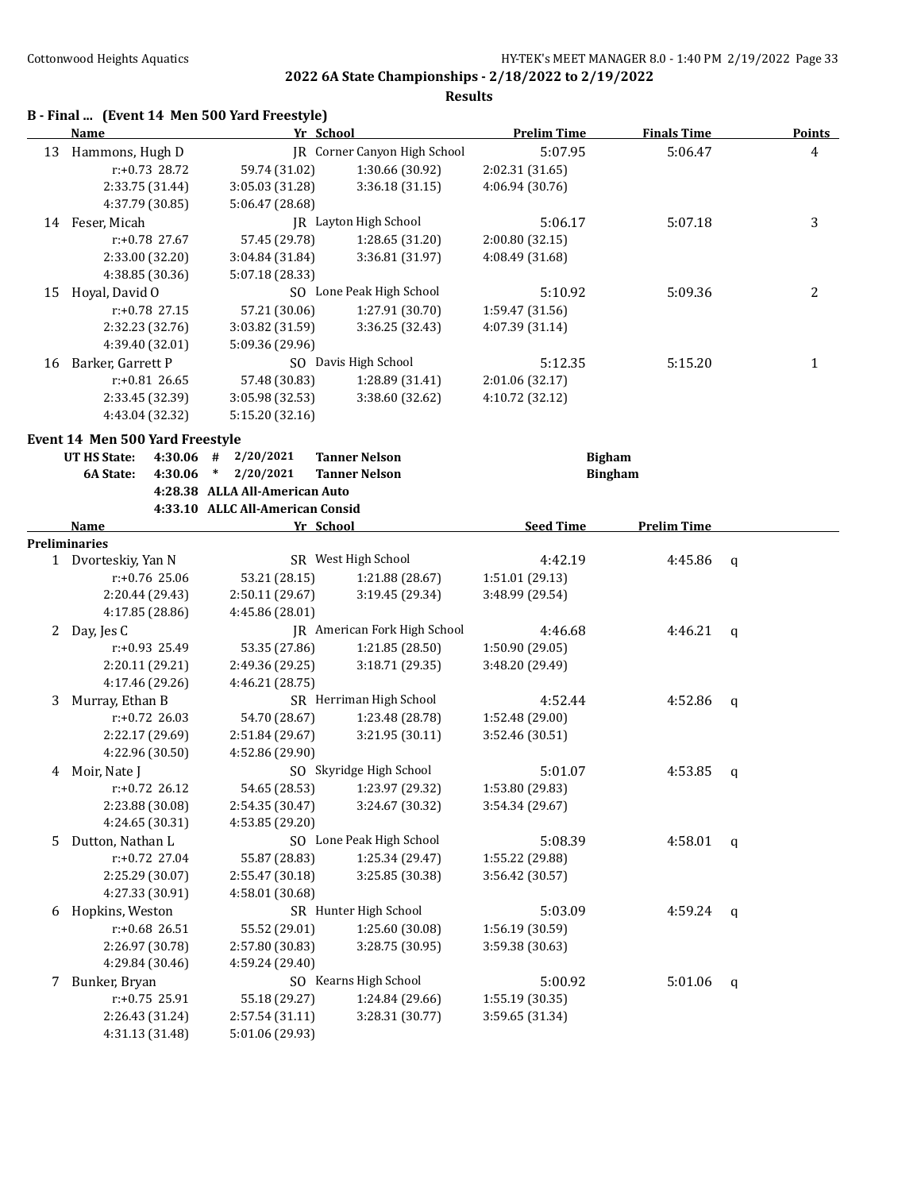## 2022 6A State Championships - 2/18/2022 to 2/19/2022

### Results

### B - Final ... (Event 14 Men 500 Yard Freestyle)

| | Name | Yr | School | Prelim Time | Finals Time | Points |
|---|---|---|---|---|---|---|
| 13 | Hammons, Hugh D | JR | Corner Canyon High School | 5:07.95 | 5:06.47 | 4 |
| | r:+0.73 28.72 | 59.74 (31.02) | 1:30.66 (30.92) | 2:02.31 (31.65) | | |
| | 2:33.75 (31.44) | 3:05.03 (31.28) | 3:36.18 (31.15) | 4:06.94 (30.76) | | |
| | 4:37.79 (30.85) | 5:06.47 (28.68) | | | | |
| 14 | Feser, Micah | JR | Layton High School | 5:06.17 | 5:07.18 | 3 |
| | r:+0.78 27.67 | 57.45 (29.78) | 1:28.65 (31.20) | 2:00.80 (32.15) | | |
| | 2:33.00 (32.20) | 3:04.84 (31.84) | 3:36.81 (31.97) | 4:08.49 (31.68) | | |
| | 4:38.85 (30.36) | 5:07.18 (28.33) | | | | |
| 15 | Hoyal, David O | SO | Lone Peak High School | 5:10.92 | 5:09.36 | 2 |
| | r:+0.78 27.15 | 57.21 (30.06) | 1:27.91 (30.70) | 1:59.47 (31.56) | | |
| | 2:32.23 (32.76) | 3:03.82 (31.59) | 3:36.25 (32.43) | 4:07.39 (31.14) | | |
| | 4:39.40 (32.01) | 5:09.36 (29.96) | | | | |
| 16 | Barker, Garrett P | SO | Davis High School | 5:12.35 | 5:15.20 | 1 |
| | r:+0.81 26.65 | 57.48 (30.83) | 1:28.89 (31.41) | 2:01.06 (32.17) | | |
| | 2:33.45 (32.39) | 3:05.98 (32.53) | 3:38.60 (32.62) | 4:10.72 (32.12) | | |
| | 4:43.04 (32.32) | 5:15.20 (32.16) | | | | |

### Event 14 Men 500 Yard Freestyle

| | | | | | |
|---|---|---|---|---|---|
| UT HS State: | 4:30.06 | # | 2/20/2021 | Tanner Nelson | Bigham |
| 6A State: | 4:30.06 | * | 2/20/2021 | Tanner Nelson | Bingham |
| | 4:28.38 | | ALLA All-American Auto | | |
| | 4:33.10 | | ALLC All-American Consid | | |

**Preliminaries**

| | Name | Yr | School | Seed Time | Prelim Time | |
|---|---|---|---|---|---|---|
| 1 | Dvorteskiy, Yan N | SR | West High School | 4:42.19 | 4:45.86 | q |
| | r:+0.76 25.06 | 53.21 (28.15) | 1:21.88 (28.67) | 1:51.01 (29.13) | | |
| | 2:20.44 (29.43) | 2:50.11 (29.67) | 3:19.45 (29.34) | 3:48.99 (29.54) | | |
| | 4:17.85 (28.86) | 4:45.86 (28.01) | | | | |
| 2 | Day, Jes C | JR | American Fork High School | 4:46.68 | 4:46.21 | q |
| | r:+0.93 25.49 | 53.35 (27.86) | 1:21.85 (28.50) | 1:50.90 (29.05) | | |
| | 2:20.11 (29.21) | 2:49.36 (29.25) | 3:18.71 (29.35) | 3:48.20 (29.49) | | |
| | 4:17.46 (29.26) | 4:46.21 (28.75) | | | | |
| 3 | Murray, Ethan B | SR | Herriman High School | 4:52.44 | 4:52.86 | q |
| | r:+0.72 26.03 | 54.70 (28.67) | 1:23.48 (28.78) | 1:52.48 (29.00) | | |
| | 2:22.17 (29.69) | 2:51.84 (29.67) | 3:21.95 (30.11) | 3:52.46 (30.51) | | |
| | 4:22.96 (30.50) | 4:52.86 (29.90) | | | | |
| 4 | Moir, Nate J | SO | Skyridge High School | 5:01.07 | 4:53.85 | q |
| | r:+0.72 26.12 | 54.65 (28.53) | 1:23.97 (29.32) | 1:53.80 (29.83) | | |
| | 2:23.88 (30.08) | 2:54.35 (30.47) | 3:24.67 (30.32) | 3:54.34 (29.67) | | |
| | 4:24.65 (30.31) | 4:53.85 (29.20) | | | | |
| 5 | Dutton, Nathan L | SO | Lone Peak High School | 5:08.39 | 4:58.01 | q |
| | r:+0.72 27.04 | 55.87 (28.83) | 1:25.34 (29.47) | 1:55.22 (29.88) | | |
| | 2:25.29 (30.07) | 2:55.47 (30.18) | 3:25.85 (30.38) | 3:56.42 (30.57) | | |
| | 4:27.33 (30.91) | 4:58.01 (30.68) | | | | |
| 6 | Hopkins, Weston | SR | Hunter High School | 5:03.09 | 4:59.24 | q |
| | r:+0.68 26.51 | 55.52 (29.01) | 1:25.60 (30.08) | 1:56.19 (30.59) | | |
| | 2:26.97 (30.78) | 2:57.80 (30.83) | 3:28.75 (30.95) | 3:59.38 (30.63) | | |
| | 4:29.84 (30.46) | 4:59.24 (29.40) | | | | |
| 7 | Bunker, Bryan | SO | Kearns High School | 5:00.92 | 5:01.06 | q |
| | r:+0.75 25.91 | 55.18 (29.27) | 1:24.84 (29.66) | 1:55.19 (30.35) | | |
| | 2:26.43 (31.24) | 2:57.54 (31.11) | 3:28.31 (30.77) | 3:59.65 (31.34) | | |
| | 4:31.13 (31.48) | 5:01.06 (29.93) | | | | |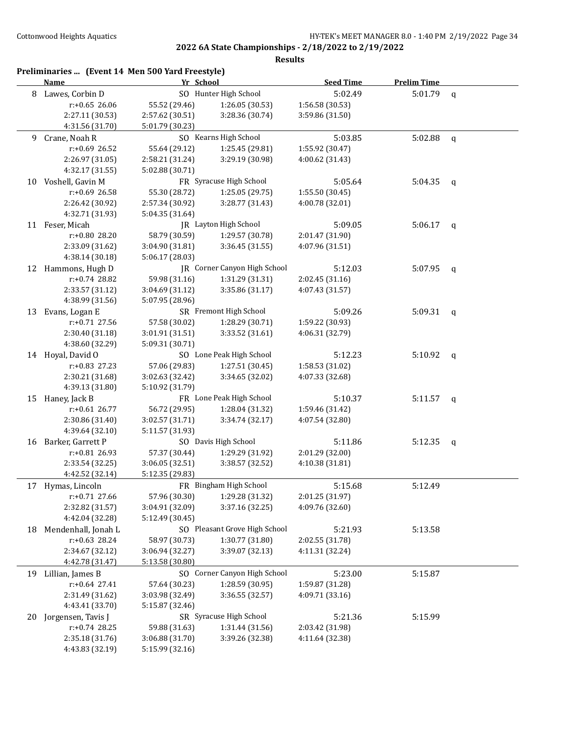## 2022 6A State Championships - 2/18/2022 to 2/19/2022

### Results

**Preliminaries ... (Event 14 Men 500 Yard Freestyle)**

| | Name | Yr | School | Seed Time | Prelim Time | |
|---|---|---|---|---|---|---|
| 8 | Lawes, Corbin D | SO | Hunter High School | 5:02.49 | 5:01.79 | q |
| | r:+0.65 26.06 | 55.52 (29.46) | 1:26.05 (30.53) | 1:56.58 (30.53) | | |
| | 2:27.11 (30.53) | 2:57.62 (30.51) | 3:28.36 (30.74) | 3:59.86 (31.50) | | |
| | 4:31.56 (31.70) | 5:01.79 (30.23) | | | | |
| 9 | Crane, Noah R | SO | Kearns High School | 5:03.85 | 5:02.88 | q |
| | r:+0.69 26.52 | 55.64 (29.12) | 1:25.45 (29.81) | 1:55.92 (30.47) | | |
| | 2:26.97 (31.05) | 2:58.21 (31.24) | 3:29.19 (30.98) | 4:00.62 (31.43) | | |
| | 4:32.17 (31.55) | 5:02.88 (30.71) | | | | |
| 10 | Voshell, Gavin M | FR | Syracuse High School | 5:05.64 | 5:04.35 | q |
| | r:+0.69 26.58 | 55.30 (28.72) | 1:25.05 (29.75) | 1:55.50 (30.45) | | |
| | 2:26.42 (30.92) | 2:57.34 (30.92) | 3:28.77 (31.43) | 4:00.78 (32.01) | | |
| | 4:32.71 (31.93) | 5:04.35 (31.64) | | | | |
| 11 | Feser, Micah | JR | Layton High School | 5:09.05 | 5:06.17 | q |
| | r:+0.80 28.20 | 58.79 (30.59) | 1:29.57 (30.78) | 2:01.47 (31.90) | | |
| | 2:33.09 (31.62) | 3:04.90 (31.81) | 3:36.45 (31.55) | 4:07.96 (31.51) | | |
| | 4:38.14 (30.18) | 5:06.17 (28.03) | | | | |
| 12 | Hammons, Hugh D | JR | Corner Canyon High School | 5:12.03 | 5:07.95 | q |
| | r:+0.74 28.82 | 59.98 (31.16) | 1:31.29 (31.31) | 2:02.45 (31.16) | | |
| | 2:33.57 (31.12) | 3:04.69 (31.12) | 3:35.86 (31.17) | 4:07.43 (31.57) | | |
| | 4:38.99 (31.56) | 5:07.95 (28.96) | | | | |
| 13 | Evans, Logan E | SR | Fremont High School | 5:09.26 | 5:09.31 | q |
| | r:+0.71 27.56 | 57.58 (30.02) | 1:28.29 (30.71) | 1:59.22 (30.93) | | |
| | 2:30.40 (31.18) | 3:01.91 (31.51) | 3:33.52 (31.61) | 4:06.31 (32.79) | | |
| | 4:38.60 (32.29) | 5:09.31 (30.71) | | | | |
| 14 | Hoyal, David O | SO | Lone Peak High School | 5:12.23 | 5:10.92 | q |
| | r:+0.83 27.23 | 57.06 (29.83) | 1:27.51 (30.45) | 1:58.53 (31.02) | | |
| | 2:30.21 (31.68) | 3:02.63 (32.42) | 3:34.65 (32.02) | 4:07.33 (32.68) | | |
| | 4:39.13 (31.80) | 5:10.92 (31.79) | | | | |
| 15 | Haney, Jack B | FR | Lone Peak High School | 5:10.37 | 5:11.57 | q |
| | r:+0.61 26.77 | 56.72 (29.95) | 1:28.04 (31.32) | 1:59.46 (31.42) | | |
| | 2:30.86 (31.40) | 3:02.57 (31.71) | 3:34.74 (32.17) | 4:07.54 (32.80) | | |
| | 4:39.64 (32.10) | 5:11.57 (31.93) | | | | |
| 16 | Barker, Garrett P | SO | Davis High School | 5:11.86 | 5:12.35 | q |
| | r:+0.81 26.93 | 57.37 (30.44) | 1:29.29 (31.92) | 2:01.29 (32.00) | | |
| | 2:33.54 (32.25) | 3:06.05 (32.51) | 3:38.57 (32.52) | 4:10.38 (31.81) | | |
| | 4:42.52 (32.14) | 5:12.35 (29.83) | | | | |
| 17 | Hymas, Lincoln | FR | Bingham High School | 5:15.68 | 5:12.49 | |
| | r:+0.71 27.66 | 57.96 (30.30) | 1:29.28 (31.32) | 2:01.25 (31.97) | | |
| | 2:32.82 (31.57) | 3:04.91 (32.09) | 3:37.16 (32.25) | 4:09.76 (32.60) | | |
| | 4:42.04 (32.28) | 5:12.49 (30.45) | | | | |
| 18 | Mendenhall, Jonah L | SO | Pleasant Grove High School | 5:21.93 | 5:13.58 | |
| | r:+0.63 28.24 | 58.97 (30.73) | 1:30.77 (31.80) | 2:02.55 (31.78) | | |
| | 2:34.67 (32.12) | 3:06.94 (32.27) | 3:39.07 (32.13) | 4:11.31 (32.24) | | |
| | 4:42.78 (31.47) | 5:13.58 (30.80) | | | | |
| 19 | Lillian, James B | SO | Corner Canyon High School | 5:23.00 | 5:15.87 | |
| | r:+0.64 27.41 | 57.64 (30.23) | 1:28.59 (30.95) | 1:59.87 (31.28) | | |
| | 2:31.49 (31.62) | 3:03.98 (32.49) | 3:36.55 (32.57) | 4:09.71 (33.16) | | |
| | 4:43.41 (33.70) | 5:15.87 (32.46) | | | | |
| 20 | Jorgensen, Tavis J | SR | Syracuse High School | 5:21.36 | 5:15.99 | |
| | r:+0.74 28.25 | 59.88 (31.63) | 1:31.44 (31.56) | 2:03.42 (31.98) | | |
| | 2:35.18 (31.76) | 3:06.88 (31.70) | 3:39.26 (32.38) | 4:11.64 (32.38) | | |
| | 4:43.83 (32.19) | 5:15.99 (32.16) | | | | |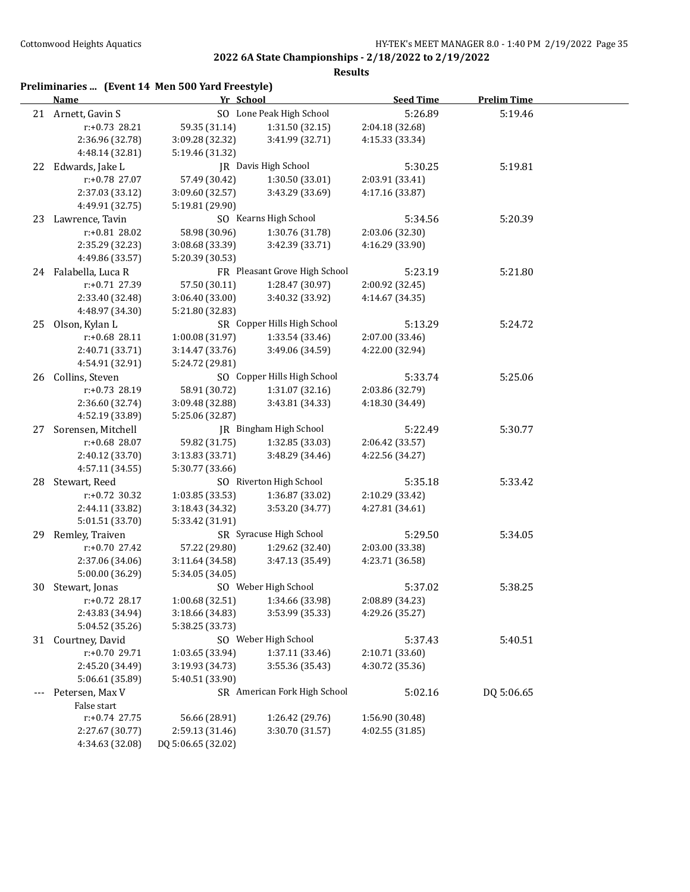## 2022 6A State Championships - 2/18/2022 to 2/19/2022

### Results

**Preliminaries ... (Event 14 Men 500 Yard Freestyle)**

| | Name | Yr | School | Seed Time | Prelim Time |
|---|---|---|---|---|---|
| 21 | Arnett, Gavin S | SO | Lone Peak High School | 5:26.89 | 5:19.46 |
| | r:+0.73 28.21 | 59.35 (31.14) | 1:31.50 (32.15) | 2:04.18 (32.68) | |
| | 2:36.96 (32.78) | 3:09.28 (32.32) | 3:41.99 (32.71) | 4:15.33 (33.34) | |
| | 4:48.14 (32.81) | 5:19.46 (31.32) | | | |
| 22 | Edwards, Jake L | JR | Davis High School | 5:30.25 | 5:19.81 |
| | r:+0.78 27.07 | 57.49 (30.42) | 1:30.50 (33.01) | 2:03.91 (33.41) | |
| | 2:37.03 (33.12) | 3:09.60 (32.57) | 3:43.29 (33.69) | 4:17.16 (33.87) | |
| | 4:49.91 (32.75) | 5:19.81 (29.90) | | | |
| 23 | Lawrence, Tavin | SO | Kearns High School | 5:34.56 | 5:20.39 |
| | r:+0.81 28.02 | 58.98 (30.96) | 1:30.76 (31.78) | 2:03.06 (32.30) | |
| | 2:35.29 (32.23) | 3:08.68 (33.39) | 3:42.39 (33.71) | 4:16.29 (33.90) | |
| | 4:49.86 (33.57) | 5:20.39 (30.53) | | | |
| 24 | Falabella, Luca R | FR | Pleasant Grove High School | 5:23.19 | 5:21.80 |
| | r:+0.71 27.39 | 57.50 (30.11) | 1:28.47 (30.97) | 2:00.92 (32.45) | |
| | 2:33.40 (32.48) | 3:06.40 (33.00) | 3:40.32 (33.92) | 4:14.67 (34.35) | |
| | 4:48.97 (34.30) | 5:21.80 (32.83) | | | |
| 25 | Olson, Kylan L | SR | Copper Hills High School | 5:13.29 | 5:24.72 |
| | r:+0.68 28.11 | 1:00.08 (31.97) | 1:33.54 (33.46) | 2:07.00 (33.46) | |
| | 2:40.71 (33.71) | 3:14.47 (33.76) | 3:49.06 (34.59) | 4:22.00 (32.94) | |
| | 4:54.91 (32.91) | 5:24.72 (29.81) | | | |
| 26 | Collins, Steven | SO | Copper Hills High School | 5:33.74 | 5:25.06 |
| | r:+0.73 28.19 | 58.91 (30.72) | 1:31.07 (32.16) | 2:03.86 (32.79) | |
| | 2:36.60 (32.74) | 3:09.48 (32.88) | 3:43.81 (34.33) | 4:18.30 (34.49) | |
| | 4:52.19 (33.89) | 5:25.06 (32.87) | | | |
| 27 | Sorensen, Mitchell | JR | Bingham High School | 5:22.49 | 5:30.77 |
| | r:+0.68 28.07 | 59.82 (31.75) | 1:32.85 (33.03) | 2:06.42 (33.57) | |
| | 2:40.12 (33.70) | 3:13.83 (33.71) | 3:48.29 (34.46) | 4:22.56 (34.27) | |
| | 4:57.11 (34.55) | 5:30.77 (33.66) | | | |
| 28 | Stewart, Reed | SO | Riverton High School | 5:35.18 | 5:33.42 |
| | r:+0.72 30.32 | 1:03.85 (33.53) | 1:36.87 (33.02) | 2:10.29 (33.42) | |
| | 2:44.11 (33.82) | 3:18.43 (34.32) | 3:53.20 (34.77) | 4:27.81 (34.61) | |
| | 5:01.51 (33.70) | 5:33.42 (31.91) | | | |
| 29 | Remley, Traiven | SR | Syracuse High School | 5:29.50 | 5:34.05 |
| | r:+0.70 27.42 | 57.22 (29.80) | 1:29.62 (32.40) | 2:03.00 (33.38) | |
| | 2:37.06 (34.06) | 3:11.64 (34.58) | 3:47.13 (35.49) | 4:23.71 (36.58) | |
| | 5:00.00 (36.29) | 5:34.05 (34.05) | | | |
| 30 | Stewart, Jonas | SO | Weber High School | 5:37.02 | 5:38.25 |
| | r:+0.72 28.17 | 1:00.68 (32.51) | 1:34.66 (33.98) | 2:08.89 (34.23) | |
| | 2:43.83 (34.94) | 3:18.66 (34.83) | 3:53.99 (35.33) | 4:29.26 (35.27) | |
| | 5:04.52 (35.26) | 5:38.25 (33.73) | | | |
| 31 | Courtney, David | SO | Weber High School | 5:37.43 | 5:40.51 |
| | r:+0.70 29.71 | 1:03.65 (33.94) | 1:37.11 (33.46) | 2:10.71 (33.60) | |
| | 2:45.20 (34.49) | 3:19.93 (34.73) | 3:55.36 (35.43) | 4:30.72 (35.36) | |
| | 5:06.61 (35.89) | 5:40.51 (33.90) | | | |
| --- | Petersen, Max V | SR | American Fork High School | 5:02.16 | DQ 5:06.65 |
| | False start | | | | |
| | r:+0.74 27.75 | 56.66 (28.91) | 1:26.42 (29.76) | 1:56.90 (30.48) | |
| | 2:27.67 (30.77) | 2:59.13 (31.46) | 3:30.70 (31.57) | 4:02.55 (31.85) | |
| | 4:34.63 (32.08) | DQ 5:06.65 (32.02) | | | |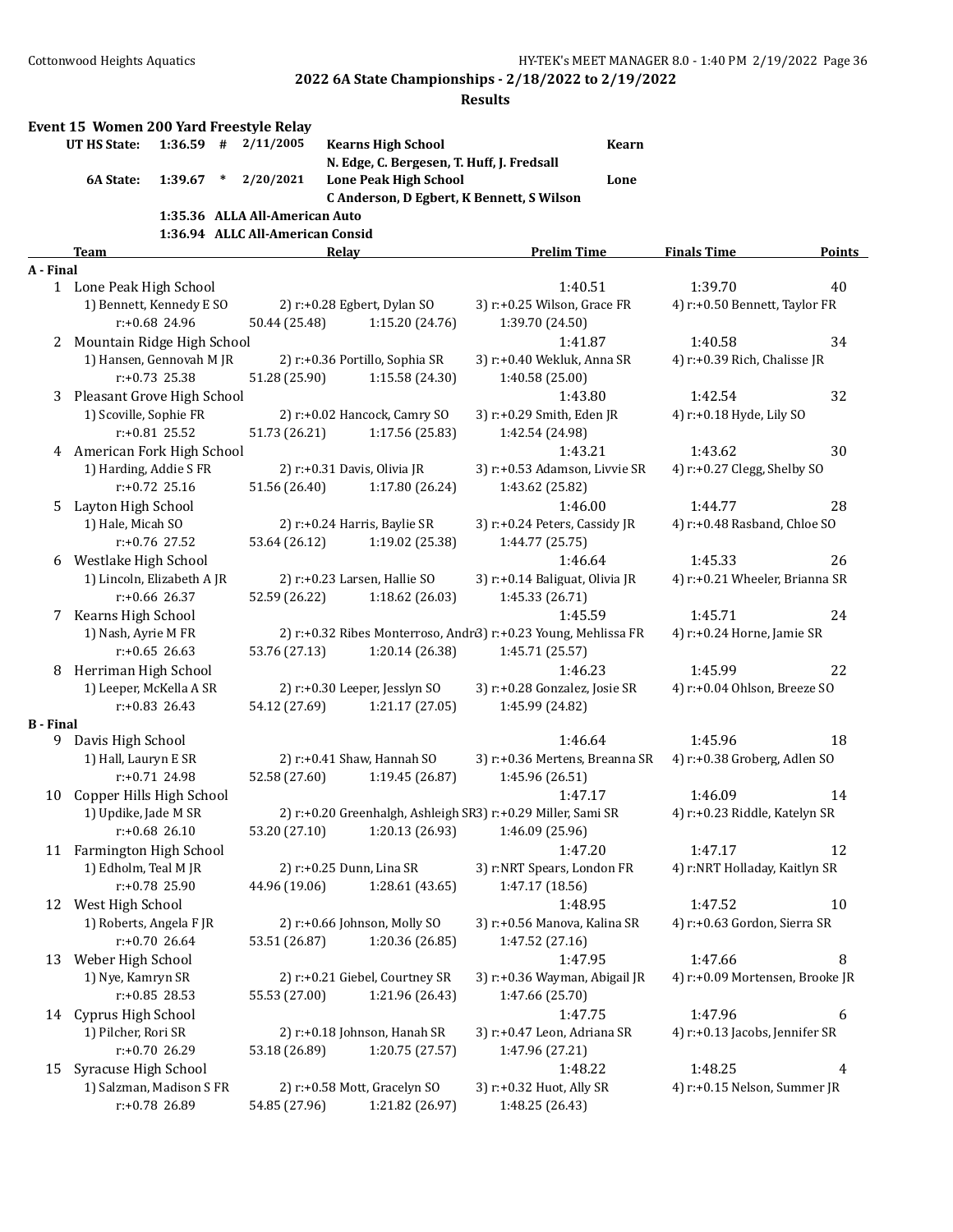## 2022 6A State Championships - 2/18/2022 to 2/19/2022

### Results

### Event 15 Women 200 Yard Freestyle Relay

| | | | | | |
|---|---|---|---|---|---|
| UT HS State: | 1:36.59 | # | 2/11/2005 | Kearns High School<br>N. Edge, C. Bergesen, T. Huff, J. Fredsall | Kearn |
| 6A State: | 1:39.67 | * | 2/20/2021 | Lone Peak High School<br>C Anderson, D Egbert, K Bennett, S Wilson | Lone |
| | 1:35.36 | | ALLA All-American Auto | | |
| | 1:36.94 | | ALLC All-American Consid | | |

| | Team | Relay | | Prelim Time | Finals Time | Points |
|---|---|---|---|---|---|---|
| **A - Final** | | | | | | |
| 1 | Lone Peak High School | | | 1:40.51 | 1:39.70 | 40 |
| | 1) Bennett, Kennedy E SO | 2) r:+0.28 Egbert, Dylan SO | | 3) r:+0.25 Wilson, Grace FR | 4) r:+0.50 Bennett, Taylor FR | |
| | r:+0.68 24.96 | 50.44 (25.48) | 1:15.20 (24.76) | 1:39.70 (24.50) | | |
| 2 | Mountain Ridge High School | | | 1:41.87 | 1:40.58 | 34 |
| | 1) Hansen, Gennovah M JR | 2) r:+0.36 Portillo, Sophia SR | | 3) r:+0.40 Wekluk, Anna SR | 4) r:+0.39 Rich, Chalisse JR | |
| | r:+0.73 25.38 | 51.28 (25.90) | 1:15.58 (24.30) | 1:40.58 (25.00) | | |
| 3 | Pleasant Grove High School | | | 1:43.80 | 1:42.54 | 32 |
| | 1) Scoville, Sophie FR | 2) r:+0.02 Hancock, Camry SO | | 3) r:+0.29 Smith, Eden JR | 4) r:+0.18 Hyde, Lily SO | |
| | r:+0.81 25.52 | 51.73 (26.21) | 1:17.56 (25.83) | 1:42.54 (24.98) | | |
| 4 | American Fork High School | | | 1:43.21 | 1:43.62 | 30 |
| | 1) Harding, Addie S FR | 2) r:+0.31 Davis, Olivia JR | | 3) r:+0.53 Adamson, Livvie SR | 4) r:+0.27 Clegg, Shelby SO | |
| | r:+0.72 25.16 | 51.56 (26.40) | 1:17.80 (26.24) | 1:43.62 (25.82) | | |
| 5 | Layton High School | | | 1:46.00 | 1:44.77 | 28 |
| | 1) Hale, Micah SO | 2) r:+0.24 Harris, Baylie SR | | 3) r:+0.24 Peters, Cassidy JR | 4) r:+0.48 Rasband, Chloe SO | |
| | r:+0.76 27.52 | 53.64 (26.12) | 1:19.02 (25.38) | 1:44.77 (25.75) | | |
| 6 | Westlake High School | | | 1:46.64 | 1:45.33 | 26 |
| | 1) Lincoln, Elizabeth A JR | 2) r:+0.23 Larsen, Hallie SO | | 3) r:+0.14 Baliguat, Olivia JR | 4) r:+0.21 Wheeler, Brianna SR | |
| | r:+0.66 26.37 | 52.59 (26.22) | 1:18.62 (26.03) | 1:45.33 (26.71) | | |
| 7 | Kearns High School | | | 1:45.59 | 1:45.71 | 24 |
| | 1) Nash, Ayrie M FR | 2) r:+0.32 Ribes Monterroso, Andr | | 3) r:+0.23 Young, Mehlissa FR | 4) r:+0.24 Horne, Jamie SR | |
| | r:+0.65 26.63 | 53.76 (27.13) | 1:20.14 (26.38) | 1:45.71 (25.57) | | |
| 8 | Herriman High School | | | 1:46.23 | 1:45.99 | 22 |
| | 1) Leeper, McKella A SR | 2) r:+0.30 Leeper, Jesslyn SO | | 3) r:+0.28 Gonzalez, Josie SR | 4) r:+0.04 Ohlson, Breeze SO | |
| | r:+0.83 26.43 | 54.12 (27.69) | 1:21.17 (27.05) | 1:45.99 (24.82) | | |
| **B - Final** | | | | | | |
| 9 | Davis High School | | | 1:46.64 | 1:45.96 | 18 |
| | 1) Hall, Lauryn E SR | 2) r:+0.41 Shaw, Hannah SO | | 3) r:+0.36 Mertens, Breanna SR | 4) r:+0.38 Groberg, Adlen SO | |
| | r:+0.71 24.98 | 52.58 (27.60) | 1:19.45 (26.87) | 1:45.96 (26.51) | | |
| 10 | Copper Hills High School | | | 1:47.17 | 1:46.09 | 14 |
| | 1) Updike, Jade M SR | 2) r:+0.20 Greenhalgh, Ashleigh SR | | 3) r:+0.29 Miller, Sami SR | 4) r:+0.23 Riddle, Katelyn SR | |
| | r:+0.68 26.10 | 53.20 (27.10) | 1:20.13 (26.93) | 1:46.09 (25.96) | | |
| 11 | Farmington High School | | | 1:47.20 | 1:47.17 | 12 |
| | 1) Edholm, Teal M JR | 2) r:+0.25 Dunn, Lina SR | | 3) r:NRT Spears, London FR | 4) r:NRT Holladay, Kaitlyn SR | |
| | r:+0.78 25.90 | 44.96 (19.06) | 1:28.61 (43.65) | 1:47.17 (18.56) | | |
| 12 | West High School | | | 1:48.95 | 1:47.52 | 10 |
| | 1) Roberts, Angela F JR | 2) r:+0.66 Johnson, Molly SO | | 3) r:+0.56 Manova, Kalina SR | 4) r:+0.63 Gordon, Sierra SR | |
| | r:+0.70 26.64 | 53.51 (26.87) | 1:20.36 (26.85) | 1:47.52 (27.16) | | |
| 13 | Weber High School | | | 1:47.95 | 1:47.66 | 8 |
| | 1) Nye, Kamryn SR | 2) r:+0.21 Giebel, Courtney SR | | 3) r:+0.36 Wayman, Abigail JR | 4) r:+0.09 Mortensen, Brooke JR | |
| | r:+0.85 28.53 | 55.53 (27.00) | 1:21.96 (26.43) | 1:47.66 (25.70) | | |
| 14 | Cyprus High School | | | 1:47.75 | 1:47.96 | 6 |
| | 1) Pilcher, Rori SR | 2) r:+0.18 Johnson, Hanah SR | | 3) r:+0.47 Leon, Adriana SR | 4) r:+0.13 Jacobs, Jennifer SR | |
| | r:+0.70 26.29 | 53.18 (26.89) | 1:20.75 (27.57) | 1:47.96 (27.21) | | |
| 15 | Syracuse High School | | | 1:48.22 | 1:48.25 | 4 |
| | 1) Salzman, Madison S FR | 2) r:+0.58 Mott, Gracelyn SO | | 3) r:+0.32 Huot, Ally SR | 4) r:+0.15 Nelson, Summer JR | |
| | r:+0.78 26.89 | 54.85 (27.96) | 1:21.82 (26.97) | 1:48.25 (26.43) | | |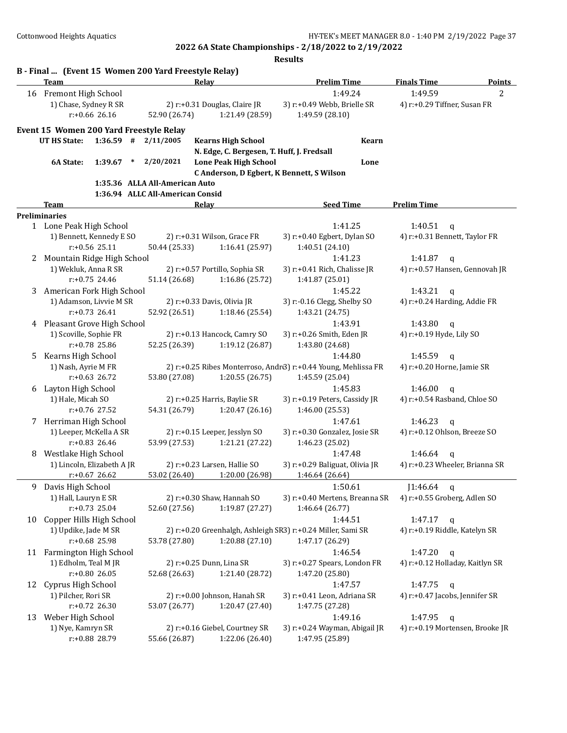**2022 6A State Championships - 2/18/2022 to 2/19/2022**

**Results**

### B - Final ... (Event 15 Women 200 Yard Freestyle Relay)

| | Team | Relay | Prelim Time | Finals Time | Points |
|---|---|---|---|---|---|
| 16 | Fremont High School | | 1:49.24 | 1:49.59 | 2 |

1) Chase, Sydney R SR 2) r:+0.31 Douglas, Claire JR 3) r:+0.49 Webb, Brielle SR 4) r:+0.29 Tiffner, Susan FR
r:+0.66 26.16 52.90 (26.74) 1:21.49 (28.59) 1:49.59 (28.10)

### Event 15 Women 200 Yard Freestyle Relay

| | | | | | |
|---|---|---|---|---|---|
| UT HS State: | 1:36.59 | # | 2/11/2005 | Kearns High School — N. Edge, C. Bergesen, T. Huff, J. Fredsall | Kearn |
| 6A State: | 1:39.67 | * | 2/20/2021 | Lone Peak High School — C Anderson, D Egbert, K Bennett, S Wilson | Lone |
| | 1:35.36 | | ALLA All-American Auto | | |
| | 1:36.94 | | ALLC All-American Consid | | |

#### Preliminaries

| | Team | Relay | Seed Time | Prelim Time | |
|---|---|---|---|---|---|
| 1 | Lone Peak High School | | 1:41.25 | 1:40.51 | q |
| 2 | Mountain Ridge High School | | 1:41.23 | 1:41.87 | q |
| 3 | American Fork High School | | 1:45.22 | 1:43.21 | q |
| 4 | Pleasant Grove High School | | 1:43.91 | 1:43.80 | q |
| 5 | Kearns High School | | 1:44.80 | 1:45.59 | q |
| 6 | Layton High School | | 1:45.83 | 1:46.00 | q |
| 7 | Herriman High School | | 1:47.61 | 1:46.23 | q |
| 8 | Westlake High School | | 1:47.48 | 1:46.64 | q |
| 9 | Davis High School | | 1:50.61 | J1:46.64 | q |
| 10 | Copper Hills High School | | 1:44.51 | 1:47.17 | q |
| 11 | Farmington High School | | 1:46.54 | 1:47.20 | q |
| 12 | Cyprus High School | | 1:47.57 | 1:47.75 | q |
| 13 | Weber High School | | 1:49.16 | 1:47.95 | q |

1 Lone Peak High School
1) Bennett, Kennedy E SO 2) r:+0.31 Wilson, Grace FR 3) r:+0.40 Egbert, Dylan SO 4) r:+0.31 Bennett, Taylor FR
r:+0.56 25.11 50.44 (25.33) 1:16.41 (25.97) 1:40.51 (24.10)

2 Mountain Ridge High School
1) Wekluk, Anna R SR 2) r:+0.57 Portillo, Sophia SR 3) r:+0.41 Rich, Chalisse JR 4) r:+0.57 Hansen, Gennovah JR
r:+0.75 24.46 51.14 (26.68) 1:16.86 (25.72) 1:41.87 (25.01)

3 American Fork High School
1) Adamson, Livvie M SR 2) r:+0.33 Davis, Olivia JR 3) r:-0.16 Clegg, Shelby SO 4) r:+0.24 Harding, Addie FR
r:+0.73 26.41 52.92 (26.51) 1:18.46 (25.54) 1:43.21 (24.75)

4 Pleasant Grove High School
1) Scoville, Sophie FR 2) r:+0.13 Hancock, Camry SO 3) r:+0.26 Smith, Eden JR 4) r:+0.19 Hyde, Lily SO
r:+0.78 25.86 52.25 (26.39) 1:19.12 (26.87) 1:43.80 (24.68)

5 Kearns High School
1) Nash, Ayrie M FR 2) r:+0.25 Ribes Monterroso, Andr 3) r:+0.44 Young, Mehlissa FR 4) r:+0.20 Horne, Jamie SR
r:+0.63 26.72 53.80 (27.08) 1:20.55 (26.75) 1:45.59 (25.04)

6 Layton High School
1) Hale, Micah SO 2) r:+0.25 Harris, Baylie SR 3) r:+0.19 Peters, Cassidy JR 4) r:+0.54 Rasband, Chloe SO
r:+0.76 27.52 54.31 (26.79) 1:20.47 (26.16) 1:46.00 (25.53)

7 Herriman High School
1) Leeper, McKella A SR 2) r:+0.15 Leeper, Jesslyn SO 3) r:+0.30 Gonzalez, Josie SR 4) r:+0.12 Ohlson, Breeze SO
r:+0.83 26.46 53.99 (27.53) 1:21.21 (27.22) 1:46.23 (25.02)

8 Westlake High School
1) Lincoln, Elizabeth A JR 2) r:+0.23 Larsen, Hallie SO 3) r:+0.29 Baliguat, Olivia JR 4) r:+0.23 Wheeler, Brianna SR
r:+0.67 26.62 53.02 (26.40) 1:20.00 (26.98) 1:46.64 (26.64)

9 Davis High School
1) Hall, Lauryn E SR 2) r:+0.30 Shaw, Hannah SO 3) r:+0.40 Mertens, Breanna SR 4) r:+0.55 Groberg, Adlen SO
r:+0.73 25.04 52.60 (27.56) 1:19.87 (27.27) 1:46.64 (26.77)

10 Copper Hills High School
1) Updike, Jade M SR 2) r:+0.20 Greenhalgh, Ashleigh SR 3) r:+0.24 Miller, Sami SR 4) r:+0.19 Riddle, Katelyn SR
r:+0.68 25.98 53.78 (27.80) 1:20.88 (27.10) 1:47.17 (26.29)

11 Farmington High School
1) Edholm, Teal M JR 2) r:+0.25 Dunn, Lina SR 3) r:+0.27 Spears, London FR 4) r:+0.12 Holladay, Kaitlyn SR
r:+0.80 26.05 52.68 (26.63) 1:21.40 (28.72) 1:47.20 (25.80)

12 Cyprus High School
1) Pilcher, Rori SR 2) r:+0.00 Johnson, Hanah SR 3) r:+0.41 Leon, Adriana SR 4) r:+0.47 Jacobs, Jennifer SR
r:+0.72 26.30 53.07 (26.77) 1:20.47 (27.40) 1:47.75 (27.28)

13 Weber High School
1) Nye, Kamryn SR 2) r:+0.16 Giebel, Courtney SR 3) r:+0.24 Wayman, Abigail JR 4) r:+0.19 Mortensen, Brooke JR
r:+0.88 28.79 55.66 (26.87) 1:22.06 (26.40) 1:47.95 (25.89)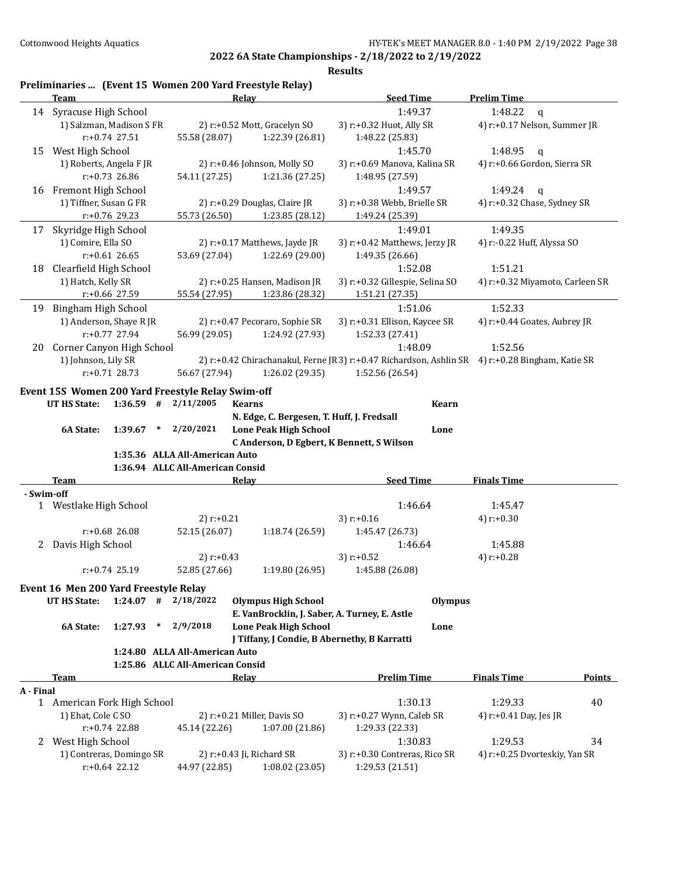**2022 6A State Championships - 2/18/2022 to 2/19/2022**

**Results**

## Preliminaries ... (Event 15 Women 200 Yard Freestyle Relay)

| | Team | Relay | | Seed Time | Prelim Time |
|---|---|---|---|---|---|
| 14 | Syracuse High School | | | 1:49.37 | 1:48.22 q |
| | 1) Salzman, Madison S FR | 2) r:+0.52 Mott, Gracelyn SO | | 3) r:+0.32 Huot, Ally SR | 4) r:+0.17 Nelson, Summer JR |
| | r:+0.74 27.51 | 55.58 (28.07) | 1:22.39 (26.81) | 1:48.22 (25.83) | |
| 15 | West High School | | | 1:45.70 | 1:48.95 q |
| | 1) Roberts, Angela F JR | 2) r:+0.46 Johnson, Molly SO | | 3) r:+0.69 Manova, Kalina SR | 4) r:+0.66 Gordon, Sierra SR |
| | r:+0.73 26.86 | 54.11 (27.25) | 1:21.36 (27.25) | 1:48.95 (27.59) | |
| 16 | Fremont High School | | | 1:49.57 | 1:49.24 q |
| | 1) Tiffner, Susan G FR | 2) r:+0.29 Douglas, Claire JR | | 3) r:+0.38 Webb, Brielle SR | 4) r:+0.32 Chase, Sydney SR |
| | r:+0.76 29.23 | 55.73 (26.50) | 1:23.85 (28.12) | 1:49.24 (25.39) | |
| 17 | Skyridge High School | | | 1:49.01 | 1:49.35 |
| | 1) Comire, Ella SO | 2) r:+0.17 Matthews, Jayde JR | | 3) r:+0.42 Matthews, Jerzy JR | 4) r:-0.22 Huff, Alyssa SO |
| | r:+0.61 26.65 | 53.69 (27.04) | 1:22.69 (29.00) | 1:49.35 (26.66) | |
| 18 | Clearfield High School | | | 1:52.08 | 1:51.21 |
| | 1) Hatch, Kelly SR | 2) r:+0.25 Hansen, Madison JR | | 3) r:+0.32 Gillespie, Selina SO | 4) r:+0.32 Miyamoto, Carleen SR |
| | r:+0.66 27.59 | 55.54 (27.95) | 1:23.86 (28.32) | 1:51.21 (27.35) | |
| 19 | Bingham High School | | | 1:51.06 | 1:52.33 |
| | 1) Anderson, Shaye R JR | 2) r:+0.47 Pecoraro, Sophie SR | | 3) r:+0.31 Ellison, Kaycee SR | 4) r:+0.44 Goates, Aubrey JR |
| | r:+0.77 27.94 | 56.99 (29.05) | 1:24.92 (27.93) | 1:52.33 (27.41) | |
| 20 | Corner Canyon High School | | | 1:48.09 | 1:52.56 |
| | 1) Johnson, Lily SR | 2) r:+0.42 Chirachanakul, Ferne JR | | 3) r:+0.47 Richardson, Ashlin SR | 4) r:+0.28 Bingham, Katie SR |
| | r:+0.71 28.73 | 56.67 (27.94) | 1:26.02 (29.35) | 1:52.56 (26.54) | |

## Event 15S Women 200 Yard Freestyle Relay Swim-off

| | | | | | |
|---|---|---|---|---|---|
| UT HS State: | 1:36.59 # | 2/11/2005 | Kearns | Kearn | N. Edge, C. Bergesen, T. Huff, J. Fredsall |
| 6A State: | 1:39.67 * | 2/20/2021 | Lone Peak High School | Lone | C Anderson, D Egbert, K Bennett, S Wilson |
| | 1:35.36 | ALLA All-American Auto | | | |
| | 1:36.94 | ALLC All-American Consid | | | |

| | Team | Relay | | Seed Time | Finals Time |
|---|---|---|---|---|---|
| **- Swim-off** | | | | | |
| 1 | Westlake High School | | | 1:46.64 | 1:45.47 |
| | | 2) r:+0.21 | | 3) r:+0.16 | 4) r:+0.30 |
| | r:+0.68 26.08 | 52.15 (26.07) | 1:18.74 (26.59) | 1:45.47 (26.73) | |
| 2 | Davis High School | | | 1:46.64 | 1:45.88 |
| | | 2) r:+0.43 | | 3) r:+0.52 | 4) r:+0.28 |
| | r:+0.74 25.19 | 52.85 (27.66) | 1:19.80 (26.95) | 1:45.88 (26.08) | |

## Event 16 Men 200 Yard Freestyle Relay

| | | | | | |
|---|---|---|---|---|---|
| UT HS State: | 1:24.07 # | 2/18/2022 | Olympus High School | Olympus | E. VanBrocklin, J. Saber, A. Turney, E. Astle |
| 6A State: | 1:27.93 * | 2/9/2018 | Lone Peak High School | Lone | J Tiffany, J Condie, B Abernethy, B Karratti |
| | 1:24.80 | ALLA All-American Auto | | | |
| | 1:25.86 | ALLC All-American Consid | | | |

| | Team | Relay | | Prelim Time | Finals Time | Points |
|---|---|---|---|---|---|---|
| **A - Final** | | | | | | |
| 1 | American Fork High School | | | 1:30.13 | 1:29.33 | 40 |
| | 1) Ehat, Cole C SO | 2) r:+0.21 Miller, Davis SO | | 3) r:+0.27 Wynn, Caleb SR | 4) r:+0.41 Day, Jes JR | |
| | r:+0.74 22.88 | 45.14 (22.26) | 1:07.00 (21.86) | 1:29.33 (22.33) | | |
| 2 | West High School | | | 1:30.83 | 1:29.53 | 34 |
| | 1) Contreras, Domingo SR | 2) r:+0.43 Ji, Richard SR | | 3) r:+0.30 Contreras, Rico SR | 4) r:+0.25 Dvorteskiy, Yan SR | |
| | r:+0.64 22.12 | 44.97 (22.85) | 1:08.02 (23.05) | 1:29.53 (21.51) | | |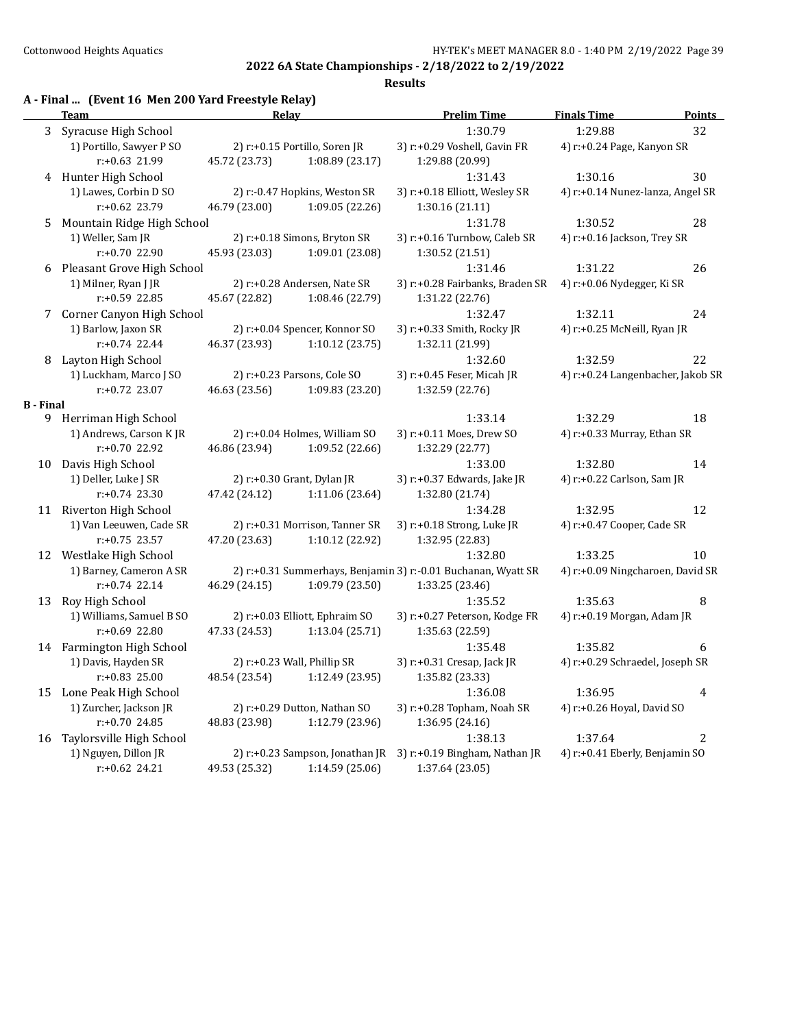## 2022 6A State Championships - 2/18/2022 to 2/19/2022

### Results

### A - Final ... (Event 16 Men 200 Yard Freestyle Relay)

| | Team | Relay | | Prelim Time | Finals Time | Points |
|---|---|---|---|---|---|---|
| 3 | Syracuse High School | | | 1:30.79 | 1:29.88 | 32 |
| | 1) Portillo, Sawyer P SO | 2) r:+0.15 Portillo, Soren JR | | 3) r:+0.29 Voshell, Gavin FR | 4) r:+0.24 Page, Kanyon SR | |
| | r:+0.63 21.99 | 45.72 (23.73) | 1:08.89 (23.17) | 1:29.88 (20.99) | | |
| 4 | Hunter High School | | | 1:31.43 | 1:30.16 | 30 |
| | 1) Lawes, Corbin D SO | 2) r:-0.47 Hopkins, Weston SR | | 3) r:+0.18 Elliott, Wesley SR | 4) r:+0.14 Nunez-lanza, Angel SR | |
| | r:+0.62 23.79 | 46.79 (23.00) | 1:09.05 (22.26) | 1:30.16 (21.11) | | |
| 5 | Mountain Ridge High School | | | 1:31.78 | 1:30.52 | 28 |
| | 1) Weller, Sam JR | 2) r:+0.18 Simons, Bryton SR | | 3) r:+0.16 Turnbow, Caleb SR | 4) r:+0.16 Jackson, Trey SR | |
| | r:+0.70 22.90 | 45.93 (23.03) | 1:09.01 (23.08) | 1:30.52 (21.51) | | |
| 6 | Pleasant Grove High School | | | 1:31.46 | 1:31.22 | 26 |
| | 1) Milner, Ryan J JR | 2) r:+0.28 Andersen, Nate SR | | 3) r:+0.28 Fairbanks, Braden SR | 4) r:+0.06 Nydegger, Ki SR | |
| | r:+0.59 22.85 | 45.67 (22.82) | 1:08.46 (22.79) | 1:31.22 (22.76) | | |
| 7 | Corner Canyon High School | | | 1:32.47 | 1:32.11 | 24 |
| | 1) Barlow, Jaxon SR | 2) r:+0.04 Spencer, Konnor SO | | 3) r:+0.33 Smith, Rocky JR | 4) r:+0.25 McNeill, Ryan JR | |
| | r:+0.74 22.44 | 46.37 (23.93) | 1:10.12 (23.75) | 1:32.11 (21.99) | | |
| 8 | Layton High School | | | 1:32.60 | 1:32.59 | 22 |
| | 1) Luckham, Marco J SO | 2) r:+0.23 Parsons, Cole SO | | 3) r:+0.45 Feser, Micah JR | 4) r:+0.24 Langenbacher, Jakob SR | |
| | r:+0.72 23.07 | 46.63 (23.56) | 1:09.83 (23.20) | 1:32.59 (22.76) | | |
| **B - Final** | | | | | | |
| 9 | Herriman High School | | | 1:33.14 | 1:32.29 | 18 |
| | 1) Andrews, Carson K JR | 2) r:+0.04 Holmes, William SO | | 3) r:+0.11 Moes, Drew SO | 4) r:+0.33 Murray, Ethan SR | |
| | r:+0.70 22.92 | 46.86 (23.94) | 1:09.52 (22.66) | 1:32.29 (22.77) | | |
| 10 | Davis High School | | | 1:33.00 | 1:32.80 | 14 |
| | 1) Deller, Luke J SR | 2) r:+0.30 Grant, Dylan JR | | 3) r:+0.37 Edwards, Jake JR | 4) r:+0.22 Carlson, Sam JR | |
| | r:+0.74 23.30 | 47.42 (24.12) | 1:11.06 (23.64) | 1:32.80 (21.74) | | |
| 11 | Riverton High School | | | 1:34.28 | 1:32.95 | 12 |
| | 1) Van Leeuwen, Cade SR | 2) r:+0.31 Morrison, Tanner SR | | 3) r:+0.18 Strong, Luke JR | 4) r:+0.47 Cooper, Cade SR | |
| | r:+0.75 23.57 | 47.20 (23.63) | 1:10.12 (22.92) | 1:32.95 (22.83) | | |
| 12 | Westlake High School | | | 1:32.80 | 1:33.25 | 10 |
| | 1) Barney, Cameron A SR | 2) r:+0.31 Summerhays, Benjamin | | 3) r:-0.01 Buchanan, Wyatt SR | 4) r:+0.09 Ningcharoen, David SR | |
| | r:+0.74 22.14 | 46.29 (24.15) | 1:09.79 (23.50) | 1:33.25 (23.46) | | |
| 13 | Roy High School | | | 1:35.52 | 1:35.63 | 8 |
| | 1) Williams, Samuel B SO | 2) r:+0.03 Elliott, Ephraim SO | | 3) r:+0.27 Peterson, Kodge FR | 4) r:+0.19 Morgan, Adam JR | |
| | r:+0.69 22.80 | 47.33 (24.53) | 1:13.04 (25.71) | 1:35.63 (22.59) | | |
| 14 | Farmington High School | | | 1:35.48 | 1:35.82 | 6 |
| | 1) Davis, Hayden SR | 2) r:+0.23 Wall, Phillip SR | | 3) r:+0.31 Cresap, Jack JR | 4) r:+0.29 Schraedel, Joseph SR | |
| | r:+0.83 25.00 | 48.54 (23.54) | 1:12.49 (23.95) | 1:35.82 (23.33) | | |
| 15 | Lone Peak High School | | | 1:36.08 | 1:36.95 | 4 |
| | 1) Zurcher, Jackson JR | 2) r:+0.29 Dutton, Nathan SO | | 3) r:+0.28 Topham, Noah SR | 4) r:+0.26 Hoyal, David SO | |
| | r:+0.70 24.85 | 48.83 (23.98) | 1:12.79 (23.96) | 1:36.95 (24.16) | | |
| 16 | Taylorsville High School | | | 1:38.13 | 1:37.64 | 2 |
| | 1) Nguyen, Dillon JR | 2) r:+0.23 Sampson, Jonathan JR | | 3) r:+0.19 Bingham, Nathan JR | 4) r:+0.41 Eberly, Benjamin SO | |
| | r:+0.62 24.21 | 49.53 (25.32) | 1:14.59 (25.06) | 1:37.64 (23.05) | | |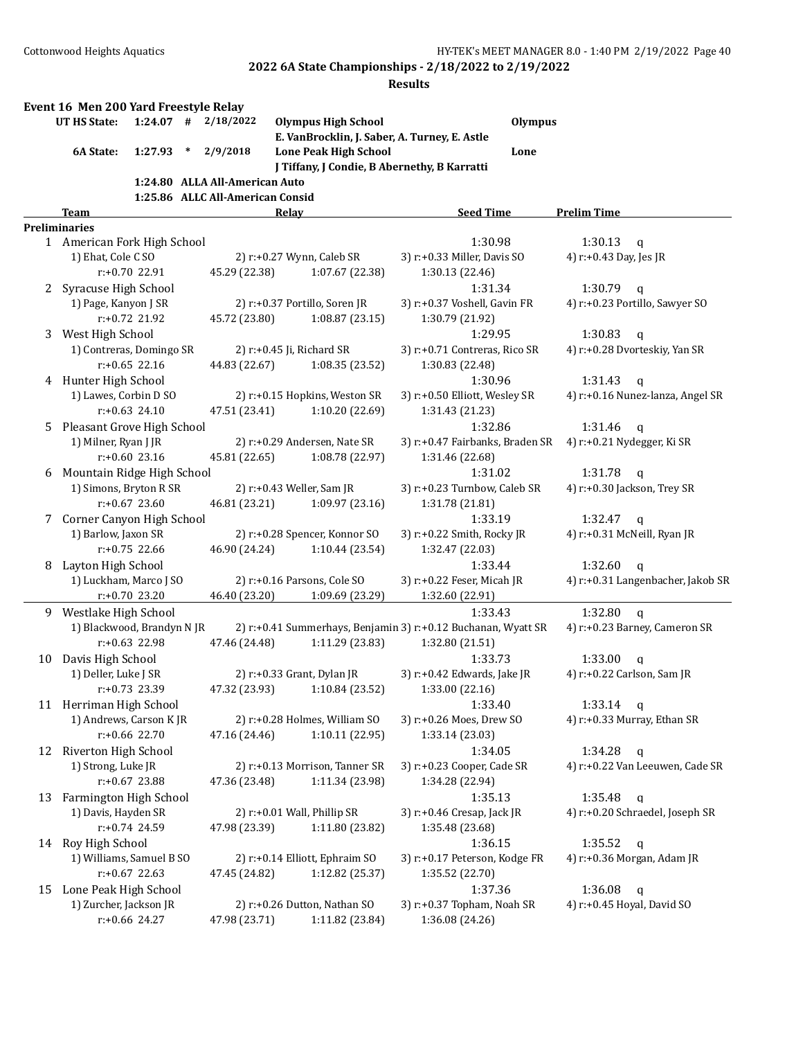2022 6A State Championships - 2/18/2022 to 2/19/2022

Results

## Event 16 Men 200 Yard Freestyle Relay

| | | | | | |
|---|---|---|---|---|---|
| UT HS State: | 1:24.07 | # | 2/18/2022 | Olympus High School | Olympus |
| | | | | E. VanBrocklin, J. Saber, A. Turney, E. Astle | |
| 6A State: | 1:27.93 | * | 2/9/2018 | Lone Peak High School | Lone |
| | | | | J Tiffany, J Condie, B Abernethy, B Karratti | |
| | 1:24.80 | ALLA All-American Auto | | | |
| | 1:25.86 | ALLC All-American Consid | | | |

| | Team | Relay | | Seed Time | Prelim Time |
|---|---|---|---|---|---|
| **Preliminaries** | | | | | |
| 1 | American Fork High School | | | 1:30.98 | 1:30.13 q |
| | 1) Ehat, Cole C SO | 2) r:+0.27 Wynn, Caleb SR | 3) r:+0.33 Miller, Davis SO | 4) r:+0.43 Day, Jes JR | |
| | r:+0.70 22.91 | 45.29 (22.38) | 1:07.67 (22.38) | 1:30.13 (22.46) | |
| 2 | Syracuse High School | | | 1:31.34 | 1:30.79 q |
| | 1) Page, Kanyon J SR | 2) r:+0.37 Portillo, Soren JR | 3) r:+0.37 Voshell, Gavin FR | 4) r:+0.23 Portillo, Sawyer SO | |
| | r:+0.72 21.92 | 45.72 (23.80) | 1:08.87 (23.15) | 1:30.79 (21.92) | |
| 3 | West High School | | | 1:29.95 | 1:30.83 q |
| | 1) Contreras, Domingo SR | 2) r:+0.45 Ji, Richard SR | 3) r:+0.71 Contreras, Rico SR | 4) r:+0.28 Dvorteskiy, Yan SR | |
| | r:+0.65 22.16 | 44.83 (22.67) | 1:08.35 (23.52) | 1:30.83 (22.48) | |
| 4 | Hunter High School | | | 1:30.96 | 1:31.43 q |
| | 1) Lawes, Corbin D SO | 2) r:+0.15 Hopkins, Weston SR | 3) r:+0.50 Elliott, Wesley SR | 4) r:+0.16 Nunez-lanza, Angel SR | |
| | r:+0.63 24.10 | 47.51 (23.41) | 1:10.20 (22.69) | 1:31.43 (21.23) | |
| 5 | Pleasant Grove High School | | | 1:32.86 | 1:31.46 q |
| | 1) Milner, Ryan J JR | 2) r:+0.29 Andersen, Nate SR | 3) r:+0.47 Fairbanks, Braden SR | 4) r:+0.21 Nydegger, Ki SR | |
| | r:+0.60 23.16 | 45.81 (22.65) | 1:08.78 (22.97) | 1:31.46 (22.68) | |
| 6 | Mountain Ridge High School | | | 1:31.02 | 1:31.78 q |
| | 1) Simons, Bryton R SR | 2) r:+0.43 Weller, Sam JR | 3) r:+0.23 Turnbow, Caleb SR | 4) r:+0.30 Jackson, Trey SR | |
| | r:+0.67 23.60 | 46.81 (23.21) | 1:09.97 (23.16) | 1:31.78 (21.81) | |
| 7 | Corner Canyon High School | | | 1:33.19 | 1:32.47 q |
| | 1) Barlow, Jaxon SR | 2) r:+0.28 Spencer, Konnor SO | 3) r:+0.22 Smith, Rocky JR | 4) r:+0.31 McNeill, Ryan JR | |
| | r:+0.75 22.66 | 46.90 (24.24) | 1:10.44 (23.54) | 1:32.47 (22.03) | |
| 8 | Layton High School | | | 1:33.44 | 1:32.60 q |
| | 1) Luckham, Marco J SO | 2) r:+0.16 Parsons, Cole SO | 3) r:+0.22 Feser, Micah JR | 4) r:+0.31 Langenbacher, Jakob SR | |
| | r:+0.70 23.20 | 46.40 (23.20) | 1:09.69 (23.29) | 1:32.60 (22.91) | |
| 9 | Westlake High School | | | 1:33.43 | 1:32.80 q |
| | 1) Blackwood, Brandyn N JR | 2) r:+0.41 Summerhays, Benjamin | 3) r:+0.12 Buchanan, Wyatt SR | 4) r:+0.23 Barney, Cameron SR | |
| | r:+0.63 22.98 | 47.46 (24.48) | 1:11.29 (23.83) | 1:32.80 (21.51) | |
| 10 | Davis High School | | | 1:33.73 | 1:33.00 q |
| | 1) Deller, Luke J SR | 2) r:+0.33 Grant, Dylan JR | 3) r:+0.42 Edwards, Jake JR | 4) r:+0.22 Carlson, Sam JR | |
| | r:+0.73 23.39 | 47.32 (23.93) | 1:10.84 (23.52) | 1:33.00 (22.16) | |
| 11 | Herriman High School | | | 1:33.40 | 1:33.14 q |
| | 1) Andrews, Carson K JR | 2) r:+0.28 Holmes, William SO | 3) r:+0.26 Moes, Drew SO | 4) r:+0.33 Murray, Ethan SR | |
| | r:+0.66 22.70 | 47.16 (24.46) | 1:10.11 (22.95) | 1:33.14 (23.03) | |
| 12 | Riverton High School | | | 1:34.05 | 1:34.28 q |
| | 1) Strong, Luke JR | 2) r:+0.13 Morrison, Tanner SR | 3) r:+0.23 Cooper, Cade SR | 4) r:+0.22 Van Leeuwen, Cade SR | |
| | r:+0.67 23.88 | 47.36 (23.48) | 1:11.34 (23.98) | 1:34.28 (22.94) | |
| 13 | Farmington High School | | | 1:35.13 | 1:35.48 q |
| | 1) Davis, Hayden SR | 2) r:+0.01 Wall, Phillip SR | 3) r:+0.46 Cresap, Jack JR | 4) r:+0.20 Schraedel, Joseph SR | |
| | r:+0.74 24.59 | 47.98 (23.39) | 1:11.80 (23.82) | 1:35.48 (23.68) | |
| 14 | Roy High School | | | 1:36.15 | 1:35.52 q |
| | 1) Williams, Samuel B SO | 2) r:+0.14 Elliott, Ephraim SO | 3) r:+0.17 Peterson, Kodge FR | 4) r:+0.36 Morgan, Adam JR | |
| | r:+0.67 22.63 | 47.45 (24.82) | 1:12.82 (25.37) | 1:35.52 (22.70) | |
| 15 | Lone Peak High School | | | 1:37.36 | 1:36.08 q |
| | 1) Zurcher, Jackson JR | 2) r:+0.26 Dutton, Nathan SO | 3) r:+0.37 Topham, Noah SR | 4) r:+0.45 Hoyal, David SO | |
| | r:+0.66 24.27 | 47.98 (23.71) | 1:11.82 (23.84) | 1:36.08 (24.26) | |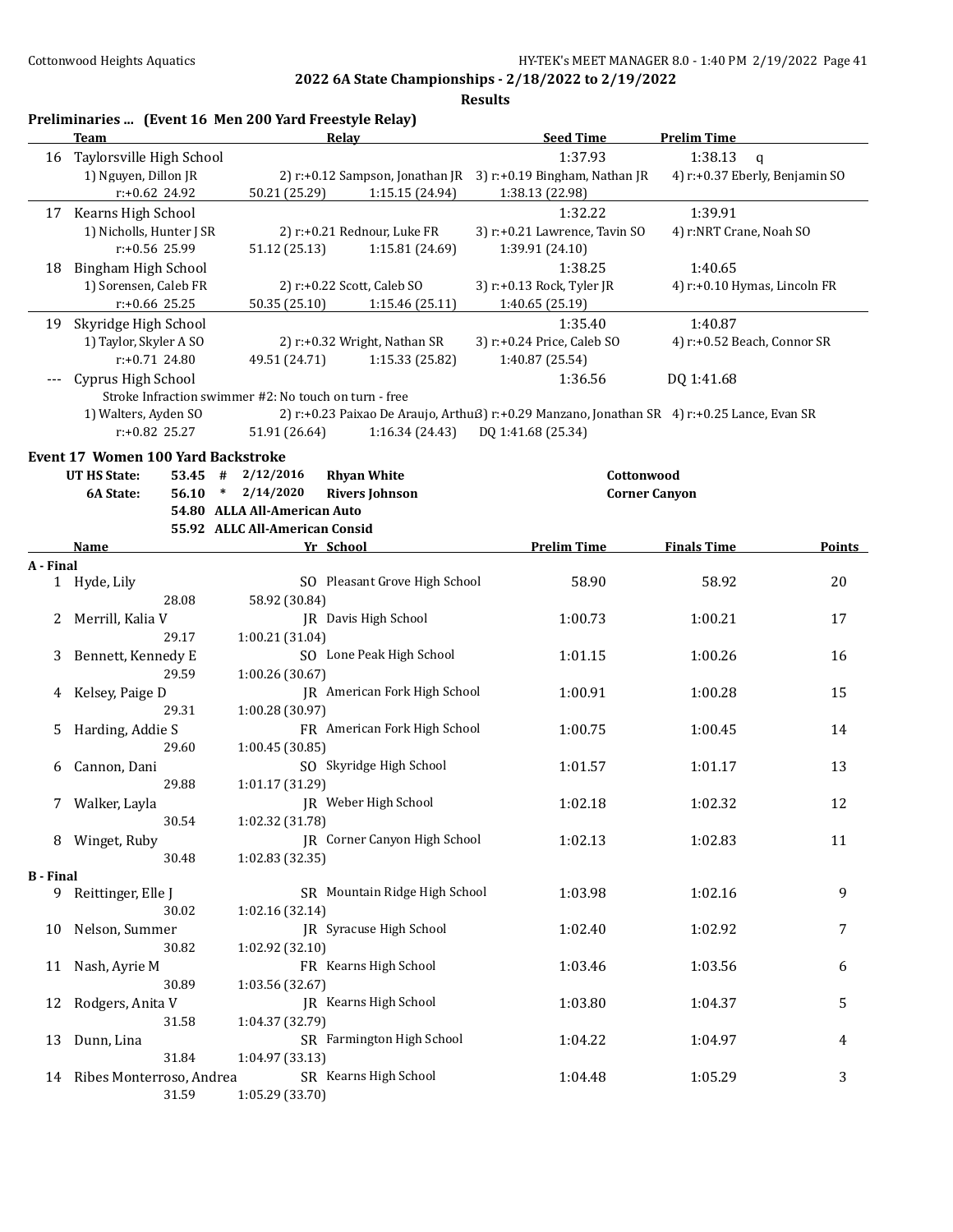**2022 6A State Championships - 2/18/2022 to 2/19/2022**

**Results**

### Preliminaries ... (Event 16 Men 200 Yard Freestyle Relay)

| | Team | Relay | | Seed Time | Prelim Time |
|---|---|---|---|---|---|
| 16 | Taylorsville High School | | | 1:37.93 | 1:38.13 q |
| | 1) Nguyen, Dillon JR | 2) r:+0.12 Sampson, Jonathan JR | | 3) r:+0.19 Bingham, Nathan JR | 4) r:+0.37 Eberly, Benjamin SO |
| | r:+0.62 24.92 | 50.21 (25.29) | 1:15.15 (24.94) | 1:38.13 (22.98) | |
| 17 | Kearns High School | | | 1:32.22 | 1:39.91 |
| | 1) Nicholls, Hunter J SR | 2) r:+0.21 Rednour, Luke FR | | 3) r:+0.21 Lawrence, Tavin SO | 4) r:NRT Crane, Noah SO |
| | r:+0.56 25.99 | 51.12 (25.13) | 1:15.81 (24.69) | 1:39.91 (24.10) | |
| 18 | Bingham High School | | | 1:38.25 | 1:40.65 |
| | 1) Sorensen, Caleb FR | 2) r:+0.22 Scott, Caleb SO | | 3) r:+0.13 Rock, Tyler JR | 4) r:+0.10 Hymas, Lincoln FR |
| | r:+0.66 25.25 | 50.35 (25.10) | 1:15.46 (25.11) | 1:40.65 (25.19) | |
| 19 | Skyridge High School | | | 1:35.40 | 1:40.87 |
| | 1) Taylor, Skyler A SO | 2) r:+0.32 Wright, Nathan SR | | 3) r:+0.24 Price, Caleb SO | 4) r:+0.52 Beach, Connor SR |
| | r:+0.71 24.80 | 49.51 (24.71) | 1:15.33 (25.82) | 1:40.87 (25.54) | |
| --- | Cyprus High School | | | 1:36.56 | DQ 1:41.68 |
| | Stroke Infraction swimmer #2: No touch on turn - free | | | | |
| | 1) Walters, Ayden SO | 2) r:+0.23 Paixao De Araujo, Arthur | | 3) r:+0.29 Manzano, Jonathan SR | 4) r:+0.25 Lance, Evan SR |
| | r:+0.82 25.27 | 51.91 (26.64) | 1:16.34 (24.43) | DQ 1:41.68 (25.34) | |

### Event 17 Women 100 Yard Backstroke

| | | | | | |
|---|---|---|---|---|---|
| UT HS State: | 53.45 | # | 2/12/2016 | Rhyan White | Cottonwood |
| 6A State: | 56.10 | * | 2/14/2020 | Rivers Johnson | Corner Canyon |
| | 54.80 | | ALLA All-American Auto | | |
| | 55.92 | | ALLC All-American Consid | | |

| | Name | Yr | School | Prelim Time | Finals Time | Points |
|---|---|---|---|---|---|---|
| **A - Final** | | | | | | |
| 1 | Hyde, Lily | SO | Pleasant Grove High School | 58.90 | 58.92 | 20 |
| | 28.08 | 58.92 (30.84) | | | | |
| 2 | Merrill, Kalia V | JR | Davis High School | 1:00.73 | 1:00.21 | 17 |
| | 29.17 | 1:00.21 (31.04) | | | | |
| 3 | Bennett, Kennedy E | SO | Lone Peak High School | 1:01.15 | 1:00.26 | 16 |
| | 29.59 | 1:00.26 (30.67) | | | | |
| 4 | Kelsey, Paige D | JR | American Fork High School | 1:00.91 | 1:00.28 | 15 |
| | 29.31 | 1:00.28 (30.97) | | | | |
| 5 | Harding, Addie S | FR | American Fork High School | 1:00.75 | 1:00.45 | 14 |
| | 29.60 | 1:00.45 (30.85) | | | | |
| 6 | Cannon, Dani | SO | Skyridge High School | 1:01.57 | 1:01.17 | 13 |
| | 29.88 | 1:01.17 (31.29) | | | | |
| 7 | Walker, Layla | JR | Weber High School | 1:02.18 | 1:02.32 | 12 |
| | 30.54 | 1:02.32 (31.78) | | | | |
| 8 | Winget, Ruby | JR | Corner Canyon High School | 1:02.13 | 1:02.83 | 11 |
| | 30.48 | 1:02.83 (32.35) | | | | |
| **B - Final** | | | | | | |
| 9 | Reittinger, Elle J | SR | Mountain Ridge High School | 1:03.98 | 1:02.16 | 9 |
| | 30.02 | 1:02.16 (32.14) | | | | |
| 10 | Nelson, Summer | JR | Syracuse High School | 1:02.40 | 1:02.92 | 7 |
| | 30.82 | 1:02.92 (32.10) | | | | |
| 11 | Nash, Ayrie M | FR | Kearns High School | 1:03.46 | 1:03.56 | 6 |
| | 30.89 | 1:03.56 (32.67) | | | | |
| 12 | Rodgers, Anita V | JR | Kearns High School | 1:03.80 | 1:04.37 | 5 |
| | 31.58 | 1:04.37 (32.79) | | | | |
| 13 | Dunn, Lina | SR | Farmington High School | 1:04.22 | 1:04.97 | 4 |
| | 31.84 | 1:04.97 (33.13) | | | | |
| 14 | Ribes Monterroso, Andrea | SR | Kearns High School | 1:04.48 | 1:05.29 | 3 |
| | 31.59 | 1:05.29 (33.70) | | | | |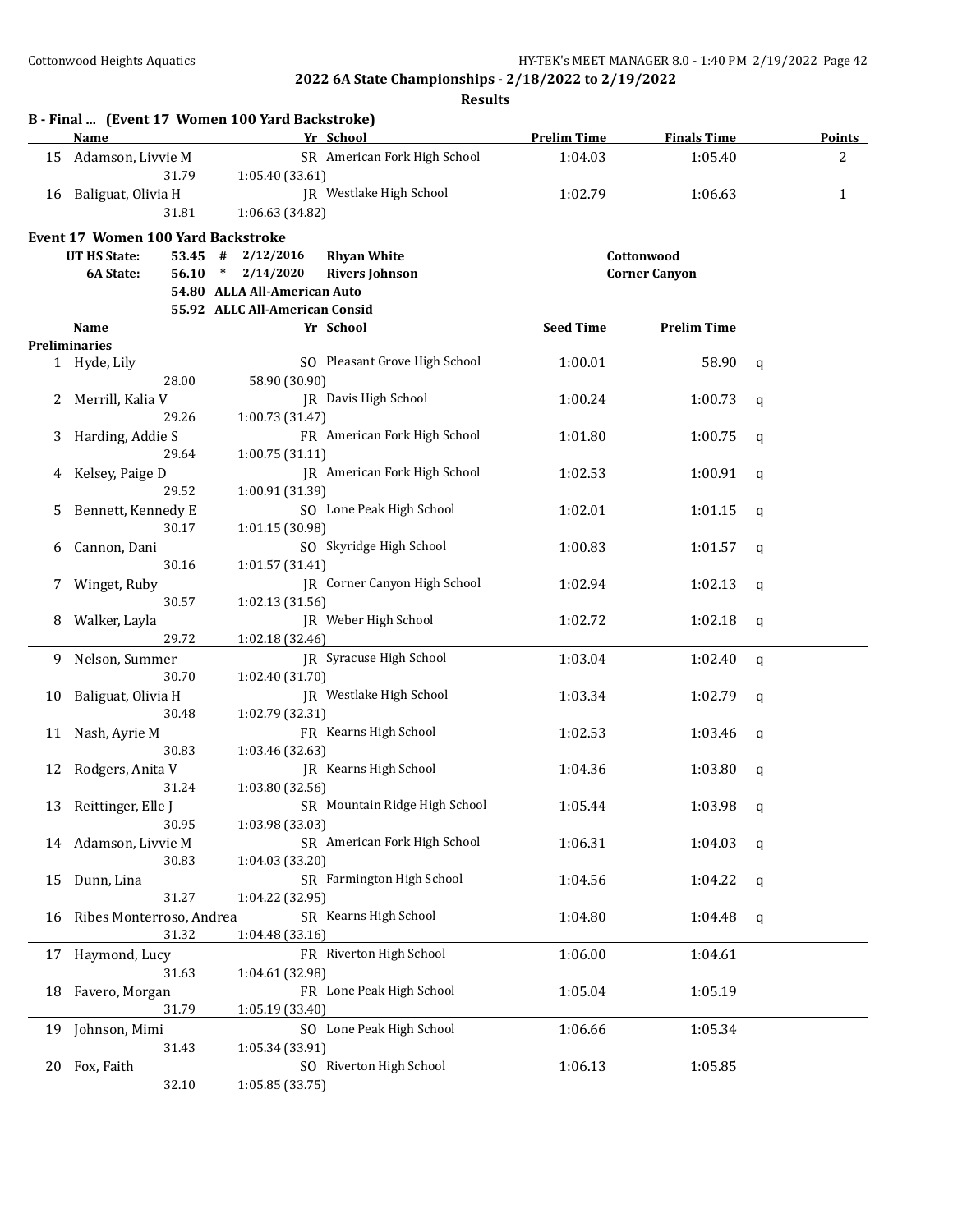**2022 6A State Championships - 2/18/2022 to 2/19/2022**

**Results**

## B - Final ... (Event 17 Women 100 Yard Backstroke)

| | Name | Yr | School | Prelim Time | Finals Time | Points |
|---|---|---|---|---|---|---|
| 15 | Adamson, Livvie M | SR | American Fork High School | 1:04.03 | 1:05.40 | 2 |
| | 31.79 | 1:05.40 (33.61) | | | | |
| 16 | Baliguat, Olivia H | JR | Westlake High School | 1:02.79 | 1:06.63 | 1 |
| | 31.81 | 1:06.63 (34.82) | | | | |

## Event 17 Women 100 Yard Backstroke

| | | | | |
|---|---|---|---|---|
| UT HS State: | 53.45 # | 2/12/2016 | Rhyan White | Cottonwood |
| 6A State: | 56.10 * | 2/14/2020 | Rivers Johnson | Corner Canyon |
| | 54.80 | ALLA All-American Auto | | |
| | 55.92 | ALLC All-American Consid | | |

**Preliminaries**

| | Name | Yr | School | Seed Time | Prelim Time | |
|---|---|---|---|---|---|---|
| 1 | Hyde, Lily | SO | Pleasant Grove High School | 1:00.01 | 58.90 | q |
| | 28.00 | 58.90 (30.90) | | | | |
| 2 | Merrill, Kalia V | JR | Davis High School | 1:00.24 | 1:00.73 | q |
| | 29.26 | 1:00.73 (31.47) | | | | |
| 3 | Harding, Addie S | FR | American Fork High School | 1:01.80 | 1:00.75 | q |
| | 29.64 | 1:00.75 (31.11) | | | | |
| 4 | Kelsey, Paige D | JR | American Fork High School | 1:02.53 | 1:00.91 | q |
| | 29.52 | 1:00.91 (31.39) | | | | |
| 5 | Bennett, Kennedy E | SO | Lone Peak High School | 1:02.01 | 1:01.15 | q |
| | 30.17 | 1:01.15 (30.98) | | | | |
| 6 | Cannon, Dani | SO | Skyridge High School | 1:00.83 | 1:01.57 | q |
| | 30.16 | 1:01.57 (31.41) | | | | |
| 7 | Winget, Ruby | JR | Corner Canyon High School | 1:02.94 | 1:02.13 | q |
| | 30.57 | 1:02.13 (31.56) | | | | |
| 8 | Walker, Layla | JR | Weber High School | 1:02.72 | 1:02.18 | q |
| | 29.72 | 1:02.18 (32.46) | | | | |
| 9 | Nelson, Summer | JR | Syracuse High School | 1:03.04 | 1:02.40 | q |
| | 30.70 | 1:02.40 (31.70) | | | | |
| 10 | Baliguat, Olivia H | JR | Westlake High School | 1:03.34 | 1:02.79 | q |
| | 30.48 | 1:02.79 (32.31) | | | | |
| 11 | Nash, Ayrie M | FR | Kearns High School | 1:02.53 | 1:03.46 | q |
| | 30.83 | 1:03.46 (32.63) | | | | |
| 12 | Rodgers, Anita V | JR | Kearns High School | 1:04.36 | 1:03.80 | q |
| | 31.24 | 1:03.80 (32.56) | | | | |
| 13 | Reittinger, Elle J | SR | Mountain Ridge High School | 1:05.44 | 1:03.98 | q |
| | 30.95 | 1:03.98 (33.03) | | | | |
| 14 | Adamson, Livvie M | SR | American Fork High School | 1:06.31 | 1:04.03 | q |
| | 30.83 | 1:04.03 (33.20) | | | | |
| 15 | Dunn, Lina | SR | Farmington High School | 1:04.56 | 1:04.22 | q |
| | 31.27 | 1:04.22 (32.95) | | | | |
| 16 | Ribes Monterroso, Andrea | SR | Kearns High School | 1:04.80 | 1:04.48 | q |
| | 31.32 | 1:04.48 (33.16) | | | | |
| 17 | Haymond, Lucy | FR | Riverton High School | 1:06.00 | 1:04.61 | |
| | 31.63 | 1:04.61 (32.98) | | | | |
| 18 | Favero, Morgan | FR | Lone Peak High School | 1:05.04 | 1:05.19 | |
| | 31.79 | 1:05.19 (33.40) | | | | |
| 19 | Johnson, Mimi | SO | Lone Peak High School | 1:06.66 | 1:05.34 | |
| | 31.43 | 1:05.34 (33.91) | | | | |
| 20 | Fox, Faith | SO | Riverton High School | 1:06.13 | 1:05.85 | |
| | 32.10 | 1:05.85 (33.75) | | | | |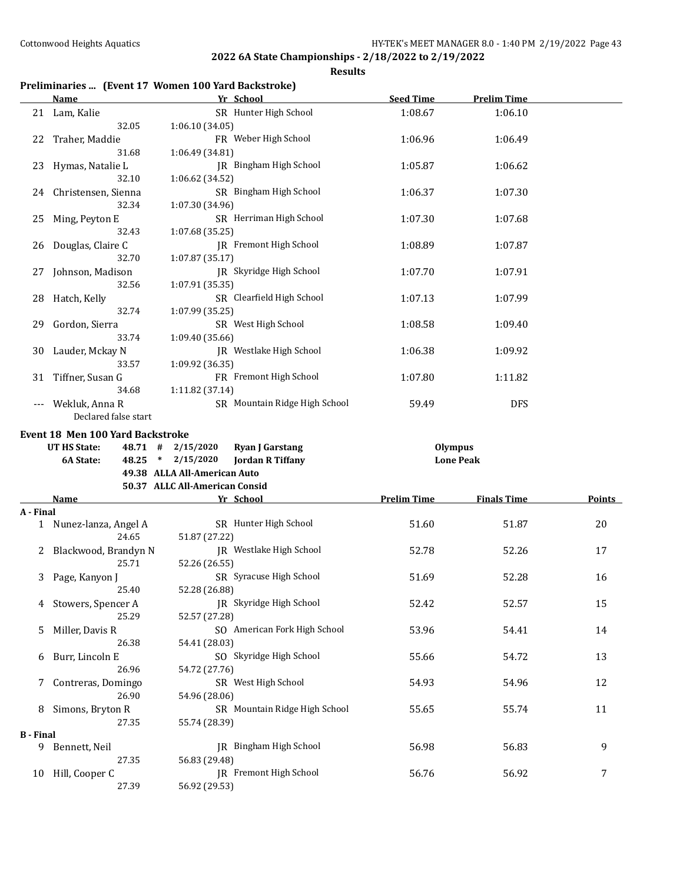## 2022 6A State Championships - 2/18/2022 to 2/19/2022

**Results**

### Preliminaries ... (Event 17 Women 100 Yard Backstroke)

| | Name | Yr | School | Seed Time | Prelim Time |
|---|---|---|---|---|---|
| 21 | Lam, Kalie | SR | Hunter High School | 1:08.67 | 1:06.10 |
| | 32.05 | 1:06.10 (34.05) | | | |
| 22 | Traher, Maddie | FR | Weber High School | 1:06.96 | 1:06.49 |
| | 31.68 | 1:06.49 (34.81) | | | |
| 23 | Hymas, Natalie L | JR | Bingham High School | 1:05.87 | 1:06.62 |
| | 32.10 | 1:06.62 (34.52) | | | |
| 24 | Christensen, Sienna | SR | Bingham High School | 1:06.37 | 1:07.30 |
| | 32.34 | 1:07.30 (34.96) | | | |
| 25 | Ming, Peyton E | SR | Herriman High School | 1:07.30 | 1:07.68 |
| | 32.43 | 1:07.68 (35.25) | | | |
| 26 | Douglas, Claire C | JR | Fremont High School | 1:08.89 | 1:07.87 |
| | 32.70 | 1:07.87 (35.17) | | | |
| 27 | Johnson, Madison | JR | Skyridge High School | 1:07.70 | 1:07.91 |
| | 32.56 | 1:07.91 (35.35) | | | |
| 28 | Hatch, Kelly | SR | Clearfield High School | 1:07.13 | 1:07.99 |
| | 32.74 | 1:07.99 (35.25) | | | |
| 29 | Gordon, Sierra | SR | West High School | 1:08.58 | 1:09.40 |
| | 33.74 | 1:09.40 (35.66) | | | |
| 30 | Lauder, Mckay N | JR | Westlake High School | 1:06.38 | 1:09.92 |
| | 33.57 | 1:09.92 (36.35) | | | |
| 31 | Tiffner, Susan G | FR | Fremont High School | 1:07.80 | 1:11.82 |
| | 34.68 | 1:11.82 (37.14) | | | |
| --- | Wekluk, Anna R | SR | Mountain Ridge High School | 59.49 | DFS |
| | Declared false start | | | | |

### Event 18 Men 100 Yard Backstroke

| | | | | | |
|---|---|---|---|---|---|
| UT HS State: | 48.71 | # | 2/15/2020 | Ryan J Garstang | Olympus |
| 6A State: | 48.25 | * | 2/15/2020 | Jordan R Tiffany | Lone Peak |
| | 49.38 | | ALLA All-American Auto | | |
| | 50.37 | | ALLC All-American Consid | | |

| | Name | Yr | School | Prelim Time | Finals Time | Points |
|---|---|---|---|---|---|---|
| **A - Final** | | | | | | |
| 1 | Nunez-lanza, Angel A | SR | Hunter High School | 51.60 | 51.87 | 20 |
| | 24.65 | 51.87 (27.22) | | | | |
| 2 | Blackwood, Brandyn N | JR | Westlake High School | 52.78 | 52.26 | 17 |
| | 25.71 | 52.26 (26.55) | | | | |
| 3 | Page, Kanyon J | SR | Syracuse High School | 51.69 | 52.28 | 16 |
| | 25.40 | 52.28 (26.88) | | | | |
| 4 | Stowers, Spencer A | JR | Skyridge High School | 52.42 | 52.57 | 15 |
| | 25.29 | 52.57 (27.28) | | | | |
| 5 | Miller, Davis R | SO | American Fork High School | 53.96 | 54.41 | 14 |
| | 26.38 | 54.41 (28.03) | | | | |
| 6 | Burr, Lincoln E | SO | Skyridge High School | 55.66 | 54.72 | 13 |
| | 26.96 | 54.72 (27.76) | | | | |
| 7 | Contreras, Domingo | SR | West High School | 54.93 | 54.96 | 12 |
| | 26.90 | 54.96 (28.06) | | | | |
| 8 | Simons, Bryton R | SR | Mountain Ridge High School | 55.65 | 55.74 | 11 |
| | 27.35 | 55.74 (28.39) | | | | |
| **B - Final** | | | | | | |
| 9 | Bennett, Neil | JR | Bingham High School | 56.98 | 56.83 | 9 |
| | 27.35 | 56.83 (29.48) | | | | |
| 10 | Hill, Cooper C | JR | Fremont High School | 56.76 | 56.92 | 7 |
| | 27.39 | 56.92 (29.53) | | | | |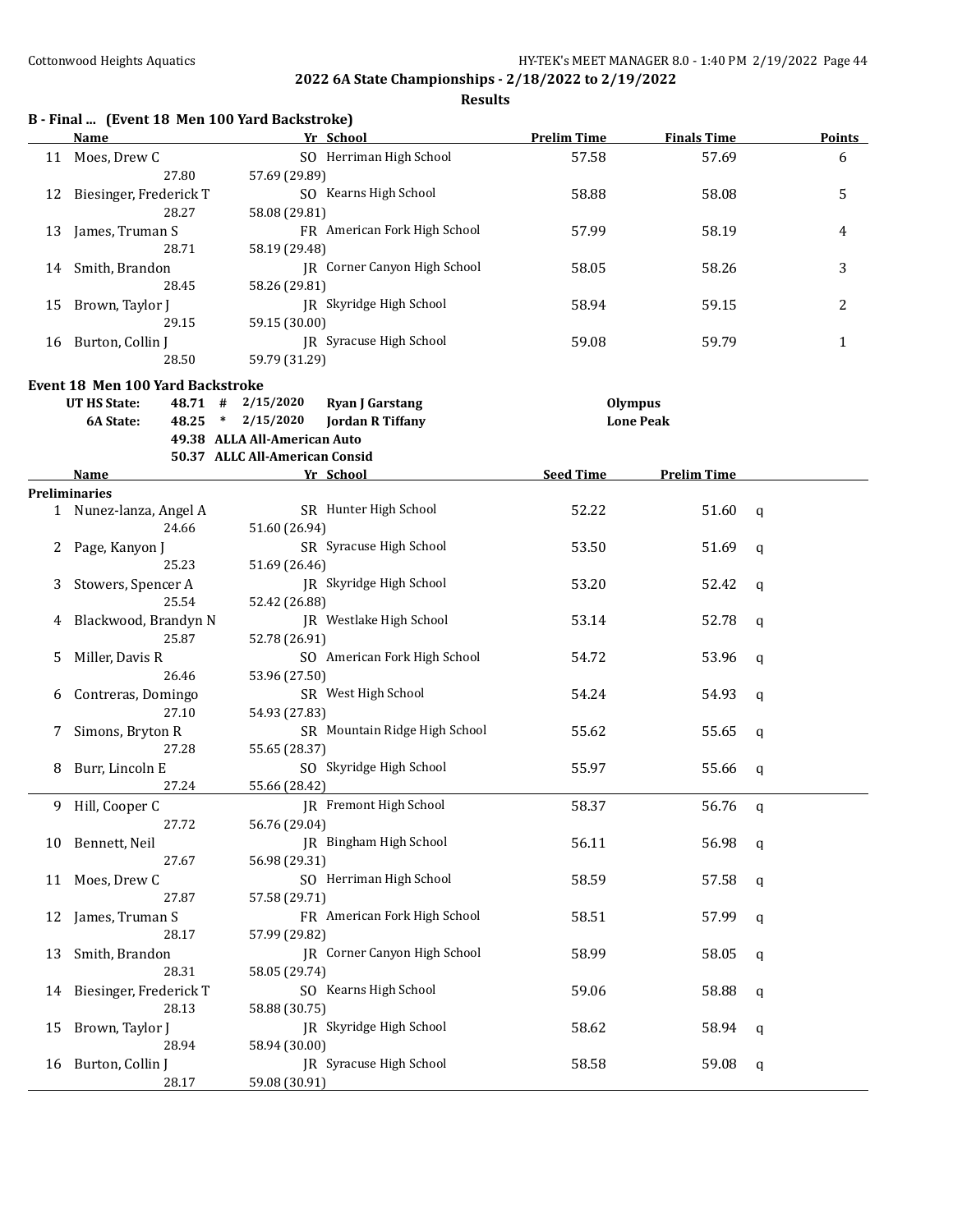## 2022 6A State Championships - 2/18/2022 to 2/19/2022

**Results**

### B - Final ... (Event 18 Men 100 Yard Backstroke)

| | Name | Yr | School | Prelim Time | Finals Time | Points |
|---|---|---|---|---|---|---|
| 11 | Moes, Drew C | SO | Herriman High School | 57.58 | 57.69 | 6 |
| | 27.80 | 57.69 (29.89) | | | | |
| 12 | Biesinger, Frederick T | SO | Kearns High School | 58.88 | 58.08 | 5 |
| | 28.27 | 58.08 (29.81) | | | | |
| 13 | James, Truman S | FR | American Fork High School | 57.99 | 58.19 | 4 |
| | 28.71 | 58.19 (29.48) | | | | |
| 14 | Smith, Brandon | JR | Corner Canyon High School | 58.05 | 58.26 | 3 |
| | 28.45 | 58.26 (29.81) | | | | |
| 15 | Brown, Taylor J | JR | Skyridge High School | 58.94 | 59.15 | 2 |
| | 29.15 | 59.15 (30.00) | | | | |
| 16 | Burton, Collin J | JR | Syracuse High School | 59.08 | 59.79 | 1 |
| | 28.50 | 59.79 (31.29) | | | | |

### Event 18 Men 100 Yard Backstroke

| | | | | | |
|---|---|---|---|---|---|
| UT HS State: | 48.71 | # | 2/15/2020 | Ryan J Garstang | Olympus |
| 6A State: | 48.25 | * | 2/15/2020 | Jordan R Tiffany | Lone Peak |
| | 49.38 | | ALLA All-American Auto | | |
| | 50.37 | | ALLC All-American Consid | | |

**Preliminaries**

| | Name | Yr | School | Seed Time | Prelim Time | |
|---|---|---|---|---|---|---|
| 1 | Nunez-lanza, Angel A | SR | Hunter High School | 52.22 | 51.60 | q |
| | 24.66 | 51.60 (26.94) | | | | |
| 2 | Page, Kanyon J | SR | Syracuse High School | 53.50 | 51.69 | q |
| | 25.23 | 51.69 (26.46) | | | | |
| 3 | Stowers, Spencer A | JR | Skyridge High School | 53.20 | 52.42 | q |
| | 25.54 | 52.42 (26.88) | | | | |
| 4 | Blackwood, Brandyn N | JR | Westlake High School | 53.14 | 52.78 | q |
| | 25.87 | 52.78 (26.91) | | | | |
| 5 | Miller, Davis R | SO | American Fork High School | 54.72 | 53.96 | q |
| | 26.46 | 53.96 (27.50) | | | | |
| 6 | Contreras, Domingo | SR | West High School | 54.24 | 54.93 | q |
| | 27.10 | 54.93 (27.83) | | | | |
| 7 | Simons, Bryton R | SR | Mountain Ridge High School | 55.62 | 55.65 | q |
| | 27.28 | 55.65 (28.37) | | | | |
| 8 | Burr, Lincoln E | SO | Skyridge High School | 55.97 | 55.66 | q |
| | 27.24 | 55.66 (28.42) | | | | |
| 9 | Hill, Cooper C | JR | Fremont High School | 58.37 | 56.76 | q |
| | 27.72 | 56.76 (29.04) | | | | |
| 10 | Bennett, Neil | JR | Bingham High School | 56.11 | 56.98 | q |
| | 27.67 | 56.98 (29.31) | | | | |
| 11 | Moes, Drew C | SO | Herriman High School | 58.59 | 57.58 | q |
| | 27.87 | 57.58 (29.71) | | | | |
| 12 | James, Truman S | FR | American Fork High School | 58.51 | 57.99 | q |
| | 28.17 | 57.99 (29.82) | | | | |
| 13 | Smith, Brandon | JR | Corner Canyon High School | 58.99 | 58.05 | q |
| | 28.31 | 58.05 (29.74) | | | | |
| 14 | Biesinger, Frederick T | SO | Kearns High School | 59.06 | 58.88 | q |
| | 28.13 | 58.88 (30.75) | | | | |
| 15 | Brown, Taylor J | JR | Skyridge High School | 58.62 | 58.94 | q |
| | 28.94 | 58.94 (30.00) | | | | |
| 16 | Burton, Collin J | JR | Syracuse High School | 58.58 | 59.08 | q |
| | 28.17 | 59.08 (30.91) | | | | |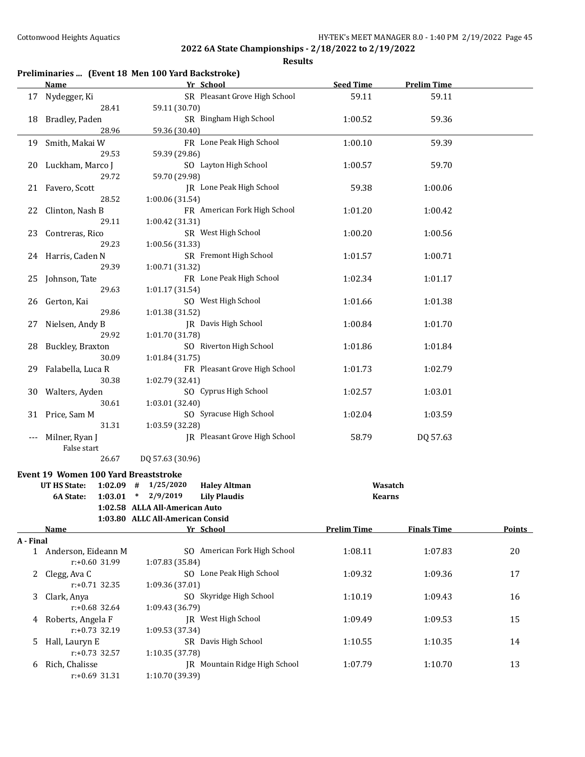## 2022 6A State Championships - 2/18/2022 to 2/19/2022

### Results

**Preliminaries ... (Event 18 Men 100 Yard Backstroke)**

| | Name | Yr | School | Seed Time | Prelim Time |
|---|---|---|---|---|---|
| 17 | Nydegger, Ki | SR | Pleasant Grove High School | 59.11 | 59.11 |
| | 28.41 | 59.11 (30.70) | | | |
| 18 | Bradley, Paden | SR | Bingham High School | 1:00.52 | 59.36 |
| | 28.96 | 59.36 (30.40) | | | |
| 19 | Smith, Makai W | FR | Lone Peak High School | 1:00.10 | 59.39 |
| | 29.53 | 59.39 (29.86) | | | |
| 20 | Luckham, Marco J | SO | Layton High School | 1:00.57 | 59.70 |
| | 29.72 | 59.70 (29.98) | | | |
| 21 | Favero, Scott | JR | Lone Peak High School | 59.38 | 1:00.06 |
| | 28.52 | 1:00.06 (31.54) | | | |
| 22 | Clinton, Nash B | FR | American Fork High School | 1:01.20 | 1:00.42 |
| | 29.11 | 1:00.42 (31.31) | | | |
| 23 | Contreras, Rico | SR | West High School | 1:00.20 | 1:00.56 |
| | 29.23 | 1:00.56 (31.33) | | | |
| 24 | Harris, Caden N | SR | Fremont High School | 1:01.57 | 1:00.71 |
| | 29.39 | 1:00.71 (31.32) | | | |
| 25 | Johnson, Tate | FR | Lone Peak High School | 1:02.34 | 1:01.17 |
| | 29.63 | 1:01.17 (31.54) | | | |
| 26 | Gerton, Kai | SO | West High School | 1:01.66 | 1:01.38 |
| | 29.86 | 1:01.38 (31.52) | | | |
| 27 | Nielsen, Andy B | JR | Davis High School | 1:00.84 | 1:01.70 |
| | 29.92 | 1:01.70 (31.78) | | | |
| 28 | Buckley, Braxton | SO | Riverton High School | 1:01.86 | 1:01.84 |
| | 30.09 | 1:01.84 (31.75) | | | |
| 29 | Falabella, Luca R | FR | Pleasant Grove High School | 1:01.73 | 1:02.79 |
| | 30.38 | 1:02.79 (32.41) | | | |
| 30 | Walters, Ayden | SO | Cyprus High School | 1:02.57 | 1:03.01 |
| | 30.61 | 1:03.01 (32.40) | | | |
| 31 | Price, Sam M | SO | Syracuse High School | 1:02.04 | 1:03.59 |
| | 31.31 | 1:03.59 (32.28) | | | |
| --- | Milner, Ryan J | JR | Pleasant Grove High School | 58.79 | DQ 57.63 |
| | False start | | | | |
| | 26.67 | DQ 57.63 (30.96) | | | |

**Event 19 Women 100 Yard Breaststroke**

| | | | | | |
|---|---|---|---|---|---|
| UT HS State: | 1:02.09 | # | 1/25/2020 | Haley Altman | Wasatch |
| 6A State: | 1:03.01 | * | 2/9/2019 | Lily Plaudis | Kearns |
| | 1:02.58 | ALLA All-American Auto | | | |
| | 1:03.80 | ALLC All-American Consid | | | |

| | Name | Yr | School | Prelim Time | Finals Time | Points |
|---|---|---|---|---|---|---|
| **A - Final** | | | | | | |
| 1 | Anderson, Eideann M | SO | American Fork High School | 1:08.11 | 1:07.83 | 20 |
| | r:+0.60 31.99 | 1:07.83 (35.84) | | | | |
| 2 | Clegg, Ava C | SO | Lone Peak High School | 1:09.32 | 1:09.36 | 17 |
| | r:+0.71 32.35 | 1:09.36 (37.01) | | | | |
| 3 | Clark, Anya | SO | Skyridge High School | 1:10.19 | 1:09.43 | 16 |
| | r:+0.68 32.64 | 1:09.43 (36.79) | | | | |
| 4 | Roberts, Angela F | JR | West High School | 1:09.49 | 1:09.53 | 15 |
| | r:+0.73 32.19 | 1:09.53 (37.34) | | | | |
| 5 | Hall, Lauryn E | SR | Davis High School | 1:10.55 | 1:10.35 | 14 |
| | r:+0.73 32.57 | 1:10.35 (37.78) | | | | |
| 6 | Rich, Chalisse | JR | Mountain Ridge High School | 1:07.79 | 1:10.70 | 13 |
| | r:+0.69 31.31 | 1:10.70 (39.39) | | | | |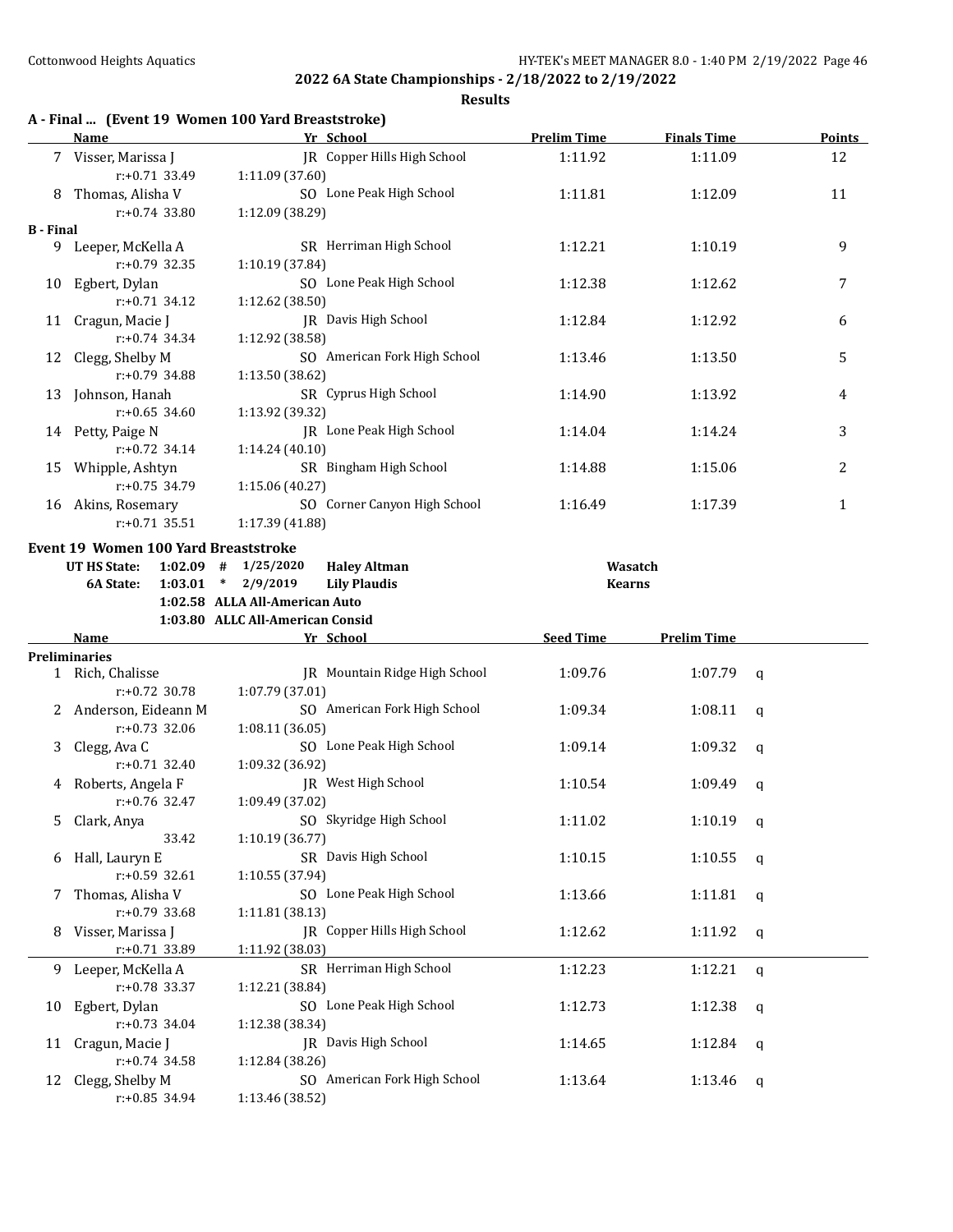## 2022 6A State Championships - 2/18/2022 to 2/19/2022

### Results

### A - Final ... (Event 19 Women 100 Yard Breaststroke)

| | Name | Yr | School | Prelim Time | Finals Time | Points |
|---|---|---|---|---|---|---|
| 7 | Visser, Marissa J | JR | Copper Hills High School | 1:11.92 | 1:11.09 | 12 |
| | r:+0.71 33.49 | | 1:11.09 (37.60) | | | |
| 8 | Thomas, Alisha V | SO | Lone Peak High School | 1:11.81 | 1:12.09 | 11 |
| | r:+0.74 33.80 | | 1:12.09 (38.29) | | | |
| **B - Final** | | | | | | |
| 9 | Leeper, McKella A | SR | Herriman High School | 1:12.21 | 1:10.19 | 9 |
| | r:+0.79 32.35 | | 1:10.19 (37.84) | | | |
| 10 | Egbert, Dylan | SO | Lone Peak High School | 1:12.38 | 1:12.62 | 7 |
| | r:+0.71 34.12 | | 1:12.62 (38.50) | | | |
| 11 | Cragun, Macie J | JR | Davis High School | 1:12.84 | 1:12.92 | 6 |
| | r:+0.74 34.34 | | 1:12.92 (38.58) | | | |
| 12 | Clegg, Shelby M | SO | American Fork High School | 1:13.46 | 1:13.50 | 5 |
| | r:+0.79 34.88 | | 1:13.50 (38.62) | | | |
| 13 | Johnson, Hanah | SR | Cyprus High School | 1:14.90 | 1:13.92 | 4 |
| | r:+0.65 34.60 | | 1:13.92 (39.32) | | | |
| 14 | Petty, Paige N | JR | Lone Peak High School | 1:14.04 | 1:14.24 | 3 |
| | r:+0.72 34.14 | | 1:14.24 (40.10) | | | |
| 15 | Whipple, Ashtyn | SR | Bingham High School | 1:14.88 | 1:15.06 | 2 |
| | r:+0.75 34.79 | | 1:15.06 (40.27) | | | |
| 16 | Akins, Rosemary | SO | Corner Canyon High School | 1:16.49 | 1:17.39 | 1 |
| | r:+0.71 35.51 | | 1:17.39 (41.88) | | | |

### Event 19 Women 100 Yard Breaststroke

| | | | | | |
|---|---|---|---|---|---|
| UT HS State: | 1:02.09 | # | 1/25/2020 | Haley Altman | Wasatch |
| 6A State: | 1:03.01 | * | 2/9/2019 | Lily Plaudis | Kearns |
| | 1:02.58 | ALLA | All-American Auto | | |
| | 1:03.80 | ALLC | All-American Consid | | |

| | Name | Yr | School | Seed Time | Prelim Time | |
|---|---|---|---|---|---|---|
| **Preliminaries** | | | | | | |
| 1 | Rich, Chalisse | JR | Mountain Ridge High School | 1:09.76 | 1:07.79 | q |
| | r:+0.72 30.78 | | 1:07.79 (37.01) | | | |
| 2 | Anderson, Eideann M | SO | American Fork High School | 1:09.34 | 1:08.11 | q |
| | r:+0.73 32.06 | | 1:08.11 (36.05) | | | |
| 3 | Clegg, Ava C | SO | Lone Peak High School | 1:09.14 | 1:09.32 | q |
| | r:+0.71 32.40 | | 1:09.32 (36.92) | | | |
| 4 | Roberts, Angela F | JR | West High School | 1:10.54 | 1:09.49 | q |
| | r:+0.76 32.47 | | 1:09.49 (37.02) | | | |
| 5 | Clark, Anya | SO | Skyridge High School | 1:11.02 | 1:10.19 | q |
| | 33.42 | | 1:10.19 (36.77) | | | |
| 6 | Hall, Lauryn E | SR | Davis High School | 1:10.15 | 1:10.55 | q |
| | r:+0.59 32.61 | | 1:10.55 (37.94) | | | |
| 7 | Thomas, Alisha V | SO | Lone Peak High School | 1:13.66 | 1:11.81 | q |
| | r:+0.79 33.68 | | 1:11.81 (38.13) | | | |
| 8 | Visser, Marissa J | JR | Copper Hills High School | 1:12.62 | 1:11.92 | q |
| | r:+0.71 33.89 | | 1:11.92 (38.03) | | | |
| 9 | Leeper, McKella A | SR | Herriman High School | 1:12.23 | 1:12.21 | q |
| | r:+0.78 33.37 | | 1:12.21 (38.84) | | | |
| 10 | Egbert, Dylan | SO | Lone Peak High School | 1:12.73 | 1:12.38 | q |
| | r:+0.73 34.04 | | 1:12.38 (38.34) | | | |
| 11 | Cragun, Macie J | JR | Davis High School | 1:14.65 | 1:12.84 | q |
| | r:+0.74 34.58 | | 1:12.84 (38.26) | | | |
| 12 | Clegg, Shelby M | SO | American Fork High School | 1:13.64 | 1:13.46 | q |
| | r:+0.85 34.94 | | 1:13.46 (38.52) | | | |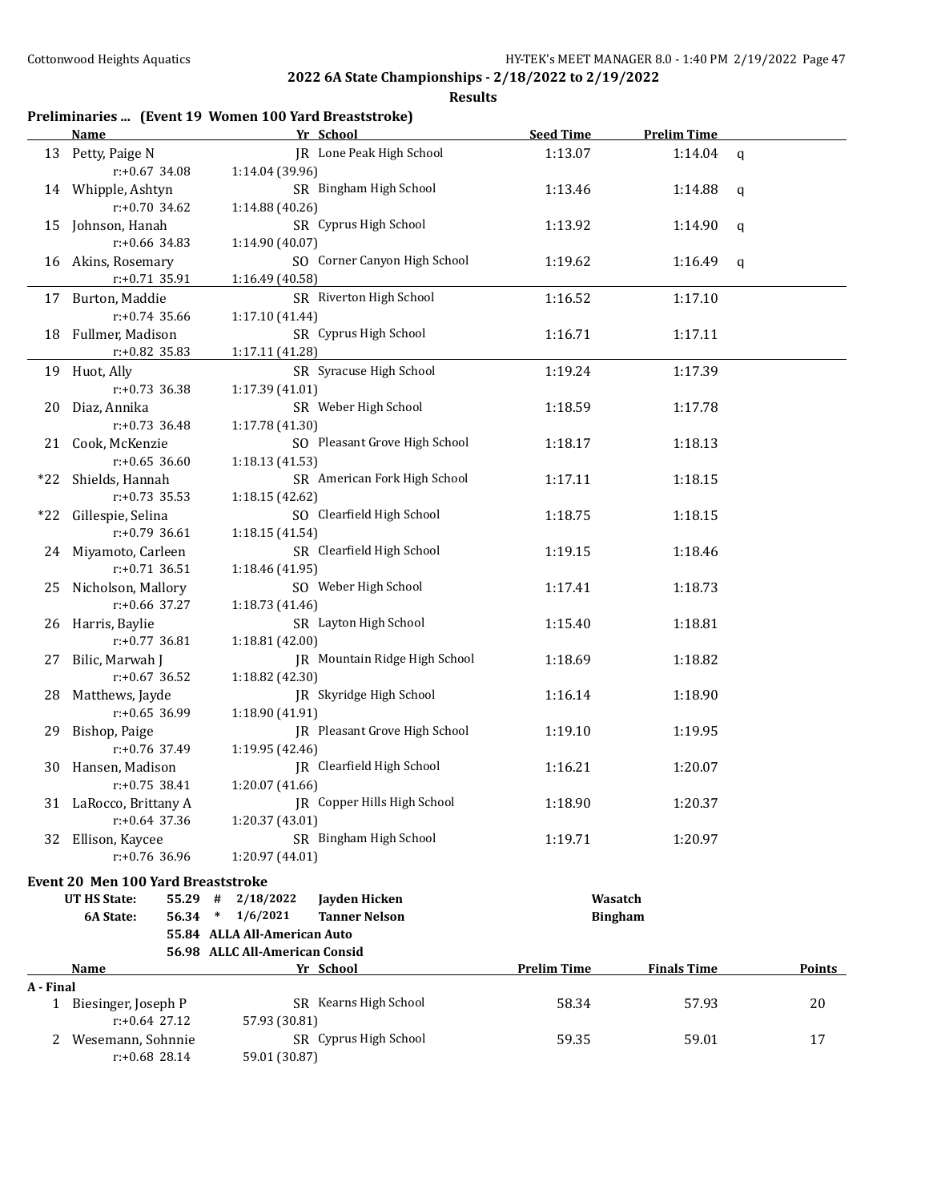**2022 6A State Championships - 2/18/2022 to 2/19/2022**

**Results**

### Preliminaries ... (Event 19 Women 100 Yard Breaststroke)

| | Name | Yr | School | Seed Time | Prelim Time | |
|---|---|---|---|---|---|---|
| 13 | Petty, Paige N | JR | Lone Peak High School | 1:13.07 | 1:14.04 | q |
| | r:+0.67 34.08 | 1:14.04 (39.96) | | | | |
| 14 | Whipple, Ashtyn | SR | Bingham High School | 1:13.46 | 1:14.88 | q |
| | r:+0.70 34.62 | 1:14.88 (40.26) | | | | |
| 15 | Johnson, Hanah | SR | Cyprus High School | 1:13.92 | 1:14.90 | q |
| | r:+0.66 34.83 | 1:14.90 (40.07) | | | | |
| 16 | Akins, Rosemary | SO | Corner Canyon High School | 1:19.62 | 1:16.49 | q |
| | r:+0.71 35.91 | 1:16.49 (40.58) | | | | |
| 17 | Burton, Maddie | SR | Riverton High School | 1:16.52 | 1:17.10 | |
| | r:+0.74 35.66 | 1:17.10 (41.44) | | | | |
| 18 | Fullmer, Madison | SR | Cyprus High School | 1:16.71 | 1:17.11 | |
| | r:+0.82 35.83 | 1:17.11 (41.28) | | | | |
| 19 | Huot, Ally | SR | Syracuse High School | 1:19.24 | 1:17.39 | |
| | r:+0.73 36.38 | 1:17.39 (41.01) | | | | |
| 20 | Diaz, Annika | SR | Weber High School | 1:18.59 | 1:17.78 | |
| | r:+0.73 36.48 | 1:17.78 (41.30) | | | | |
| 21 | Cook, McKenzie | SO | Pleasant Grove High School | 1:18.17 | 1:18.13 | |
| | r:+0.65 36.60 | 1:18.13 (41.53) | | | | |
| *22 | Shields, Hannah | SR | American Fork High School | 1:17.11 | 1:18.15 | |
| | r:+0.73 35.53 | 1:18.15 (42.62) | | | | |
| *22 | Gillespie, Selina | SO | Clearfield High School | 1:18.75 | 1:18.15 | |
| | r:+0.79 36.61 | 1:18.15 (41.54) | | | | |
| 24 | Miyamoto, Carleen | SR | Clearfield High School | 1:19.15 | 1:18.46 | |
| | r:+0.71 36.51 | 1:18.46 (41.95) | | | | |
| 25 | Nicholson, Mallory | SO | Weber High School | 1:17.41 | 1:18.73 | |
| | r:+0.66 37.27 | 1:18.73 (41.46) | | | | |
| 26 | Harris, Baylie | SR | Layton High School | 1:15.40 | 1:18.81 | |
| | r:+0.77 36.81 | 1:18.81 (42.00) | | | | |
| 27 | Bilic, Marwah J | JR | Mountain Ridge High School | 1:18.69 | 1:18.82 | |
| | r:+0.67 36.52 | 1:18.82 (42.30) | | | | |
| 28 | Matthews, Jayde | JR | Skyridge High School | 1:16.14 | 1:18.90 | |
| | r:+0.65 36.99 | 1:18.90 (41.91) | | | | |
| 29 | Bishop, Paige | JR | Pleasant Grove High School | 1:19.10 | 1:19.95 | |
| | r:+0.76 37.49 | 1:19.95 (42.46) | | | | |
| 30 | Hansen, Madison | JR | Clearfield High School | 1:16.21 | 1:20.07 | |
| | r:+0.75 38.41 | 1:20.07 (41.66) | | | | |
| 31 | LaRocco, Brittany A | JR | Copper Hills High School | 1:18.90 | 1:20.37 | |
| | r:+0.64 37.36 | 1:20.37 (43.01) | | | | |
| 32 | Ellison, Kaycee | SR | Bingham High School | 1:19.71 | 1:20.97 | |
| | r:+0.76 36.96 | 1:20.97 (44.01) | | | | |

### Event 20 Men 100 Yard Breaststroke

| | | | | |
|---|---|---|---|---|
| UT HS State: | 55.29 # | 2/18/2022 | Jayden Hicken | Wasatch |
| 6A State: | 56.34 * | 1/6/2021 | Tanner Nelson | Bingham |
| | 55.84 | ALLA All-American Auto | | |
| | 56.98 | ALLC All-American Consid | | |

| | Name | Yr | School | Prelim Time | Finals Time | Points |
|---|---|---|---|---|---|---|
| **A - Final** | | | | | | |
| 1 | Biesinger, Joseph P | SR | Kearns High School | 58.34 | 57.93 | 20 |
| | r:+0.64 27.12 | 57.93 (30.81) | | | | |
| 2 | Wesemann, Sohnnie | SR | Cyprus High School | 59.35 | 59.01 | 17 |
| | r:+0.68 28.14 | 59.01 (30.87) | | | | |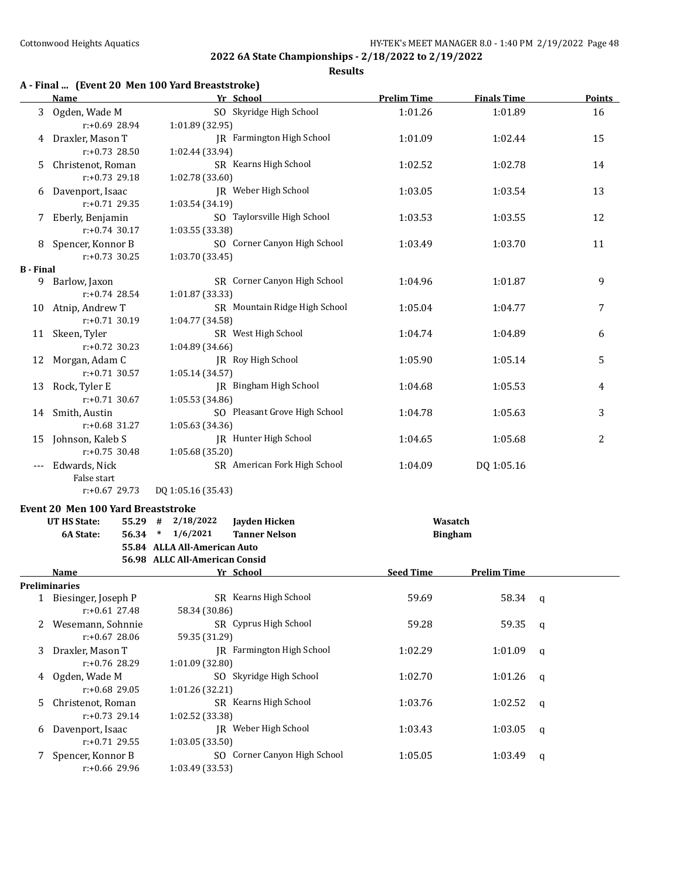## 2022 6A State Championships - 2/18/2022 to 2/19/2022

### Results

#### A - Final ... (Event 20 Men 100 Yard Breaststroke)

| | Name | Yr | School | Prelim Time | Finals Time | Points |
|---|---|---|---|---|---|---|
| 3 | Ogden, Wade M | SO | Skyridge High School | 1:01.26 | 1:01.89 | 16 |
| | r:+0.69 28.94 | | 1:01.89 (32.95) | | | |
| 4 | Draxler, Mason T | JR | Farmington High School | 1:01.09 | 1:02.44 | 15 |
| | r:+0.73 28.50 | | 1:02.44 (33.94) | | | |
| 5 | Christenot, Roman | SR | Kearns High School | 1:02.52 | 1:02.78 | 14 |
| | r:+0.73 29.18 | | 1:02.78 (33.60) | | | |
| 6 | Davenport, Isaac | JR | Weber High School | 1:03.05 | 1:03.54 | 13 |
| | r:+0.71 29.35 | | 1:03.54 (34.19) | | | |
| 7 | Eberly, Benjamin | SO | Taylorsville High School | 1:03.53 | 1:03.55 | 12 |
| | r:+0.74 30.17 | | 1:03.55 (33.38) | | | |
| 8 | Spencer, Konnor B | SO | Corner Canyon High School | 1:03.49 | 1:03.70 | 11 |
| | r:+0.73 30.25 | | 1:03.70 (33.45) | | | |
| **B - Final** | | | | | | |
| 9 | Barlow, Jaxon | SR | Corner Canyon High School | 1:04.96 | 1:01.87 | 9 |
| | r:+0.74 28.54 | | 1:01.87 (33.33) | | | |
| 10 | Atnip, Andrew T | SR | Mountain Ridge High School | 1:05.04 | 1:04.77 | 7 |
| | r:+0.71 30.19 | | 1:04.77 (34.58) | | | |
| 11 | Skeen, Tyler | SR | West High School | 1:04.74 | 1:04.89 | 6 |
| | r:+0.72 30.23 | | 1:04.89 (34.66) | | | |
| 12 | Morgan, Adam C | JR | Roy High School | 1:05.90 | 1:05.14 | 5 |
| | r:+0.71 30.57 | | 1:05.14 (34.57) | | | |
| 13 | Rock, Tyler E | JR | Bingham High School | 1:04.68 | 1:05.53 | 4 |
| | r:+0.71 30.67 | | 1:05.53 (34.86) | | | |
| 14 | Smith, Austin | SO | Pleasant Grove High School | 1:04.78 | 1:05.63 | 3 |
| | r:+0.68 31.27 | | 1:05.63 (34.36) | | | |
| 15 | Johnson, Kaleb S | JR | Hunter High School | 1:04.65 | 1:05.68 | 2 |
| | r:+0.75 30.48 | | 1:05.68 (35.20) | | | |
| --- | Edwards, Nick | SR | American Fork High School | 1:04.09 | DQ 1:05.16 | |
| | False start | | | | | |
| | r:+0.67 29.73 | | DQ 1:05.16 (35.43) | | | |

#### Event 20 Men 100 Yard Breaststroke

| | | | | | |
|---|---|---|---|---|---|
| UT HS State: | 55.29 | # | 2/18/2022 | Jayden Hicken | Wasatch |
| 6A State: | 56.34 | * | 1/6/2021 | Tanner Nelson | Bingham |
| | 55.84 | ALLA All-American Auto | | | |
| | 56.98 | ALLC All-American Consid | | | |

| | Name | Yr | School | Seed Time | Prelim Time | |
|---|---|---|---|---|---|---|
| **Preliminaries** | | | | | | |
| 1 | Biesinger, Joseph P | SR | Kearns High School | 59.69 | 58.34 | q |
| | r:+0.61 27.48 | | 58.34 (30.86) | | | |
| 2 | Wesemann, Sohnnie | SR | Cyprus High School | 59.28 | 59.35 | q |
| | r:+0.67 28.06 | | 59.35 (31.29) | | | |
| 3 | Draxler, Mason T | JR | Farmington High School | 1:02.29 | 1:01.09 | q |
| | r:+0.76 28.29 | | 1:01.09 (32.80) | | | |
| 4 | Ogden, Wade M | SO | Skyridge High School | 1:02.70 | 1:01.26 | q |
| | r:+0.68 29.05 | | 1:01.26 (32.21) | | | |
| 5 | Christenot, Roman | SR | Kearns High School | 1:03.76 | 1:02.52 | q |
| | r:+0.73 29.14 | | 1:02.52 (33.38) | | | |
| 6 | Davenport, Isaac | JR | Weber High School | 1:03.43 | 1:03.05 | q |
| | r:+0.71 29.55 | | 1:03.05 (33.50) | | | |
| 7 | Spencer, Konnor B | SO | Corner Canyon High School | 1:05.05 | 1:03.49 | q |
| | r:+0.66 29.96 | | 1:03.49 (33.53) | | | |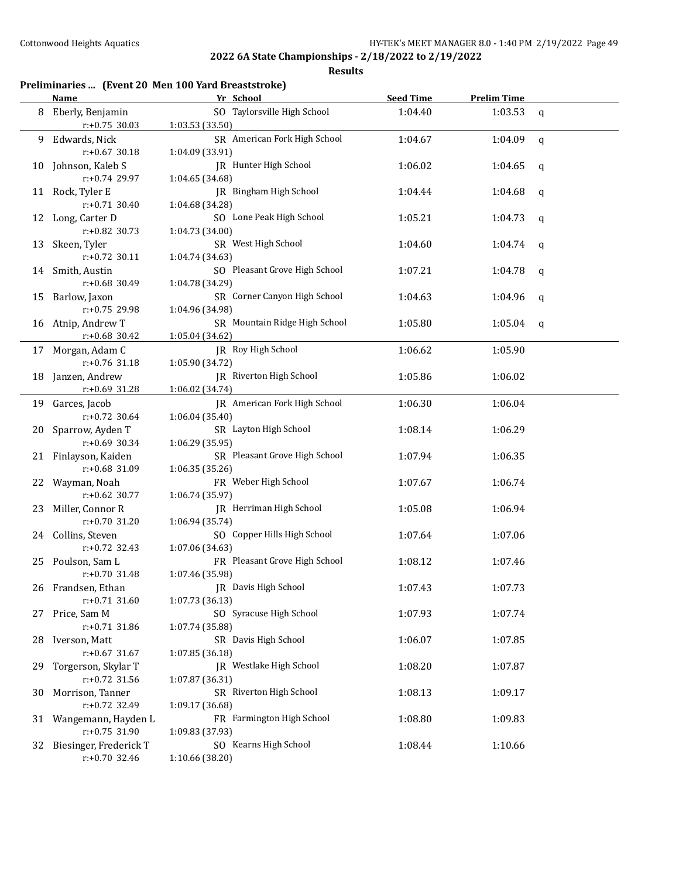**2022 6A State Championships - 2/18/2022 to 2/19/2022**

**Results**

### Preliminaries ... (Event 20 Men 100 Yard Breaststroke)

| | Name | Yr | School | Seed Time | Prelim Time | |
|---|---|---|---|---|---|---|
| 8 | Eberly, Benjamin | SO | Taylorsville High School | 1:04.40 | 1:03.53 | q |
| | r:+0.75 30.03 | | 1:03.53 (33.50) | | | |
| 9 | Edwards, Nick | SR | American Fork High School | 1:04.67 | 1:04.09 | q |
| | r:+0.67 30.18 | | 1:04.09 (33.91) | | | |
| 10 | Johnson, Kaleb S | JR | Hunter High School | 1:06.02 | 1:04.65 | q |
| | r:+0.74 29.97 | | 1:04.65 (34.68) | | | |
| 11 | Rock, Tyler E | JR | Bingham High School | 1:04.44 | 1:04.68 | q |
| | r:+0.71 30.40 | | 1:04.68 (34.28) | | | |
| 12 | Long, Carter D | SO | Lone Peak High School | 1:05.21 | 1:04.73 | q |
| | r:+0.82 30.73 | | 1:04.73 (34.00) | | | |
| 13 | Skeen, Tyler | SR | West High School | 1:04.60 | 1:04.74 | q |
| | r:+0.72 30.11 | | 1:04.74 (34.63) | | | |
| 14 | Smith, Austin | SO | Pleasant Grove High School | 1:07.21 | 1:04.78 | q |
| | r:+0.68 30.49 | | 1:04.78 (34.29) | | | |
| 15 | Barlow, Jaxon | SR | Corner Canyon High School | 1:04.63 | 1:04.96 | q |
| | r:+0.75 29.98 | | 1:04.96 (34.98) | | | |
| 16 | Atnip, Andrew T | SR | Mountain Ridge High School | 1:05.80 | 1:05.04 | q |
| | r:+0.68 30.42 | | 1:05.04 (34.62) | | | |
| 17 | Morgan, Adam C | JR | Roy High School | 1:06.62 | 1:05.90 | |
| | r:+0.76 31.18 | | 1:05.90 (34.72) | | | |
| 18 | Janzen, Andrew | JR | Riverton High School | 1:05.86 | 1:06.02 | |
| | r:+0.69 31.28 | | 1:06.02 (34.74) | | | |
| 19 | Garces, Jacob | JR | American Fork High School | 1:06.30 | 1:06.04 | |
| | r:+0.72 30.64 | | 1:06.04 (35.40) | | | |
| 20 | Sparrow, Ayden T | SR | Layton High School | 1:08.14 | 1:06.29 | |
| | r:+0.69 30.34 | | 1:06.29 (35.95) | | | |
| 21 | Finlayson, Kaiden | SR | Pleasant Grove High School | 1:07.94 | 1:06.35 | |
| | r:+0.68 31.09 | | 1:06.35 (35.26) | | | |
| 22 | Wayman, Noah | FR | Weber High School | 1:07.67 | 1:06.74 | |
| | r:+0.62 30.77 | | 1:06.74 (35.97) | | | |
| 23 | Miller, Connor R | JR | Herriman High School | 1:05.08 | 1:06.94 | |
| | r:+0.70 31.20 | | 1:06.94 (35.74) | | | |
| 24 | Collins, Steven | SO | Copper Hills High School | 1:07.64 | 1:07.06 | |
| | r:+0.72 32.43 | | 1:07.06 (34.63) | | | |
| 25 | Poulson, Sam L | FR | Pleasant Grove High School | 1:08.12 | 1:07.46 | |
| | r:+0.70 31.48 | | 1:07.46 (35.98) | | | |
| 26 | Frandsen, Ethan | JR | Davis High School | 1:07.43 | 1:07.73 | |
| | r:+0.71 31.60 | | 1:07.73 (36.13) | | | |
| 27 | Price, Sam M | SO | Syracuse High School | 1:07.93 | 1:07.74 | |
| | r:+0.71 31.86 | | 1:07.74 (35.88) | | | |
| 28 | Iverson, Matt | SR | Davis High School | 1:06.07 | 1:07.85 | |
| | r:+0.67 31.67 | | 1:07.85 (36.18) | | | |
| 29 | Torgerson, Skylar T | JR | Westlake High School | 1:08.20 | 1:07.87 | |
| | r:+0.72 31.56 | | 1:07.87 (36.31) | | | |
| 30 | Morrison, Tanner | SR | Riverton High School | 1:08.13 | 1:09.17 | |
| | r:+0.72 32.49 | | 1:09.17 (36.68) | | | |
| 31 | Wangemann, Hayden L | FR | Farmington High School | 1:08.80 | 1:09.83 | |
| | r:+0.75 31.90 | | 1:09.83 (37.93) | | | |
| 32 | Biesinger, Frederick T | SO | Kearns High School | 1:08.44 | 1:10.66 | |
| | r:+0.70 32.46 | | 1:10.66 (38.20) | | | |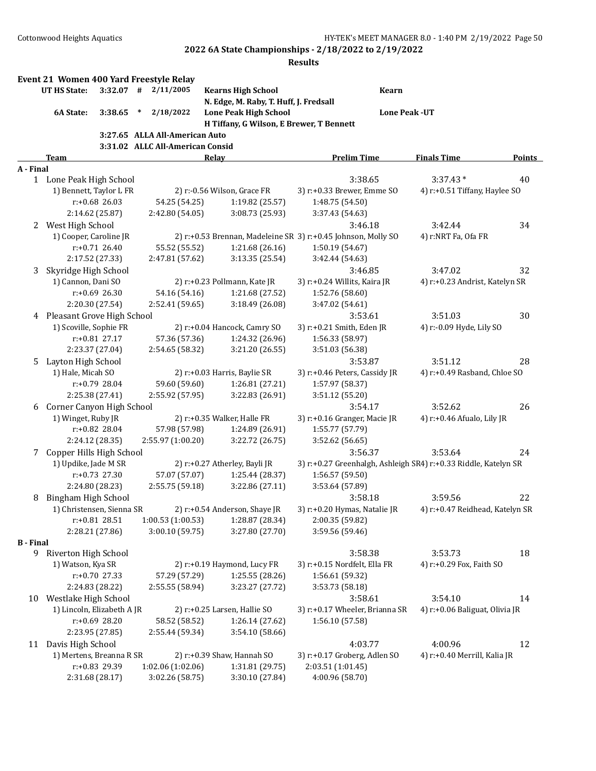**2022 6A State Championships - 2/18/2022 to 2/19/2022**

**Results**

## Event 21 Women 400 Yard Freestyle Relay

| | | | | | |
|---|---|---|---|---|---|
| UT HS State: | 3:32.07 | # | 2/11/2005 | Kearns High School<br>N. Edge, M. Raby, T. Huff, J. Fredsall | Kearn |
| 6A State: | 3:38.65 | * | 2/18/2022 | Lone Peak High School<br>H Tiffany, G Wilson, E Brewer, T Bennett | Lone Peak -UT |
| | 3:27.65 | | ALLA All-American Auto | | |
| | 3:31.02 | | ALLC All-American Consid | | |

| Team | Relay | | Prelim Time | Finals Time | Points |
|---|---|---|---|---|---|
| **A - Final** | | | | | |
| 1 Lone Peak High School | | | 3:38.65 | 3:37.43 * | 40 |
| 1) Bennett, Taylor L FR | 2) r:-0.56 Wilson, Grace FR | | 3) r:+0.33 Brewer, Emme SO | 4) r:+0.51 Tiffany, Haylee SO | |
| r:+0.68 26.03 | 54.25 (54.25) | 1:19.82 (25.57) | 1:48.75 (54.50) | | |
| 2:14.62 (25.87) | 2:42.80 (54.05) | 3:08.73 (25.93) | 3:37.43 (54.63) | | |
| 2 West High School | | | 3:46.18 | 3:42.44 | 34 |
| 1) Cooper, Caroline JR | 2) r:+0.53 Brennan, Madeleine SR | | 3) r:+0.45 Johnson, Molly SO | 4) r:NRT Fa, Ofa FR | |
| r:+0.71 26.40 | 55.52 (55.52) | 1:21.68 (26.16) | 1:50.19 (54.67) | | |
| 2:17.52 (27.33) | 2:47.81 (57.62) | 3:13.35 (25.54) | 3:42.44 (54.63) | | |
| 3 Skyridge High School | | | 3:46.85 | 3:47.02 | 32 |
| 1) Cannon, Dani SO | 2) r:+0.23 Pollmann, Kate JR | | 3) r:+0.24 Willits, Kaira JR | 4) r:+0.23 Andrist, Katelyn SR | |
| r:+0.69 26.30 | 54.16 (54.16) | 1:21.68 (27.52) | 1:52.76 (58.60) | | |
| 2:20.30 (27.54) | 2:52.41 (59.65) | 3:18.49 (26.08) | 3:47.02 (54.61) | | |
| 4 Pleasant Grove High School | | | 3:53.61 | 3:51.03 | 30 |
| 1) Scoville, Sophie FR | 2) r:+0.04 Hancock, Camry SO | | 3) r:+0.21 Smith, Eden JR | 4) r:-0.09 Hyde, Lily SO | |
| r:+0.81 27.17 | 57.36 (57.36) | 1:24.32 (26.96) | 1:56.33 (58.97) | | |
| 2:23.37 (27.04) | 2:54.65 (58.32) | 3:21.20 (26.55) | 3:51.03 (56.38) | | |
| 5 Layton High School | | | 3:53.87 | 3:51.12 | 28 |
| 1) Hale, Micah SO | 2) r:+0.03 Harris, Baylie SR | | 3) r:+0.46 Peters, Cassidy JR | 4) r:+0.49 Rasband, Chloe SO | |
| r:+0.79 28.04 | 59.60 (59.60) | 1:26.81 (27.21) | 1:57.97 (58.37) | | |
| 2:25.38 (27.41) | 2:55.92 (57.95) | 3:22.83 (26.91) | 3:51.12 (55.20) | | |
| 6 Corner Canyon High School | | | 3:54.17 | 3:52.62 | 26 |
| 1) Winget, Ruby JR | 2) r:+0.35 Walker, Halle FR | | 3) r:+0.16 Granger, Macie JR | 4) r:+0.46 Afualo, Lily JR | |
| r:+0.82 28.04 | 57.98 (57.98) | 1:24.89 (26.91) | 1:55.77 (57.79) | | |
| 2:24.12 (28.35) | 2:55.97 (1:00.20) | 3:22.72 (26.75) | 3:52.62 (56.65) | | |
| 7 Copper Hills High School | | | 3:56.37 | 3:53.64 | 24 |
| 1) Updike, Jade M SR | 2) r:+0.27 Atherley, Bayli JR | | 3) r:+0.27 Greenhalgh, Ashleigh SR | 4) r:+0.33 Riddle, Katelyn SR | |
| r:+0.73 27.30 | 57.07 (57.07) | 1:25.44 (28.37) | 1:56.57 (59.50) | | |
| 2:24.80 (28.23) | 2:55.75 (59.18) | 3:22.86 (27.11) | 3:53.64 (57.89) | | |
| 8 Bingham High School | | | 3:58.18 | 3:59.56 | 22 |
| 1) Christensen, Sienna SR | 2) r:+0.54 Anderson, Shaye JR | | 3) r:+0.20 Hymas, Natalie JR | 4) r:+0.47 Reidhead, Katelyn SR | |
| r:+0.81 28.51 | 1:00.53 (1:00.53) | 1:28.87 (28.34) | 2:00.35 (59.82) | | |
| 2:28.21 (27.86) | 3:00.10 (59.75) | 3:27.80 (27.70) | 3:59.56 (59.46) | | |
| **B - Final** | | | | | |
| 9 Riverton High School | | | 3:58.38 | 3:53.73 | 18 |
| 1) Watson, Kya SR | 2) r:+0.19 Haymond, Lucy FR | | 3) r:+0.15 Nordfelt, Ella FR | 4) r:+0.29 Fox, Faith SO | |
| r:+0.70 27.33 | 57.29 (57.29) | 1:25.55 (28.26) | 1:56.61 (59.32) | | |
| 2:24.83 (28.22) | 2:55.55 (58.94) | 3:23.27 (27.72) | 3:53.73 (58.18) | | |
| 10 Westlake High School | | | 3:58.61 | 3:54.10 | 14 |
| 1) Lincoln, Elizabeth A JR | 2) r:+0.25 Larsen, Hallie SO | | 3) r:+0.17 Wheeler, Brianna SR | 4) r:+0.06 Baliguat, Olivia JR | |
| r:+0.69 28.20 | 58.52 (58.52) | 1:26.14 (27.62) | 1:56.10 (57.58) | | |
| 2:23.95 (27.85) | 2:55.44 (59.34) | 3:54.10 (58.66) | | | |
| 11 Davis High School | | | 4:03.77 | 4:00.96 | 12 |
| 1) Mertens, Breanna R SR | 2) r:+0.39 Shaw, Hannah SO | | 3) r:+0.17 Groberg, Adlen SO | 4) r:+0.40 Merrill, Kalia JR | |
| r:+0.83 29.39 | 1:02.06 (1:02.06) | 1:31.81 (29.75) | 2:03.51 (1:01.45) | | |
| 2:31.68 (28.17) | 3:02.26 (58.75) | 3:30.10 (27.84) | 4:00.96 (58.70) | | |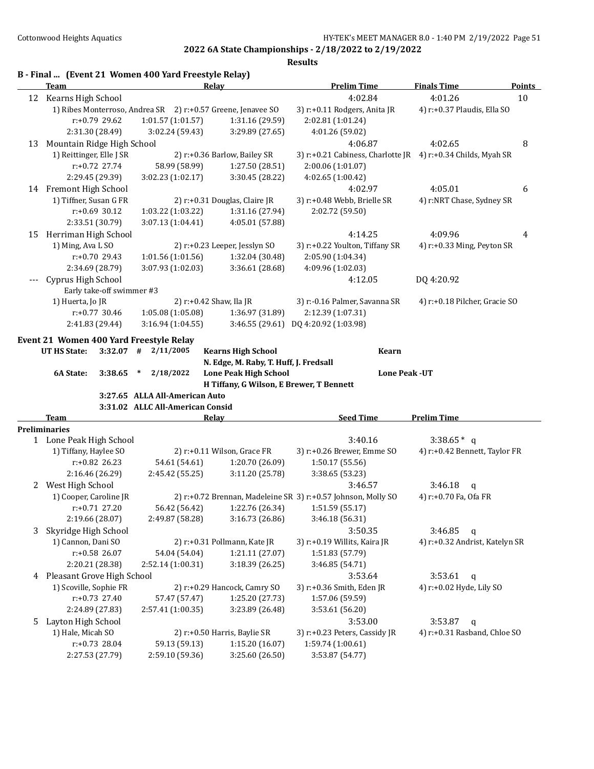## 2022 6A State Championships - 2/18/2022 to 2/19/2022

### Results

### B - Final ... (Event 21 Women 400 Yard Freestyle Relay)

| | Team | Relay | Prelim Time | Finals Time | Points |
|---|---|---|---|---|---|
| 12 | Kearns High School | | 4:02.84 | 4:01.26 | 10 |

1) Ribes Monterroso, Andrea SR 2) r:+0.57 Greene, Jenavee SO 3) r:+0.11 Rodgers, Anita JR 4) r:+0.37 Plaudis, Ella SO
r:+0.79 29.62 1:01.57 (1:01.57) 1:31.16 (29.59) 2:02.81 (1:01.24)
2:31.30 (28.49) 3:02.24 (59.43) 3:29.89 (27.65) 4:01.26 (59.02)

| | Team | Relay | Prelim Time | Finals Time | Points |
|---|---|---|---|---|---|
| 13 | Mountain Ridge High School | | 4:06.87 | 4:02.65 | 8 |

1) Reittinger, Elle J SR 2) r:+0.36 Barlow, Bailey SR 3) r:+0.21 Cabiness, Charlotte JR 4) r:+0.34 Childs, Myah SR
r:+0.72 27.74 58.99 (58.99) 1:27.50 (28.51) 2:00.06 (1:01.07)
2:29.45 (29.39) 3:02.23 (1:02.17) 3:30.45 (28.22) 4:02.65 (1:00.42)

| | Team | Relay | Prelim Time | Finals Time | Points |
|---|---|---|---|---|---|
| 14 | Fremont High School | | 4:02.97 | 4:05.01 | 6 |

1) Tiffner, Susan G FR 2) r:+0.31 Douglas, Claire JR 3) r:+0.48 Webb, Brielle SR 4) r:NRT Chase, Sydney SR
r:+0.69 30.12 1:03.22 (1:03.22) 1:31.16 (27.94) 2:02.72 (59.50)
2:33.51 (30.79) 3:07.13 (1:04.41) 4:05.01 (57.88)

| | Team | Relay | Prelim Time | Finals Time | Points |
|---|---|---|---|---|---|
| 15 | Herriman High School | | 4:14.25 | 4:09.96 | 4 |

1) Ming, Ava L SO 2) r:+0.23 Leeper, Jesslyn SO 3) r:+0.22 Youlton, Tiffany SR 4) r:+0.33 Ming, Peyton SR
r:+0.70 29.43 1:01.56 (1:01.56) 1:32.04 (30.48) 2:05.90 (1:04.34)
2:34.69 (28.79) 3:07.93 (1:02.03) 3:36.61 (28.68) 4:09.96 (1:02.03)

| | Team | Relay | Prelim Time | Finals Time | Points |
|---|---|---|---|---|---|
| --- | Cyprus High School | | 4:12.05 | DQ 4:20.92 | |

Early take-off swimmer #3
1) Huerta, Jo JR 2) r:+0.42 Shaw, Ila JR 3) r:-0.16 Palmer, Savanna SR 4) r:+0.18 Pilcher, Gracie SO
r:+0.77 30.46 1:05.08 (1:05.08) 1:36.97 (31.89) 2:12.39 (1:07.31)
2:41.83 (29.44) 3:16.94 (1:04.55) 3:46.55 (29.61) DQ 4:20.92 (1:03.98)

### Event 21 Women 400 Yard Freestyle Relay

| | | | | | |
|---|---|---|---|---|---|
| UT HS State: | 3:32.07 | # | 2/11/2005 | Kearns High School | Kearn |
| | | | | N. Edge, M. Raby, T. Huff, J. Fredsall | |
| 6A State: | 3:38.65 | * | 2/18/2022 | Lone Peak High School | Lone Peak -UT |
| | | | | H Tiffany, G Wilson, E Brewer, T Bennett | |
| | 3:27.65 | | ALLA All-American Auto | | |
| | 3:31.02 | | ALLC All-American Consid | | |

**Preliminaries**

| | Team | Relay | Seed Time | Prelim Time |
|---|---|---|---|---|
| 1 | Lone Peak High School | | 3:40.16 | 3:38.65* q |

1) Tiffany, Haylee SO 2) r:+0.11 Wilson, Grace FR 3) r:+0.26 Brewer, Emme SO 4) r:+0.42 Bennett, Taylor FR
r:+0.82 26.23 54.61 (54.61) 1:20.70 (26.09) 1:50.17 (55.56)
2:16.46 (26.29) 2:45.42 (55.25) 3:11.20 (25.78) 3:38.65 (53.23)

| | Team | Relay | Seed Time | Prelim Time |
|---|---|---|---|---|
| 2 | West High School | | 3:46.57 | 3:46.18 q |

1) Cooper, Caroline JR 2) r:+0.72 Brennan, Madeleine SR 3) r:+0.57 Johnson, Molly SO 4) r:+0.70 Fa, Ofa FR
r:+0.71 27.20 56.42 (56.42) 1:22.76 (26.34) 1:51.59 (55.17)
2:19.66 (28.07) 2:49.87 (58.28) 3:16.73 (26.86) 3:46.18 (56.31)

| | Team | Relay | Seed Time | Prelim Time |
|---|---|---|---|---|
| 3 | Skyridge High School | | 3:50.35 | 3:46.85 q |

1) Cannon, Dani SO 2) r:+0.31 Pollmann, Kate JR 3) r:+0.19 Willits, Kaira JR 4) r:+0.32 Andrist, Katelyn SR
r:+0.58 26.07 54.04 (54.04) 1:21.11 (27.07) 1:51.83 (57.79)
2:20.21 (28.38) 2:52.14 (1:00.31) 3:18.39 (26.25) 3:46.85 (54.71)

| | Team | Relay | Seed Time | Prelim Time |
|---|---|---|---|---|
| 4 | Pleasant Grove High School | | 3:53.64 | 3:53.61 q |

1) Scoville, Sophie FR 2) r:+0.29 Hancock, Camry SO 3) r:+0.36 Smith, Eden JR 4) r:+0.02 Hyde, Lily SO
r:+0.73 27.40 57.47 (57.47) 1:25.20 (27.73) 1:57.06 (59.59)
2:24.89 (27.83) 2:57.41 (1:00.35) 3:23.89 (26.48) 3:53.61 (56.20)

| | Team | Relay | Seed Time | Prelim Time |
|---|---|---|---|---|
| 5 | Layton High School | | 3:53.00 | 3:53.87 q |

1) Hale, Micah SO 2) r:+0.50 Harris, Baylie SR 3) r:+0.23 Peters, Cassidy JR 4) r:+0.31 Rasband, Chloe SO
r:+0.73 28.04 59.13 (59.13) 1:15.20 (16.07) 1:59.74 (1:00.61)
2:27.53 (27.79) 2:59.10 (59.36) 3:25.60 (26.50) 3:53.87 (54.77)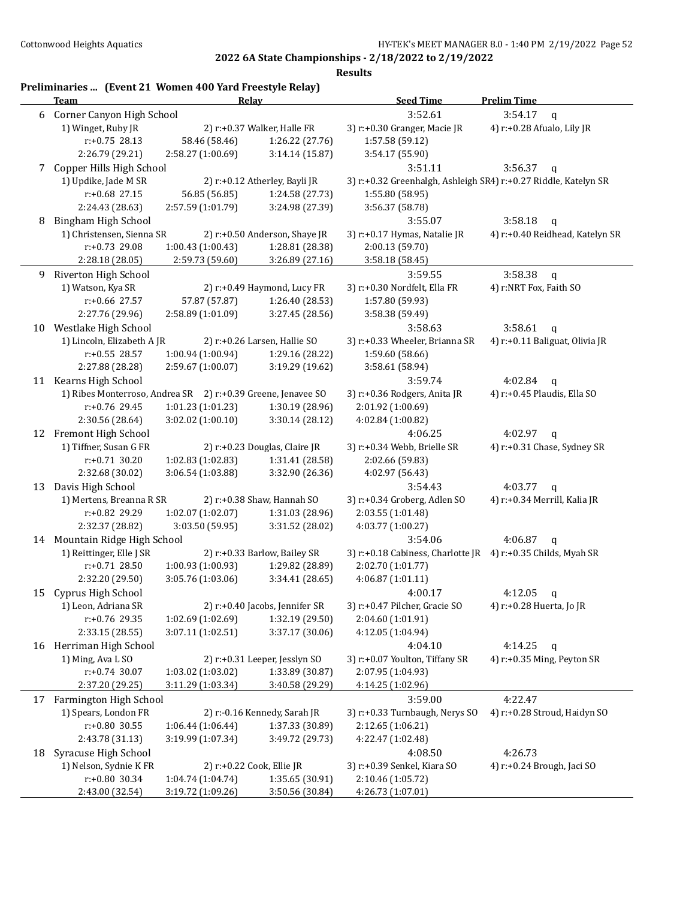**2022 6A State Championships - 2/18/2022 to 2/19/2022**

**Results**

### Preliminaries ... (Event 21 Women 400 Yard Freestyle Relay)

| | Team | Relay | | Seed Time | Prelim Time |
|---|---|---|---|---|---|
| 6 | Corner Canyon High School | | | 3:52.61 | 3:54.17 q |
| | 1) Winget, Ruby JR | 2) r:+0.37 Walker, Halle FR | | 3) r:+0.30 Granger, Macie JR | 4) r:+0.28 Afualo, Lily JR |
| | r:+0.75 28.13 | 58.46 (58.46) | 1:26.22 (27.76) | 1:57.58 (59.12) | |
| | 2:26.79 (29.21) | 2:58.27 (1:00.69) | 3:14.14 (15.87) | 3:54.17 (55.90) | |
| 7 | Copper Hills High School | | | 3:51.11 | 3:56.37 q |
| | 1) Updike, Jade M SR | 2) r:+0.12 Atherley, Bayli JR | | 3) r:+0.32 Greenhalgh, Ashleigh SR | 4) r:+0.27 Riddle, Katelyn SR |
| | r:+0.68 27.15 | 56.85 (56.85) | 1:24.58 (27.73) | 1:55.80 (58.95) | |
| | 2:24.43 (28.63) | 2:57.59 (1:01.79) | 3:24.98 (27.39) | 3:56.37 (58.78) | |
| 8 | Bingham High School | | | 3:55.07 | 3:58.18 q |
| | 1) Christensen, Sienna SR | 2) r:+0.50 Anderson, Shaye JR | | 3) r:+0.17 Hymas, Natalie JR | 4) r:+0.40 Reidhead, Katelyn SR |
| | r:+0.73 29.08 | 1:00.43 (1:00.43) | 1:28.81 (28.38) | 2:00.13 (59.70) | |
| | 2:28.18 (28.05) | 2:59.73 (59.60) | 3:26.89 (27.16) | 3:58.18 (58.45) | |
| 9 | Riverton High School | | | 3:59.55 | 3:58.38 q |
| | 1) Watson, Kya SR | 2) r:+0.49 Haymond, Lucy FR | | 3) r:+0.30 Nordfelt, Ella FR | 4) r:NRT Fox, Faith SO |
| | r:+0.66 27.57 | 57.87 (57.87) | 1:26.40 (28.53) | 1:57.80 (59.93) | |
| | 2:27.76 (29.96) | 2:58.89 (1:01.09) | 3:27.45 (28.56) | 3:58.38 (59.49) | |
| 10 | Westlake High School | | | 3:58.63 | 3:58.61 q |
| | 1) Lincoln, Elizabeth A JR | 2) r:+0.26 Larsen, Hallie SO | | 3) r:+0.33 Wheeler, Brianna SR | 4) r:+0.11 Baliguat, Olivia JR |
| | r:+0.55 28.57 | 1:00.94 (1:00.94) | 1:29.16 (28.22) | 1:59.60 (58.66) | |
| | 2:27.88 (28.28) | 2:59.67 (1:00.07) | 3:19.29 (19.62) | 3:58.61 (58.94) | |
| 11 | Kearns High School | | | 3:59.74 | 4:02.84 q |
| | 1) Ribes Monterroso, Andrea SR | 2) r:+0.39 Greene, Jenavee SO | | 3) r:+0.36 Rodgers, Anita JR | 4) r:+0.45 Plaudis, Ella SO |
| | r:+0.76 29.45 | 1:01.23 (1:01.23) | 1:30.19 (28.96) | 2:01.92 (1:00.69) | |
| | 2:30.56 (28.64) | 3:02.02 (1:00.10) | 3:30.14 (28.12) | 4:02.84 (1:00.82) | |
| 12 | Fremont High School | | | 4:06.25 | 4:02.97 q |
| | 1) Tiffner, Susan G FR | 2) r:+0.23 Douglas, Claire JR | | 3) r:+0.34 Webb, Brielle SR | 4) r:+0.31 Chase, Sydney SR |
| | r:+0.71 30.20 | 1:02.83 (1:02.83) | 1:31.41 (28.58) | 2:02.66 (59.83) | |
| | 2:32.68 (30.02) | 3:06.54 (1:03.88) | 3:32.90 (26.36) | 4:02.97 (56.43) | |
| 13 | Davis High School | | | 3:54.43 | 4:03.77 q |
| | 1) Mertens, Breanna R SR | 2) r:+0.38 Shaw, Hannah SO | | 3) r:+0.34 Groberg, Adlen SO | 4) r:+0.34 Merrill, Kalia JR |
| | r:+0.82 29.29 | 1:02.07 (1:02.07) | 1:31.03 (28.96) | 2:03.55 (1:01.48) | |
| | 2:32.37 (28.82) | 3:03.50 (59.95) | 3:31.52 (28.02) | 4:03.77 (1:00.27) | |
| 14 | Mountain Ridge High School | | | 3:54.06 | 4:06.87 q |
| | 1) Reittinger, Elle J SR | 2) r:+0.33 Barlow, Bailey SR | | 3) r:+0.18 Cabiness, Charlotte JR | 4) r:+0.35 Childs, Myah SR |
| | r:+0.71 28.50 | 1:00.93 (1:00.93) | 1:29.82 (28.89) | 2:02.70 (1:01.77) | |
| | 2:32.20 (29.50) | 3:05.76 (1:03.06) | 3:34.41 (28.65) | 4:06.87 (1:01.11) | |
| 15 | Cyprus High School | | | 4:00.17 | 4:12.05 q |
| | 1) Leon, Adriana SR | 2) r:+0.40 Jacobs, Jennifer SR | | 3) r:+0.47 Pilcher, Gracie SO | 4) r:+0.28 Huerta, Jo JR |
| | r:+0.76 29.35 | 1:02.69 (1:02.69) | 1:32.19 (29.50) | 2:04.60 (1:01.91) | |
| | 2:33.15 (28.55) | 3:07.11 (1:02.51) | 3:37.17 (30.06) | 4:12.05 (1:04.94) | |
| 16 | Herriman High School | | | 4:04.10 | 4:14.25 q |
| | 1) Ming, Ava L SO | 2) r:+0.31 Leeper, Jesslyn SO | | 3) r:+0.07 Youlton, Tiffany SR | 4) r:+0.35 Ming, Peyton SR |
| | r:+0.74 30.07 | 1:03.02 (1:03.02) | 1:33.89 (30.87) | 2:07.95 (1:04.93) | |
| | 2:37.20 (29.25) | 3:11.29 (1:03.34) | 3:40.58 (29.29) | 4:14.25 (1:02.96) | |
| 17 | Farmington High School | | | 3:59.00 | 4:22.47 |
| | 1) Spears, London FR | 2) r:-0.16 Kennedy, Sarah JR | | 3) r:+0.33 Turnbaugh, Nerys SO | 4) r:+0.28 Stroud, Haidyn SO |
| | r:+0.80 30.55 | 1:06.44 (1:06.44) | 1:37.33 (30.89) | 2:12.65 (1:06.21) | |
| | 2:43.78 (31.13) | 3:19.99 (1:07.34) | 3:49.72 (29.73) | 4:22.47 (1:02.48) | |
| 18 | Syracuse High School | | | 4:08.50 | 4:26.73 |
| | 1) Nelson, Sydnie K FR | 2) r:+0.22 Cook, Ellie JR | | 3) r:+0.39 Senkel, Kiara SO | 4) r:+0.24 Brough, Jaci SO |
| | r:+0.80 30.34 | 1:04.74 (1:04.74) | 1:35.65 (30.91) | 2:10.46 (1:05.72) | |
| | 2:43.00 (32.54) | 3:19.72 (1:09.26) | 3:50.56 (30.84) | 4:26.73 (1:07.01) | |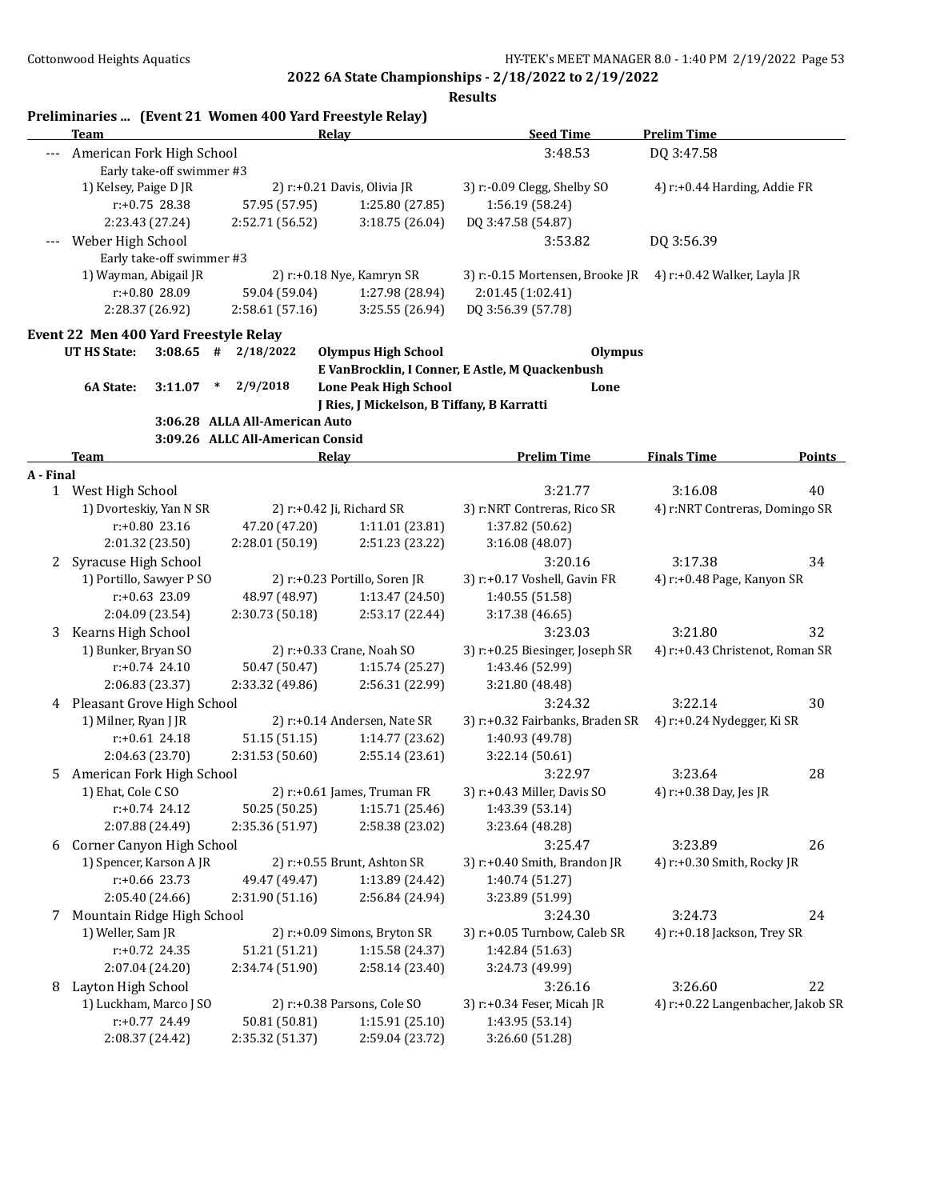**2022 6A State Championships - 2/18/2022 to 2/19/2022**

**Results**

### Preliminaries ... (Event 21 Women 400 Yard Freestyle Relay)

| | Team | Relay | | Seed Time | Prelim Time |
|---|---|---|---|---|---|
| --- | American Fork High School | | | 3:48.53 | DQ 3:47.58 |
| | Early take-off swimmer #3 | | | | |
| | 1) Kelsey, Paige D JR | 2) r:+0.21 Davis, Olivia JR | | 3) r:-0.09 Clegg, Shelby SO | 4) r:+0.44 Harding, Addie FR |
| | r:+0.75 28.38 | 57.95 (57.95) | 1:25.80 (27.85) | 1:56.19 (58.24) | |
| | 2:23.43 (27.24) | 2:52.71 (56.52) | 3:18.75 (26.04) | DQ 3:47.58 (54.87) | |
| --- | Weber High School | | | 3:53.82 | DQ 3:56.39 |
| | Early take-off swimmer #3 | | | | |
| | 1) Wayman, Abigail JR | 2) r:+0.18 Nye, Kamryn SR | | 3) r:-0.15 Mortensen, Brooke JR | 4) r:+0.42 Walker, Layla JR |
| | r:+0.80 28.09 | 59.04 (59.04) | 1:27.98 (28.94) | 2:01.45 (1:02.41) | |
| | 2:28.37 (26.92) | 2:58.61 (57.16) | 3:25.55 (26.94) | DQ 3:56.39 (57.78) | |

### Event 22 Men 400 Yard Freestyle Relay

UT HS State: 3:08.65 # 2/18/2022 **Olympus High School** **Olympus**
E VanBrocklin, I Conner, E Astle, M Quackenbush

6A State: 3:11.07 * 2/9/2018 **Lone Peak High School** **Lone**
J Ries, J Mickelson, B Tiffany, B Karratti

3:06.28 ALLA All-American Auto
3:09.26 ALLC All-American Consid

| | Team | Relay | | Prelim Time | Finals Time | Points |
|---|---|---|---|---|---|---|
| **A - Final** | | | | | | |
| 1 | West High School | | | 3:21.77 | 3:16.08 | 40 |
| | 1) Dvorteskiy, Yan N SR | 2) r:+0.42 Ji, Richard SR | | 3) r:NRT Contreras, Rico SR | 4) r:NRT Contreras, Domingo SR | |
| | r:+0.80 23.16 | 47.20 (47.20) | 1:11.01 (23.81) | 1:37.82 (50.62) | | |
| | 2:01.32 (23.50) | 2:28.01 (50.19) | 2:51.23 (23.22) | 3:16.08 (48.07) | | |
| 2 | Syracuse High School | | | 3:20.16 | 3:17.38 | 34 |
| | 1) Portillo, Sawyer P SO | 2) r:+0.23 Portillo, Soren JR | | 3) r:+0.17 Voshell, Gavin FR | 4) r:+0.48 Page, Kanyon SR | |
| | r:+0.63 23.09 | 48.97 (48.97) | 1:13.47 (24.50) | 1:40.55 (51.58) | | |
| | 2:04.09 (23.54) | 2:30.73 (50.18) | 2:53.17 (22.44) | 3:17.38 (46.65) | | |
| 3 | Kearns High School | | | 3:23.03 | 3:21.80 | 32 |
| | 1) Bunker, Bryan SO | 2) r:+0.33 Crane, Noah SO | | 3) r:+0.25 Biesinger, Joseph SR | 4) r:+0.43 Christenot, Roman SR | |
| | r:+0.74 24.10 | 50.47 (50.47) | 1:15.74 (25.27) | 1:43.46 (52.99) | | |
| | 2:06.83 (23.37) | 2:33.32 (49.86) | 2:56.31 (22.99) | 3:21.80 (48.48) | | |
| 4 | Pleasant Grove High School | | | 3:24.32 | 3:22.14 | 30 |
| | 1) Milner, Ryan J JR | 2) r:+0.14 Andersen, Nate SR | | 3) r:+0.32 Fairbanks, Braden SR | 4) r:+0.24 Nydegger, Ki SR | |
| | r:+0.61 24.18 | 51.15 (51.15) | 1:14.77 (23.62) | 1:40.93 (49.78) | | |
| | 2:04.63 (23.70) | 2:31.53 (50.60) | 2:55.14 (23.61) | 3:22.14 (50.61) | | |
| 5 | American Fork High School | | | 3:22.97 | 3:23.64 | 28 |
| | 1) Ehat, Cole C SO | 2) r:+0.61 James, Truman FR | | 3) r:+0.43 Miller, Davis SO | 4) r:+0.38 Day, Jes JR | |
| | r:+0.74 24.12 | 50.25 (50.25) | 1:15.71 (25.46) | 1:43.39 (53.14) | | |
| | 2:07.88 (24.49) | 2:35.36 (51.97) | 2:58.38 (23.02) | 3:23.64 (48.28) | | |
| 6 | Corner Canyon High School | | | 3:25.47 | 3:23.89 | 26 |
| | 1) Spencer, Karson A JR | 2) r:+0.55 Brunt, Ashton SR | | 3) r:+0.40 Smith, Brandon JR | 4) r:+0.30 Smith, Rocky JR | |
| | r:+0.66 23.73 | 49.47 (49.47) | 1:13.89 (24.42) | 1:40.74 (51.27) | | |
| | 2:05.40 (24.66) | 2:31.90 (51.16) | 2:56.84 (24.94) | 3:23.89 (51.99) | | |
| 7 | Mountain Ridge High School | | | 3:24.30 | 3:24.73 | 24 |
| | 1) Weller, Sam JR | 2) r:+0.09 Simons, Bryton SR | | 3) r:+0.05 Turnbow, Caleb SR | 4) r:+0.18 Jackson, Trey SR | |
| | r:+0.72 24.35 | 51.21 (51.21) | 1:15.58 (24.37) | 1:42.84 (51.63) | | |
| | 2:07.04 (24.20) | 2:34.74 (51.90) | 2:58.14 (23.40) | 3:24.73 (49.99) | | |
| 8 | Layton High School | | | 3:26.16 | 3:26.60 | 22 |
| | 1) Luckham, Marco J SO | 2) r:+0.38 Parsons, Cole SO | | 3) r:+0.34 Feser, Micah JR | 4) r:+0.22 Langenbacher, Jakob SR | |
| | r:+0.77 24.49 | 50.81 (50.81) | 1:15.91 (25.10) | 1:43.95 (53.14) | | |
| | 2:08.37 (24.42) | 2:35.32 (51.37) | 2:59.04 (23.72) | 3:26.60 (51.28) | | |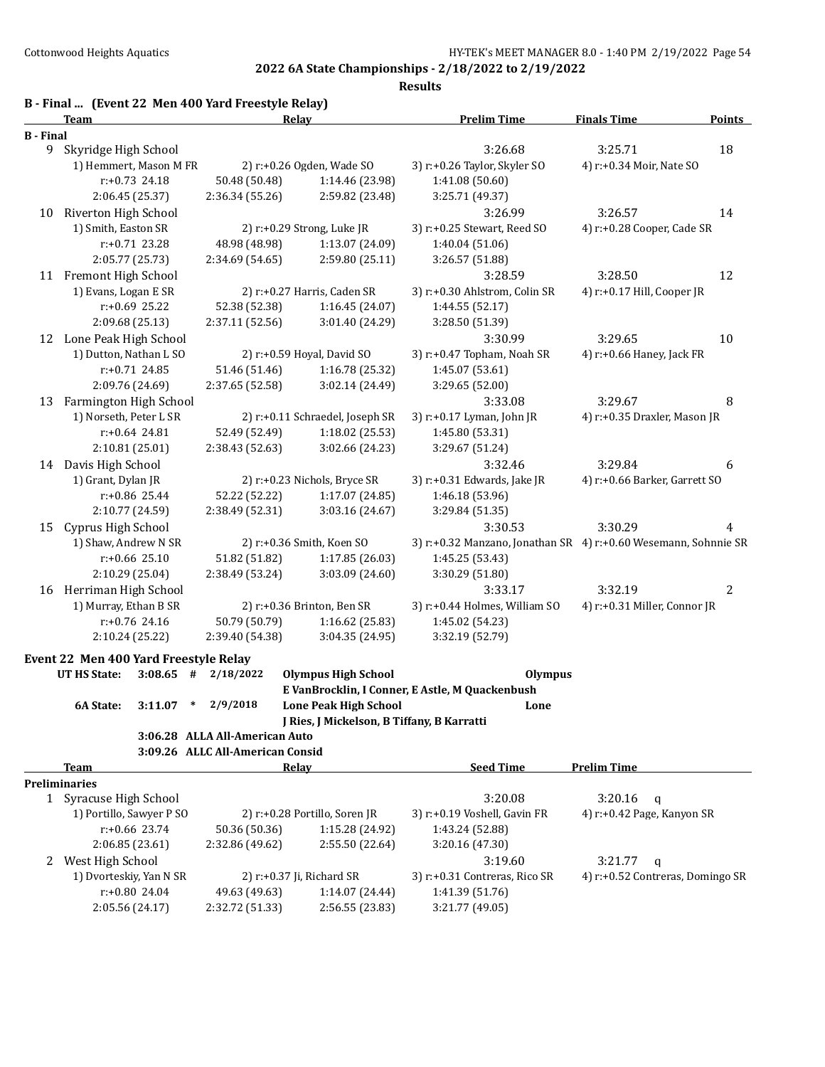2022 6A State Championships - 2/18/2022 to 2/19/2022

**Results**

## B - Final ... (Event 22 Men 400 Yard Freestyle Relay)

| | Team | Relay | | | Prelim Time | Finals Time | Points |
|---|---|---|---|---|---|---|---|
| **B - Final** | | | | | | | |
| 9 | Skyridge High School | | | | 3:26.68 | 3:25.71 | 18 |
| | 1) Hemmert, Mason M FR | | 2) r:+0.26 Ogden, Wade SO | | 3) r:+0.26 Taylor, Skyler SO | 4) r:+0.34 Moir, Nate SO | |
| | r:+0.73 24.18 | 50.48 (50.48) | 1:14.46 (23.98) | | 1:41.08 (50.60) | | |
| | 2:06.45 (25.37) | 2:36.34 (55.26) | 2:59.82 (23.48) | | 3:25.71 (49.37) | | |
| 10 | Riverton High School | | | | 3:26.99 | 3:26.57 | 14 |
| | 1) Smith, Easton SR | | 2) r:+0.29 Strong, Luke JR | | 3) r:+0.25 Stewart, Reed SO | 4) r:+0.28 Cooper, Cade SR | |
| | r:+0.71 23.28 | 48.98 (48.98) | 1:13.07 (24.09) | | 1:40.04 (51.06) | | |
| | 2:05.77 (25.73) | 2:34.69 (54.65) | 2:59.80 (25.11) | | 3:26.57 (51.88) | | |
| 11 | Fremont High School | | | | 3:28.59 | 3:28.50 | 12 |
| | 1) Evans, Logan E SR | | 2) r:+0.27 Harris, Caden SR | | 3) r:+0.30 Ahlstrom, Colin SR | 4) r:+0.17 Hill, Cooper JR | |
| | r:+0.69 25.22 | 52.38 (52.38) | 1:16.45 (24.07) | | 1:44.55 (52.17) | | |
| | 2:09.68 (25.13) | 2:37.11 (52.56) | 3:01.40 (24.29) | | 3:28.50 (51.39) | | |
| 12 | Lone Peak High School | | | | 3:30.99 | 3:29.65 | 10 |
| | 1) Dutton, Nathan L SO | | 2) r:+0.59 Hoyal, David SO | | 3) r:+0.47 Topham, Noah SR | 4) r:+0.66 Haney, Jack FR | |
| | r:+0.71 24.85 | 51.46 (51.46) | 1:16.78 (25.32) | | 1:45.07 (53.61) | | |
| | 2:09.76 (24.69) | 2:37.65 (52.58) | 3:02.14 (24.49) | | 3:29.65 (52.00) | | |
| 13 | Farmington High School | | | | 3:33.08 | 3:29.67 | 8 |
| | 1) Norseth, Peter L SR | | 2) r:+0.11 Schraedel, Joseph SR | | 3) r:+0.17 Lyman, John JR | 4) r:+0.35 Draxler, Mason JR | |
| | r:+0.64 24.81 | 52.49 (52.49) | 1:18.02 (25.53) | | 1:45.80 (53.31) | | |
| | 2:10.81 (25.01) | 2:38.43 (52.63) | 3:02.66 (24.23) | | 3:29.67 (51.24) | | |
| 14 | Davis High School | | | | 3:32.46 | 3:29.84 | 6 |
| | 1) Grant, Dylan JR | | 2) r:+0.23 Nichols, Bryce SR | | 3) r:+0.31 Edwards, Jake JR | 4) r:+0.66 Barker, Garrett SO | |
| | r:+0.86 25.44 | 52.22 (52.22) | 1:17.07 (24.85) | | 1:46.18 (53.96) | | |
| | 2:10.77 (24.59) | 2:38.49 (52.31) | 3:03.16 (24.67) | | 3:29.84 (51.35) | | |
| 15 | Cyprus High School | | | | 3:30.53 | 3:30.29 | 4 |
| | 1) Shaw, Andrew N SR | | 2) r:+0.36 Smith, Koen SO | | 3) r:+0.32 Manzano, Jonathan SR | 4) r:+0.60 Wesemann, Sohnnie SR | |
| | r:+0.66 25.10 | 51.82 (51.82) | 1:17.85 (26.03) | | 1:45.25 (53.43) | | |
| | 2:10.29 (25.04) | 2:38.49 (53.24) | 3:03.09 (24.60) | | 3:30.29 (51.80) | | |
| 16 | Herriman High School | | | | 3:33.17 | 3:32.19 | 2 |
| | 1) Murray, Ethan B SR | | 2) r:+0.36 Brinton, Ben SR | | 3) r:+0.44 Holmes, William SO | 4) r:+0.31 Miller, Connor JR | |
| | r:+0.76 24.16 | 50.79 (50.79) | 1:16.62 (25.83) | | 1:45.02 (54.23) | | |
| | 2:10.24 (25.22) | 2:39.40 (54.38) | 3:04.35 (24.95) | | 3:32.19 (52.79) | | |

## Event 22 Men 400 Yard Freestyle Relay

| | | | | |
|---|---|---|---|---|
| **UT HS State:** | **3:08.65 #** | **2/18/2022** | **Olympus High School** | **Olympus** |
| | | | **E VanBrocklin, I Conner, E Astle, M Quackenbush** | |
| **6A State:** | **3:11.07 \*** | **2/9/2018** | **Lone Peak High School** | **Lone** |
| | | | **J Ries, J Mickelson, B Tiffany, B Karratti** | |
| | **3:06.28** | **ALLA All-American Auto** | | |
| | **3:09.26** | **ALLC All-American Consid** | | |

| | Team | Relay | | | Seed Time | Prelim Time |
|---|---|---|---|---|---|---|
| **Preliminaries** | | | | | | |
| 1 | Syracuse High School | | | | 3:20.08 | 3:20.16 q |
| | 1) Portillo, Sawyer P SO | | 2) r:+0.28 Portillo, Soren JR | | 3) r:+0.19 Voshell, Gavin FR | 4) r:+0.42 Page, Kanyon SR |
| | r:+0.66 23.74 | 50.36 (50.36) | 1:15.28 (24.92) | | 1:43.24 (52.88) | |
| | 2:06.85 (23.61) | 2:32.86 (49.62) | 2:55.50 (22.64) | | 3:20.16 (47.30) | |
| 2 | West High School | | | | 3:19.60 | 3:21.77 q |
| | 1) Dvorteskiy, Yan N SR | | 2) r:+0.37 Ji, Richard SR | | 3) r:+0.31 Contreras, Rico SR | 4) r:+0.52 Contreras, Domingo SR |
| | r:+0.80 24.04 | 49.63 (49.63) | 1:14.07 (24.44) | | 1:41.39 (51.76) | |
| | 2:05.56 (24.17) | 2:32.72 (51.33) | 2:56.55 (23.83) | | 3:21.77 (49.05) | |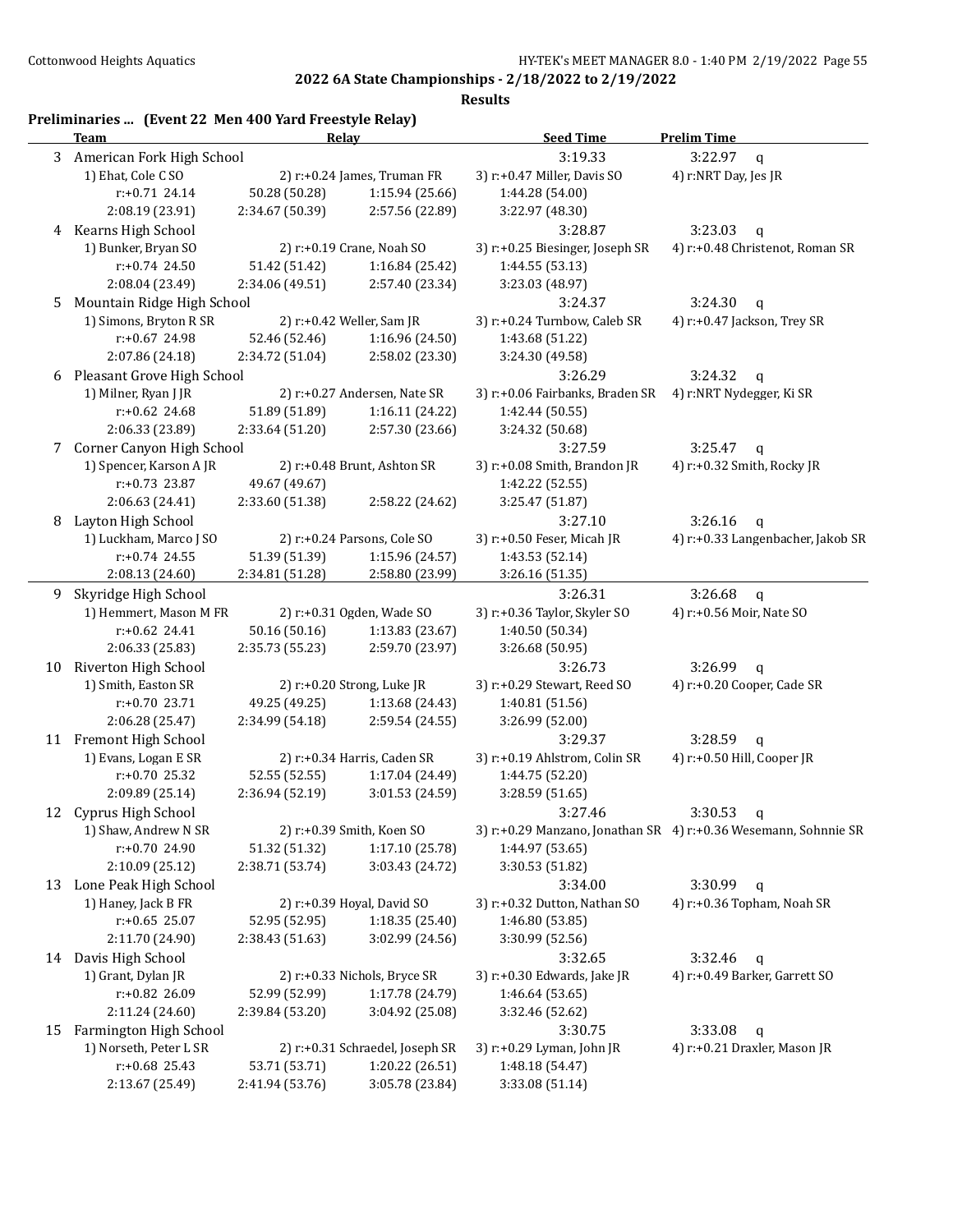**2022 6A State Championships - 2/18/2022 to 2/19/2022**

**Results**

## Preliminaries ... (Event 22 Men 400 Yard Freestyle Relay)

| | Team | Relay | | Seed Time | Prelim Time |
|---|---|---|---|---|---|
| 3 | American Fork High School | | | 3:19.33 | 3:22.97 q |
| | 1) Ehat, Cole C SO | 2) r:+0.24 James, Truman FR | | 3) r:+0.47 Miller, Davis SO | 4) r:NRT Day, Jes JR |
| | r:+0.71 24.14 | 50.28 (50.28) | 1:15.94 (25.66) | 1:44.28 (54.00) | |
| | 2:08.19 (23.91) | 2:34.67 (50.39) | 2:57.56 (22.89) | 3:22.97 (48.30) | |
| 4 | Kearns High School | | | 3:28.87 | 3:23.03 q |
| | 1) Bunker, Bryan SO | 2) r:+0.19 Crane, Noah SO | | 3) r:+0.25 Biesinger, Joseph SR | 4) r:+0.48 Christenot, Roman SR |
| | r:+0.74 24.50 | 51.42 (51.42) | 1:16.84 (25.42) | 1:44.55 (53.13) | |
| | 2:08.04 (23.49) | 2:34.06 (49.51) | 2:57.40 (23.34) | 3:23.03 (48.97) | |
| 5 | Mountain Ridge High School | | | 3:24.37 | 3:24.30 q |
| | 1) Simons, Bryton R SR | 2) r:+0.42 Weller, Sam JR | | 3) r:+0.24 Turnbow, Caleb SR | 4) r:+0.47 Jackson, Trey SR |
| | r:+0.67 24.98 | 52.46 (52.46) | 1:16.96 (24.50) | 1:43.68 (51.22) | |
| | 2:07.86 (24.18) | 2:34.72 (51.04) | 2:58.02 (23.30) | 3:24.30 (49.58) | |
| 6 | Pleasant Grove High School | | | 3:26.29 | 3:24.32 q |
| | 1) Milner, Ryan J JR | 2) r:+0.27 Andersen, Nate SR | | 3) r:+0.06 Fairbanks, Braden SR | 4) r:NRT Nydegger, Ki SR |
| | r:+0.62 24.68 | 51.89 (51.89) | 1:16.11 (24.22) | 1:42.44 (50.55) | |
| | 2:06.33 (23.89) | 2:33.64 (51.20) | 2:57.30 (23.66) | 3:24.32 (50.68) | |
| 7 | Corner Canyon High School | | | 3:27.59 | 3:25.47 q |
| | 1) Spencer, Karson A JR | 2) r:+0.48 Brunt, Ashton SR | | 3) r:+0.08 Smith, Brandon JR | 4) r:+0.32 Smith, Rocky JR |
| | r:+0.73 23.87 | 49.67 (49.67) | | 1:42.22 (52.55) | |
| | 2:06.63 (24.41) | 2:33.60 (51.38) | 2:58.22 (24.62) | 3:25.47 (51.87) | |
| 8 | Layton High School | | | 3:27.10 | 3:26.16 q |
| | 1) Luckham, Marco J SO | 2) r:+0.24 Parsons, Cole SO | | 3) r:+0.50 Feser, Micah JR | 4) r:+0.33 Langenbacher, Jakob SR |
| | r:+0.74 24.55 | 51.39 (51.39) | 1:15.96 (24.57) | 1:43.53 (52.14) | |
| | 2:08.13 (24.60) | 2:34.81 (51.28) | 2:58.80 (23.99) | 3:26.16 (51.35) | |
| 9 | Skyridge High School | | | 3:26.31 | 3:26.68 q |
| | 1) Hemmert, Mason M FR | 2) r:+0.31 Ogden, Wade SO | | 3) r:+0.36 Taylor, Skyler SO | 4) r:+0.56 Moir, Nate SO |
| | r:+0.62 24.41 | 50.16 (50.16) | 1:13.83 (23.67) | 1:40.50 (50.34) | |
| | 2:06.33 (25.83) | 2:35.73 (55.23) | 2:59.70 (23.97) | 3:26.68 (50.95) | |
| 10 | Riverton High School | | | 3:26.73 | 3:26.99 q |
| | 1) Smith, Easton SR | 2) r:+0.20 Strong, Luke JR | | 3) r:+0.29 Stewart, Reed SO | 4) r:+0.20 Cooper, Cade SR |
| | r:+0.70 23.71 | 49.25 (49.25) | 1:13.68 (24.43) | 1:40.81 (51.56) | |
| | 2:06.28 (25.47) | 2:34.99 (54.18) | 2:59.54 (24.55) | 3:26.99 (52.00) | |
| 11 | Fremont High School | | | 3:29.37 | 3:28.59 q |
| | 1) Evans, Logan E SR | 2) r:+0.34 Harris, Caden SR | | 3) r:+0.19 Ahlstrom, Colin SR | 4) r:+0.50 Hill, Cooper JR |
| | r:+0.70 25.32 | 52.55 (52.55) | 1:17.04 (24.49) | 1:44.75 (52.20) | |
| | 2:09.89 (25.14) | 2:36.94 (52.19) | 3:01.53 (24.59) | 3:28.59 (51.65) | |
| 12 | Cyprus High School | | | 3:27.46 | 3:30.53 q |
| | 1) Shaw, Andrew N SR | 2) r:+0.39 Smith, Koen SO | | 3) r:+0.29 Manzano, Jonathan SR | 4) r:+0.36 Wesemann, Sohnnie SR |
| | r:+0.70 24.90 | 51.32 (51.32) | 1:17.10 (25.78) | 1:44.97 (53.65) | |
| | 2:10.09 (25.12) | 2:38.71 (53.74) | 3:03.43 (24.72) | 3:30.53 (51.82) | |
| 13 | Lone Peak High School | | | 3:34.00 | 3:30.99 q |
| | 1) Haney, Jack B FR | 2) r:+0.39 Hoyal, David SO | | 3) r:+0.32 Dutton, Nathan SO | 4) r:+0.36 Topham, Noah SR |
| | r:+0.65 25.07 | 52.95 (52.95) | 1:18.35 (25.40) | 1:46.80 (53.85) | |
| | 2:11.70 (24.90) | 2:38.43 (51.63) | 3:02.99 (24.56) | 3:30.99 (52.56) | |
| 14 | Davis High School | | | 3:32.65 | 3:32.46 q |
| | 1) Grant, Dylan JR | 2) r:+0.33 Nichols, Bryce SR | | 3) r:+0.30 Edwards, Jake JR | 4) r:+0.49 Barker, Garrett SO |
| | r:+0.82 26.09 | 52.99 (52.99) | 1:17.78 (24.79) | 1:46.64 (53.65) | |
| | 2:11.24 (24.60) | 2:39.84 (53.20) | 3:04.92 (25.08) | 3:32.46 (52.62) | |
| 15 | Farmington High School | | | 3:30.75 | 3:33.08 q |
| | 1) Norseth, Peter L SR | 2) r:+0.31 Schraedel, Joseph SR | | 3) r:+0.29 Lyman, John JR | 4) r:+0.21 Draxler, Mason JR |
| | r:+0.68 25.43 | 53.71 (53.71) | 1:20.22 (26.51) | 1:48.18 (54.47) | |
| | 2:13.67 (25.49) | 2:41.94 (53.76) | 3:05.78 (23.84) | 3:33.08 (51.14) | |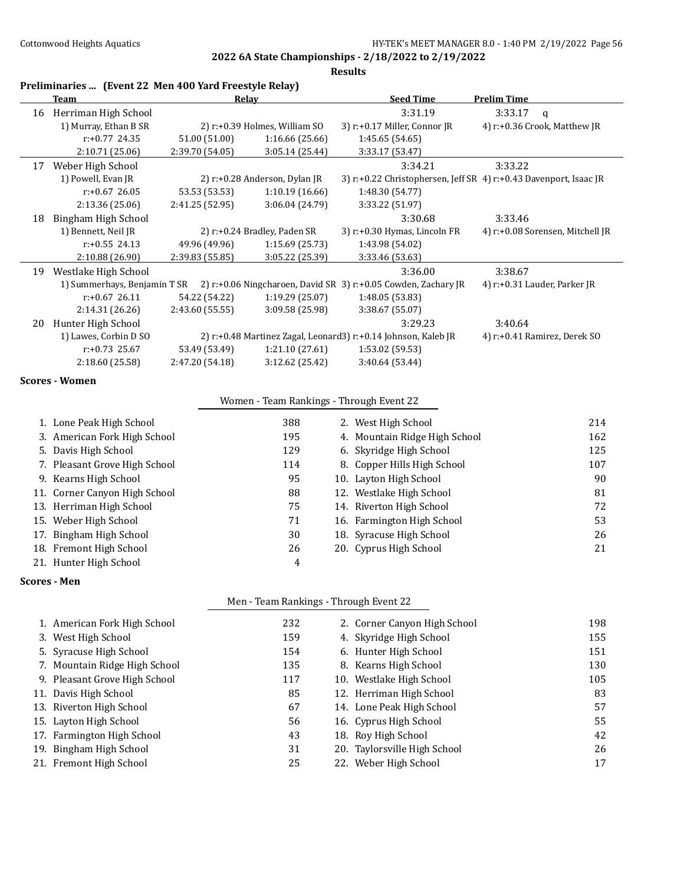**2022 6A State Championships - 2/18/2022 to 2/19/2022**

**Results**

### Preliminaries ... (Event 22 Men 400 Yard Freestyle Relay)

| | Team | Relay | | Seed Time | Prelim Time |
|---|---|---|---|---|---|
| 16 | Herriman High School | | | 3:31.19 | 3:33.17 q |
| | 1) Murray, Ethan B SR | 2) r:+0.39 Holmes, William SO | 3) r:+0.17 Miller, Connor JR | 4) r:+0.36 Crook, Matthew JR | |
| | r:+0.77 24.35 | 51.00 (51.00) | 1:16.66 (25.66) | 1:45.65 (54.65) | |
| | 2:10.71 (25.06) | 2:39.70 (54.05) | 3:05.14 (25.44) | 3:33.17 (53.47) | |
| 17 | Weber High School | | | 3:34.21 | 3:33.22 |
| | 1) Powell, Evan JR | 2) r:+0.28 Anderson, Dylan JR | 3) r:+0.22 Christophersen, Jeff SR | 4) r:+0.43 Davenport, Isaac JR | |
| | r:+0.67 26.05 | 53.53 (53.53) | 1:10.19 (16.66) | 1:48.30 (54.77) | |
| | 2:13.36 (25.06) | 2:41.25 (52.95) | 3:06.04 (24.79) | 3:33.22 (51.97) | |
| 18 | Bingham High School | | | 3:30.68 | 3:33.46 |
| | 1) Bennett, Neil JR | 2) r:+0.24 Bradley, Paden SR | 3) r:+0.30 Hymas, Lincoln FR | 4) r:+0.08 Sorensen, Mitchell JR | |
| | r:+0.55 24.13 | 49.96 (49.96) | 1:15.69 (25.73) | 1:43.98 (54.02) | |
| | 2:10.88 (26.90) | 2:39.83 (55.85) | 3:05.22 (25.39) | 3:33.46 (53.63) | |
| 19 | Westlake High School | | | 3:36.00 | 3:38.67 |
| | 1) Summerhays, Benjamin T SR | 2) r:+0.06 Ningcharoen, David SR | 3) r:+0.05 Cowden, Zachary JR | 4) r:+0.31 Lauder, Parker JR | |
| | r:+0.67 26.11 | 54.22 (54.22) | 1:19.29 (25.07) | 1:48.05 (53.83) | |
| | 2:14.31 (26.26) | 2:43.60 (55.55) | 3:09.58 (25.98) | 3:38.67 (55.07) | |
| 20 | Hunter High School | | | 3:29.23 | 3:40.64 |
| | 1) Lawes, Corbin D SO | 2) r:+0.48 Martinez Zagal, Leonard | 3) r:+0.14 Johnson, Kaleb JR | 4) r:+0.41 Ramirez, Derek SO | |
| | r:+0.73 25.67 | 53.49 (53.49) | 1:21.10 (27.61) | 1:53.02 (59.53) | |
| | 2:18.60 (25.58) | 2:47.20 (54.18) | 3:12.62 (25.42) | 3:40.64 (53.44) | |

### Scores - Women

Women - Team Rankings - Through Event 22

| | | | | | |
|---|---|---|---|---|---|
| 1. | Lone Peak High School | 388 | 2. | West High School | 214 |
| 3. | American Fork High School | 195 | 4. | Mountain Ridge High School | 162 |
| 5. | Davis High School | 129 | 6. | Skyridge High School | 125 |
| 7. | Pleasant Grove High School | 114 | 8. | Copper Hills High School | 107 |
| 9. | Kearns High School | 95 | 10. | Layton High School | 90 |
| 11. | Corner Canyon High School | 88 | 12. | Westlake High School | 81 |
| 13. | Herriman High School | 75 | 14. | Riverton High School | 72 |
| 15. | Weber High School | 71 | 16. | Farmington High School | 53 |
| 17. | Bingham High School | 30 | 18. | Syracuse High School | 26 |
| 18. | Fremont High School | 26 | 20. | Cyprus High School | 21 |
| 21. | Hunter High School | 4 | | | |

### Scores - Men

Men - Team Rankings - Through Event 22

| | | | | | |
|---|---|---|---|---|---|
| 1. | American Fork High School | 232 | 2. | Corner Canyon High School | 198 |
| 3. | West High School | 159 | 4. | Skyridge High School | 155 |
| 5. | Syracuse High School | 154 | 6. | Hunter High School | 151 |
| 7. | Mountain Ridge High School | 135 | 8. | Kearns High School | 130 |
| 9. | Pleasant Grove High School | 117 | 10. | Westlake High School | 105 |
| 11. | Davis High School | 85 | 12. | Herriman High School | 83 |
| 13. | Riverton High School | 67 | 14. | Lone Peak High School | 57 |
| 15. | Layton High School | 56 | 16. | Cyprus High School | 55 |
| 17. | Farmington High School | 43 | 18. | Roy High School | 42 |
| 19. | Bingham High School | 31 | 20. | Taylorsville High School | 26 |
| 21. | Fremont High School | 25 | 22. | Weber High School | 17 |